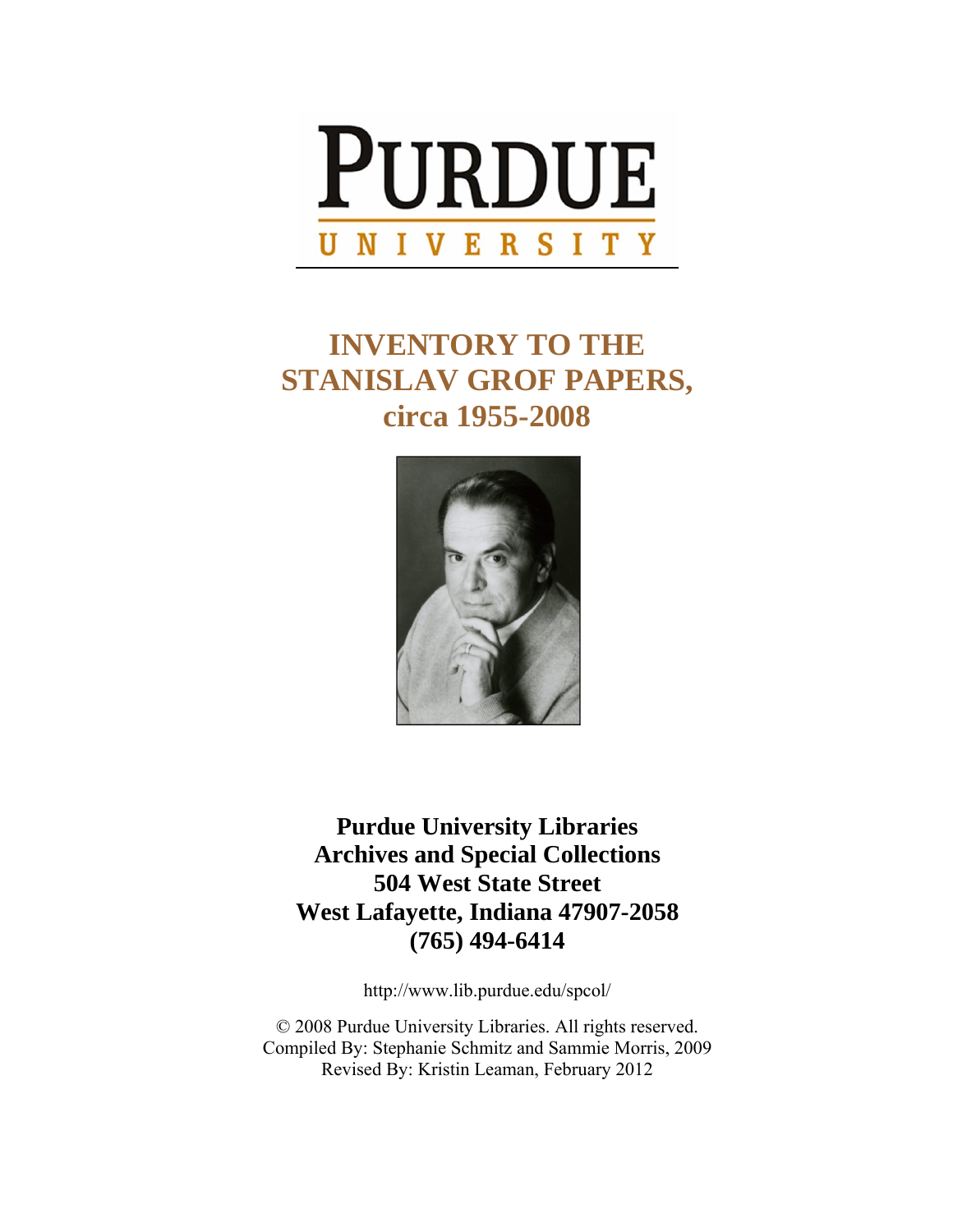# PURDUE UNIVERSITY

# INVENTORY TO THE STANISLAV GROF PAPERS, circa 1955-2008

**Purdue University Libraries**
**Archives and Special Collections**
**504 West State Street**
**West Lafayette, Indiana 47907-2058**
**(765) 494-6414**

http://www.lib.purdue.edu/spcol/

© 2008 Purdue University Libraries. All rights reserved.
Compiled By: Stephanie Schmitz and Sammie Morris, 2009
Revised By: Kristin Leaman, February 2012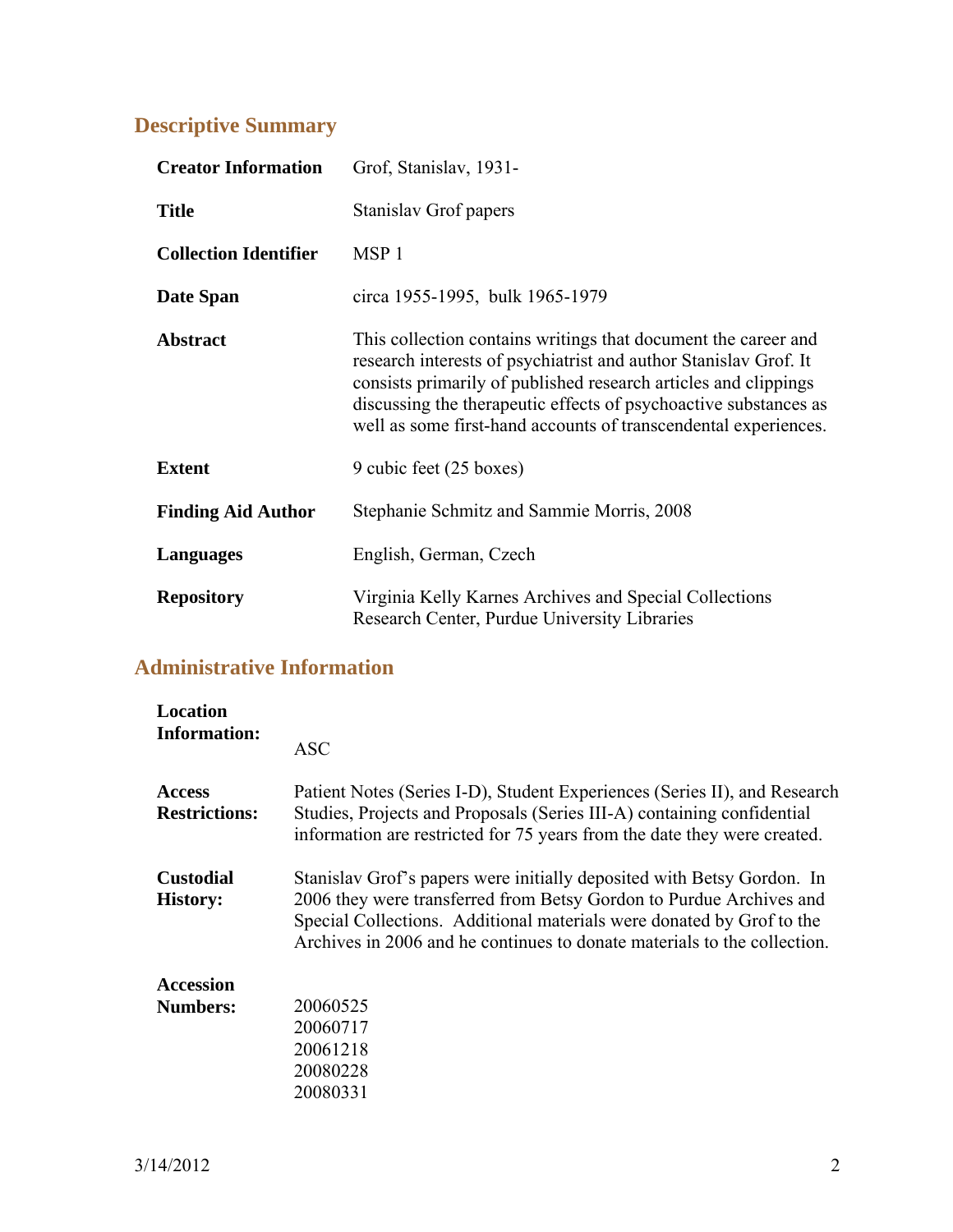## Descriptive Summary

| | |
|---|---|
| **Creator Information** | Grof, Stanislav, 1931- |
| **Title** | Stanislav Grof papers |
| **Collection Identifier** | MSP 1 |
| **Date Span** | circa 1955-1995, bulk 1965-1979 |
| **Abstract** | This collection contains writings that document the career and research interests of psychiatrist and author Stanislav Grof. It consists primarily of published research articles and clippings discussing the therapeutic effects of psychoactive substances as well as some first-hand accounts of transcendental experiences. |
| **Extent** | 9 cubic feet (25 boxes) |
| **Finding Aid Author** | Stephanie Schmitz and Sammie Morris, 2008 |
| **Languages** | English, German, Czech |
| **Repository** | Virginia Kelly Karnes Archives and Special Collections Research Center, Purdue University Libraries |

## Administrative Information

| | |
|---|---|
| **Location Information:** | ASC |
| **Access Restrictions:** | Patient Notes (Series I-D), Student Experiences (Series II), and Research Studies, Projects and Proposals (Series III-A) containing confidential information are restricted for 75 years from the date they were created. |
| **Custodial History:** | Stanislav Grof's papers were initially deposited with Betsy Gordon. In 2006 they were transferred from Betsy Gordon to Purdue Archives and Special Collections. Additional materials were donated by Grof to the Archives in 2006 and he continues to donate materials to the collection. |
| **Accession Numbers:** | 20060525<br>20060717<br>20061218<br>20080228<br>20080331 |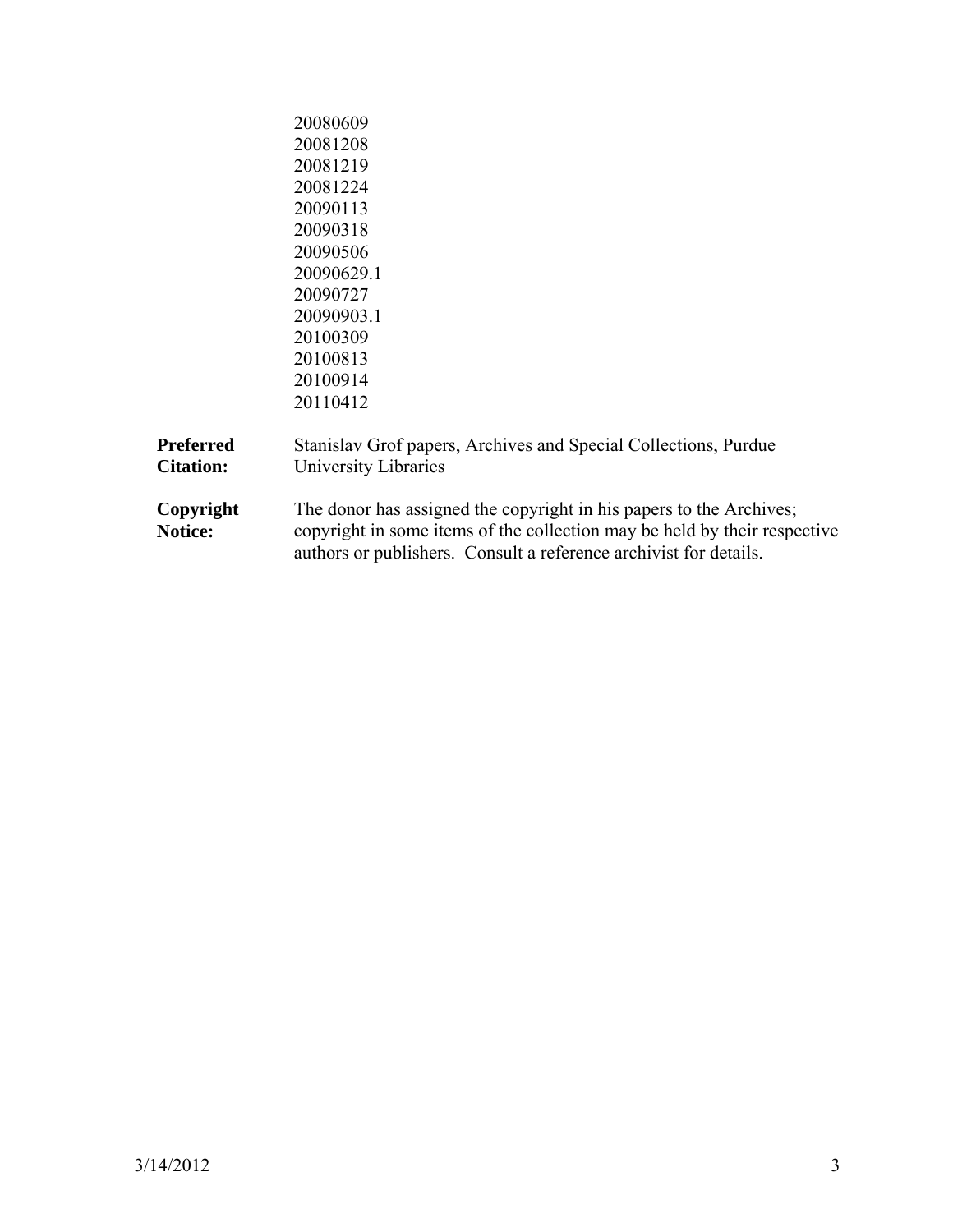20080609
20081208
20081219
20081224
20090113
20090318
20090506
20090629.1
20090727
20090903.1
20100309
20100813
20100914
20110412

**Preferred Citation:** Stanislav Grof papers, Archives and Special Collections, Purdue University Libraries

**Copyright Notice:** The donor has assigned the copyright in his papers to the Archives; copyright in some items of the collection may be held by their respective authors or publishers. Consult a reference archivist for details.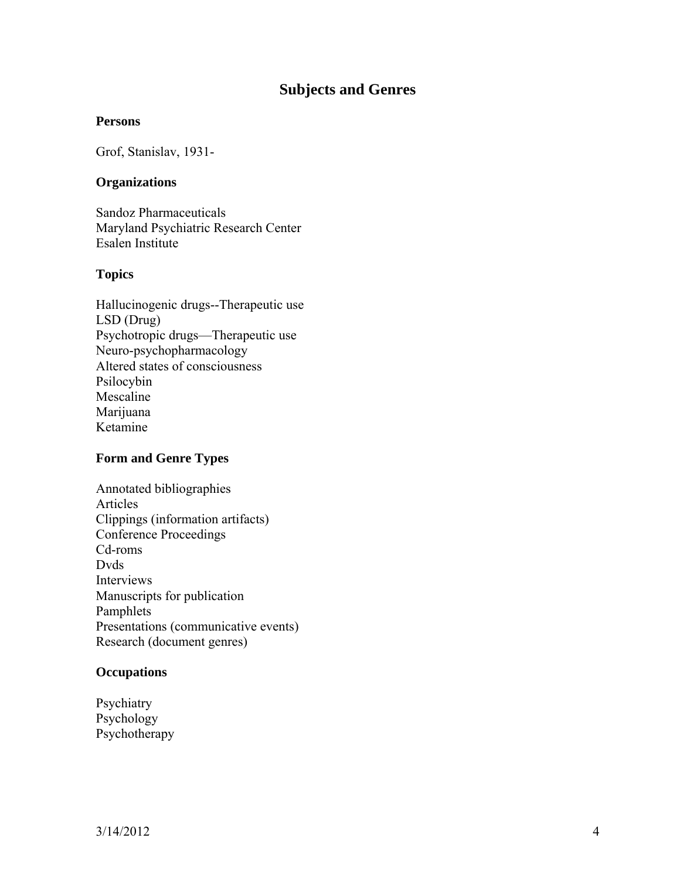## Subjects and Genres

### Persons

Grof, Stanislav, 1931-

### Organizations

Sandoz Pharmaceuticals
Maryland Psychiatric Research Center
Esalen Institute

### Topics

Hallucinogenic drugs--Therapeutic use
LSD (Drug)
Psychotropic drugs—Therapeutic use
Neuro-psychopharmacology
Altered states of consciousness
Psilocybin
Mescaline
Marijuana
Ketamine

### Form and Genre Types

Annotated bibliographies
Articles
Clippings (information artifacts)
Conference Proceedings
Cd-roms
Dvds
Interviews
Manuscripts for publication
Pamphlets
Presentations (communicative events)
Research (document genres)

### Occupations

Psychiatry
Psychology
Psychotherapy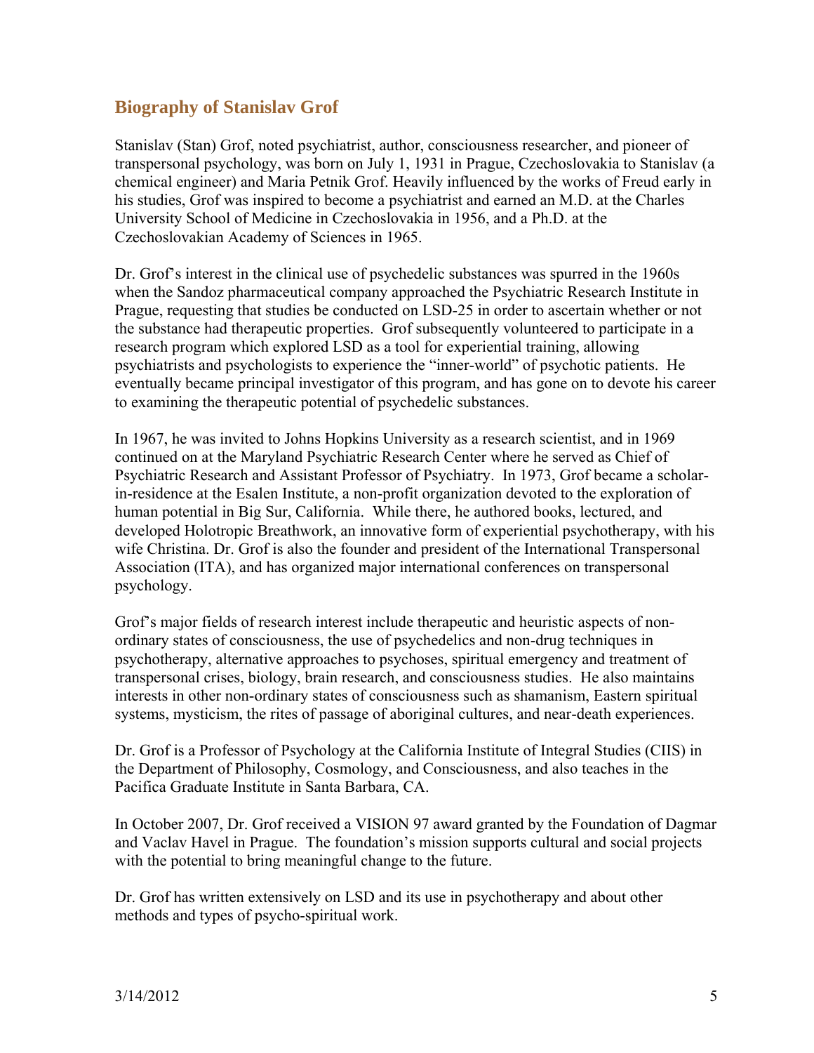## Biography of Stanislav Grof

Stanislav (Stan) Grof, noted psychiatrist, author, consciousness researcher, and pioneer of transpersonal psychology, was born on July 1, 1931 in Prague, Czechoslovakia to Stanislav (a chemical engineer) and Maria Petnik Grof. Heavily influenced by the works of Freud early in his studies, Grof was inspired to become a psychiatrist and earned an M.D. at the Charles University School of Medicine in Czechoslovakia in 1956, and a Ph.D. at the Czechoslovakian Academy of Sciences in 1965.

Dr. Grof's interest in the clinical use of psychedelic substances was spurred in the 1960s when the Sandoz pharmaceutical company approached the Psychiatric Research Institute in Prague, requesting that studies be conducted on LSD-25 in order to ascertain whether or not the substance had therapeutic properties. Grof subsequently volunteered to participate in a research program which explored LSD as a tool for experiential training, allowing psychiatrists and psychologists to experience the "inner-world" of psychotic patients. He eventually became principal investigator of this program, and has gone on to devote his career to examining the therapeutic potential of psychedelic substances.

In 1967, he was invited to Johns Hopkins University as a research scientist, and in 1969 continued on at the Maryland Psychiatric Research Center where he served as Chief of Psychiatric Research and Assistant Professor of Psychiatry. In 1973, Grof became a scholar-in-residence at the Esalen Institute, a non-profit organization devoted to the exploration of human potential in Big Sur, California. While there, he authored books, lectured, and developed Holotropic Breathwork, an innovative form of experiential psychotherapy, with his wife Christina. Dr. Grof is also the founder and president of the International Transpersonal Association (ITA), and has organized major international conferences on transpersonal psychology.

Grof's major fields of research interest include therapeutic and heuristic aspects of non-ordinary states of consciousness, the use of psychedelics and non-drug techniques in psychotherapy, alternative approaches to psychoses, spiritual emergency and treatment of transpersonal crises, biology, brain research, and consciousness studies. He also maintains interests in other non-ordinary states of consciousness such as shamanism, Eastern spiritual systems, mysticism, the rites of passage of aboriginal cultures, and near-death experiences.

Dr. Grof is a Professor of Psychology at the California Institute of Integral Studies (CIIS) in the Department of Philosophy, Cosmology, and Consciousness, and also teaches in the Pacifica Graduate Institute in Santa Barbara, CA.

In October 2007, Dr. Grof received a VISION 97 award granted by the Foundation of Dagmar and Vaclav Havel in Prague. The foundation's mission supports cultural and social projects with the potential to bring meaningful change to the future.

Dr. Grof has written extensively on LSD and its use in psychotherapy and about other methods and types of psycho-spiritual work.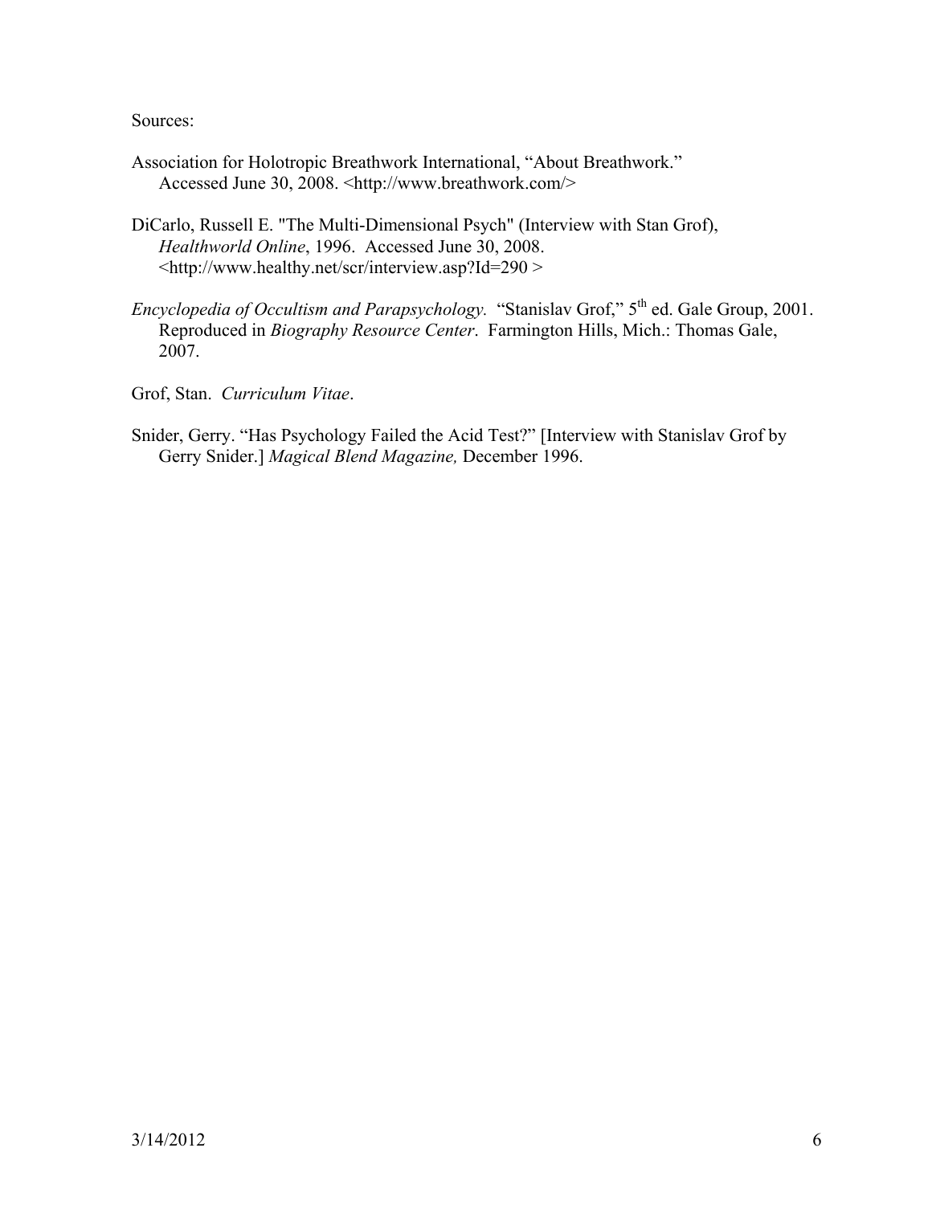Sources:

Association for Holotropic Breathwork International, "About Breathwork." Accessed June 30, 2008. <http://www.breathwork.com/>

DiCarlo, Russell E. "The Multi-Dimensional Psych" (Interview with Stan Grof), *Healthworld Online*, 1996. Accessed June 30, 2008. <http://www.healthy.net/scr/interview.asp?Id=290 >

*Encyclopedia of Occultism and Parapsychology.* "Stanislav Grof," 5th ed. Gale Group, 2001. Reproduced in *Biography Resource Center*. Farmington Hills, Mich.: Thomas Gale, 2007.

Grof, Stan. *Curriculum Vitae*.

Snider, Gerry. "Has Psychology Failed the Acid Test?" [Interview with Stanislav Grof by Gerry Snider.] *Magical Blend Magazine,* December 1996.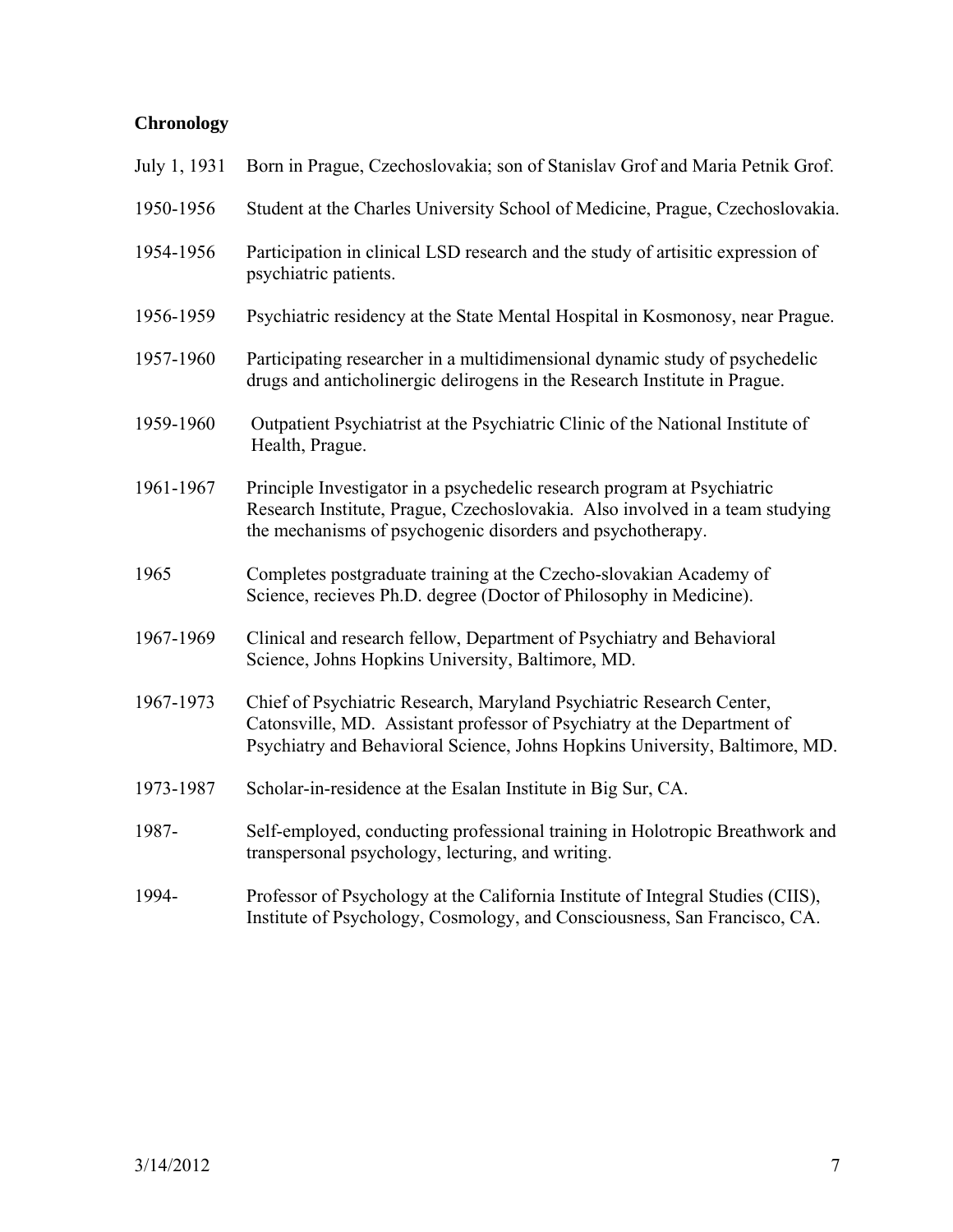**Chronology**

| | |
|---|---|
| July 1, 1931 | Born in Prague, Czechoslovakia; son of Stanislav Grof and Maria Petnik Grof. |
| 1950-1956 | Student at the Charles University School of Medicine, Prague, Czechoslovakia. |
| 1954-1956 | Participation in clinical LSD research and the study of artisitic expression of psychiatric patients. |
| 1956-1959 | Psychiatric residency at the State Mental Hospital in Kosmonosy, near Prague. |
| 1957-1960 | Participating researcher in a multidimensional dynamic study of psychedelic drugs and anticholinergic delirogens in the Research Institute in Prague. |
| 1959-1960 | Outpatient Psychiatrist at the Psychiatric Clinic of the National Institute of Health, Prague. |
| 1961-1967 | Principle Investigator in a psychedelic research program at Psychiatric Research Institute, Prague, Czechoslovakia. Also involved in a team studying the mechanisms of psychogenic disorders and psychotherapy. |
| 1965 | Completes postgraduate training at the Czecho-slovakian Academy of Science, recieves Ph.D. degree (Doctor of Philosophy in Medicine). |
| 1967-1969 | Clinical and research fellow, Department of Psychiatry and Behavioral Science, Johns Hopkins University, Baltimore, MD. |
| 1967-1973 | Chief of Psychiatric Research, Maryland Psychiatric Research Center, Catonsville, MD. Assistant professor of Psychiatry at the Department of Psychiatry and Behavioral Science, Johns Hopkins University, Baltimore, MD. |
| 1973-1987 | Scholar-in-residence at the Esalan Institute in Big Sur, CA. |
| 1987- | Self-employed, conducting professional training in Holotropic Breathwork and transpersonal psychology, lecturing, and writing. |
| 1994- | Professor of Psychology at the California Institute of Integral Studies (CIIS), Institute of Psychology, Cosmology, and Consciousness, San Francisco, CA. |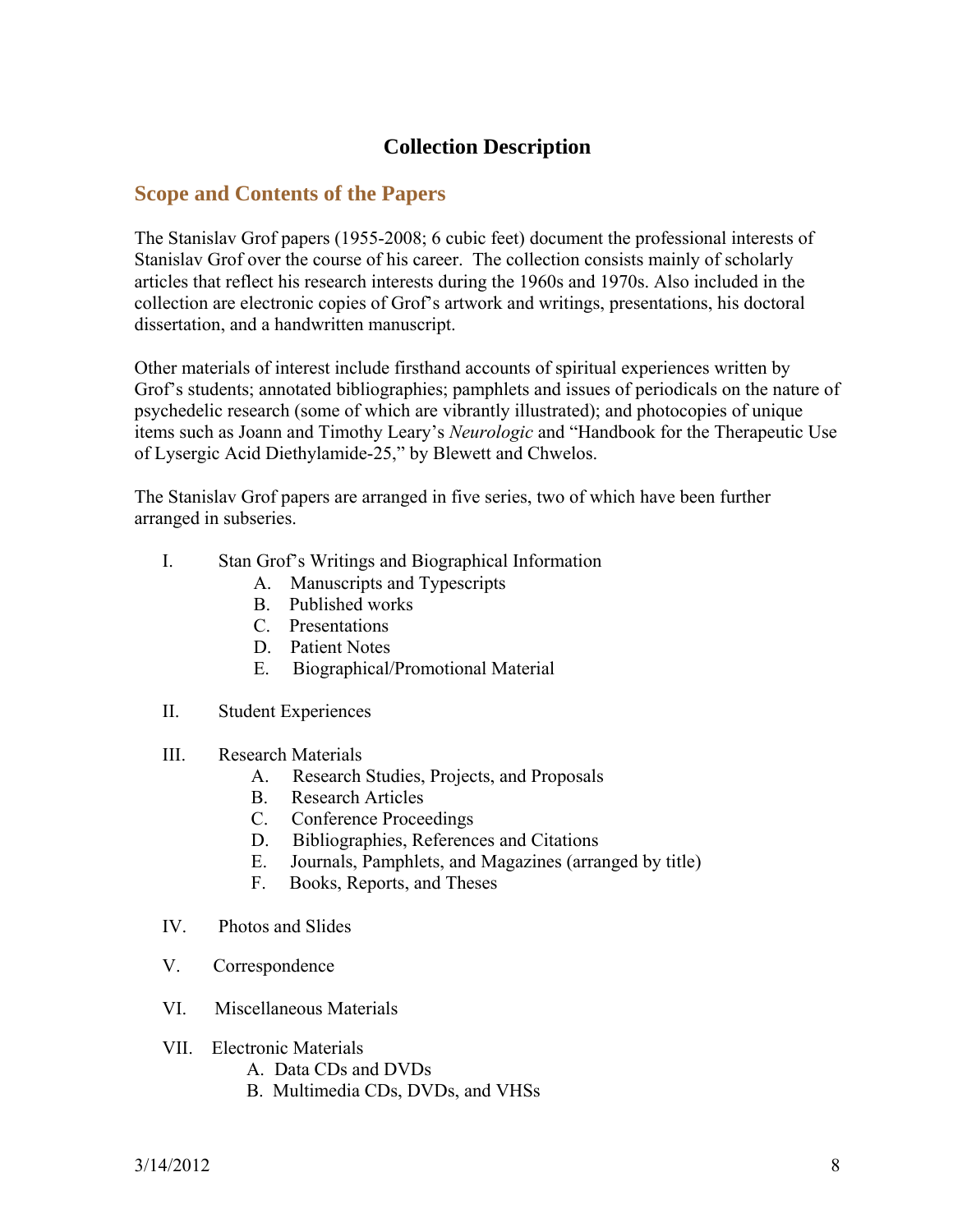# Collection Description

## Scope and Contents of the Papers

The Stanislav Grof papers (1955-2008; 6 cubic feet) document the professional interests of Stanislav Grof over the course of his career. The collection consists mainly of scholarly articles that reflect his research interests during the 1960s and 1970s. Also included in the collection are electronic copies of Grof's artwork and writings, presentations, his doctoral dissertation, and a handwritten manuscript.

Other materials of interest include firsthand accounts of spiritual experiences written by Grof's students; annotated bibliographies; pamphlets and issues of periodicals on the nature of psychedelic research (some of which are vibrantly illustrated); and photocopies of unique items such as Joann and Timothy Leary's *Neurologic* and "Handbook for the Therapeutic Use of Lysergic Acid Diethylamide-25," by Blewett and Chwelos.

The Stanislav Grof papers are arranged in five series, two of which have been further arranged in subseries.

I. Stan Grof's Writings and Biographical Information
   - A. Manuscripts and Typescripts
   - B. Published works
   - C. Presentations
   - D. Patient Notes
   - E. Biographical/Promotional Material

II. Student Experiences

III. Research Materials
   - A. Research Studies, Projects, and Proposals
   - B. Research Articles
   - C. Conference Proceedings
   - D. Bibliographies, References and Citations
   - E. Journals, Pamphlets, and Magazines (arranged by title)
   - F. Books, Reports, and Theses

IV. Photos and Slides

V. Correspondence

VI. Miscellaneous Materials

VII. Electronic Materials
   - A. Data CDs and DVDs
   - B. Multimedia CDs, DVDs, and VHSs

3/14/2012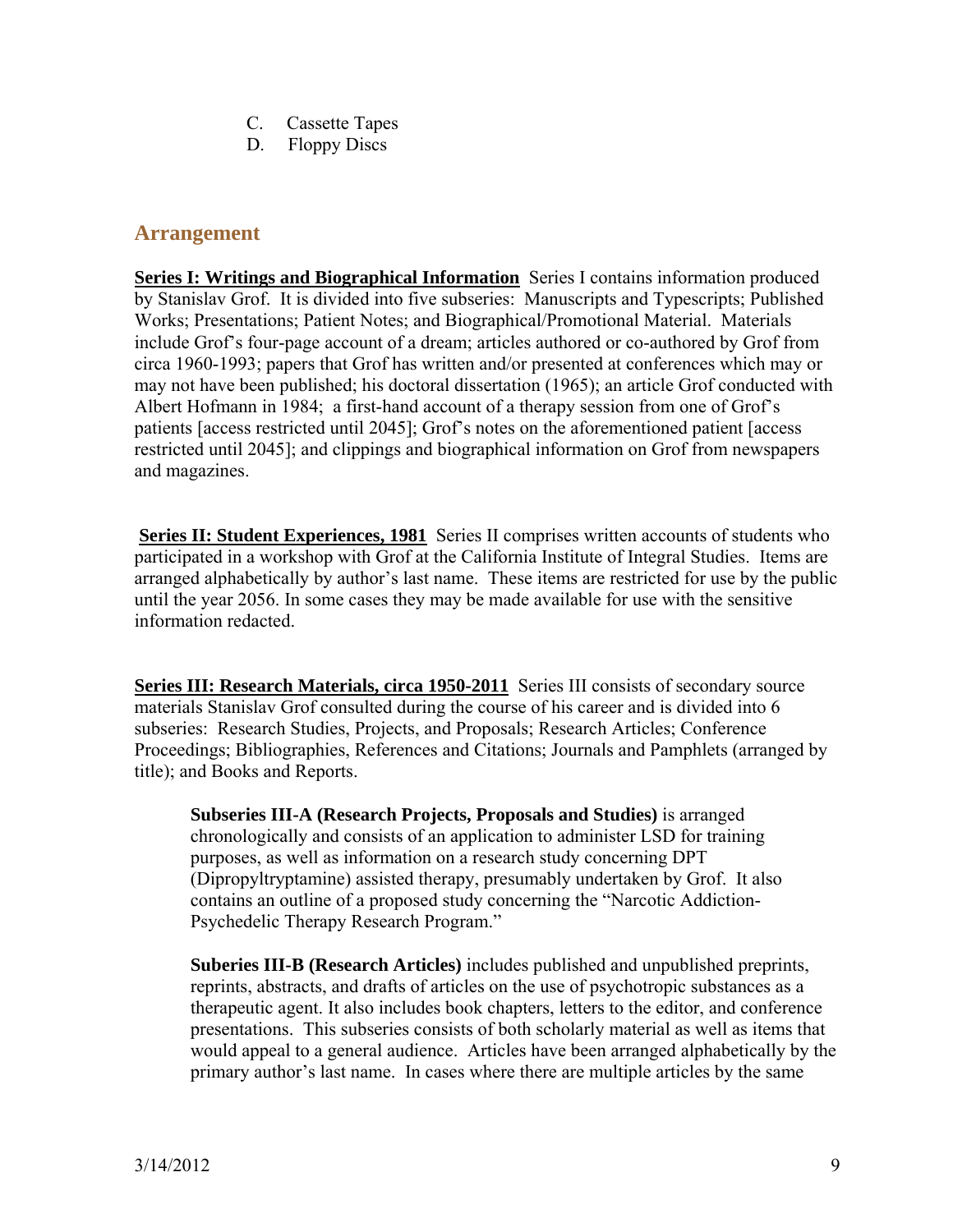C. Cassette Tapes
D. Floppy Discs

## Arrangement

**Series I: Writings and Biographical Information** Series I contains information produced by Stanislav Grof. It is divided into five subseries: Manuscripts and Typescripts; Published Works; Presentations; Patient Notes; and Biographical/Promotional Material. Materials include Grof's four-page account of a dream; articles authored or co-authored by Grof from circa 1960-1993; papers that Grof has written and/or presented at conferences which may or may not have been published; his doctoral dissertation (1965); an article Grof conducted with Albert Hofmann in 1984; a first-hand account of a therapy session from one of Grof's patients [access restricted until 2045]; Grof's notes on the aforementioned patient [access restricted until 2045]; and clippings and biographical information on Grof from newspapers and magazines.

**Series II: Student Experiences, 1981** Series II comprises written accounts of students who participated in a workshop with Grof at the California Institute of Integral Studies. Items are arranged alphabetically by author's last name. These items are restricted for use by the public until the year 2056. In some cases they may be made available for use with the sensitive information redacted.

**Series III: Research Materials, circa 1950-2011** Series III consists of secondary source materials Stanislav Grof consulted during the course of his career and is divided into 6 subseries: Research Studies, Projects, and Proposals; Research Articles; Conference Proceedings; Bibliographies, References and Citations; Journals and Pamphlets (arranged by title); and Books and Reports.

**Subseries III-A (Research Projects, Proposals and Studies)** is arranged chronologically and consists of an application to administer LSD for training purposes, as well as information on a research study concerning DPT (Dipropyltryptamine) assisted therapy, presumably undertaken by Grof. It also contains an outline of a proposed study concerning the "Narcotic Addiction-Psychedelic Therapy Research Program."

**Suberies III-B (Research Articles)** includes published and unpublished preprints, reprints, abstracts, and drafts of articles on the use of psychotropic substances as a therapeutic agent. It also includes book chapters, letters to the editor, and conference presentations. This subseries consists of both scholarly material as well as items that would appeal to a general audience. Articles have been arranged alphabetically by the primary author's last name. In cases where there are multiple articles by the same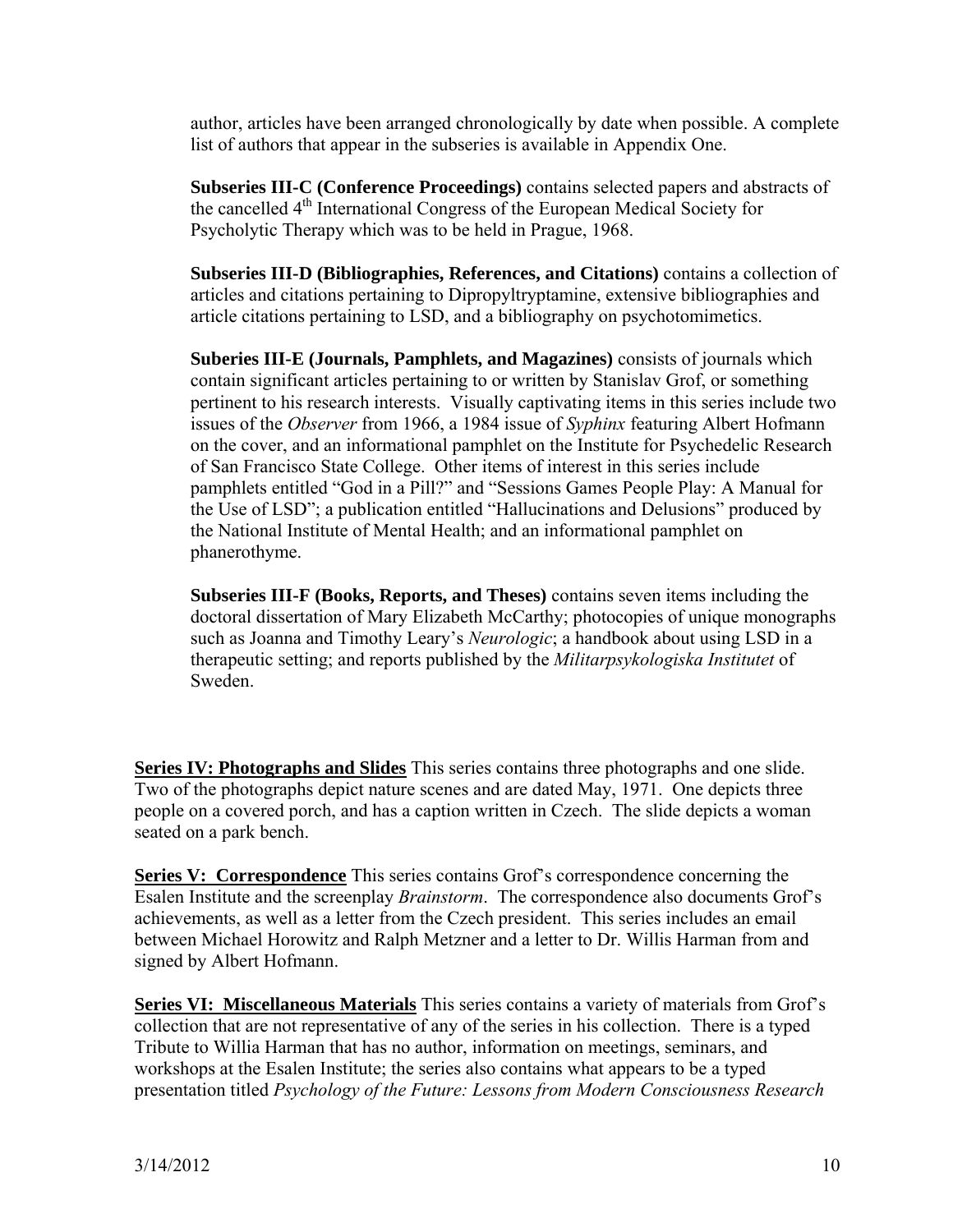author, articles have been arranged chronologically by date when possible. A complete list of authors that appear in the subseries is available in Appendix One.

**Subseries III-C (Conference Proceedings)** contains selected papers and abstracts of the cancelled 4th International Congress of the European Medical Society for Psycholytic Therapy which was to be held in Prague, 1968.

**Subseries III-D (Bibliographies, References, and Citations)** contains a collection of articles and citations pertaining to Dipropyltryptamine, extensive bibliographies and article citations pertaining to LSD, and a bibliography on psychotomimetics.

**Suberies III-E (Journals, Pamphlets, and Magazines)** consists of journals which contain significant articles pertaining to or written by Stanislav Grof, or something pertinent to his research interests. Visually captivating items in this series include two issues of the *Observer* from 1966, a 1984 issue of *Syphinx* featuring Albert Hofmann on the cover, and an informational pamphlet on the Institute for Psychedelic Research of San Francisco State College. Other items of interest in this series include pamphlets entitled "God in a Pill?" and "Sessions Games People Play: A Manual for the Use of LSD"; a publication entitled "Hallucinations and Delusions" produced by the National Institute of Mental Health; and an informational pamphlet on phanerothyme.

**Subseries III-F (Books, Reports, and Theses)** contains seven items including the doctoral dissertation of Mary Elizabeth McCarthy; photocopies of unique monographs such as Joanna and Timothy Leary's *Neurologic*; a handbook about using LSD in a therapeutic setting; and reports published by the *Militarpsykologiska Institutet* of Sweden.

**Series IV: Photographs and Slides** This series contains three photographs and one slide. Two of the photographs depict nature scenes and are dated May, 1971. One depicts three people on a covered porch, and has a caption written in Czech. The slide depicts a woman seated on a park bench.

**Series V: Correspondence** This series contains Grof's correspondence concerning the Esalen Institute and the screenplay *Brainstorm*. The correspondence also documents Grof's achievements, as well as a letter from the Czech president. This series includes an email between Michael Horowitz and Ralph Metzner and a letter to Dr. Willis Harman from and signed by Albert Hofmann.

**Series VI: Miscellaneous Materials** This series contains a variety of materials from Grof's collection that are not representative of any of the series in his collection. There is a typed Tribute to Willia Harman that has no author, information on meetings, seminars, and workshops at the Esalen Institute; the series also contains what appears to be a typed presentation titled *Psychology of the Future: Lessons from Modern Consciousness Research*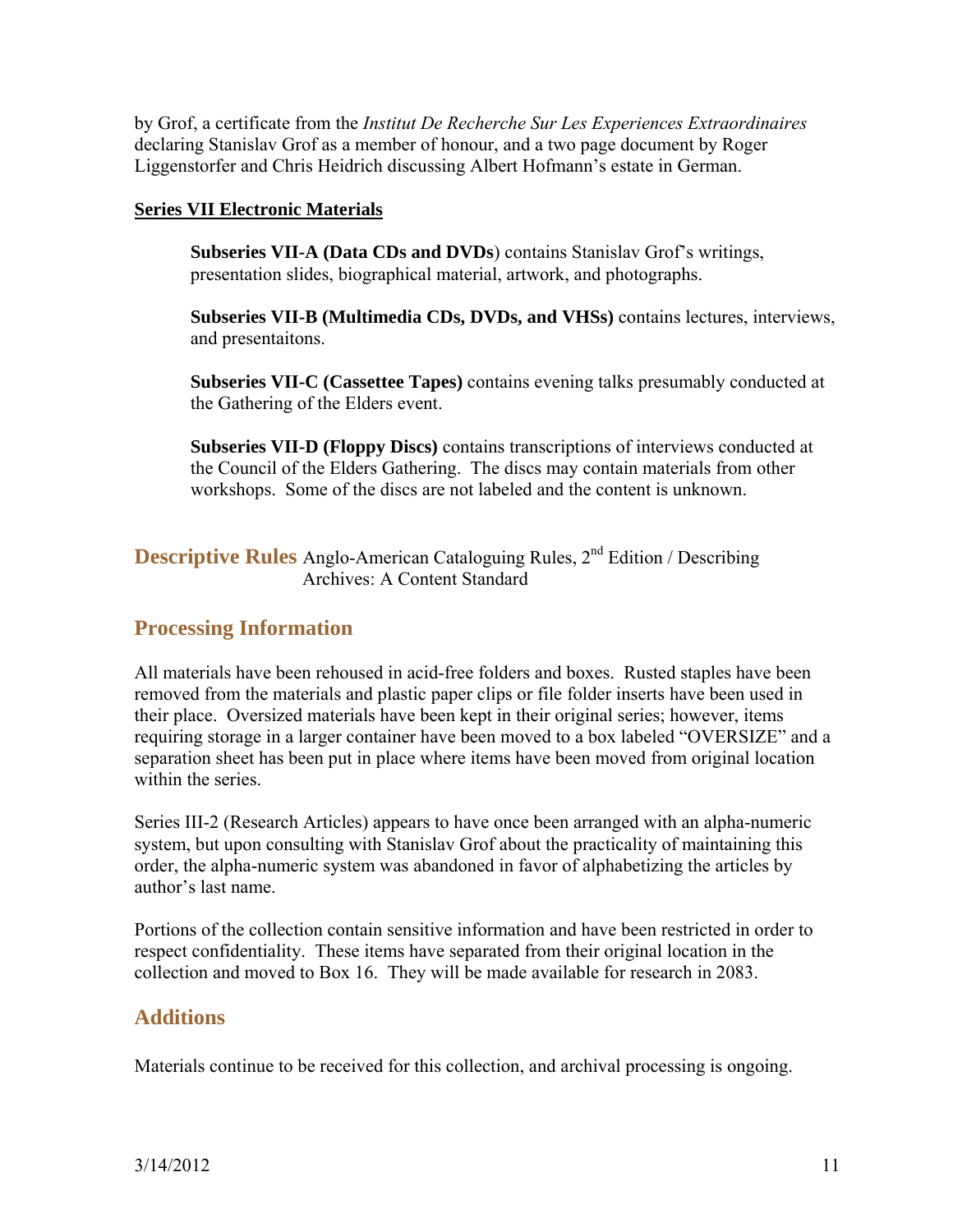by Grof, a certificate from the *Institut De Recherche Sur Les Experiences Extraordinaires* declaring Stanislav Grof as a member of honour, and a two page document by Roger Liggenstorfer and Chris Heidrich discussing Albert Hofmann's estate in German.

**Series VII Electronic Materials**

**Subseries VII-A (Data CDs and DVDs**) contains Stanislav Grof's writings, presentation slides, biographical material, artwork, and photographs.

**Subseries VII-B (Multimedia CDs, DVDs, and VHSs)** contains lectures, interviews, and presentaitons.

**Subseries VII-C (Cassettee Tapes)** contains evening talks presumably conducted at the Gathering of the Elders event.

**Subseries VII-D (Floppy Discs)** contains transcriptions of interviews conducted at the Council of the Elders Gathering. The discs may contain materials from other workshops. Some of the discs are not labeled and the content is unknown.

## Descriptive Rules

Anglo-American Cataloguing Rules, 2nd Edition / Describing Archives: A Content Standard

## Processing Information

All materials have been rehoused in acid-free folders and boxes. Rusted staples have been removed from the materials and plastic paper clips or file folder inserts have been used in their place. Oversized materials have been kept in their original series; however, items requiring storage in a larger container have been moved to a box labeled "OVERSIZE" and a separation sheet has been put in place where items have been moved from original location within the series.

Series III-2 (Research Articles) appears to have once been arranged with an alpha-numeric system, but upon consulting with Stanislav Grof about the practicality of maintaining this order, the alpha-numeric system was abandoned in favor of alphabetizing the articles by author's last name.

Portions of the collection contain sensitive information and have been restricted in order to respect confidentiality. These items have separated from their original location in the collection and moved to Box 16. They will be made available for research in 2083.

## Additions

Materials continue to be received for this collection, and archival processing is ongoing.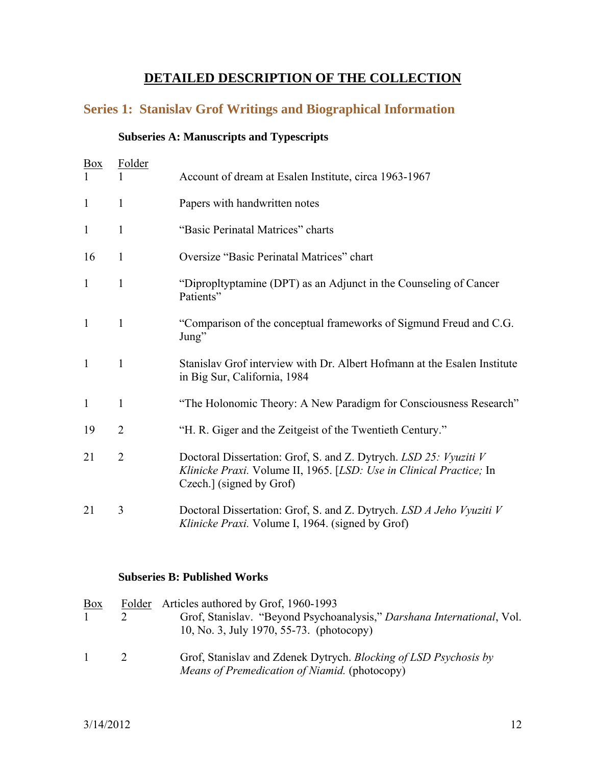# DETAILED DESCRIPTION OF THE COLLECTION

## Series 1: Stanislav Grof Writings and Biographical Information

### Subseries A: Manuscripts and Typescripts

| Box | Folder | |
|---|---|---|
| 1 | 1 | Account of dream at Esalen Institute, circa 1963-1967 |
| 1 | 1 | Papers with handwritten notes |
| 1 | 1 | "Basic Perinatal Matrices" charts |
| 16 | 1 | Oversize "Basic Perinatal Matrices" chart |
| 1 | 1 | "Dipropltyptamine (DPT) as an Adjunct in the Counseling of Cancer Patients" |
| 1 | 1 | "Comparison of the conceptual frameworks of Sigmund Freud and C.G. Jung" |
| 1 | 1 | Stanislav Grof interview with Dr. Albert Hofmann at the Esalen Institute in Big Sur, California, 1984 |
| 1 | 1 | "The Holonomic Theory: A New Paradigm for Consciousness Research" |
| 19 | 2 | "H. R. Giger and the Zeitgeist of the Twentieth Century." |
| 21 | 2 | Doctoral Dissertation: Grof, S. and Z. Dytrych. *LSD 25: Vyuziti V Klinicke Praxi.* Volume II, 1965. [*LSD: Use in Clinical Practice;* In Czech.] (signed by Grof) |
| 21 | 3 | Doctoral Dissertation: Grof, S. and Z. Dytrych. *LSD A Jeho Vyuziti V Klinicke Praxi.* Volume I, 1964. (signed by Grof) |

### Subseries B: Published Works

| Box | Folder | Articles authored by Grof, 1960-1993 |
|---|---|---|
| 1 | 2 | Grof, Stanislav. "Beyond Psychoanalysis," *Darshana International*, Vol. 10, No. 3, July 1970, 55-73. (photocopy) |
| 1 | 2 | Grof, Stanislav and Zdenek Dytrych. *Blocking of LSD Psychosis by Means of Premedication of Niamid.* (photocopy) |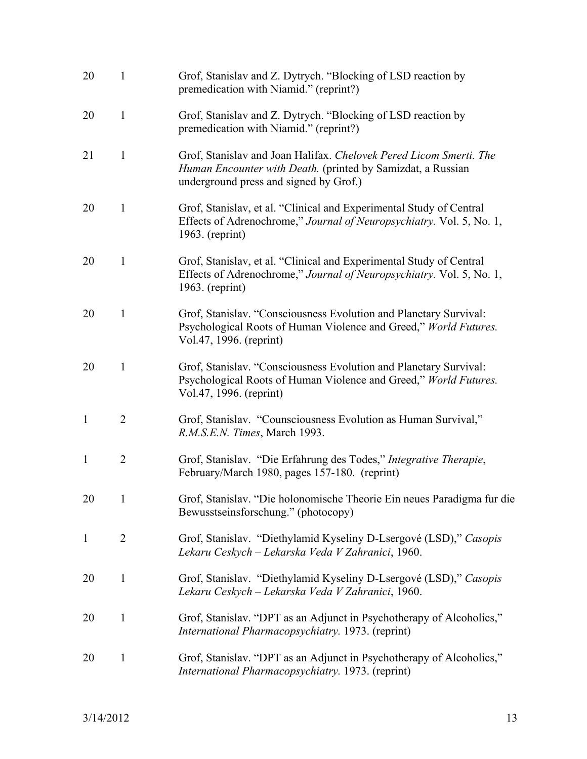| | | |
|---|---|---|
| 20 | 1 | Grof, Stanislav and Z. Dytrych. "Blocking of LSD reaction by premedication with Niamid." (reprint?) |
| 20 | 1 | Grof, Stanislav and Z. Dytrych. "Blocking of LSD reaction by premedication with Niamid." (reprint?) |
| 21 | 1 | Grof, Stanislav and Joan Halifax. *Chelovek Pered Licom Smerti. The Human Encounter with Death.* (printed by Samizdat, a Russian underground press and signed by Grof.) |
| 20 | 1 | Grof, Stanislav, et al. "Clinical and Experimental Study of Central Effects of Adrenochrome," *Journal of Neuropsychiatry.* Vol. 5, No. 1, 1963. (reprint) |
| 20 | 1 | Grof, Stanislav, et al. "Clinical and Experimental Study of Central Effects of Adrenochrome," *Journal of Neuropsychiatry.* Vol. 5, No. 1, 1963. (reprint) |
| 20 | 1 | Grof, Stanislav. "Consciousness Evolution and Planetary Survival: Psychological Roots of Human Violence and Greed," *World Futures.* Vol.47, 1996. (reprint) |
| 20 | 1 | Grof, Stanislav. "Consciousness Evolution and Planetary Survival: Psychological Roots of Human Violence and Greed," *World Futures.* Vol.47, 1996. (reprint) |
| 1 | 2 | Grof, Stanislav. "Counsciousness Evolution as Human Survival," *R.M.S.E.N. Times*, March 1993. |
| 1 | 2 | Grof, Stanislav. "Die Erfahrung des Todes," *Integrative Therapie*, February/March 1980, pages 157-180. (reprint) |
| 20 | 1 | Grof, Stanislav. "Die holonomische Theorie Ein neues Paradigma fur die Bewusstseinsforschung." (photocopy) |
| 1 | 2 | Grof, Stanislav. "Diethylamid Kyseliny D-Lsergové (LSD)," *Casopis Lekaru Ceskych – Lekarska Veda V Zahranici*, 1960. |
| 20 | 1 | Grof, Stanislav. "Diethylamid Kyseliny D-Lsergové (LSD)," *Casopis Lekaru Ceskych – Lekarska Veda V Zahranici*, 1960. |
| 20 | 1 | Grof, Stanislav. "DPT as an Adjunct in Psychotherapy of Alcoholics," *International Pharmacopsychiatry.* 1973. (reprint) |
| 20 | 1 | Grof, Stanislav. "DPT as an Adjunct in Psychotherapy of Alcoholics," *International Pharmacopsychiatry.* 1973. (reprint) |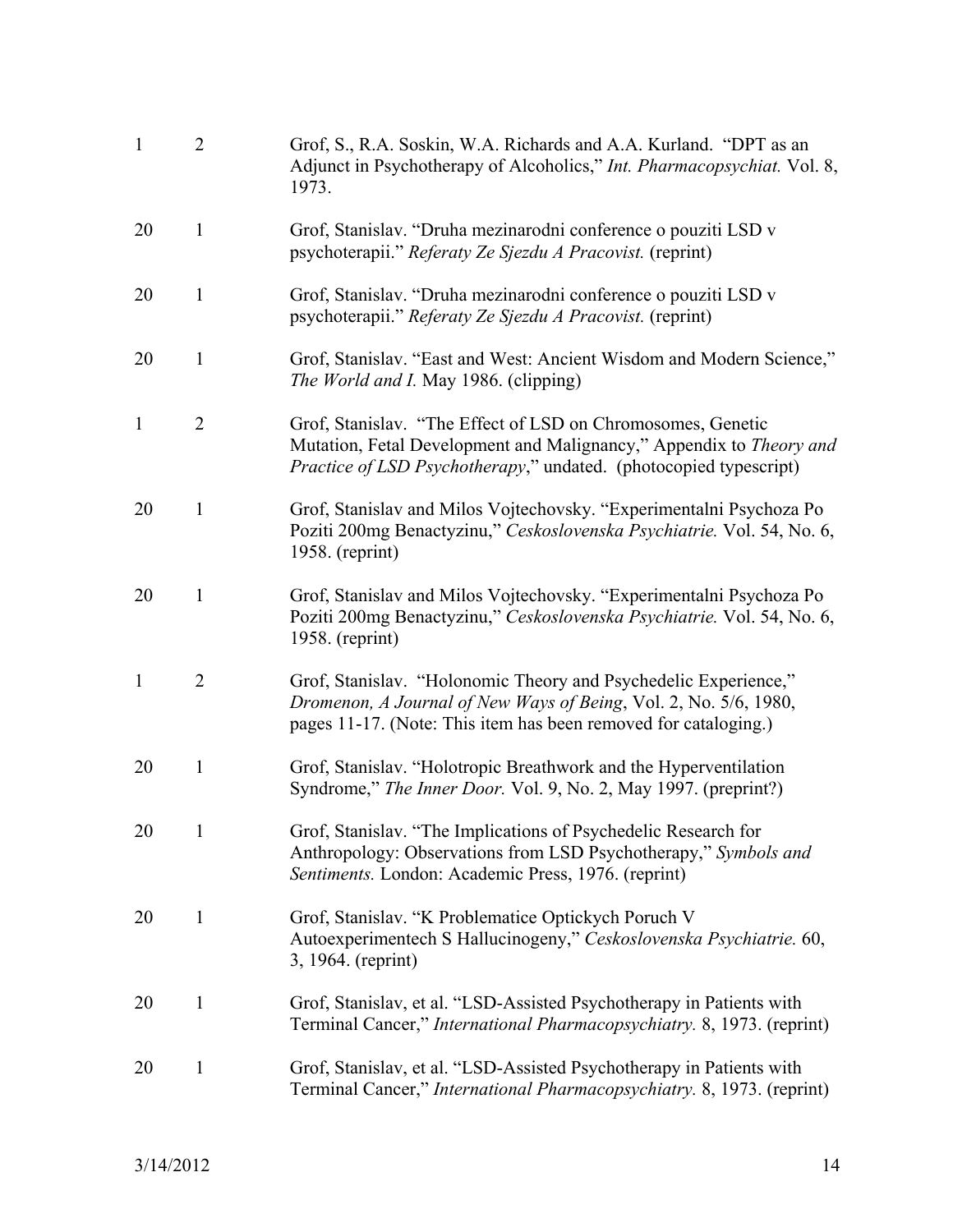| | | |
|---|---|---|
| 1 | 2 | Grof, S., R.A. Soskin, W.A. Richards and A.A. Kurland. "DPT as an Adjunct in Psychotherapy of Alcoholics," *Int. Pharmacopsychiat.* Vol. 8, 1973. |
| 20 | 1 | Grof, Stanislav. "Druha mezinarodni conference o pouziti LSD v psychoterapii." *Referaty Ze Sjezdu A Pracovist.* (reprint) |
| 20 | 1 | Grof, Stanislav. "Druha mezinarodni conference o pouziti LSD v psychoterapii." *Referaty Ze Sjezdu A Pracovist.* (reprint) |
| 20 | 1 | Grof, Stanislav. "East and West: Ancient Wisdom and Modern Science," *The World and I.* May 1986. (clipping) |
| 1 | 2 | Grof, Stanislav. "The Effect of LSD on Chromosomes, Genetic Mutation, Fetal Development and Malignancy," Appendix to *Theory and Practice of LSD Psychotherapy*," undated. (photocopied typescript) |
| 20 | 1 | Grof, Stanislav and Milos Vojtechovsky. "Experimentalni Psychoza Po Poziti 200mg Benactyzinu," *Ceskoslovenska Psychiatrie.* Vol. 54, No. 6, 1958. (reprint) |
| 20 | 1 | Grof, Stanislav and Milos Vojtechovsky. "Experimentalni Psychoza Po Poziti 200mg Benactyzinu," *Ceskoslovenska Psychiatrie.* Vol. 54, No. 6, 1958. (reprint) |
| 1 | 2 | Grof, Stanislav. "Holonomic Theory and Psychedelic Experience," *Dromenon, A Journal of New Ways of Being*, Vol. 2, No. 5/6, 1980, pages 11-17. (Note: This item has been removed for cataloging.) |
| 20 | 1 | Grof, Stanislav. "Holotropic Breathwork and the Hyperventilation Syndrome," *The Inner Door.* Vol. 9, No. 2, May 1997. (preprint?) |
| 20 | 1 | Grof, Stanislav. "The Implications of Psychedelic Research for Anthropology: Observations from LSD Psychotherapy," *Symbols and Sentiments.* London: Academic Press, 1976. (reprint) |
| 20 | 1 | Grof, Stanislav. "K Problematice Optickych Poruch V Autoexperimentech S Hallucinogeny," *Ceskoslovenska Psychiatrie.* 60, 3, 1964. (reprint) |
| 20 | 1 | Grof, Stanislav, et al. "LSD-Assisted Psychotherapy in Patients with Terminal Cancer," *International Pharmacopsychiatry.* 8, 1973. (reprint) |
| 20 | 1 | Grof, Stanislav, et al. "LSD-Assisted Psychotherapy in Patients with Terminal Cancer," *International Pharmacopsychiatry.* 8, 1973. (reprint) |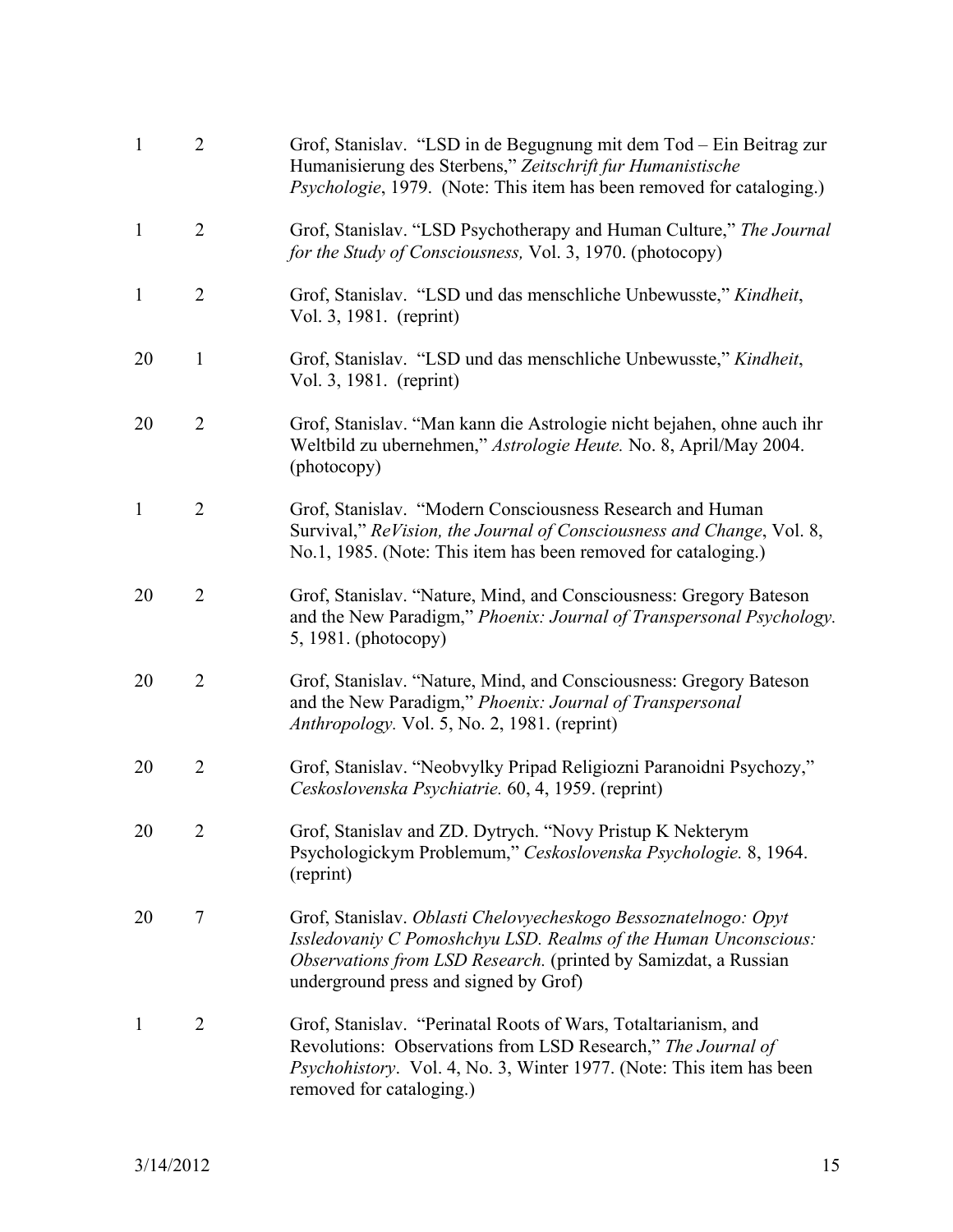| | | |
|---|---|---|
| 1 | 2 | Grof, Stanislav. "LSD in de Begugnung mit dem Tod – Ein Beitrag zur Humanisierung des Sterbens," *Zeitschrift fur Humanistische Psychologie*, 1979. (Note: This item has been removed for cataloging.) |
| 1 | 2 | Grof, Stanislav. "LSD Psychotherapy and Human Culture," *The Journal for the Study of Consciousness,* Vol. 3, 1970. (photocopy) |
| 1 | 2 | Grof, Stanislav. "LSD und das menschliche Unbewusste," *Kindheit*, Vol. 3, 1981. (reprint) |
| 20 | 1 | Grof, Stanislav. "LSD und das menschliche Unbewusste," *Kindheit*, Vol. 3, 1981. (reprint) |
| 20 | 2 | Grof, Stanislav. "Man kann die Astrologie nicht bejahen, ohne auch ihr Weltbild zu ubernehmen," *Astrologie Heute.* No. 8, April/May 2004. (photocopy) |
| 1 | 2 | Grof, Stanislav. "Modern Consciousness Research and Human Survival," *ReVision, the Journal of Consciousness and Change*, Vol. 8, No.1, 1985. (Note: This item has been removed for cataloging.) |
| 20 | 2 | Grof, Stanislav. "Nature, Mind, and Consciousness: Gregory Bateson and the New Paradigm," *Phoenix: Journal of Transpersonal Psychology.* 5, 1981. (photocopy) |
| 20 | 2 | Grof, Stanislav. "Nature, Mind, and Consciousness: Gregory Bateson and the New Paradigm," *Phoenix: Journal of Transpersonal Anthropology.* Vol. 5, No. 2, 1981. (reprint) |
| 20 | 2 | Grof, Stanislav. "Neobvylky Pripad Religiozni Paranoidni Psychozy," *Ceskoslovenska Psychiatrie.* 60, 4, 1959. (reprint) |
| 20 | 2 | Grof, Stanislav and ZD. Dytrych. "Novy Pristup K Nekterym Psychologickym Problemum," *Ceskoslovenska Psychologie.* 8, 1964. (reprint) |
| 20 | 7 | Grof, Stanislav. *Oblasti Chelovyecheskogo Bessoznatelnogo: Opyt Issledovaniy C Pomoshchyu LSD. Realms of the Human Unconscious: Observations from LSD Research.* (printed by Samizdat, a Russian underground press and signed by Grof) |
| 1 | 2 | Grof, Stanislav. "Perinatal Roots of Wars, Totaltarianism, and Revolutions: Observations from LSD Research," *The Journal of Psychohistory*. Vol. 4, No. 3, Winter 1977. (Note: This item has been removed for cataloging.) |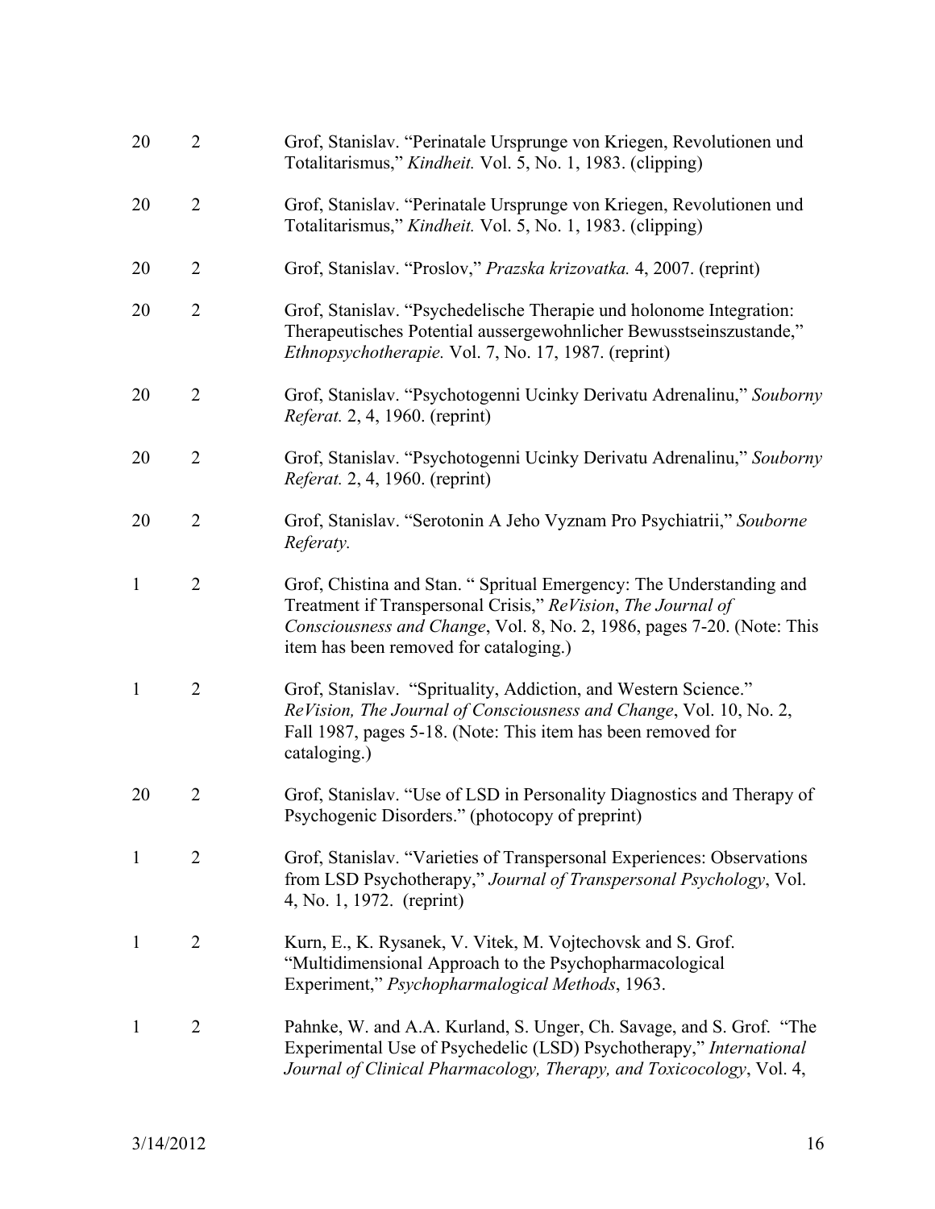| | | |
|---|---|---|
| 20 | 2 | Grof, Stanislav. "Perinatale Ursprunge von Kriegen, Revolutionen und Totalitarismus," *Kindheit.* Vol. 5, No. 1, 1983. (clipping) |
| 20 | 2 | Grof, Stanislav. "Perinatale Ursprunge von Kriegen, Revolutionen und Totalitarismus," *Kindheit.* Vol. 5, No. 1, 1983. (clipping) |
| 20 | 2 | Grof, Stanislav. "Proslov," *Prazska krizovatka.* 4, 2007. (reprint) |
| 20 | 2 | Grof, Stanislav. "Psychedelische Therapie und holonome Integration: Therapeutisches Potential aussergewohnlicher Bewusstseinszustande," *Ethnopsychotherapie.* Vol. 7, No. 17, 1987. (reprint) |
| 20 | 2 | Grof, Stanislav. "Psychotogenni Ucinky Derivatu Adrenalinu," *Souborny Referat.* 2, 4, 1960. (reprint) |
| 20 | 2 | Grof, Stanislav. "Psychotogenni Ucinky Derivatu Adrenalinu," *Souborny Referat.* 2, 4, 1960. (reprint) |
| 20 | 2 | Grof, Stanislav. "Serotonin A Jeho Vyznam Pro Psychiatrii," *Souborne Referaty.* |
| 1 | 2 | Grof, Chistina and Stan. " Spritual Emergency: The Understanding and Treatment if Transpersonal Crisis," *ReVision*, *The Journal of Consciousness and Change*, Vol. 8, No. 2, 1986, pages 7-20. (Note: This item has been removed for cataloging.) |
| 1 | 2 | Grof, Stanislav. "Sprituality, Addiction, and Western Science." *ReVision, The Journal of Consciousness and Change*, Vol. 10, No. 2, Fall 1987, pages 5-18. (Note: This item has been removed for cataloging.) |
| 20 | 2 | Grof, Stanislav. "Use of LSD in Personality Diagnostics and Therapy of Psychogenic Disorders." (photocopy of preprint) |
| 1 | 2 | Grof, Stanislav. "Varieties of Transpersonal Experiences: Observations from LSD Psychotherapy," *Journal of Transpersonal Psychology*, Vol. 4, No. 1, 1972. (reprint) |
| 1 | 2 | Kurn, E., K. Rysanek, V. Vitek, M. Vojtechovsk and S. Grof. "Multidimensional Approach to the Psychopharmacological Experiment," *Psychopharmalogical Methods*, 1963. |
| 1 | 2 | Pahnke, W. and A.A. Kurland, S. Unger, Ch. Savage, and S. Grof. "The Experimental Use of Psychedelic (LSD) Psychotherapy," *International Journal of Clinical Pharmacology, Therapy, and Toxicocology*, Vol. 4, |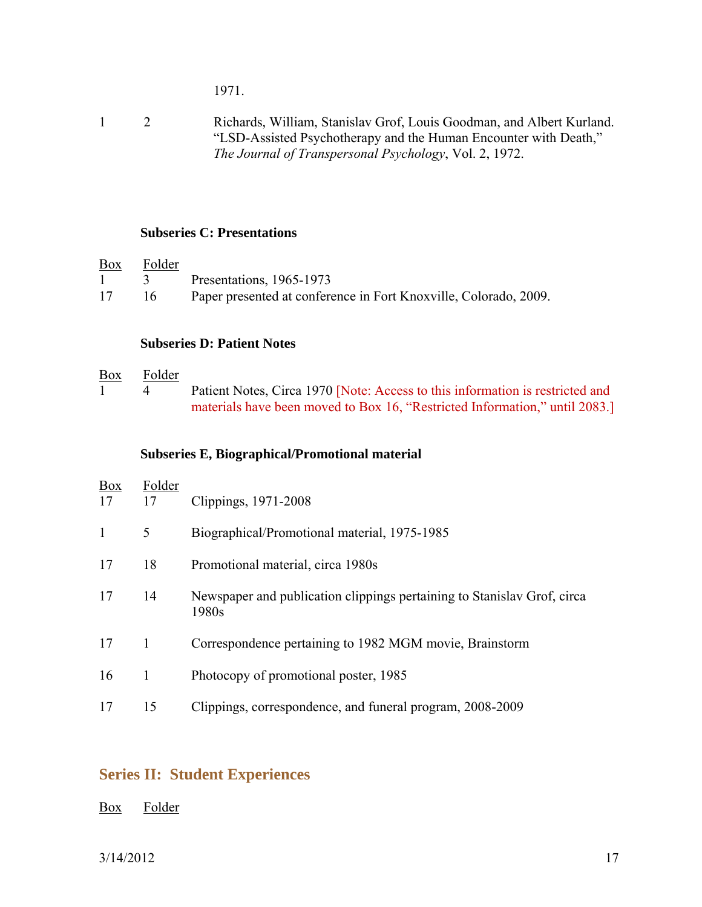1971.

| | | |
|---|---|---|
| 1 | 2 | Richards, William, Stanislav Grof, Louis Goodman, and Albert Kurland. "LSD-Assisted Psychotherapy and the Human Encounter with Death," *The Journal of Transpersonal Psychology*, Vol. 2, 1972. |

**Subseries C: Presentations**

| Box | Folder | |
|---|---|---|
| 1 | 3 | Presentations, 1965-1973 |
| 17 | 16 | Paper presented at conference in Fort Knoxville, Colorado, 2009. |

**Subseries D: Patient Notes**

| Box | Folder | |
|---|---|---|
| 1 | 4 | Patient Notes, Circa 1970 [Note: Access to this information is restricted and materials have been moved to Box 16, "Restricted Information," until 2083.] |

**Subseries E, Biographical/Promotional material**

| Box | Folder | |
|---|---|---|
| 17 | 17 | Clippings, 1971-2008 |
| 1 | 5 | Biographical/Promotional material, 1975-1985 |
| 17 | 18 | Promotional material, circa 1980s |
| 17 | 14 | Newspaper and publication clippings pertaining to Stanislav Grof, circa 1980s |
| 17 | 1 | Correspondence pertaining to 1982 MGM movie, Brainstorm |
| 16 | 1 | Photocopy of promotional poster, 1985 |
| 17 | 15 | Clippings, correspondence, and funeral program, 2008-2009 |

## Series II: Student Experiences

| Box | Folder |
|---|---|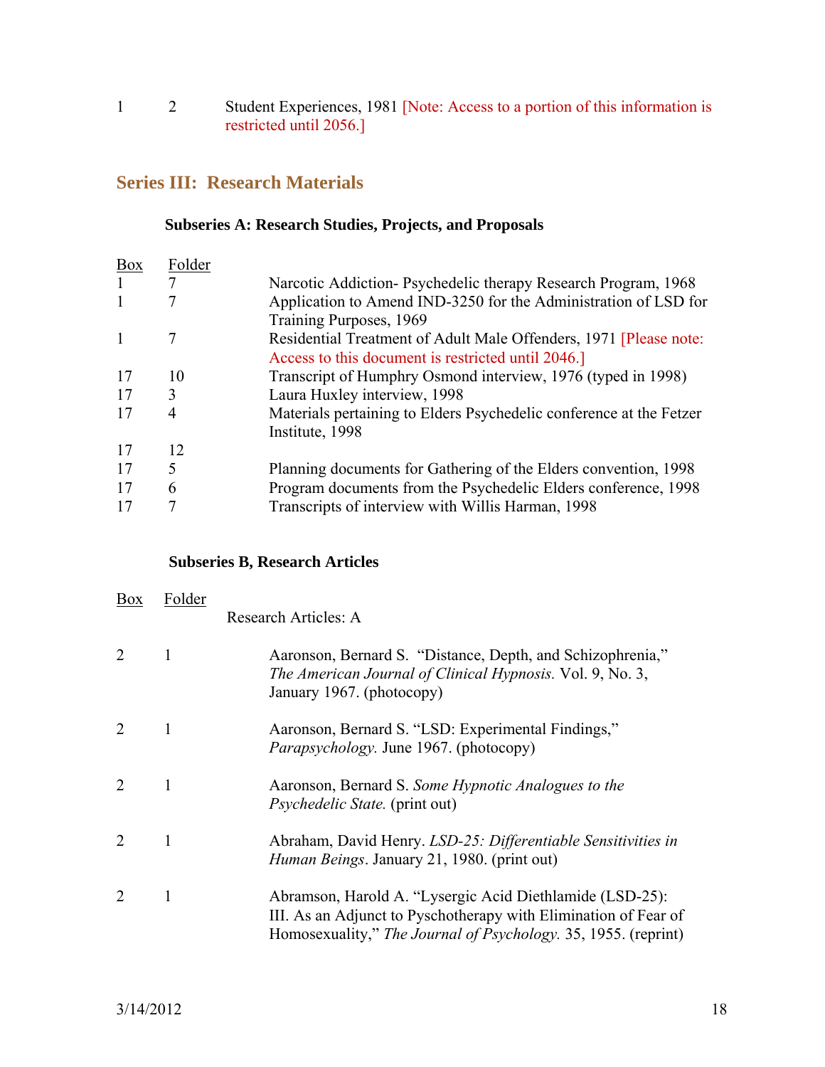| | | |
|---|---|---|
| 1 | 2 | Student Experiences, 1981 [Note: Access to a portion of this information is restricted until 2056.] |

## Series III: Research Materials

### Subseries A: Research Studies, Projects, and Proposals

| Box | Folder | |
|---|---|---|
| 1 | 7 | Narcotic Addiction- Psychedelic therapy Research Program, 1968 |
| 1 | 7 | Application to Amend IND-3250 for the Administration of LSD for Training Purposes, 1969 |
| 1 | 7 | Residential Treatment of Adult Male Offenders, 1971 [Please note: Access to this document is restricted until 2046.] |
| 17 | 10 | Transcript of Humphry Osmond interview, 1976 (typed in 1998) |
| 17 | 3 | Laura Huxley interview, 1998 |
| 17 | 4 | Materials pertaining to Elders Psychedelic conference at the Fetzer Institute, 1998 |
| 17 | 12 | |
| 17 | 5 | Planning documents for Gathering of the Elders convention, 1998 |
| 17 | 6 | Program documents from the Psychedelic Elders conference, 1998 |
| 17 | 7 | Transcripts of interview with Willis Harman, 1998 |

### Subseries B, Research Articles

| Box | Folder | |
|---|---|---|
| | | Research Articles: A |
| 2 | 1 | Aaronson, Bernard S. "Distance, Depth, and Schizophrenia," *The American Journal of Clinical Hypnosis.* Vol. 9, No. 3, January 1967. (photocopy) |
| 2 | 1 | Aaronson, Bernard S. "LSD: Experimental Findings," *Parapsychology.* June 1967. (photocopy) |
| 2 | 1 | Aaronson, Bernard S. *Some Hypnotic Analogues to the Psychedelic State.* (print out) |
| 2 | 1 | Abraham, David Henry. *LSD-25: Differentiable Sensitivities in Human Beings*. January 21, 1980. (print out) |
| 2 | 1 | Abramson, Harold A. "Lysergic Acid Diethlamide (LSD-25): III. As an Adjunct to Pyschotherapy with Elimination of Fear of Homosexuality," *The Journal of Psychology.* 35, 1955. (reprint) |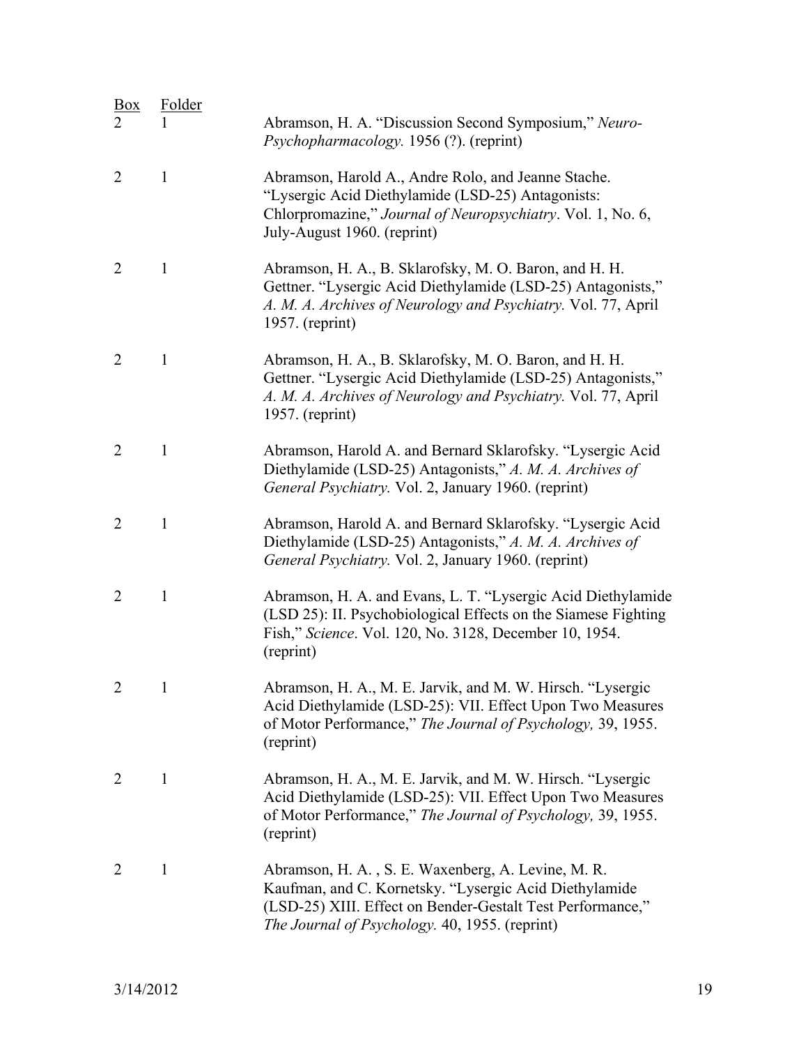| Box | Folder | |
|---|---|---|
| 2 | 1 | Abramson, H. A. “Discussion Second Symposium,” *Neuro-Psychopharmacology.* 1956 (?). (reprint) |
| 2 | 1 | Abramson, Harold A., Andre Rolo, and Jeanne Stache. “Lysergic Acid Diethylamide (LSD-25) Antagonists: Chlorpromazine,” *Journal of Neuropsychiatry*. Vol. 1, No. 6, July-August 1960. (reprint) |
| 2 | 1 | Abramson, H. A., B. Sklarofsky, M. O. Baron, and H. H. Gettner. “Lysergic Acid Diethylamide (LSD-25) Antagonists,” *A. M. A. Archives of Neurology and Psychiatry.* Vol. 77, April 1957. (reprint) |
| 2 | 1 | Abramson, H. A., B. Sklarofsky, M. O. Baron, and H. H. Gettner. “Lysergic Acid Diethylamide (LSD-25) Antagonists,” *A. M. A. Archives of Neurology and Psychiatry.* Vol. 77, April 1957. (reprint) |
| 2 | 1 | Abramson, Harold A. and Bernard Sklarofsky. “Lysergic Acid Diethylamide (LSD-25) Antagonists,” *A. M. A. Archives of General Psychiatry.* Vol. 2, January 1960. (reprint) |
| 2 | 1 | Abramson, Harold A. and Bernard Sklarofsky. “Lysergic Acid Diethylamide (LSD-25) Antagonists,” *A. M. A. Archives of General Psychiatry.* Vol. 2, January 1960. (reprint) |
| 2 | 1 | Abramson, H. A. and Evans, L. T. “Lysergic Acid Diethylamide (LSD 25): II. Psychobiological Effects on the Siamese Fighting Fish,” *Science*. Vol. 120, No. 3128, December 10, 1954. (reprint) |
| 2 | 1 | Abramson, H. A., M. E. Jarvik, and M. W. Hirsch. “Lysergic Acid Diethylamide (LSD-25): VII. Effect Upon Two Measures of Motor Performance,” *The Journal of Psychology,* 39, 1955. (reprint) |
| 2 | 1 | Abramson, H. A., M. E. Jarvik, and M. W. Hirsch. “Lysergic Acid Diethylamide (LSD-25): VII. Effect Upon Two Measures of Motor Performance,” *The Journal of Psychology,* 39, 1955. (reprint) |
| 2 | 1 | Abramson, H. A. , S. E. Waxenberg, A. Levine, M. R. Kaufman, and C. Kornetsky. “Lysergic Acid Diethylamide (LSD-25) XIII. Effect on Bender-Gestalt Test Performance,” *The Journal of Psychology.* 40, 1955. (reprint) |

3/14/2012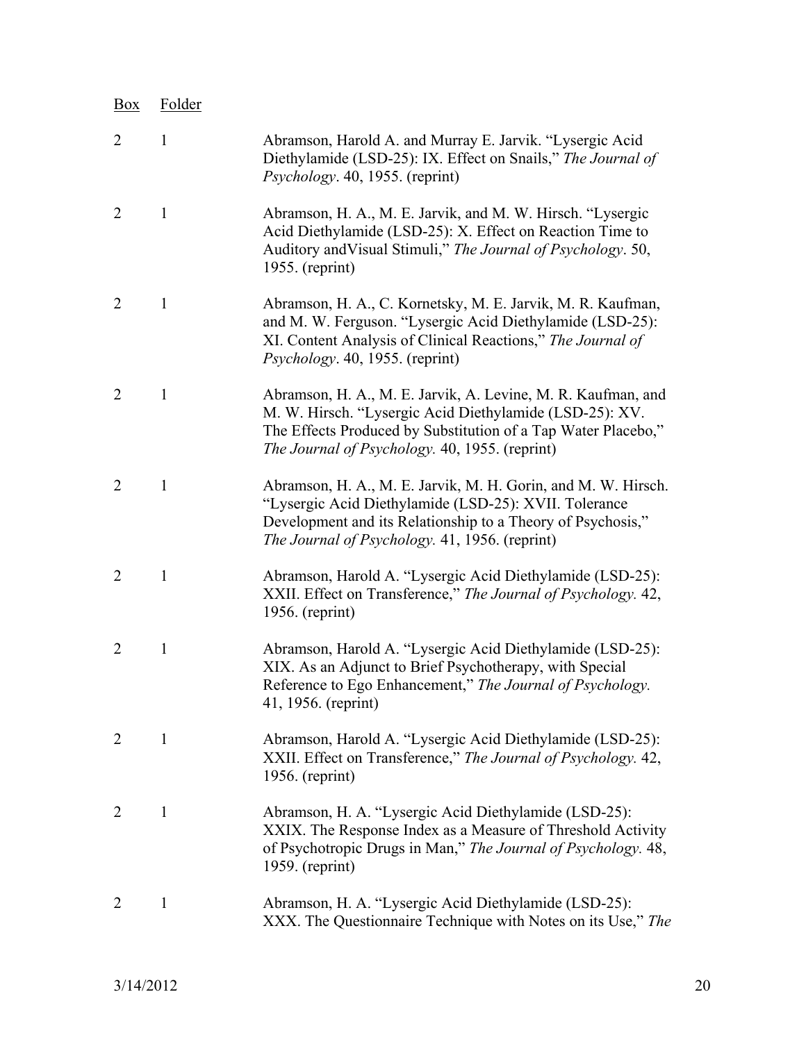| Box | Folder | |
|---|---|---|
| 2 | 1 | Abramson, Harold A. and Murray E. Jarvik. "Lysergic Acid Diethylamide (LSD-25): IX. Effect on Snails," *The Journal of Psychology*. 40, 1955. (reprint) |
| 2 | 1 | Abramson, H. A., M. E. Jarvik, and M. W. Hirsch. "Lysergic Acid Diethylamide (LSD-25): X. Effect on Reaction Time to Auditory andVisual Stimuli," *The Journal of Psychology*. 50, 1955. (reprint) |
| 2 | 1 | Abramson, H. A., C. Kornetsky, M. E. Jarvik, M. R. Kaufman, and M. W. Ferguson. "Lysergic Acid Diethylamide (LSD-25): XI. Content Analysis of Clinical Reactions," *The Journal of Psychology*. 40, 1955. (reprint) |
| 2 | 1 | Abramson, H. A., M. E. Jarvik, A. Levine, M. R. Kaufman, and M. W. Hirsch. "Lysergic Acid Diethylamide (LSD-25): XV. The Effects Produced by Substitution of a Tap Water Placebo," *The Journal of Psychology.* 40, 1955. (reprint) |
| 2 | 1 | Abramson, H. A., M. E. Jarvik, M. H. Gorin, and M. W. Hirsch. "Lysergic Acid Diethylamide (LSD-25): XVII. Tolerance Development and its Relationship to a Theory of Psychosis," *The Journal of Psychology.* 41, 1956. (reprint) |
| 2 | 1 | Abramson, Harold A. "Lysergic Acid Diethylamide (LSD-25): XXII. Effect on Transference," *The Journal of Psychology.* 42, 1956. (reprint) |
| 2 | 1 | Abramson, Harold A. "Lysergic Acid Diethylamide (LSD-25): XIX. As an Adjunct to Brief Psychotherapy, with Special Reference to Ego Enhancement," *The Journal of Psychology.* 41, 1956. (reprint) |
| 2 | 1 | Abramson, Harold A. "Lysergic Acid Diethylamide (LSD-25): XXII. Effect on Transference," *The Journal of Psychology.* 42, 1956. (reprint) |
| 2 | 1 | Abramson, H. A. "Lysergic Acid Diethylamide (LSD-25): XXIX. The Response Index as a Measure of Threshold Activity of Psychotropic Drugs in Man," *The Journal of Psychology.* 48, 1959. (reprint) |
| 2 | 1 | Abramson, H. A. "Lysergic Acid Diethylamide (LSD-25): XXX. The Questionnaire Technique with Notes on its Use," *The* |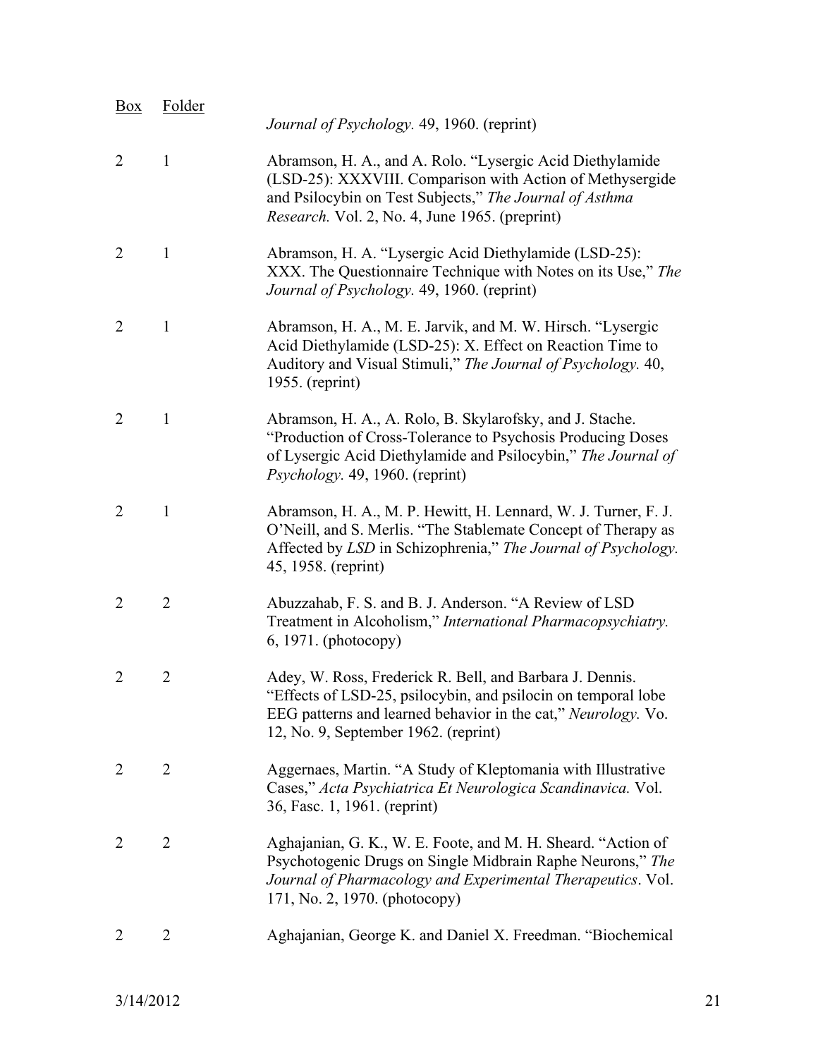| Box | Folder | |
|---|---|---|
| | | *Journal of Psychology.* 49, 1960. (reprint) |
| 2 | 1 | Abramson, H. A., and A. Rolo. "Lysergic Acid Diethylamide (LSD-25): XXXVIII. Comparison with Action of Methysergide and Psilocybin on Test Subjects," *The Journal of Asthma Research.* Vol. 2, No. 4, June 1965. (preprint) |
| 2 | 1 | Abramson, H. A. "Lysergic Acid Diethylamide (LSD-25): XXX. The Questionnaire Technique with Notes on its Use," *The Journal of Psychology.* 49, 1960. (reprint) |
| 2 | 1 | Abramson, H. A., M. E. Jarvik, and M. W. Hirsch. "Lysergic Acid Diethylamide (LSD-25): X. Effect on Reaction Time to Auditory and Visual Stimuli," *The Journal of Psychology.* 40, 1955. (reprint) |
| 2 | 1 | Abramson, H. A., A. Rolo, B. Skylarofsky, and J. Stache. "Production of Cross-Tolerance to Psychosis Producing Doses of Lysergic Acid Diethylamide and Psilocybin," *The Journal of Psychology.* 49, 1960. (reprint) |
| 2 | 1 | Abramson, H. A., M. P. Hewitt, H. Lennard, W. J. Turner, F. J. O'Neill, and S. Merlis. "The Stablemate Concept of Therapy as Affected by *LSD* in Schizophrenia," *The Journal of Psychology.* 45, 1958. (reprint) |
| 2 | 2 | Abuzzahab, F. S. and B. J. Anderson. "A Review of LSD Treatment in Alcoholism," *International Pharmacopsychiatry.* 6, 1971. (photocopy) |
| 2 | 2 | Adey, W. Ross, Frederick R. Bell, and Barbara J. Dennis. "Effects of LSD-25, psilocybin, and psilocin on temporal lobe EEG patterns and learned behavior in the cat," *Neurology.* Vo. 12, No. 9, September 1962. (reprint) |
| 2 | 2 | Aggernaes, Martin. "A Study of Kleptomania with Illustrative Cases," *Acta Psychiatrica Et Neurologica Scandinavica.* Vol. 36, Fasc. 1, 1961. (reprint) |
| 2 | 2 | Aghajanian, G. K., W. E. Foote, and M. H. Sheard. "Action of Psychotogenic Drugs on Single Midbrain Raphe Neurons," *The Journal of Pharmacology and Experimental Therapeutics*. Vol. 171, No. 2, 1970. (photocopy) |
| 2 | 2 | Aghajanian, George K. and Daniel X. Freedman. "Biochemical |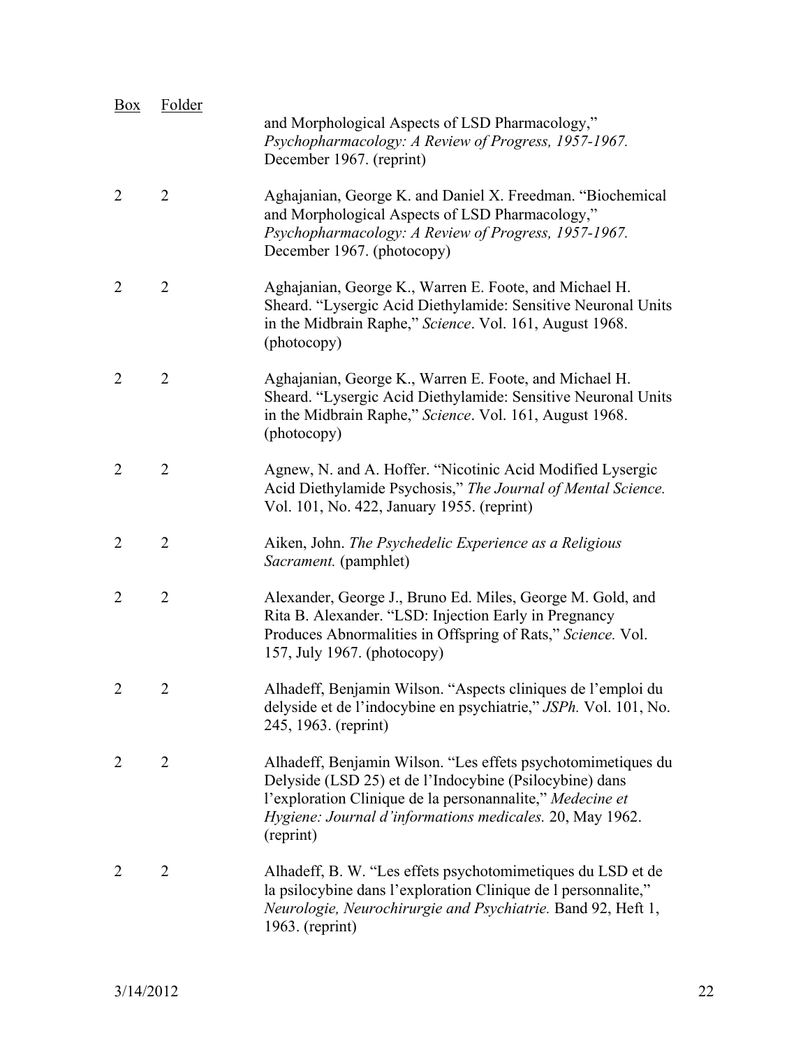| Box | Folder | |
|---|---|---|
| | | and Morphological Aspects of LSD Pharmacology," *Psychopharmacology: A Review of Progress, 1957-1967.* December 1967. (reprint) |
| 2 | 2 | Aghajanian, George K. and Daniel X. Freedman. "Biochemical and Morphological Aspects of LSD Pharmacology," *Psychopharmacology: A Review of Progress, 1957-1967.* December 1967. (photocopy) |
| 2 | 2 | Aghajanian, George K., Warren E. Foote, and Michael H. Sheard. "Lysergic Acid Diethylamide: Sensitive Neuronal Units in the Midbrain Raphe," *Science*. Vol. 161, August 1968. (photocopy) |
| 2 | 2 | Aghajanian, George K., Warren E. Foote, and Michael H. Sheard. "Lysergic Acid Diethylamide: Sensitive Neuronal Units in the Midbrain Raphe," *Science*. Vol. 161, August 1968. (photocopy) |
| 2 | 2 | Agnew, N. and A. Hoffer. "Nicotinic Acid Modified Lysergic Acid Diethylamide Psychosis," *The Journal of Mental Science.* Vol. 101, No. 422, January 1955. (reprint) |
| 2 | 2 | Aiken, John. *The Psychedelic Experience as a Religious Sacrament.* (pamphlet) |
| 2 | 2 | Alexander, George J., Bruno Ed. Miles, George M. Gold, and Rita B. Alexander. "LSD: Injection Early in Pregnancy Produces Abnormalities in Offspring of Rats," *Science.* Vol. 157, July 1967. (photocopy) |
| 2 | 2 | Alhadeff, Benjamin Wilson. "Aspects cliniques de l'emploi du delyside et de l'indocybine en psychiatrie," *JSPh.* Vol. 101, No. 245, 1963. (reprint) |
| 2 | 2 | Alhadeff, Benjamin Wilson. "Les effets psychotomimetiques du Delyside (LSD 25) et de l'Indocybine (Psilocybine) dans l'exploration Clinique de la personannalite," *Medecine et Hygiene: Journal d'informations medicales.* 20, May 1962. (reprint) |
| 2 | 2 | Alhadeff, B. W. "Les effets psychotomimetiques du LSD et de la psilocybine dans l'exploration Clinique de l personnalite," *Neurologie, Neurochirurgie and Psychiatrie.* Band 92, Heft 1, 1963. (reprint) |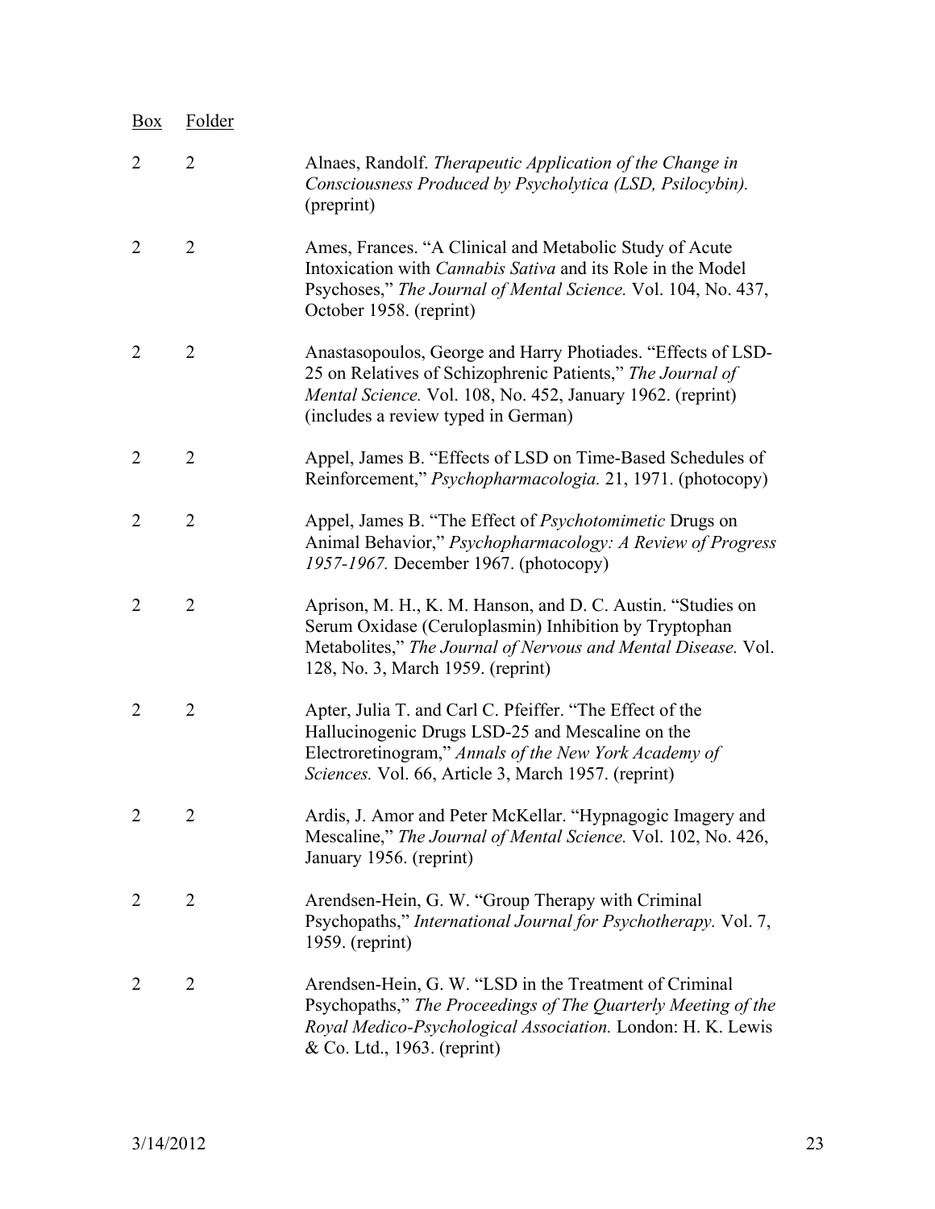| Box | Folder | |
|---|---|---|
| 2 | 2 | Alnaes, Randolf. *Therapeutic Application of the Change in Consciousness Produced by Psycholytica (LSD, Psilocybin).* (preprint) |
| 2 | 2 | Ames, Frances. "A Clinical and Metabolic Study of Acute Intoxication with *Cannabis Sativa* and its Role in the Model Psychoses," *The Journal of Mental Science.* Vol. 104, No. 437, October 1958. (reprint) |
| 2 | 2 | Anastasopoulos, George and Harry Photiades. "Effects of LSD-25 on Relatives of Schizophrenic Patients," *The Journal of Mental Science.* Vol. 108, No. 452, January 1962. (reprint) (includes a review typed in German) |
| 2 | 2 | Appel, James B. "Effects of LSD on Time-Based Schedules of Reinforcement," *Psychopharmacologia.* 21, 1971. (photocopy) |
| 2 | 2 | Appel, James B. "The Effect of *Psychotomimetic* Drugs on Animal Behavior," *Psychopharmacology: A Review of Progress 1957-1967.* December 1967. (photocopy) |
| 2 | 2 | Aprison, M. H., K. M. Hanson, and D. C. Austin. "Studies on Serum Oxidase (Ceruloplasmin) Inhibition by Tryptophan Metabolites," *The Journal of Nervous and Mental Disease.* Vol. 128, No. 3, March 1959. (reprint) |
| 2 | 2 | Apter, Julia T. and Carl C. Pfeiffer. "The Effect of the Hallucinogenic Drugs LSD-25 and Mescaline on the Electroretinogram," *Annals of the New York Academy of Sciences.* Vol. 66, Article 3, March 1957. (reprint) |
| 2 | 2 | Ardis, J. Amor and Peter McKellar. "Hypnagogic Imagery and Mescaline," *The Journal of Mental Science.* Vol. 102, No. 426, January 1956. (reprint) |
| 2 | 2 | Arendsen-Hein, G. W. "Group Therapy with Criminal Psychopaths," *International Journal for Psychotherapy.* Vol. 7, 1959. (reprint) |
| 2 | 2 | Arendsen-Hein, G. W. "LSD in the Treatment of Criminal Psychopaths," *The Proceedings of The Quarterly Meeting of the Royal Medico-Psychological Association.* London: H. K. Lewis & Co. Ltd., 1963. (reprint) |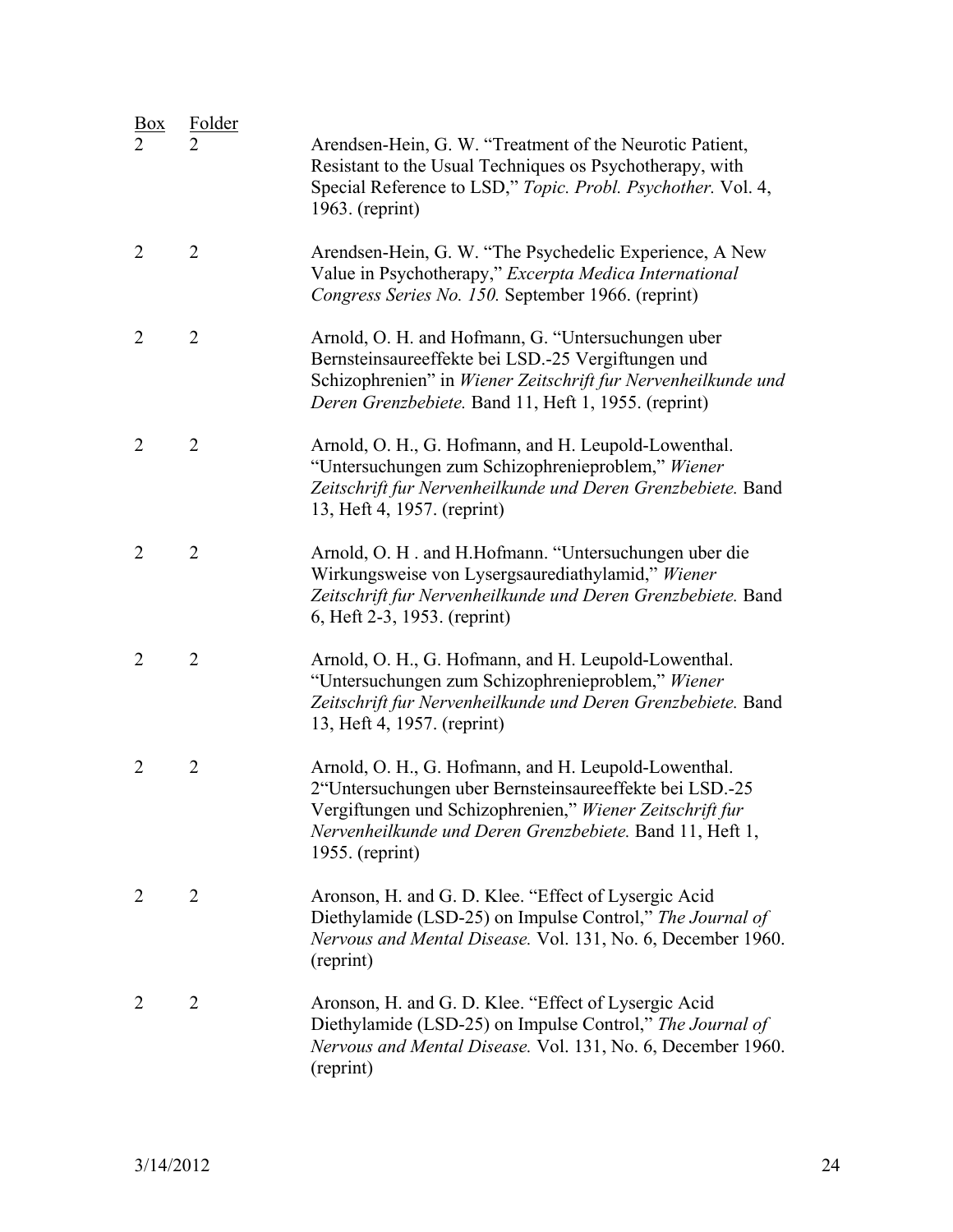| Box | Folder | |
|---|---|---|
| 2 | 2 | Arendsen-Hein, G. W. “Treatment of the Neurotic Patient, Resistant to the Usual Techniques os Psychotherapy, with Special Reference to LSD,” *Topic. Probl. Psychother.* Vol. 4, 1963. (reprint) |
| 2 | 2 | Arendsen-Hein, G. W. “The Psychedelic Experience, A New Value in Psychotherapy,” *Excerpta Medica International Congress Series No. 150.* September 1966. (reprint) |
| 2 | 2 | Arnold, O. H. and Hofmann, G. “Untersuchungen uber Bernsteinsaureeffekte bei LSD.-25 Vergiftungen und Schizophrenien” in *Wiener Zeitschrift fur Nervenheilkunde und Deren Grenzbebiete.* Band 11, Heft 1, 1955. (reprint) |
| 2 | 2 | Arnold, O. H., G. Hofmann, and H. Leupold-Lowenthal. “Untersuchungen zum Schizophrenieproblem,” *Wiener Zeitschrift fur Nervenheilkunde und Deren Grenzbebiete.* Band 13, Heft 4, 1957. (reprint) |
| 2 | 2 | Arnold, O. H . and H.Hofmann. “Untersuchungen uber die Wirkungsweise von Lysergsaurediathylamid,” *Wiener Zeitschrift fur Nervenheilkunde und Deren Grenzbebiete.* Band 6, Heft 2-3, 1953. (reprint) |
| 2 | 2 | Arnold, O. H., G. Hofmann, and H. Leupold-Lowenthal. “Untersuchungen zum Schizophrenieproblem,” *Wiener Zeitschrift fur Nervenheilkunde und Deren Grenzbebiete.* Band 13, Heft 4, 1957. (reprint) |
| 2 | 2 | Arnold, O. H., G. Hofmann, and H. Leupold-Lowenthal. 2“Untersuchungen uber Bernsteinsaureeffekte bei LSD.-25 Vergiftungen und Schizophrenien,” *Wiener Zeitschrift fur Nervenheilkunde und Deren Grenzbebiete.* Band 11, Heft 1, 1955. (reprint) |
| 2 | 2 | Aronson, H. and G. D. Klee. “Effect of Lysergic Acid Diethylamide (LSD-25) on Impulse Control,” *The Journal of Nervous and Mental Disease.* Vol. 131, No. 6, December 1960. (reprint) |
| 2 | 2 | Aronson, H. and G. D. Klee. “Effect of Lysergic Acid Diethylamide (LSD-25) on Impulse Control,” *The Journal of Nervous and Mental Disease.* Vol. 131, No. 6, December 1960. (reprint) |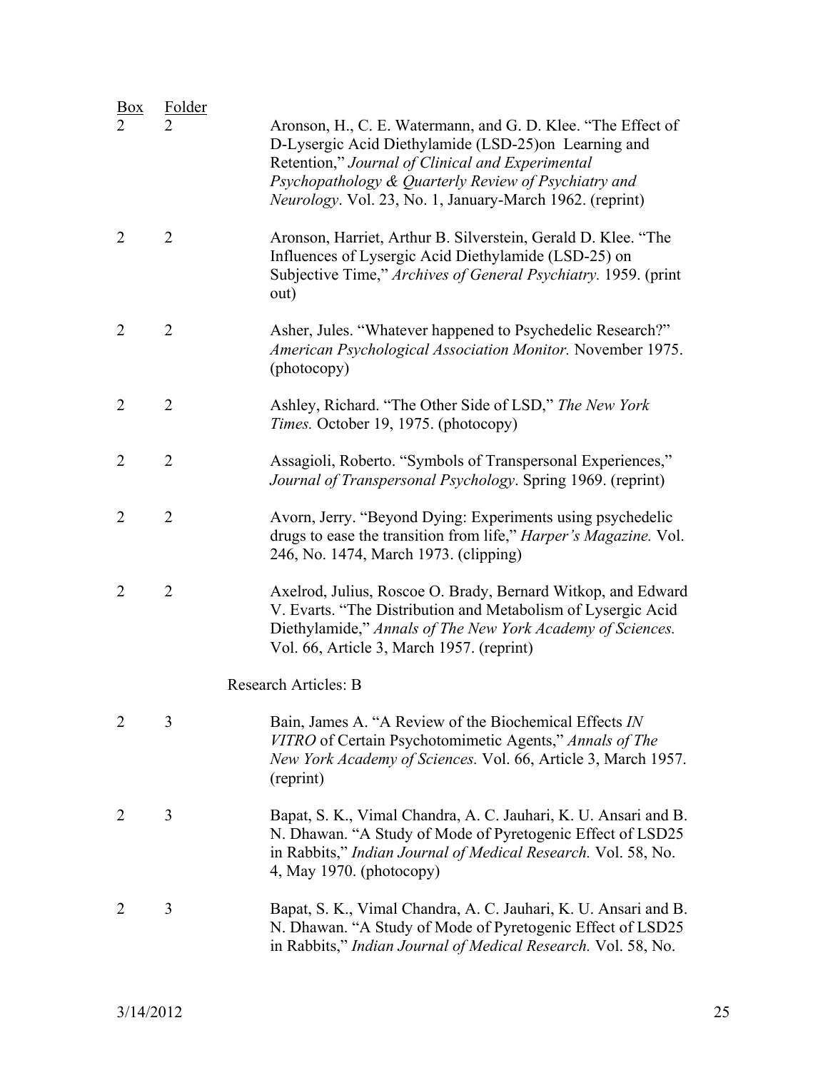| Box | Folder | |
|---|---|---|
| 2 | 2 | Aronson, H., C. E. Watermann, and G. D. Klee. "The Effect of D-Lysergic Acid Diethylamide (LSD-25)on Learning and Retention," *Journal of Clinical and Experimental Psychopathology & Quarterly Review of Psychiatry and Neurology*. Vol. 23, No. 1, January-March 1962. (reprint) |
| 2 | 2 | Aronson, Harriet, Arthur B. Silverstein, Gerald D. Klee. "The Influences of Lysergic Acid Diethylamide (LSD-25) on Subjective Time," *Archives of General Psychiatry.* 1959. (print out) |
| 2 | 2 | Asher, Jules. "Whatever happened to Psychedelic Research?" *American Psychological Association Monitor.* November 1975. (photocopy) |
| 2 | 2 | Ashley, Richard. "The Other Side of LSD," *The New York Times.* October 19, 1975. (photocopy) |
| 2 | 2 | Assagioli, Roberto. "Symbols of Transpersonal Experiences," *Journal of Transpersonal Psychology*. Spring 1969. (reprint) |
| 2 | 2 | Avorn, Jerry. "Beyond Dying: Experiments using psychedelic drugs to ease the transition from life," *Harper's Magazine.* Vol. 246, No. 1474, March 1973. (clipping) |
| 2 | 2 | Axelrod, Julius, Roscoe O. Brady, Bernard Witkop, and Edward V. Evarts. "The Distribution and Metabolism of Lysergic Acid Diethylamide," *Annals of The New York Academy of Sciences.* Vol. 66, Article 3, March 1957. (reprint) |
| | | Research Articles: B |
| 2 | 3 | Bain, James A. "A Review of the Biochemical Effects *IN VITRO* of Certain Psychotomimetic Agents," *Annals of The New York Academy of Sciences.* Vol. 66, Article 3, March 1957. (reprint) |
| 2 | 3 | Bapat, S. K., Vimal Chandra, A. C. Jauhari, K. U. Ansari and B. N. Dhawan. "A Study of Mode of Pyretogenic Effect of LSD25 in Rabbits," *Indian Journal of Medical Research.* Vol. 58, No. 4, May 1970. (photocopy) |
| 2 | 3 | Bapat, S. K., Vimal Chandra, A. C. Jauhari, K. U. Ansari and B. N. Dhawan. "A Study of Mode of Pyretogenic Effect of LSD25 in Rabbits," *Indian Journal of Medical Research.* Vol. 58, No. |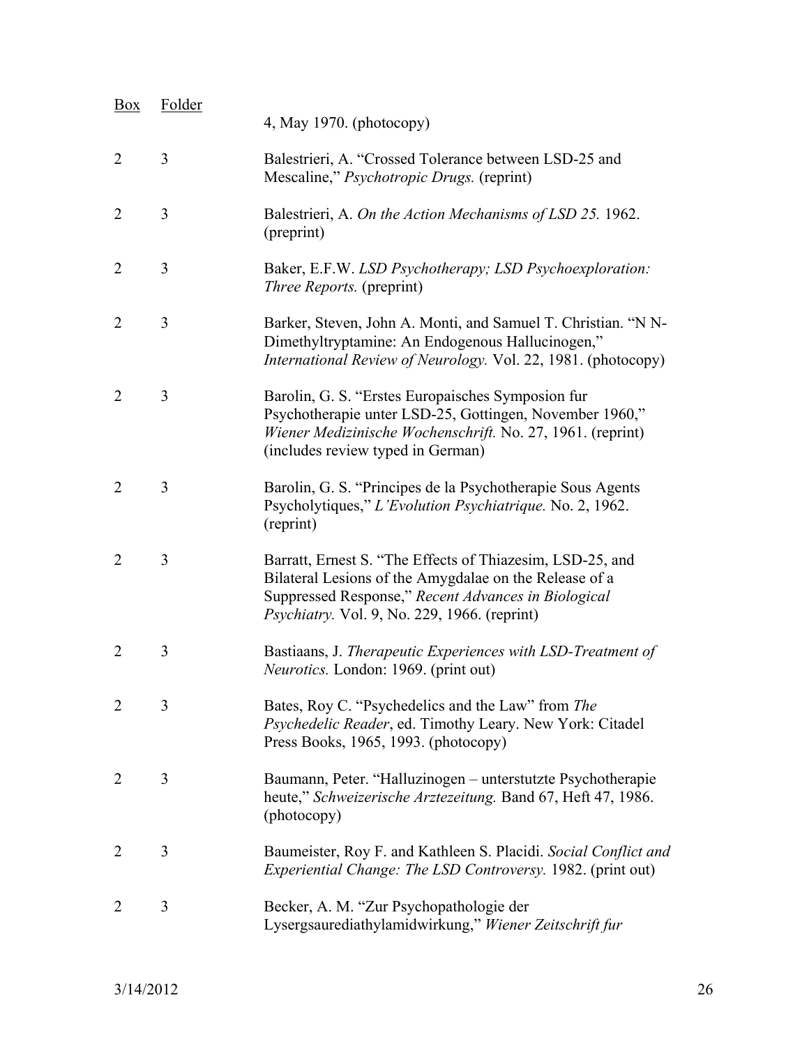| Box | Folder | |
|---|---|---|
| | | 4, May 1970. (photocopy) |
| 2 | 3 | Balestrieri, A. "Crossed Tolerance between LSD-25 and Mescaline," *Psychotropic Drugs.* (reprint) |
| 2 | 3 | Balestrieri, A. *On the Action Mechanisms of LSD 25.* 1962. (preprint) |
| 2 | 3 | Baker, E.F.W. *LSD Psychotherapy; LSD Psychoexploration: Three Reports.* (preprint) |
| 2 | 3 | Barker, Steven, John A. Monti, and Samuel T. Christian. "N N-Dimethyltryptamine: An Endogenous Hallucinogen," *International Review of Neurology.* Vol. 22, 1981. (photocopy) |
| 2 | 3 | Barolin, G. S. "Erstes Europaisches Symposion fur Psychotherapie unter LSD-25, Gottingen, November 1960," *Wiener Medizinische Wochenschrift.* No. 27, 1961. (reprint) (includes review typed in German) |
| 2 | 3 | Barolin, G. S. "Principes de la Psychotherapie Sous Agents Psycholytiques," *L'Evolution Psychiatrique.* No. 2, 1962. (reprint) |
| 2 | 3 | Barratt, Ernest S. "The Effects of Thiazesim, LSD-25, and Bilateral Lesions of the Amygdalae on the Release of a Suppressed Response," *Recent Advances in Biological Psychiatry.* Vol. 9, No. 229, 1966. (reprint) |
| 2 | 3 | Bastiaans, J. *Therapeutic Experiences with LSD-Treatment of Neurotics.* London: 1969. (print out) |
| 2 | 3 | Bates, Roy C. "Psychedelics and the Law" from *The Psychedelic Reader*, ed. Timothy Leary. New York: Citadel Press Books, 1965, 1993. (photocopy) |
| 2 | 3 | Baumann, Peter. "Halluzinogen – unterstutzte Psychotherapie heute," *Schweizerische Arztezeitung.* Band 67, Heft 47, 1986. (photocopy) |
| 2 | 3 | Baumeister, Roy F. and Kathleen S. Placidi. *Social Conflict and Experiential Change: The LSD Controversy.* 1982. (print out) |
| 2 | 3 | Becker, A. M. "Zur Psychopathologie der Lysergsaurediathylamidwirkung," *Wiener Zeitschrift fur* |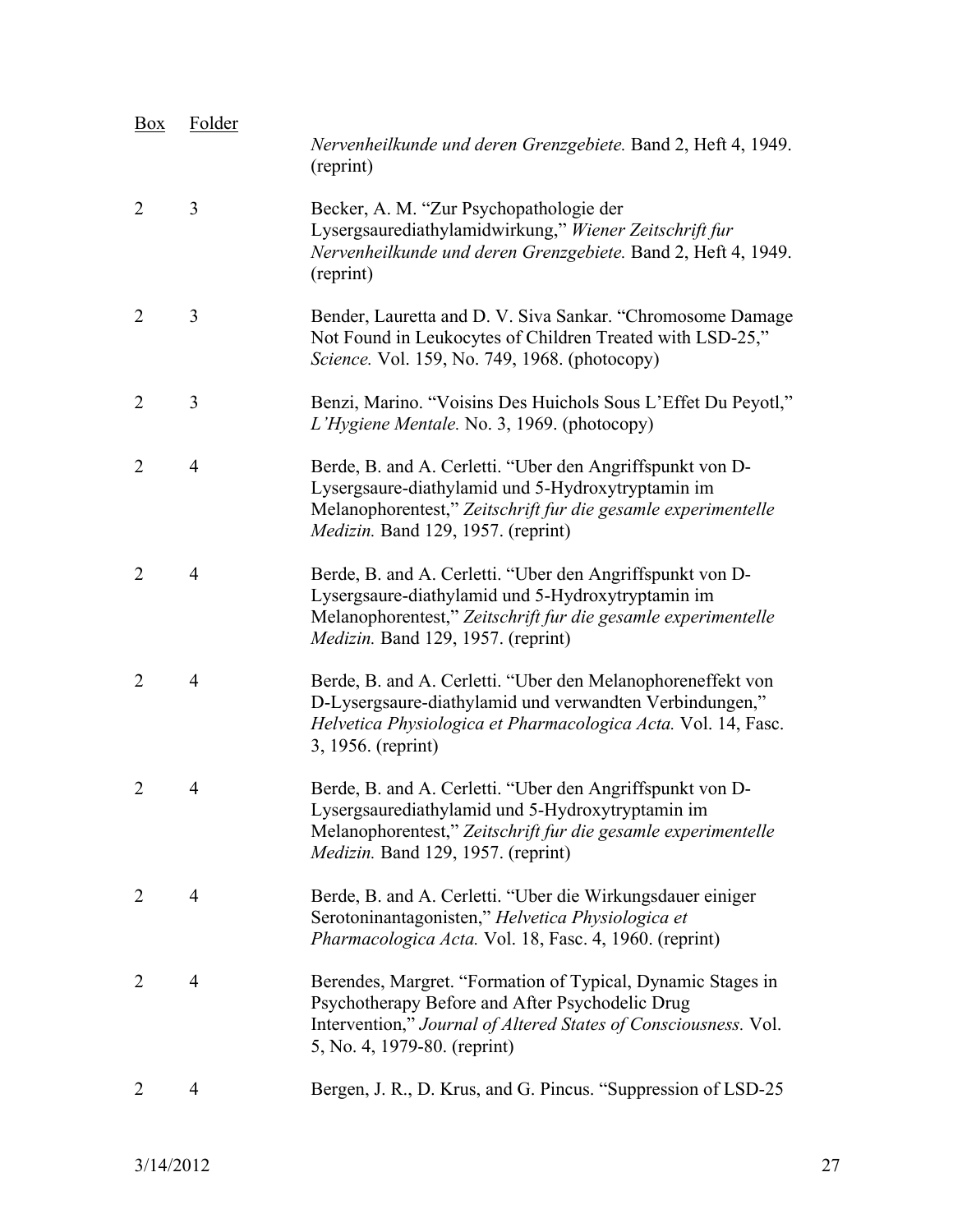| Box | Folder | |
|---|---|---|
| | | *Nervenheilkunde und deren Grenzgebiete.* Band 2, Heft 4, 1949. (reprint) |
| 2 | 3 | Becker, A. M. "Zur Psychopathologie der Lysergsaurediathylamidwirkung," *Wiener Zeitschrift fur Nervenheilkunde und deren Grenzgebiete.* Band 2, Heft 4, 1949. (reprint) |
| 2 | 3 | Bender, Lauretta and D. V. Siva Sankar. "Chromosome Damage Not Found in Leukocytes of Children Treated with LSD-25," *Science.* Vol. 159, No. 749, 1968. (photocopy) |
| 2 | 3 | Benzi, Marino. "Voisins Des Huichols Sous L'Effet Du Peyotl," *L'Hygiene Mentale.* No. 3, 1969. (photocopy) |
| 2 | 4 | Berde, B. and A. Cerletti. "Uber den Angriffspunkt von D-Lysergsaure-diathylamid und 5-Hydroxytryptamin im Melanophorentest," *Zeitschrift fur die gesamle experimentelle Medizin.* Band 129, 1957. (reprint) |
| 2 | 4 | Berde, B. and A. Cerletti. "Uber den Angriffspunkt von D-Lysergsaure-diathylamid und 5-Hydroxytryptamin im Melanophorentest," *Zeitschrift fur die gesamle experimentelle Medizin.* Band 129, 1957. (reprint) |
| 2 | 4 | Berde, B. and A. Cerletti. "Uber den Melanophoreneffekt von D-Lysergsaure-diathylamid und verwandten Verbindungen," *Helvetica Physiologica et Pharmacologica Acta.* Vol. 14, Fasc. 3, 1956. (reprint) |
| 2 | 4 | Berde, B. and A. Cerletti. "Uber den Angriffspunkt von D-Lysergsaurediathylamid und 5-Hydroxytryptamin im Melanophorentest," *Zeitschrift fur die gesamle experimentelle Medizin.* Band 129, 1957. (reprint) |
| 2 | 4 | Berde, B. and A. Cerletti. "Uber die Wirkungsdauer einiger Serotoninantagonisten," *Helvetica Physiologica et Pharmacologica Acta.* Vol. 18, Fasc. 4, 1960. (reprint) |
| 2 | 4 | Berendes, Margret. "Formation of Typical, Dynamic Stages in Psychotherapy Before and After Psychodelic Drug Intervention," *Journal of Altered States of Consciousness.* Vol. 5, No. 4, 1979-80. (reprint) |
| 2 | 4 | Bergen, J. R., D. Krus, and G. Pincus. "Suppression of LSD-25 |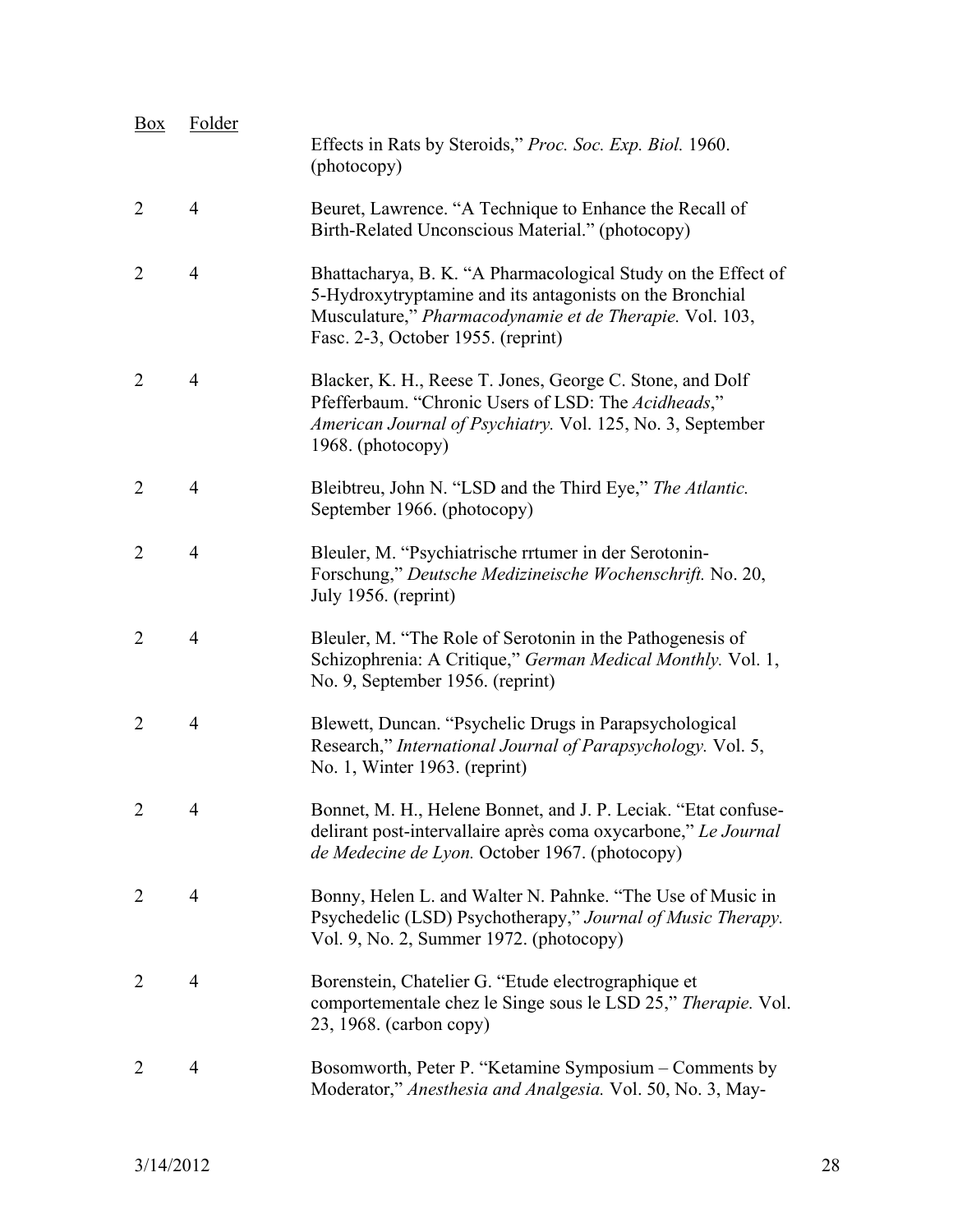| Box | Folder | |
|---|---|---|
| | | Effects in Rats by Steroids," *Proc. Soc. Exp. Biol.* 1960. (photocopy) |
| 2 | 4 | Beuret, Lawrence. "A Technique to Enhance the Recall of Birth-Related Unconscious Material." (photocopy) |
| 2 | 4 | Bhattacharya, B. K. "A Pharmacological Study on the Effect of 5-Hydroxytryptamine and its antagonists on the Bronchial Musculature," *Pharmacodynamie et de Therapie.* Vol. 103, Fasc. 2-3, October 1955. (reprint) |
| 2 | 4 | Blacker, K. H., Reese T. Jones, George C. Stone, and Dolf Pfefferbaum. "Chronic Users of LSD: The *Acidheads*," *American Journal of Psychiatry.* Vol. 125, No. 3, September 1968. (photocopy) |
| 2 | 4 | Bleibtreu, John N. "LSD and the Third Eye," *The Atlantic.* September 1966. (photocopy) |
| 2 | 4 | Bleuler, M. "Psychiatrische rrtumer in der Serotonin-Forschung," *Deutsche Medizineische Wochenschrift.* No. 20, July 1956. (reprint) |
| 2 | 4 | Bleuler, M. "The Role of Serotonin in the Pathogenesis of Schizophrenia: A Critique," *German Medical Monthly.* Vol. 1, No. 9, September 1956. (reprint) |
| 2 | 4 | Blewett, Duncan. "Psychelic Drugs in Parapsychological Research," *International Journal of Parapsychology.* Vol. 5, No. 1, Winter 1963. (reprint) |
| 2 | 4 | Bonnet, M. H., Helene Bonnet, and J. P. Leciak. "Etat confuse-delirant post-intervallaire après coma oxycarbone," *Le Journal de Medecine de Lyon.* October 1967. (photocopy) |
| 2 | 4 | Bonny, Helen L. and Walter N. Pahnke. "The Use of Music in Psychedelic (LSD) Psychotherapy," *Journal of Music Therapy.* Vol. 9, No. 2, Summer 1972. (photocopy) |
| 2 | 4 | Borenstein, Chatelier G. "Etude electrographique et comportementale chez le Singe sous le LSD 25," *Therapie.* Vol. 23, 1968. (carbon copy) |
| 2 | 4 | Bosomworth, Peter P. "Ketamine Symposium – Comments by Moderator," *Anesthesia and Analgesia.* Vol. 50, No. 3, May- |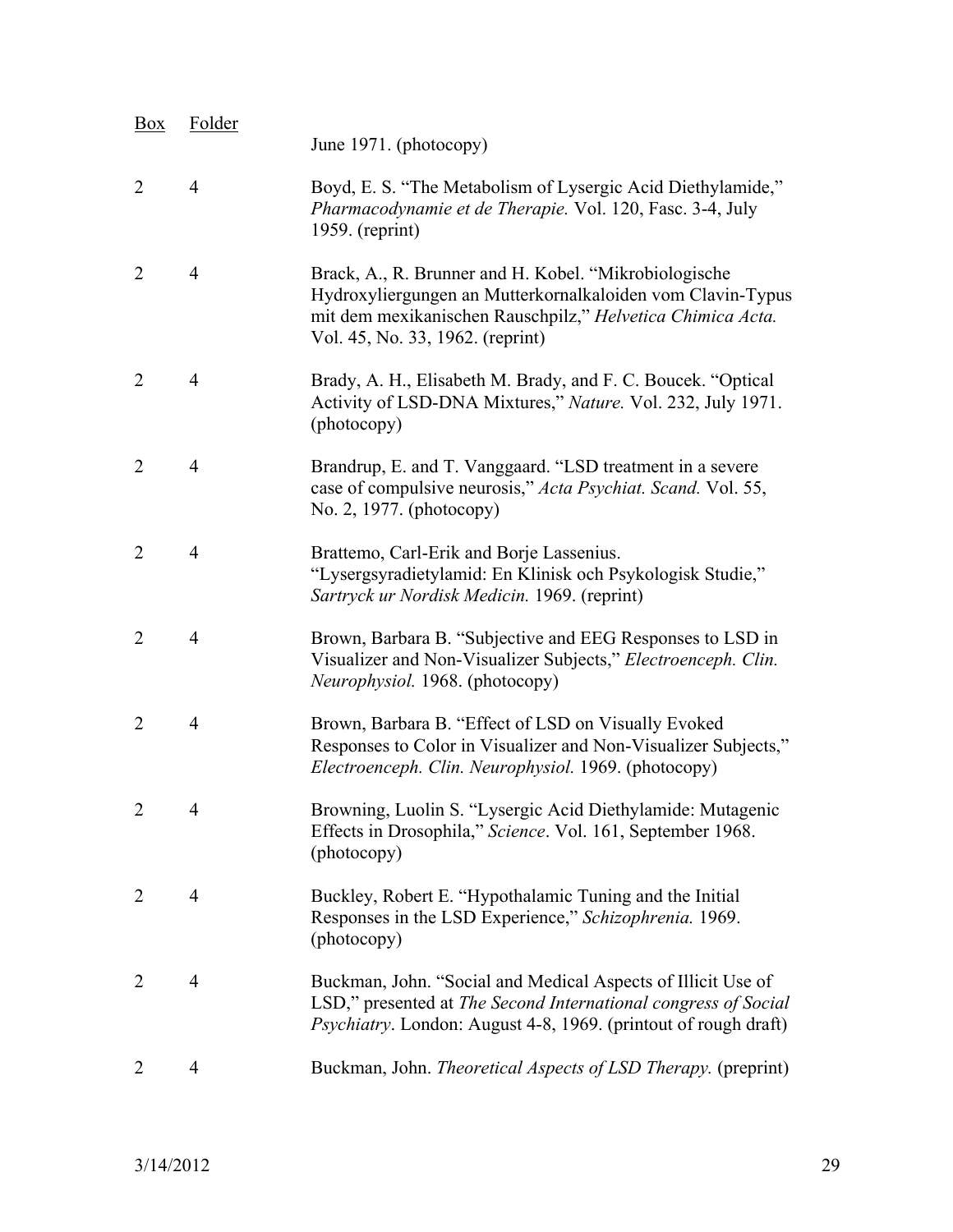| Box | Folder | |
|---|---|---|
| | | June 1971. (photocopy) |
| 2 | 4 | Boyd, E. S. "The Metabolism of Lysergic Acid Diethylamide," *Pharmacodynamie et de Therapie.* Vol. 120, Fasc. 3-4, July 1959. (reprint) |
| 2 | 4 | Brack, A., R. Brunner and H. Kobel. "Mikrobiologische Hydroxyliergungen an Mutterkornalkaloiden vom Clavin-Typus mit dem mexikanischen Rauschpilz," *Helvetica Chimica Acta.* Vol. 45, No. 33, 1962. (reprint) |
| 2 | 4 | Brady, A. H., Elisabeth M. Brady, and F. C. Boucek. "Optical Activity of LSD-DNA Mixtures," *Nature.* Vol. 232, July 1971. (photocopy) |
| 2 | 4 | Brandrup, E. and T. Vanggaard. "LSD treatment in a severe case of compulsive neurosis," *Acta Psychiat. Scand.* Vol. 55, No. 2, 1977. (photocopy) |
| 2 | 4 | Brattemo, Carl-Erik and Borje Lassenius. "Lysergsyradietylamid: En Klinisk och Psykologisk Studie," *Sartryck ur Nordisk Medicin.* 1969. (reprint) |
| 2 | 4 | Brown, Barbara B. "Subjective and EEG Responses to LSD in Visualizer and Non-Visualizer Subjects," *Electroenceph. Clin. Neurophysiol.* 1968. (photocopy) |
| 2 | 4 | Brown, Barbara B. "Effect of LSD on Visually Evoked Responses to Color in Visualizer and Non-Visualizer Subjects," *Electroenceph. Clin. Neurophysiol.* 1969. (photocopy) |
| 2 | 4 | Browning, Luolin S. "Lysergic Acid Diethylamide: Mutagenic Effects in Drosophila," *Science*. Vol. 161, September 1968. (photocopy) |
| 2 | 4 | Buckley, Robert E. "Hypothalamic Tuning and the Initial Responses in the LSD Experience," *Schizophrenia.* 1969. (photocopy) |
| 2 | 4 | Buckman, John. "Social and Medical Aspects of Illicit Use of LSD," presented at *The Second International congress of Social Psychiatry*. London: August 4-8, 1969. (printout of rough draft) |
| 2 | 4 | Buckman, John. *Theoretical Aspects of LSD Therapy.* (preprint) |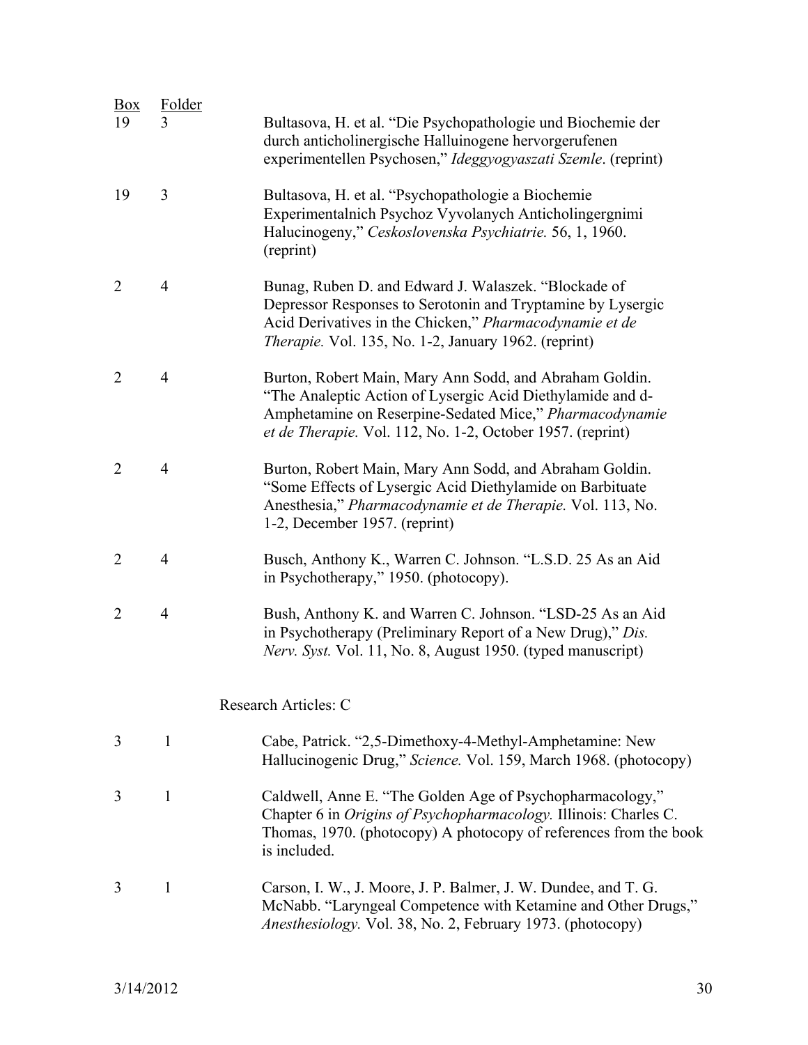| Box | Folder | |
|---|---|---|
| 19 | 3 | Bultasova, H. et al. "Die Psychopathologie und Biochemie der durch anticholinergische Halluinogene hervorgerufenen experimentellen Psychosen," *Ideggyogyaszati Szemle*. (reprint) |
| 19 | 3 | Bultasova, H. et al. "Psychopathologie a Biochemie Experimentalnich Psychoz Vyvolanych Anticholingergnimi Halucinogeny," *Ceskoslovenska Psychiatrie.* 56, 1, 1960. (reprint) |
| 2 | 4 | Bunag, Ruben D. and Edward J. Walaszek. "Blockade of Depressor Responses to Serotonin and Tryptamine by Lysergic Acid Derivatives in the Chicken," *Pharmacodynamie et de Therapie.* Vol. 135, No. 1-2, January 1962. (reprint) |
| 2 | 4 | Burton, Robert Main, Mary Ann Sodd, and Abraham Goldin. "The Analeptic Action of Lysergic Acid Diethylamide and d-Amphetamine on Reserpine-Sedated Mice," *Pharmacodynamie et de Therapie.* Vol. 112, No. 1-2, October 1957. (reprint) |
| 2 | 4 | Burton, Robert Main, Mary Ann Sodd, and Abraham Goldin. "Some Effects of Lysergic Acid Diethylamide on Barbituate Anesthesia," *Pharmacodynamie et de Therapie.* Vol. 113, No. 1-2, December 1957. (reprint) |
| 2 | 4 | Busch, Anthony K., Warren C. Johnson. "L.S.D. 25 As an Aid in Psychotherapy," 1950. (photocopy). |
| 2 | 4 | Bush, Anthony K. and Warren C. Johnson. "LSD-25 As an Aid in Psychotherapy (Preliminary Report of a New Drug)," *Dis. Nerv. Syst.* Vol. 11, No. 8, August 1950. (typed manuscript) |

## Research Articles: C

| Box | Folder | |
|---|---|---|
| 3 | 1 | Cabe, Patrick. "2,5-Dimethoxy-4-Methyl-Amphetamine: New Hallucinogenic Drug," *Science.* Vol. 159, March 1968. (photocopy) |
| 3 | 1 | Caldwell, Anne E. "The Golden Age of Psychopharmacology," Chapter 6 in *Origins of Psychopharmacology.* Illinois: Charles C. Thomas, 1970. (photocopy) A photocopy of references from the book is included. |
| 3 | 1 | Carson, I. W., J. Moore, J. P. Balmer, J. W. Dundee, and T. G. McNabb. "Laryngeal Competence with Ketamine and Other Drugs," *Anesthesiology.* Vol. 38, No. 2, February 1973. (photocopy) |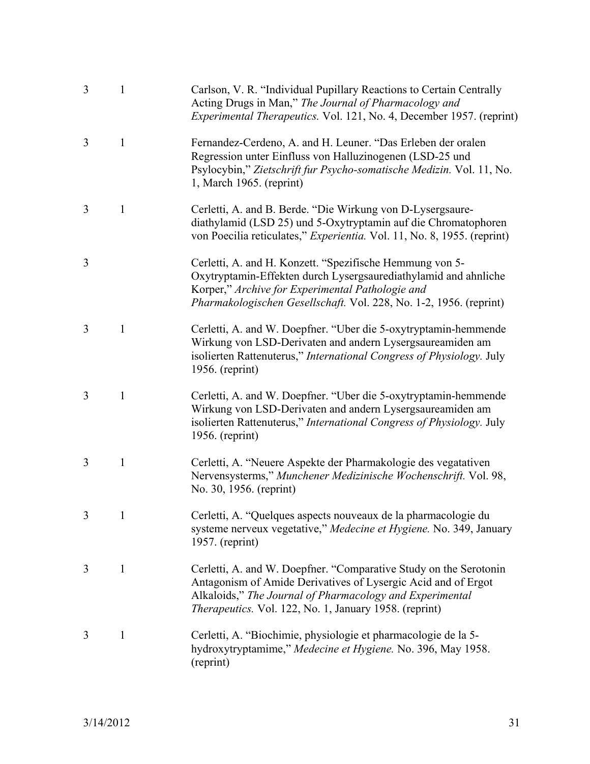| | | |
|---|---|---|
| 3 | 1 | Carlson, V. R. "Individual Pupillary Reactions to Certain Centrally Acting Drugs in Man," *The Journal of Pharmacology and Experimental Therapeutics.* Vol. 121, No. 4, December 1957. (reprint) |
| 3 | 1 | Fernandez-Cerdeno, A. and H. Leuner. "Das Erleben der oralen Regression unter Einfluss von Halluzinogenen (LSD-25 und Psylocybin," *Zietschrift fur Psycho-somatische Medizin.* Vol. 11, No. 1, March 1965. (reprint) |
| 3 | 1 | Cerletti, A. and B. Berde. "Die Wirkung von D-Lysergsaure-diathylamid (LSD 25) und 5-Oxytryptamin auf die Chromatophoren von Poecilia reticulates," *Experientia.* Vol. 11, No. 8, 1955. (reprint) |
| 3 | | Cerletti, A. and H. Konzett. "Spezifische Hemmung von 5-Oxytryptamin-Effekten durch Lysergsaurediathylamid and ahnliche Korper," *Archive for Experimental Pathologie and Pharmakologischen Gesellschaft.* Vol. 228, No. 1-2, 1956. (reprint) |
| 3 | 1 | Cerletti, A. and W. Doepfner. "Uber die 5-oxytryptamin-hemmende Wirkung von LSD-Derivaten and andern Lysergsaureamiden am isolierten Rattenuterus," *International Congress of Physiology.* July 1956. (reprint) |
| 3 | 1 | Cerletti, A. and W. Doepfner. "Uber die 5-oxytryptamin-hemmende Wirkung von LSD-Derivaten and andern Lysergsaureamiden am isolierten Rattenuterus," *International Congress of Physiology.* July 1956. (reprint) |
| 3 | 1 | Cerletti, A. "Neuere Aspekte der Pharmakologie des vegatativen Nervensysterms," *Munchener Medizinische Wochenschrift.* Vol. 98, No. 30, 1956. (reprint) |
| 3 | 1 | Cerletti, A. "Quelques aspects nouveaux de la pharmacologie du systeme nerveux vegetative," *Medecine et Hygiene.* No. 349, January 1957. (reprint) |
| 3 | 1 | Cerletti, A. and W. Doepfner. "Comparative Study on the Serotonin Antagonism of Amide Derivatives of Lysergic Acid and of Ergot Alkaloids," *The Journal of Pharmacology and Experimental Therapeutics.* Vol. 122, No. 1, January 1958. (reprint) |
| 3 | 1 | Cerletti, A. "Biochimie, physiologie et pharmacologie de la 5-hydroxytryptamime," *Medecine et Hygiene.* No. 396, May 1958. (reprint) |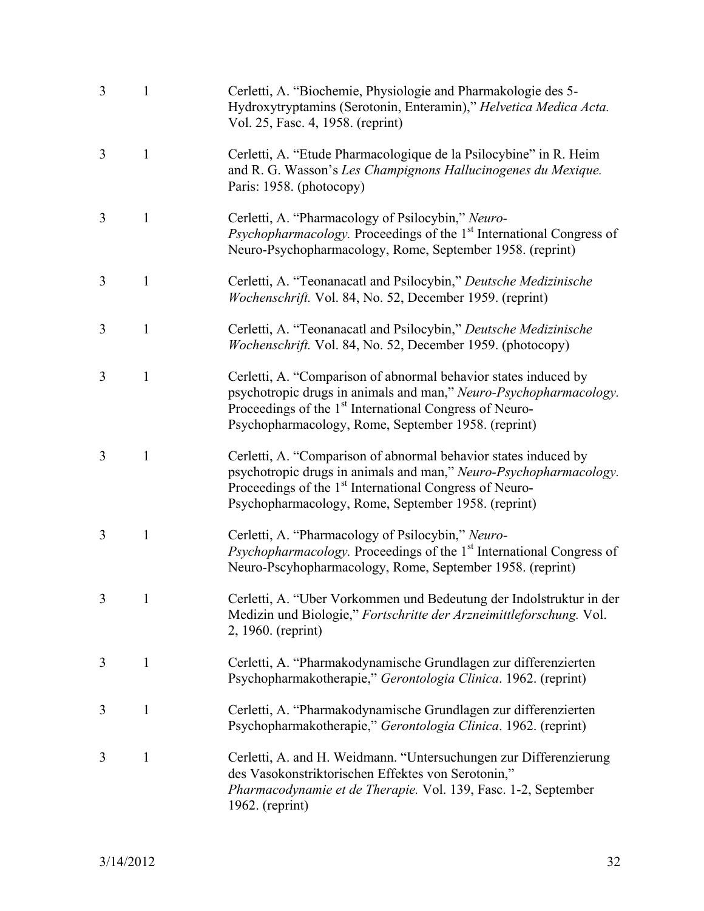| | | |
|---|---|---|
| 3 | 1 | Cerletti, A. "Biochemie, Physiologie and Pharmakologie des 5-Hydroxytryptamins (Serotonin, Enteramin)," *Helvetica Medica Acta.* Vol. 25, Fasc. 4, 1958. (reprint) |
| 3 | 1 | Cerletti, A. "Etude Pharmacologique de la Psilocybine" in R. Heim and R. G. Wasson's *Les Champignons Hallucinogenes du Mexique.* Paris: 1958. (photocopy) |
| 3 | 1 | Cerletti, A. "Pharmacology of Psilocybin," *Neuro-Psychopharmacology.* Proceedings of the 1st International Congress of Neuro-Psychopharmacology, Rome, September 1958. (reprint) |
| 3 | 1 | Cerletti, A. "Teonanacatl and Psilocybin," *Deutsche Medizinische Wochenschrift.* Vol. 84, No. 52, December 1959. (reprint) |
| 3 | 1 | Cerletti, A. "Teonanacatl and Psilocybin," *Deutsche Medizinische Wochenschrift.* Vol. 84, No. 52, December 1959. (photocopy) |
| 3 | 1 | Cerletti, A. "Comparison of abnormal behavior states induced by psychotropic drugs in animals and man," *Neuro-Psychopharmacology.* Proceedings of the 1st International Congress of Neuro-Psychopharmacology, Rome, September 1958. (reprint) |
| 3 | 1 | Cerletti, A. "Comparison of abnormal behavior states induced by psychotropic drugs in animals and man," *Neuro-Psychopharmacology.* Proceedings of the 1st International Congress of Neuro-Psychopharmacology, Rome, September 1958. (reprint) |
| 3 | 1 | Cerletti, A. "Pharmacology of Psilocybin," *Neuro-Psychopharmacology.* Proceedings of the 1st International Congress of Neuro-Pscyhopharmacology, Rome, September 1958. (reprint) |
| 3 | 1 | Cerletti, A. "Uber Vorkommen und Bedeutung der Indolstruktur in der Medizin und Biologie," *Fortschritte der Arzneimittleforschung.* Vol. 2, 1960. (reprint) |
| 3 | 1 | Cerletti, A. "Pharmakodynamische Grundlagen zur differenzierten Psychopharmakotherapie," *Gerontologia Clinica*. 1962. (reprint) |
| 3 | 1 | Cerletti, A. "Pharmakodynamische Grundlagen zur differenzierten Psychopharmakotherapie," *Gerontologia Clinica*. 1962. (reprint) |
| 3 | 1 | Cerletti, A. and H. Weidmann. "Untersuchungen zur Differenzierung des Vasokonstriktorischen Effektes von Serotonin," *Pharmacodynamie et de Therapie.* Vol. 139, Fasc. 1-2, September 1962. (reprint) |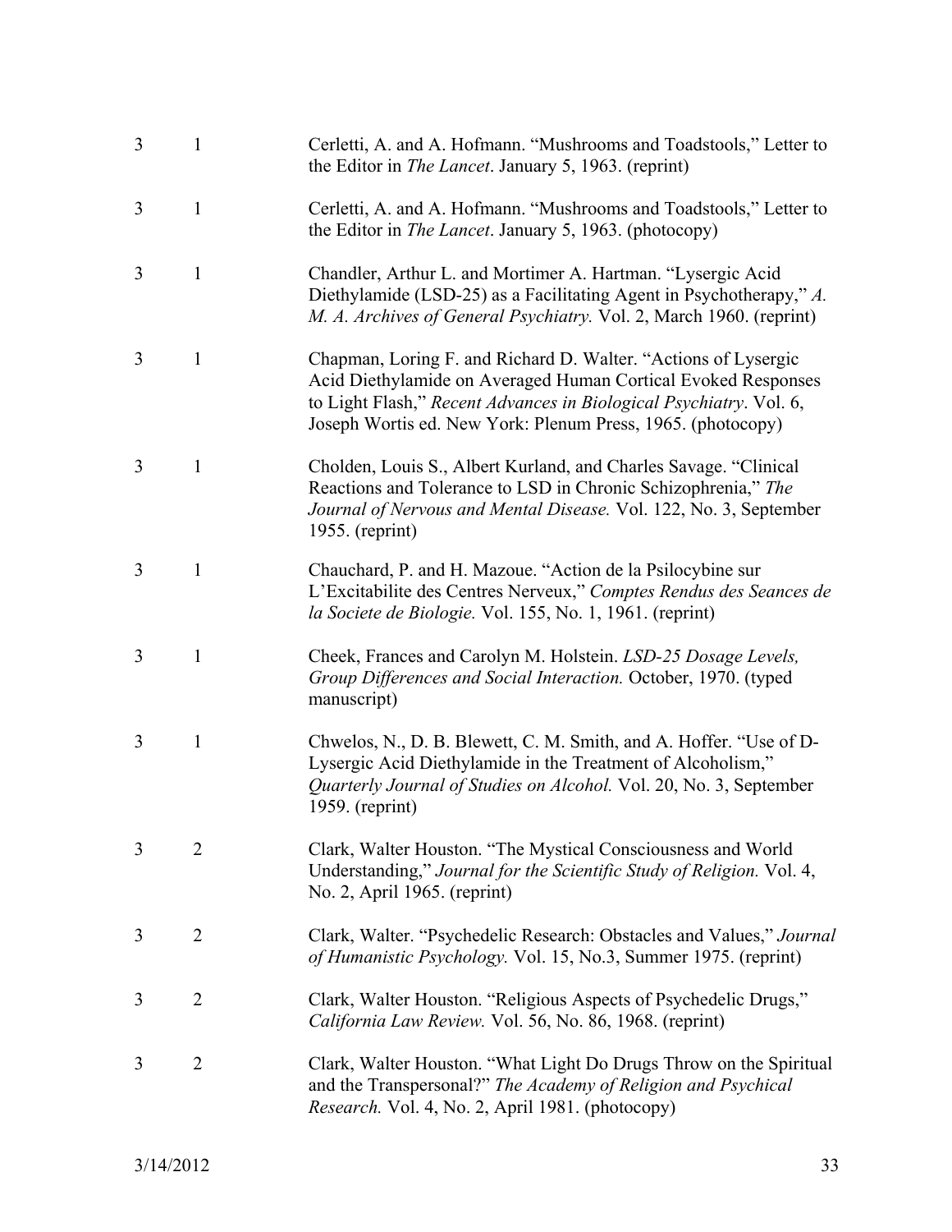| | | |
|---|---|---|
| 3 | 1 | Cerletti, A. and A. Hofmann. "Mushrooms and Toadstools," Letter to the Editor in *The Lancet*. January 5, 1963. (reprint) |
| 3 | 1 | Cerletti, A. and A. Hofmann. "Mushrooms and Toadstools," Letter to the Editor in *The Lancet*. January 5, 1963. (photocopy) |
| 3 | 1 | Chandler, Arthur L. and Mortimer A. Hartman. "Lysergic Acid Diethylamide (LSD-25) as a Facilitating Agent in Psychotherapy," *A. M. A. Archives of General Psychiatry.* Vol. 2, March 1960. (reprint) |
| 3 | 1 | Chapman, Loring F. and Richard D. Walter. "Actions of Lysergic Acid Diethylamide on Averaged Human Cortical Evoked Responses to Light Flash," *Recent Advances in Biological Psychiatry*. Vol. 6, Joseph Wortis ed. New York: Plenum Press, 1965. (photocopy) |
| 3 | 1 | Cholden, Louis S., Albert Kurland, and Charles Savage. "Clinical Reactions and Tolerance to LSD in Chronic Schizophrenia," *The Journal of Nervous and Mental Disease.* Vol. 122, No. 3, September 1955. (reprint) |
| 3 | 1 | Chauchard, P. and H. Mazoue. "Action de la Psilocybine sur L'Excitabilite des Centres Nerveux," *Comptes Rendus des Seances de la Societe de Biologie.* Vol. 155, No. 1, 1961. (reprint) |
| 3 | 1 | Cheek, Frances and Carolyn M. Holstein. *LSD-25 Dosage Levels, Group Differences and Social Interaction.* October, 1970. (typed manuscript) |
| 3 | 1 | Chwelos, N., D. B. Blewett, C. M. Smith, and A. Hoffer. "Use of D-Lysergic Acid Diethylamide in the Treatment of Alcoholism," *Quarterly Journal of Studies on Alcohol.* Vol. 20, No. 3, September 1959. (reprint) |
| 3 | 2 | Clark, Walter Houston. "The Mystical Consciousness and World Understanding," *Journal for the Scientific Study of Religion.* Vol. 4, No. 2, April 1965. (reprint) |
| 3 | 2 | Clark, Walter. "Psychedelic Research: Obstacles and Values," *Journal of Humanistic Psychology.* Vol. 15, No.3, Summer 1975. (reprint) |
| 3 | 2 | Clark, Walter Houston. "Religious Aspects of Psychedelic Drugs," *California Law Review.* Vol. 56, No. 86, 1968. (reprint) |
| 3 | 2 | Clark, Walter Houston. "What Light Do Drugs Throw on the Spiritual and the Transpersonal?" *The Academy of Religion and Psychical Research.* Vol. 4, No. 2, April 1981. (photocopy) |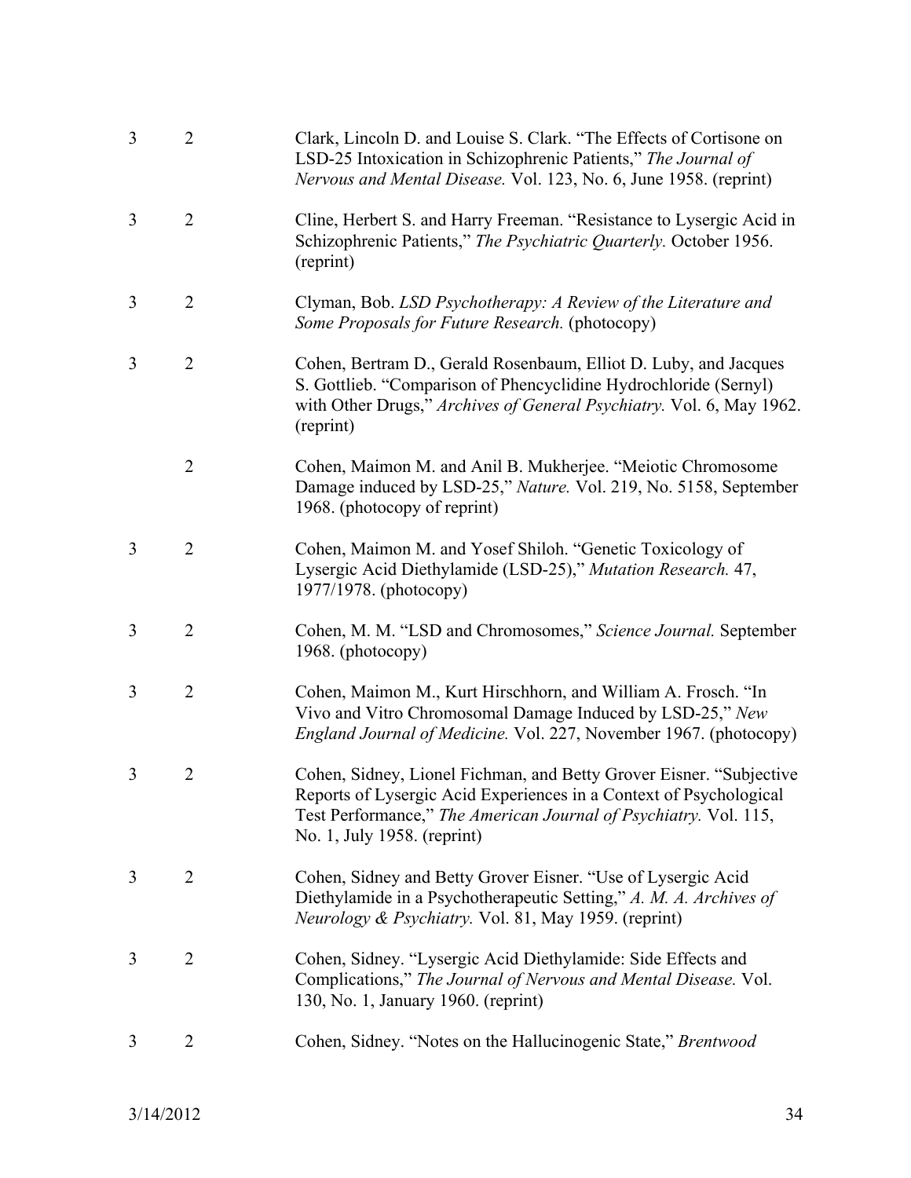| Box | Folder | Description |
|---|---|---|
| 3 | 2 | Clark, Lincoln D. and Louise S. Clark. "The Effects of Cortisone on LSD-25 Intoxication in Schizophrenic Patients," *The Journal of Nervous and Mental Disease.* Vol. 123, No. 6, June 1958. (reprint) |
| 3 | 2 | Cline, Herbert S. and Harry Freeman. "Resistance to Lysergic Acid in Schizophrenic Patients," *The Psychiatric Quarterly.* October 1956. (reprint) |
| 3 | 2 | Clyman, Bob. *LSD Psychotherapy: A Review of the Literature and Some Proposals for Future Research.* (photocopy) |
| 3 | 2 | Cohen, Bertram D., Gerald Rosenbaum, Elliot D. Luby, and Jacques S. Gottlieb. "Comparison of Phencyclidine Hydrochloride (Sernyl) with Other Drugs," *Archives of General Psychiatry.* Vol. 6, May 1962. (reprint) |
| | 2 | Cohen, Maimon M. and Anil B. Mukherjee. "Meiotic Chromosome Damage induced by LSD-25," *Nature.* Vol. 219, No. 5158, September 1968. (photocopy of reprint) |
| 3 | 2 | Cohen, Maimon M. and Yosef Shiloh. "Genetic Toxicology of Lysergic Acid Diethylamide (LSD-25)," *Mutation Research.* 47, 1977/1978. (photocopy) |
| 3 | 2 | Cohen, M. M. "LSD and Chromosomes," *Science Journal.* September 1968. (photocopy) |
| 3 | 2 | Cohen, Maimon M., Kurt Hirschhorn, and William A. Frosch. "In Vivo and Vitro Chromosomal Damage Induced by LSD-25," *New England Journal of Medicine.* Vol. 227, November 1967. (photocopy) |
| 3 | 2 | Cohen, Sidney, Lionel Fichman, and Betty Grover Eisner. "Subjective Reports of Lysergic Acid Experiences in a Context of Psychological Test Performance," *The American Journal of Psychiatry.* Vol. 115, No. 1, July 1958. (reprint) |
| 3 | 2 | Cohen, Sidney and Betty Grover Eisner. "Use of Lysergic Acid Diethylamide in a Psychotherapeutic Setting," *A. M. A. Archives of Neurology & Psychiatry.* Vol. 81, May 1959. (reprint) |
| 3 | 2 | Cohen, Sidney. "Lysergic Acid Diethylamide: Side Effects and Complications," *The Journal of Nervous and Mental Disease.* Vol. 130, No. 1, January 1960. (reprint) |
| 3 | 2 | Cohen, Sidney. "Notes on the Hallucinogenic State," *Brentwood* |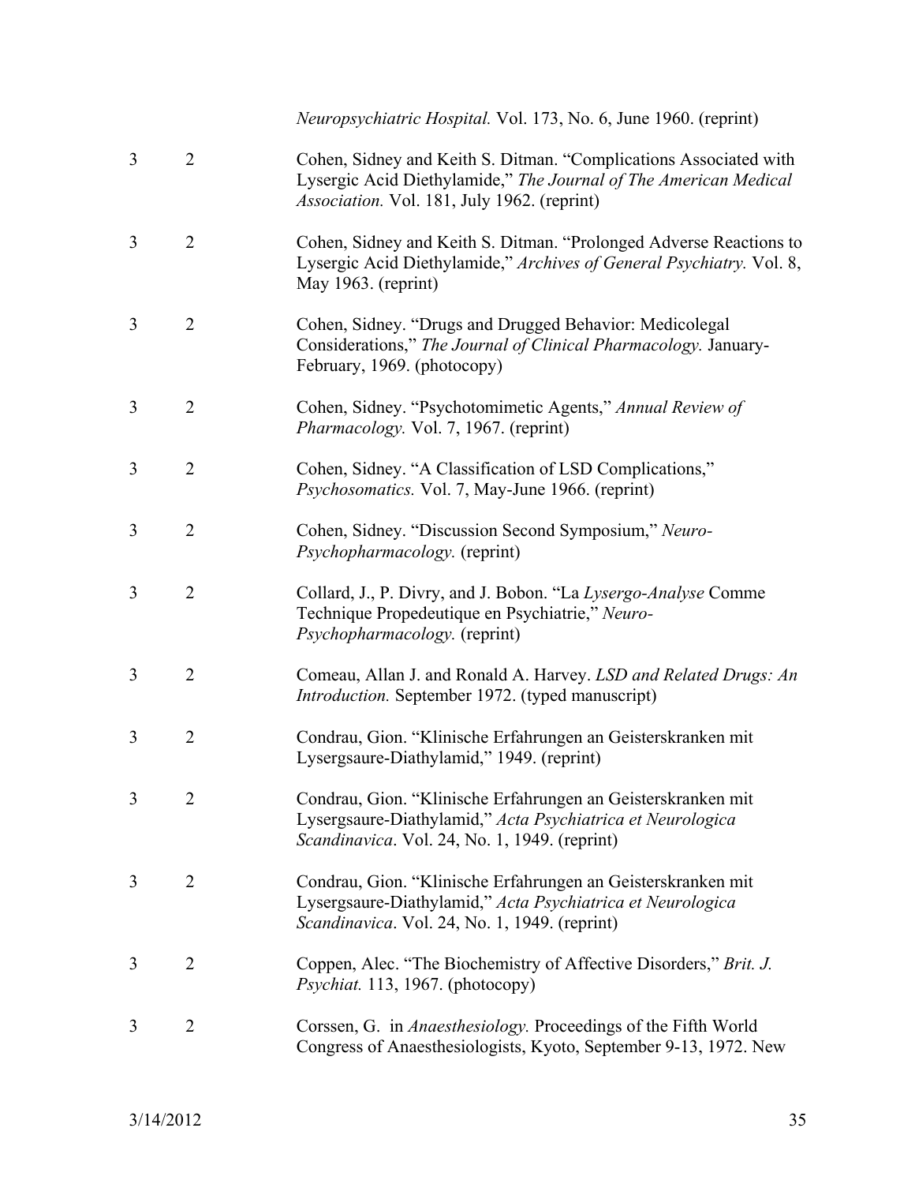| | | |
|---|---|---|
| | | *Neuropsychiatric Hospital.* Vol. 173, No. 6, June 1960. (reprint) |
| 3 | 2 | Cohen, Sidney and Keith S. Ditman. "Complications Associated with Lysergic Acid Diethylamide," *The Journal of The American Medical Association.* Vol. 181, July 1962. (reprint) |
| 3 | 2 | Cohen, Sidney and Keith S. Ditman. "Prolonged Adverse Reactions to Lysergic Acid Diethylamide," *Archives of General Psychiatry.* Vol. 8, May 1963. (reprint) |
| 3 | 2 | Cohen, Sidney. "Drugs and Drugged Behavior: Medicolegal Considerations," *The Journal of Clinical Pharmacology.* January-February, 1969. (photocopy) |
| 3 | 2 | Cohen, Sidney. "Psychotomimetic Agents," *Annual Review of Pharmacology.* Vol. 7, 1967. (reprint) |
| 3 | 2 | Cohen, Sidney. "A Classification of LSD Complications," *Psychosomatics.* Vol. 7, May-June 1966. (reprint) |
| 3 | 2 | Cohen, Sidney. "Discussion Second Symposium," *Neuro-Psychopharmacology.* (reprint) |
| 3 | 2 | Collard, J., P. Divry, and J. Bobon. "La *Lysergo-Analyse* Comme Technique Propedeutique en Psychiatrie," *Neuro-Psychopharmacology.* (reprint) |
| 3 | 2 | Comeau, Allan J. and Ronald A. Harvey. *LSD and Related Drugs: An Introduction.* September 1972. (typed manuscript) |
| 3 | 2 | Condrau, Gion. "Klinische Erfahrungen an Geisterskranken mit Lysergsaure-Diathylamid," 1949. (reprint) |
| 3 | 2 | Condrau, Gion. "Klinische Erfahrungen an Geisterskranken mit Lysergsaure-Diathylamid," *Acta Psychiatrica et Neurologica Scandinavica*. Vol. 24, No. 1, 1949. (reprint) |
| 3 | 2 | Condrau, Gion. "Klinische Erfahrungen an Geisterskranken mit Lysergsaure-Diathylamid," *Acta Psychiatrica et Neurologica Scandinavica*. Vol. 24, No. 1, 1949. (reprint) |
| 3 | 2 | Coppen, Alec. "The Biochemistry of Affective Disorders," *Brit. J. Psychiat.* 113, 1967. (photocopy) |
| 3 | 2 | Corssen, G. in *Anaesthesiology.* Proceedings of the Fifth World Congress of Anaesthesiologists, Kyoto, September 9-13, 1972. New |

3/14/2012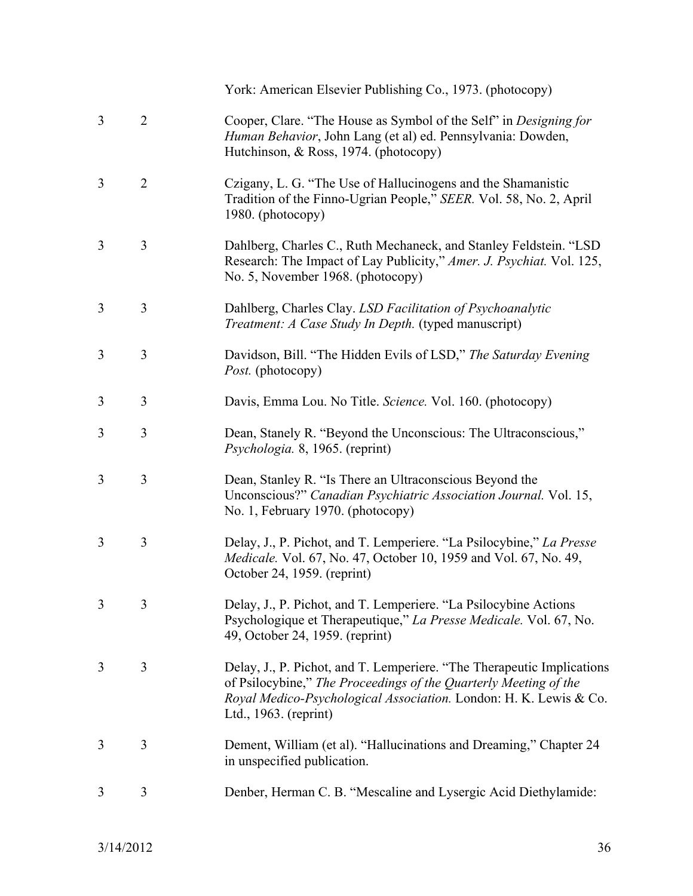| | | York: American Elsevier Publishing Co., 1973. (photocopy) |
|---|---|---|
| 3 | 2 | Cooper, Clare. "The House as Symbol of the Self" in *Designing for Human Behavior*, John Lang (et al) ed. Pennsylvania: Dowden, Hutchinson, & Ross, 1974. (photocopy) |
| 3 | 2 | Czigany, L. G. "The Use of Hallucinogens and the Shamanistic Tradition of the Finno-Ugrian People," *SEER.* Vol. 58, No. 2, April 1980. (photocopy) |
| 3 | 3 | Dahlberg, Charles C., Ruth Mechaneck, and Stanley Feldstein. "LSD Research: The Impact of Lay Publicity," *Amer. J. Psychiat.* Vol. 125, No. 5, November 1968. (photocopy) |
| 3 | 3 | Dahlberg, Charles Clay. *LSD Facilitation of Psychoanalytic Treatment: A Case Study In Depth.* (typed manuscript) |
| 3 | 3 | Davidson, Bill. "The Hidden Evils of LSD," *The Saturday Evening Post.* (photocopy) |
| 3 | 3 | Davis, Emma Lou. No Title. *Science.* Vol. 160. (photocopy) |
| 3 | 3 | Dean, Stanely R. "Beyond the Unconscious: The Ultraconscious," *Psychologia.* 8, 1965. (reprint) |
| 3 | 3 | Dean, Stanley R. "Is There an Ultraconscious Beyond the Unconscious?" *Canadian Psychiatric Association Journal.* Vol. 15, No. 1, February 1970. (photocopy) |
| 3 | 3 | Delay, J., P. Pichot, and T. Lemperiere. "La Psilocybine," *La Presse Medicale.* Vol. 67, No. 47, October 10, 1959 and Vol. 67, No. 49, October 24, 1959. (reprint) |
| 3 | 3 | Delay, J., P. Pichot, and T. Lemperiere. "La Psilocybine Actions Psychologique et Therapeutique," *La Presse Medicale.* Vol. 67, No. 49, October 24, 1959. (reprint) |
| 3 | 3 | Delay, J., P. Pichot, and T. Lemperiere. "The Therapeutic Implications of Psilocybine," *The Proceedings of the Quarterly Meeting of the Royal Medico-Psychological Association.* London: H. K. Lewis & Co. Ltd., 1963. (reprint) |
| 3 | 3 | Dement, William (et al). "Hallucinations and Dreaming," Chapter 24 in unspecified publication. |
| 3 | 3 | Denber, Herman C. B. "Mescaline and Lysergic Acid Diethylamide: |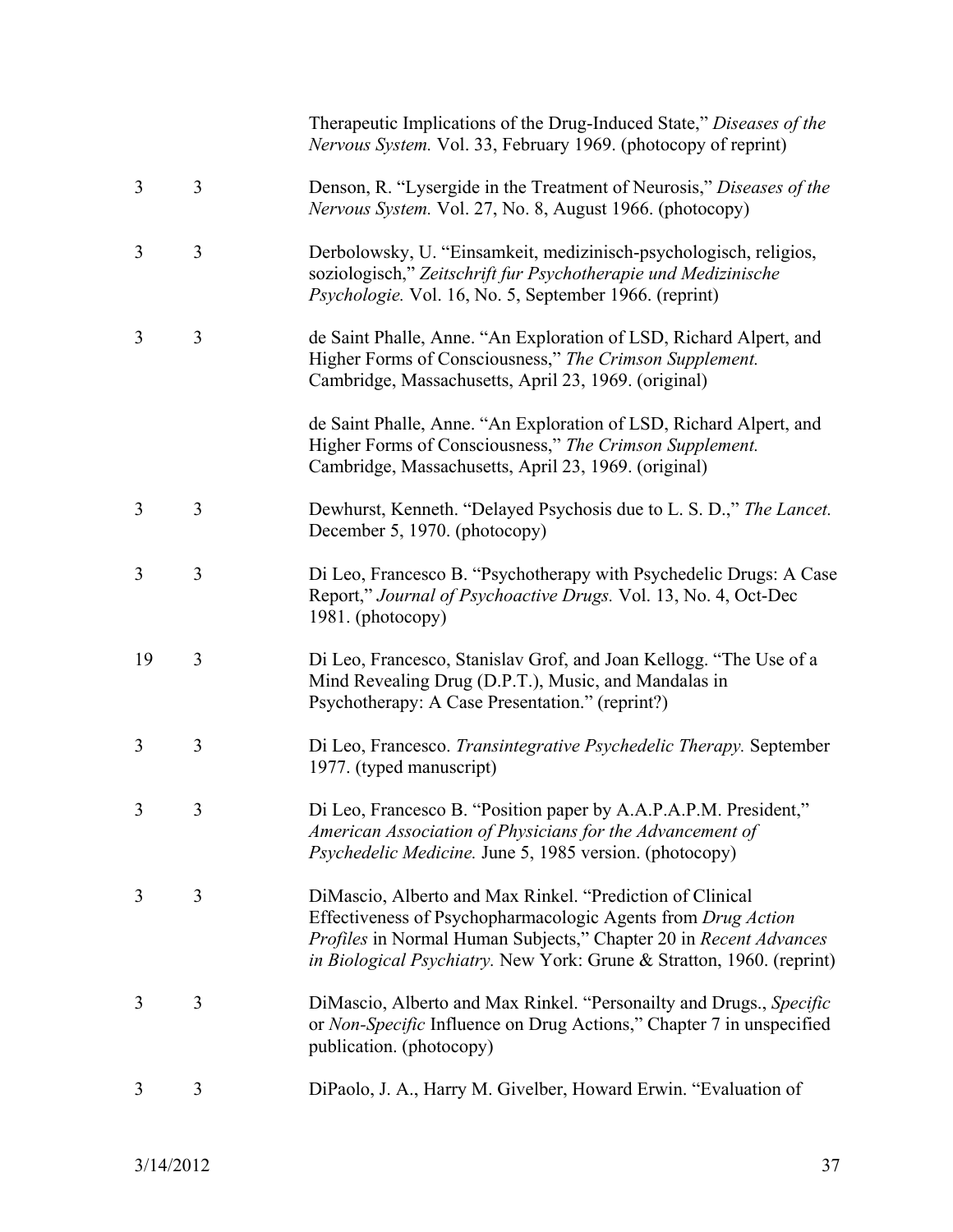| | | |
|---|---|---|
| | | Therapeutic Implications of the Drug-Induced State," *Diseases of the Nervous System.* Vol. 33, February 1969. (photocopy of reprint) |
| 3 | 3 | Denson, R. "Lysergide in the Treatment of Neurosis," *Diseases of the Nervous System.* Vol. 27, No. 8, August 1966. (photocopy) |
| 3 | 3 | Derbolowsky, U. "Einsamkeit, medizinisch-psychologisch, religios, soziologisch," *Zeitschrift fur Psychotherapie und Medizinische Psychologie.* Vol. 16, No. 5, September 1966. (reprint) |
| 3 | 3 | de Saint Phalle, Anne. "An Exploration of LSD, Richard Alpert, and Higher Forms of Consciousness," *The Crimson Supplement.* Cambridge, Massachusetts, April 23, 1969. (original) |
| | | de Saint Phalle, Anne. "An Exploration of LSD, Richard Alpert, and Higher Forms of Consciousness," *The Crimson Supplement.* Cambridge, Massachusetts, April 23, 1969. (original) |
| 3 | 3 | Dewhurst, Kenneth. "Delayed Psychosis due to L. S. D.," *The Lancet.* December 5, 1970. (photocopy) |
| 3 | 3 | Di Leo, Francesco B. "Psychotherapy with Psychedelic Drugs: A Case Report," *Journal of Psychoactive Drugs.* Vol. 13, No. 4, Oct-Dec 1981. (photocopy) |
| 19 | 3 | Di Leo, Francesco, Stanislav Grof, and Joan Kellogg. "The Use of a Mind Revealing Drug (D.P.T.), Music, and Mandalas in Psychotherapy: A Case Presentation." (reprint?) |
| 3 | 3 | Di Leo, Francesco. *Transintegrative Psychedelic Therapy.* September 1977. (typed manuscript) |
| 3 | 3 | Di Leo, Francesco B. "Position paper by A.A.P.A.P.M. President," *American Association of Physicians for the Advancement of Psychedelic Medicine.* June 5, 1985 version. (photocopy) |
| 3 | 3 | DiMascio, Alberto and Max Rinkel. "Prediction of Clinical Effectiveness of Psychopharmacologic Agents from *Drug Action Profiles* in Normal Human Subjects," Chapter 20 in *Recent Advances in Biological Psychiatry.* New York: Grune & Stratton, 1960. (reprint) |
| 3 | 3 | DiMascio, Alberto and Max Rinkel. "Personailty and Drugs., *Specific* or *Non-Specific* Influence on Drug Actions," Chapter 7 in unspecified publication. (photocopy) |
| 3 | 3 | DiPaolo, J. A., Harry M. Givelber, Howard Erwin. "Evaluation of |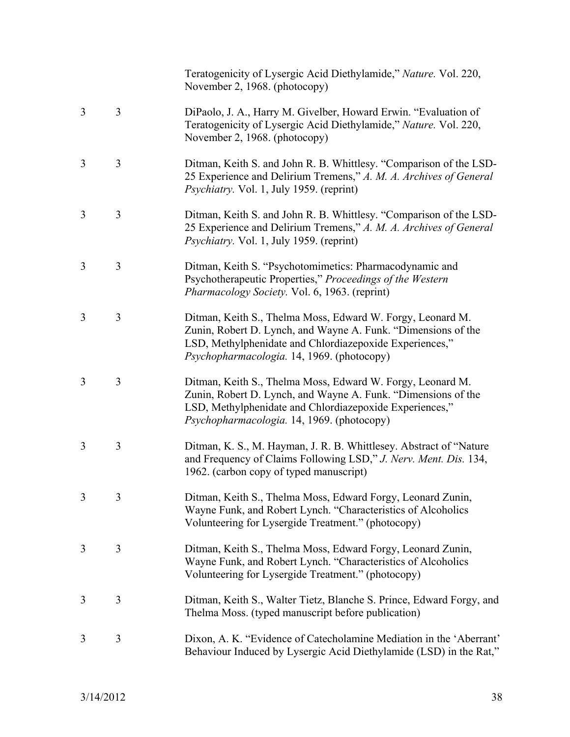| | | |
|---|---|---|
| | | Teratogenicity of Lysergic Acid Diethylamide," *Nature.* Vol. 220, November 2, 1968. (photocopy) |
| 3 | 3 | DiPaolo, J. A., Harry M. Givelber, Howard Erwin. "Evaluation of Teratogenicity of Lysergic Acid Diethylamide," *Nature.* Vol. 220, November 2, 1968. (photocopy) |
| 3 | 3 | Ditman, Keith S. and John R. B. Whittlesy. "Comparison of the LSD-25 Experience and Delirium Tremens," *A. M. A. Archives of General Psychiatry.* Vol. 1, July 1959. (reprint) |
| 3 | 3 | Ditman, Keith S. and John R. B. Whittlesy. "Comparison of the LSD-25 Experience and Delirium Tremens," *A. M. A. Archives of General Psychiatry.* Vol. 1, July 1959. (reprint) |
| 3 | 3 | Ditman, Keith S. "Psychotomimetics: Pharmacodynamic and Psychotherapeutic Properties," *Proceedings of the Western Pharmacology Society.* Vol. 6, 1963. (reprint) |
| 3 | 3 | Ditman, Keith S., Thelma Moss, Edward W. Forgy, Leonard M. Zunin, Robert D. Lynch, and Wayne A. Funk. "Dimensions of the LSD, Methylphenidate and Chlordiazepoxide Experiences," *Psychopharmacologia.* 14, 1969. (photocopy) |
| 3 | 3 | Ditman, Keith S., Thelma Moss, Edward W. Forgy, Leonard M. Zunin, Robert D. Lynch, and Wayne A. Funk. "Dimensions of the LSD, Methylphenidate and Chlordiazepoxide Experiences," *Psychopharmacologia.* 14, 1969. (photocopy) |
| 3 | 3 | Ditman, K. S., M. Hayman, J. R. B. Whittlesey. Abstract of "Nature and Frequency of Claims Following LSD," *J. Nerv. Ment. Dis.* 134, 1962. (carbon copy of typed manuscript) |
| 3 | 3 | Ditman, Keith S., Thelma Moss, Edward Forgy, Leonard Zunin, Wayne Funk, and Robert Lynch. "Characteristics of Alcoholics Volunteering for Lysergide Treatment." (photocopy) |
| 3 | 3 | Ditman, Keith S., Thelma Moss, Edward Forgy, Leonard Zunin, Wayne Funk, and Robert Lynch. "Characteristics of Alcoholics Volunteering for Lysergide Treatment." (photocopy) |
| 3 | 3 | Ditman, Keith S., Walter Tietz, Blanche S. Prince, Edward Forgy, and Thelma Moss. (typed manuscript before publication) |
| 3 | 3 | Dixon, A. K. "Evidence of Catecholamine Mediation in the 'Aberrant' Behaviour Induced by Lysergic Acid Diethylamide (LSD) in the Rat," |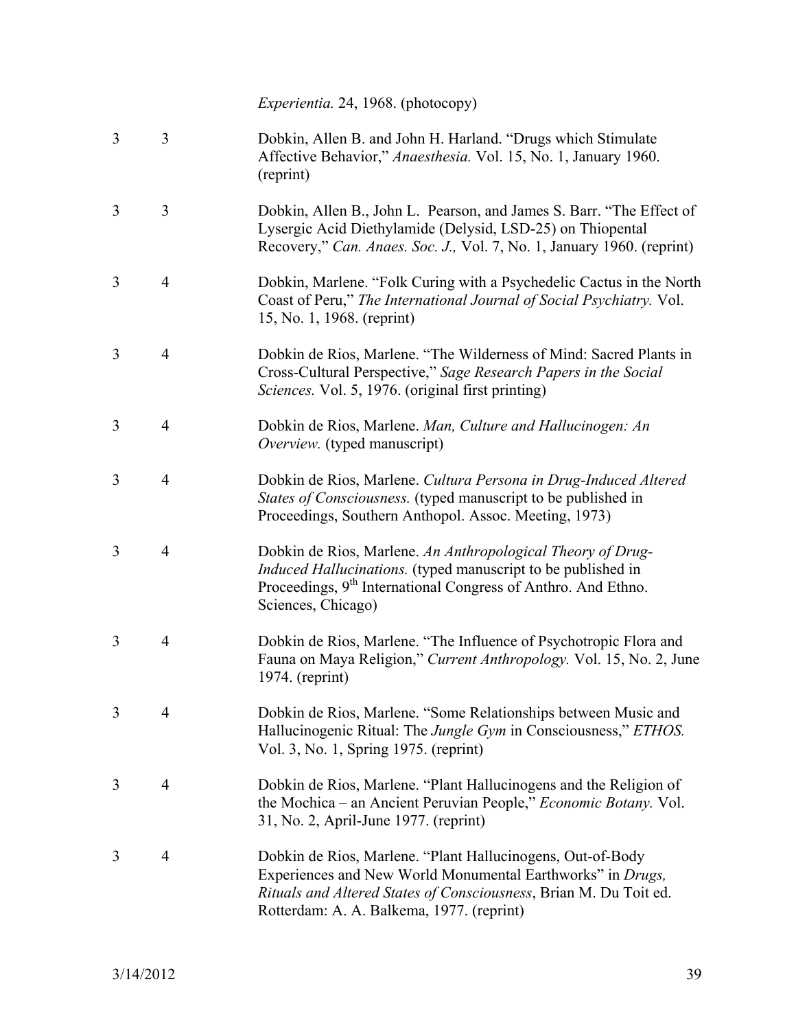| | | *Experientia.* 24, 1968. (photocopy) |
|---|---|---|
| 3 | 3 | Dobkin, Allen B. and John H. Harland. "Drugs which Stimulate Affective Behavior," *Anaesthesia.* Vol. 15, No. 1, January 1960. (reprint) |
| 3 | 3 | Dobkin, Allen B., John L. Pearson, and James S. Barr. "The Effect of Lysergic Acid Diethylamide (Delysid, LSD-25) on Thiopental Recovery," *Can. Anaes. Soc. J.,* Vol. 7, No. 1, January 1960. (reprint) |
| 3 | 4 | Dobkin, Marlene. "Folk Curing with a Psychedelic Cactus in the North Coast of Peru," *The International Journal of Social Psychiatry.* Vol. 15, No. 1, 1968. (reprint) |
| 3 | 4 | Dobkin de Rios, Marlene. "The Wilderness of Mind: Sacred Plants in Cross-Cultural Perspective," *Sage Research Papers in the Social Sciences.* Vol. 5, 1976. (original first printing) |
| 3 | 4 | Dobkin de Rios, Marlene. *Man, Culture and Hallucinogen: An Overview.* (typed manuscript) |
| 3 | 4 | Dobkin de Rios, Marlene. *Cultura Persona in Drug-Induced Altered States of Consciousness.* (typed manuscript to be published in Proceedings, Southern Anthopol. Assoc. Meeting, 1973) |
| 3 | 4 | Dobkin de Rios, Marlene. *An Anthropological Theory of Drug-Induced Hallucinations.* (typed manuscript to be published in Proceedings, 9th International Congress of Anthro. And Ethno. Sciences, Chicago) |
| 3 | 4 | Dobkin de Rios, Marlene. "The Influence of Psychotropic Flora and Fauna on Maya Religion," *Current Anthropology.* Vol. 15, No. 2, June 1974. (reprint) |
| 3 | 4 | Dobkin de Rios, Marlene. "Some Relationships between Music and Hallucinogenic Ritual: The *Jungle Gym* in Consciousness," *ETHOS.* Vol. 3, No. 1, Spring 1975. (reprint) |
| 3 | 4 | Dobkin de Rios, Marlene. "Plant Hallucinogens and the Religion of the Mochica – an Ancient Peruvian People," *Economic Botany.* Vol. 31, No. 2, April-June 1977. (reprint) |
| 3 | 4 | Dobkin de Rios, Marlene. "Plant Hallucinogens, Out-of-Body Experiences and New World Monumental Earthworks" in *Drugs, Rituals and Altered States of Consciousness*, Brian M. Du Toit ed. Rotterdam: A. A. Balkema, 1977. (reprint) |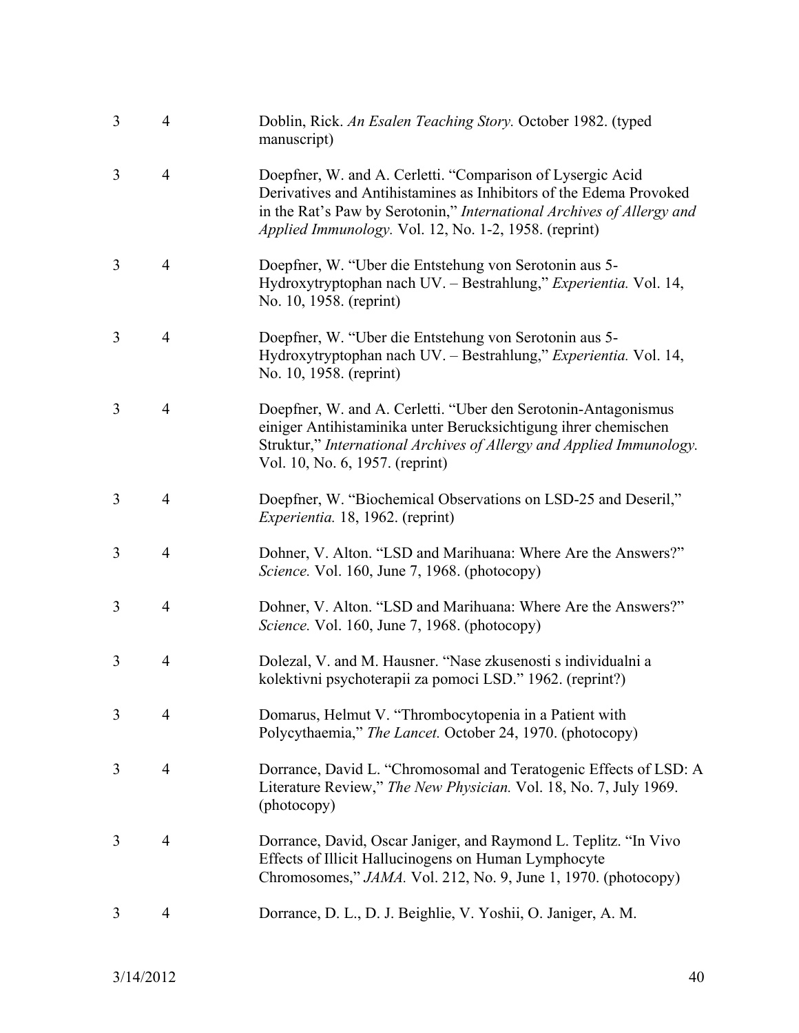| | | |
|---|---|---|
| 3 | 4 | Doblin, Rick. *An Esalen Teaching Story.* October 1982. (typed manuscript) |
| 3 | 4 | Doepfner, W. and A. Cerletti. "Comparison of Lysergic Acid Derivatives and Antihistamines as Inhibitors of the Edema Provoked in the Rat's Paw by Serotonin," *International Archives of Allergy and Applied Immunology.* Vol. 12, No. 1-2, 1958. (reprint) |
| 3 | 4 | Doepfner, W. "Uber die Entstehung von Serotonin aus 5-Hydroxytryptophan nach UV. – Bestrahlung," *Experientia.* Vol. 14, No. 10, 1958. (reprint) |
| 3 | 4 | Doepfner, W. "Uber die Entstehung von Serotonin aus 5-Hydroxytryptophan nach UV. – Bestrahlung," *Experientia.* Vol. 14, No. 10, 1958. (reprint) |
| 3 | 4 | Doepfner, W. and A. Cerletti. "Uber den Serotonin-Antagonismus einiger Antihistaminika unter Berucksichtigung ihrer chemischen Struktur," *International Archives of Allergy and Applied Immunology.* Vol. 10, No. 6, 1957. (reprint) |
| 3 | 4 | Doepfner, W. "Biochemical Observations on LSD-25 and Deseril," *Experientia.* 18, 1962. (reprint) |
| 3 | 4 | Dohner, V. Alton. "LSD and Marihuana: Where Are the Answers?" *Science.* Vol. 160, June 7, 1968. (photocopy) |
| 3 | 4 | Dohner, V. Alton. "LSD and Marihuana: Where Are the Answers?" *Science.* Vol. 160, June 7, 1968. (photocopy) |
| 3 | 4 | Dolezal, V. and M. Hausner. "Nase zkusenosti s individualni a kolektivni psychoterapii za pomoci LSD." 1962. (reprint?) |
| 3 | 4 | Domarus, Helmut V. "Thrombocytopenia in a Patient with Polycythaemia," *The Lancet.* October 24, 1970. (photocopy) |
| 3 | 4 | Dorrance, David L. "Chromosomal and Teratogenic Effects of LSD: A Literature Review," *The New Physician.* Vol. 18, No. 7, July 1969. (photocopy) |
| 3 | 4 | Dorrance, David, Oscar Janiger, and Raymond L. Teplitz. "In Vivo Effects of Illicit Hallucinogens on Human Lymphocyte Chromosomes," *JAMA.* Vol. 212, No. 9, June 1, 1970. (photocopy) |
| 3 | 4 | Dorrance, D. L., D. J. Beighlie, V. Yoshii, O. Janiger, A. M. |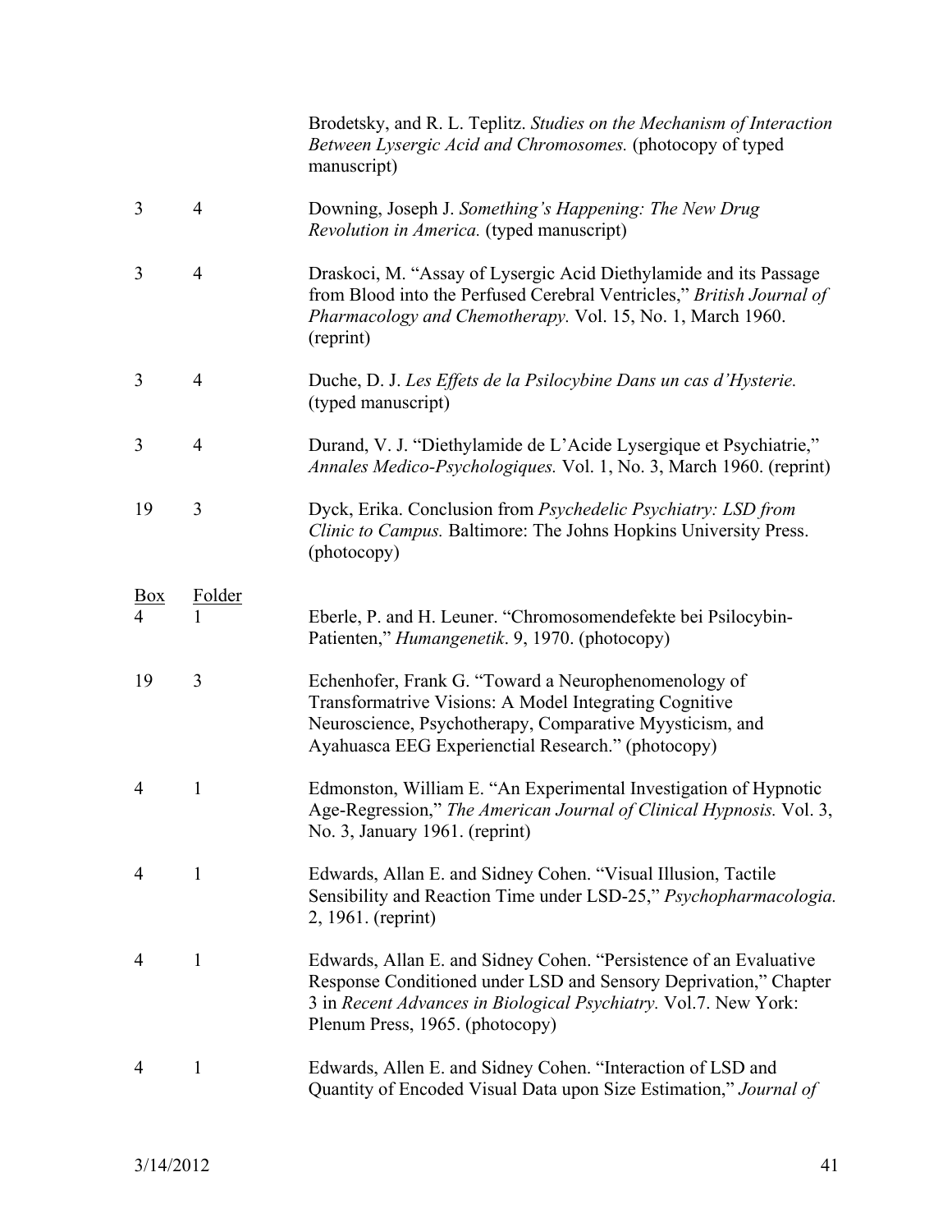| Box | Folder | |
|---|---|---|
| | | Brodetsky, and R. L. Teplitz. *Studies on the Mechanism of Interaction Between Lysergic Acid and Chromosomes.* (photocopy of typed manuscript) |
| 3 | 4 | Downing, Joseph J. *Something's Happening: The New Drug Revolution in America.* (typed manuscript) |
| 3 | 4 | Draskoci, M. "Assay of Lysergic Acid Diethylamide and its Passage from Blood into the Perfused Cerebral Ventricles," *British Journal of Pharmacology and Chemotherapy.* Vol. 15, No. 1, March 1960. (reprint) |
| 3 | 4 | Duche, D. J. *Les Effets de la Psilocybine Dans un cas d'Hysterie.* (typed manuscript) |
| 3 | 4 | Durand, V. J. "Diethylamide de L'Acide Lysergique et Psychiatrie," *Annales Medico-Psychologiques.* Vol. 1, No. 3, March 1960. (reprint) |
| 19 | 3 | Dyck, Erika. Conclusion from *Psychedelic Psychiatry: LSD from Clinic to Campus.* Baltimore: The Johns Hopkins University Press. (photocopy) |
| **Box** | **Folder** | |
| 4 | 1 | Eberle, P. and H. Leuner. "Chromosomendefekte bei Psilocybin-Patienten," *Humangenetik*. 9, 1970. (photocopy) |
| 19 | 3 | Echenhofer, Frank G. "Toward a Neurophenomenology of Transformatrive Visions: A Model Integrating Cognitive Neuroscience, Psychotherapy, Comparative Myysticism, and Ayahuasca EEG Experienctial Research." (photocopy) |
| 4 | 1 | Edmonston, William E. "An Experimental Investigation of Hypnotic Age-Regression," *The American Journal of Clinical Hypnosis.* Vol. 3, No. 3, January 1961. (reprint) |
| 4 | 1 | Edwards, Allan E. and Sidney Cohen. "Visual Illusion, Tactile Sensibility and Reaction Time under LSD-25," *Psychopharmacologia.* 2, 1961. (reprint) |
| 4 | 1 | Edwards, Allan E. and Sidney Cohen. "Persistence of an Evaluative Response Conditioned under LSD and Sensory Deprivation," Chapter 3 in *Recent Advances in Biological Psychiatry.* Vol.7. New York: Plenum Press, 1965. (photocopy) |
| 4 | 1 | Edwards, Allen E. and Sidney Cohen. "Interaction of LSD and Quantity of Encoded Visual Data upon Size Estimation," *Journal of* |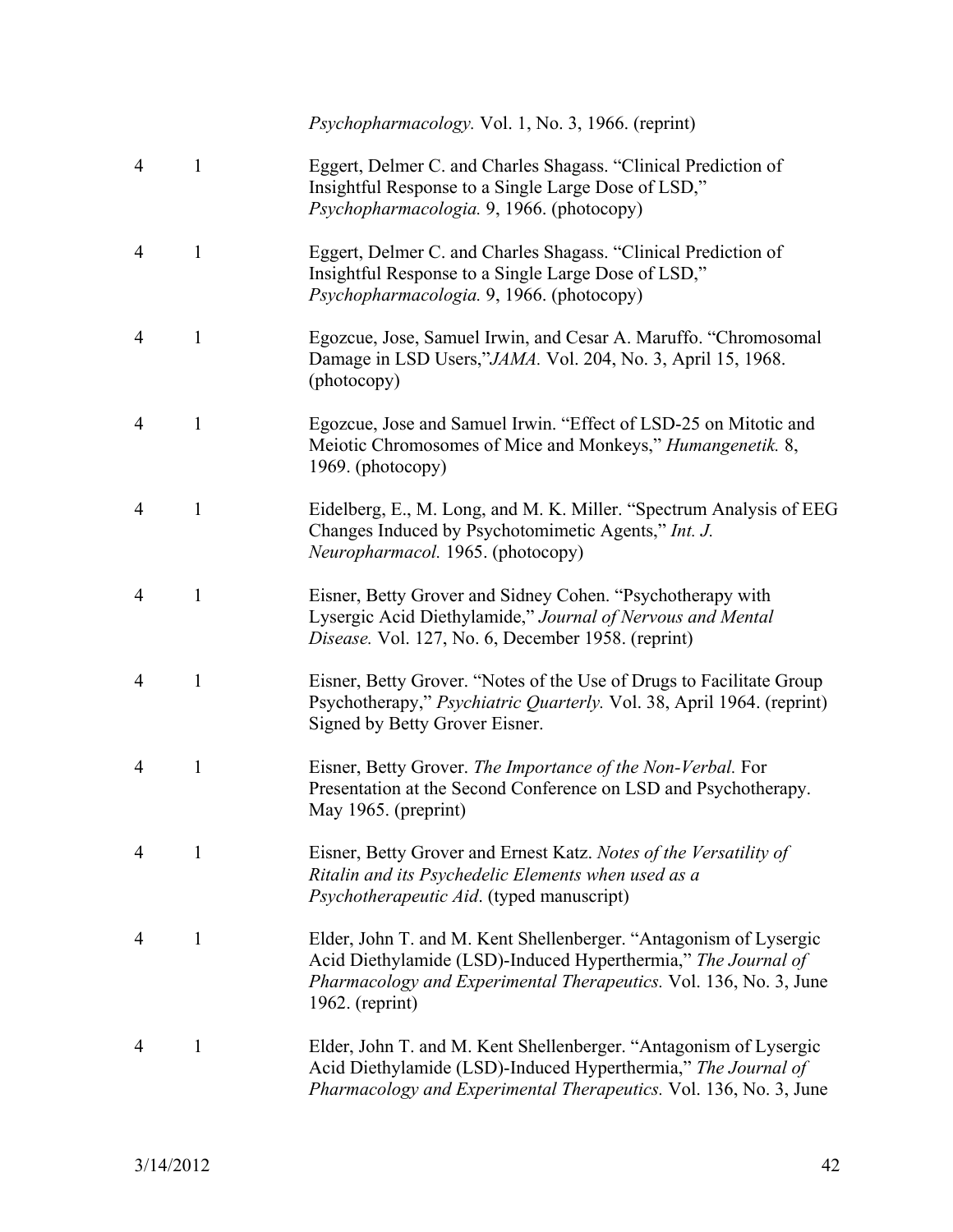| | | |
|---|---|---|
| | | *Psychopharmacology.* Vol. 1, No. 3, 1966. (reprint) |
| 4 | 1 | Eggert, Delmer C. and Charles Shagass. "Clinical Prediction of Insightful Response to a Single Large Dose of LSD," *Psychopharmacologia.* 9, 1966. (photocopy) |
| 4 | 1 | Eggert, Delmer C. and Charles Shagass. "Clinical Prediction of Insightful Response to a Single Large Dose of LSD," *Psychopharmacologia.* 9, 1966. (photocopy) |
| 4 | 1 | Egozcue, Jose, Samuel Irwin, and Cesar A. Maruffo. "Chromosomal Damage in LSD Users,"*JAMA.* Vol. 204, No. 3, April 15, 1968. (photocopy) |
| 4 | 1 | Egozcue, Jose and Samuel Irwin. "Effect of LSD-25 on Mitotic and Meiotic Chromosomes of Mice and Monkeys," *Humangenetik.* 8, 1969. (photocopy) |
| 4 | 1 | Eidelberg, E., M. Long, and M. K. Miller. "Spectrum Analysis of EEG Changes Induced by Psychotomimetic Agents," *Int. J. Neuropharmacol.* 1965. (photocopy) |
| 4 | 1 | Eisner, Betty Grover and Sidney Cohen. "Psychotherapy with Lysergic Acid Diethylamide," *Journal of Nervous and Mental Disease.* Vol. 127, No. 6, December 1958. (reprint) |
| 4 | 1 | Eisner, Betty Grover. "Notes of the Use of Drugs to Facilitate Group Psychotherapy," *Psychiatric Quarterly.* Vol. 38, April 1964. (reprint) Signed by Betty Grover Eisner. |
| 4 | 1 | Eisner, Betty Grover. *The Importance of the Non-Verbal.* For Presentation at the Second Conference on LSD and Psychotherapy. May 1965. (preprint) |
| 4 | 1 | Eisner, Betty Grover and Ernest Katz. *Notes of the Versatility of Ritalin and its Psychedelic Elements when used as a Psychotherapeutic Aid*. (typed manuscript) |
| 4 | 1 | Elder, John T. and M. Kent Shellenberger. "Antagonism of Lysergic Acid Diethylamide (LSD)-Induced Hyperthermia," *The Journal of Pharmacology and Experimental Therapeutics.* Vol. 136, No. 3, June 1962. (reprint) |
| 4 | 1 | Elder, John T. and M. Kent Shellenberger. "Antagonism of Lysergic Acid Diethylamide (LSD)-Induced Hyperthermia," *The Journal of Pharmacology and Experimental Therapeutics.* Vol. 136, No. 3, June |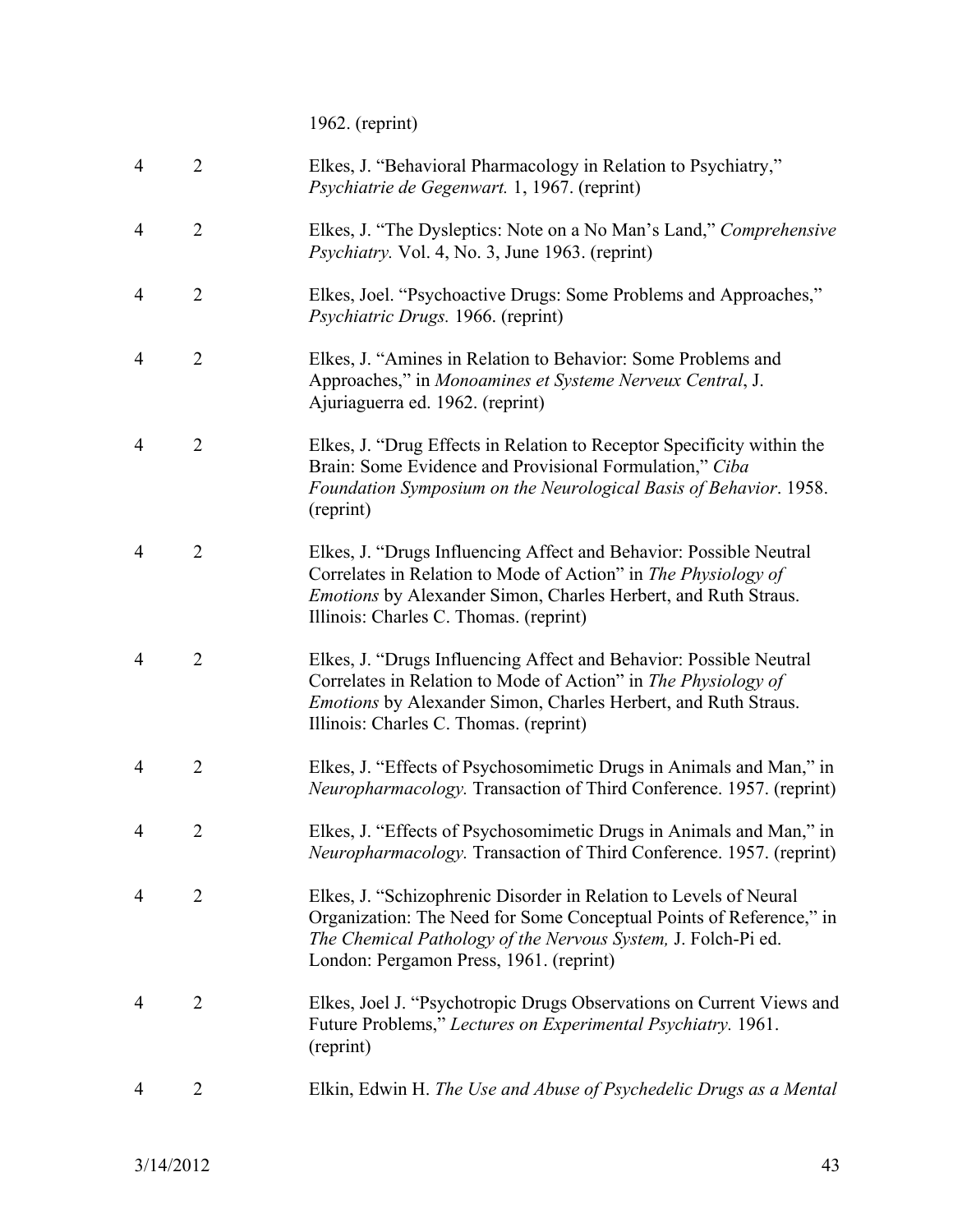| | | 1962. (reprint) |
|---|---|---|
| 4 | 2 | Elkes, J. "Behavioral Pharmacology in Relation to Psychiatry," *Psychiatrie de Gegenwart.* 1, 1967. (reprint) |
| 4 | 2 | Elkes, J. "The Dysleptics: Note on a No Man's Land," *Comprehensive Psychiatry.* Vol. 4, No. 3, June 1963. (reprint) |
| 4 | 2 | Elkes, Joel. "Psychoactive Drugs: Some Problems and Approaches," *Psychiatric Drugs.* 1966. (reprint) |
| 4 | 2 | Elkes, J. "Amines in Relation to Behavior: Some Problems and Approaches," in *Monoamines et Systeme Nerveux Central*, J. Ajuriaguerra ed. 1962. (reprint) |
| 4 | 2 | Elkes, J. "Drug Effects in Relation to Receptor Specificity within the Brain: Some Evidence and Provisional Formulation," *Ciba Foundation Symposium on the Neurological Basis of Behavior*. 1958. (reprint) |
| 4 | 2 | Elkes, J. "Drugs Influencing Affect and Behavior: Possible Neutral Correlates in Relation to Mode of Action" in *The Physiology of Emotions* by Alexander Simon, Charles Herbert, and Ruth Straus. Illinois: Charles C. Thomas. (reprint) |
| 4 | 2 | Elkes, J. "Drugs Influencing Affect and Behavior: Possible Neutral Correlates in Relation to Mode of Action" in *The Physiology of Emotions* by Alexander Simon, Charles Herbert, and Ruth Straus. Illinois: Charles C. Thomas. (reprint) |
| 4 | 2 | Elkes, J. "Effects of Psychosomimetic Drugs in Animals and Man," in *Neuropharmacology.* Transaction of Third Conference. 1957. (reprint) |
| 4 | 2 | Elkes, J. "Effects of Psychosomimetic Drugs in Animals and Man," in *Neuropharmacology.* Transaction of Third Conference. 1957. (reprint) |
| 4 | 2 | Elkes, J. "Schizophrenic Disorder in Relation to Levels of Neural Organization: The Need for Some Conceptual Points of Reference," in *The Chemical Pathology of the Nervous System,* J. Folch-Pi ed. London: Pergamon Press, 1961. (reprint) |
| 4 | 2 | Elkes, Joel J. "Psychotropic Drugs Observations on Current Views and Future Problems," *Lectures on Experimental Psychiatry.* 1961. (reprint) |
| 4 | 2 | Elkin, Edwin H. *The Use and Abuse of Psychedelic Drugs as a Mental* |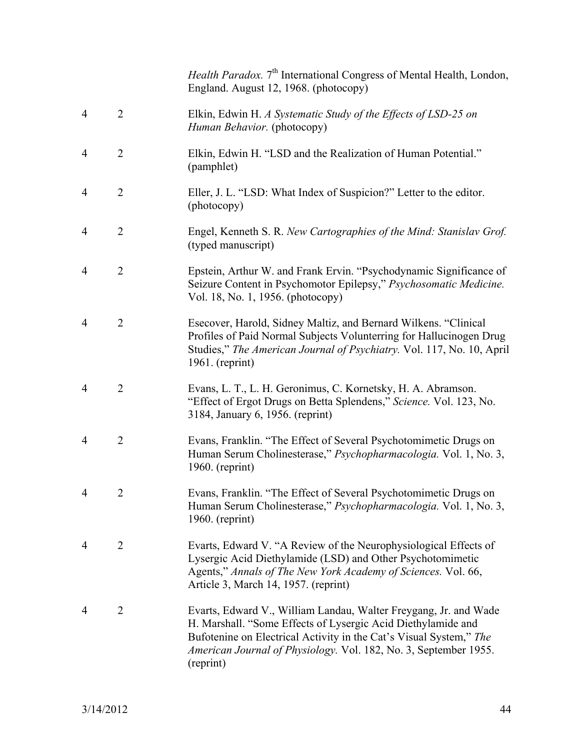| | | |
|---|---|---|
| | | *Health Paradox.* 7th International Congress of Mental Health, London, England. August 12, 1968. (photocopy) |
| 4 | 2 | Elkin, Edwin H. *A Systematic Study of the Effects of LSD-25 on Human Behavior.* (photocopy) |
| 4 | 2 | Elkin, Edwin H. "LSD and the Realization of Human Potential." (pamphlet) |
| 4 | 2 | Eller, J. L. "LSD: What Index of Suspicion?" Letter to the editor. (photocopy) |
| 4 | 2 | Engel, Kenneth S. R. *New Cartographies of the Mind: Stanislav Grof.* (typed manuscript) |
| 4 | 2 | Epstein, Arthur W. and Frank Ervin. "Psychodynamic Significance of Seizure Content in Psychomotor Epilepsy," *Psychosomatic Medicine.* Vol. 18, No. 1, 1956. (photocopy) |
| 4 | 2 | Esecover, Harold, Sidney Maltiz, and Bernard Wilkens. "Clinical Profiles of Paid Normal Subjects Volunterring for Hallucinogen Drug Studies," *The American Journal of Psychiatry.* Vol. 117, No. 10, April 1961. (reprint) |
| 4 | 2 | Evans, L. T., L. H. Geronimus, C. Kornetsky, H. A. Abramson. "Effect of Ergot Drugs on Betta Splendens," *Science.* Vol. 123, No. 3184, January 6, 1956. (reprint) |
| 4 | 2 | Evans, Franklin. "The Effect of Several Psychotomimetic Drugs on Human Serum Cholinesterase," *Psychopharmacologia.* Vol. 1, No. 3, 1960. (reprint) |
| 4 | 2 | Evans, Franklin. "The Effect of Several Psychotomimetic Drugs on Human Serum Cholinesterase," *Psychopharmacologia.* Vol. 1, No. 3, 1960. (reprint) |
| 4 | 2 | Evarts, Edward V. "A Review of the Neurophysiological Effects of Lysergic Acid Diethylamide (LSD) and Other Psychotomimetic Agents," *Annals of The New York Academy of Sciences.* Vol. 66, Article 3, March 14, 1957. (reprint) |
| 4 | 2 | Evarts, Edward V., William Landau, Walter Freygang, Jr. and Wade H. Marshall. "Some Effects of Lysergic Acid Diethylamide and Bufotenine on Electrical Activity in the Cat's Visual System," *The American Journal of Physiology.* Vol. 182, No. 3, September 1955. (reprint) |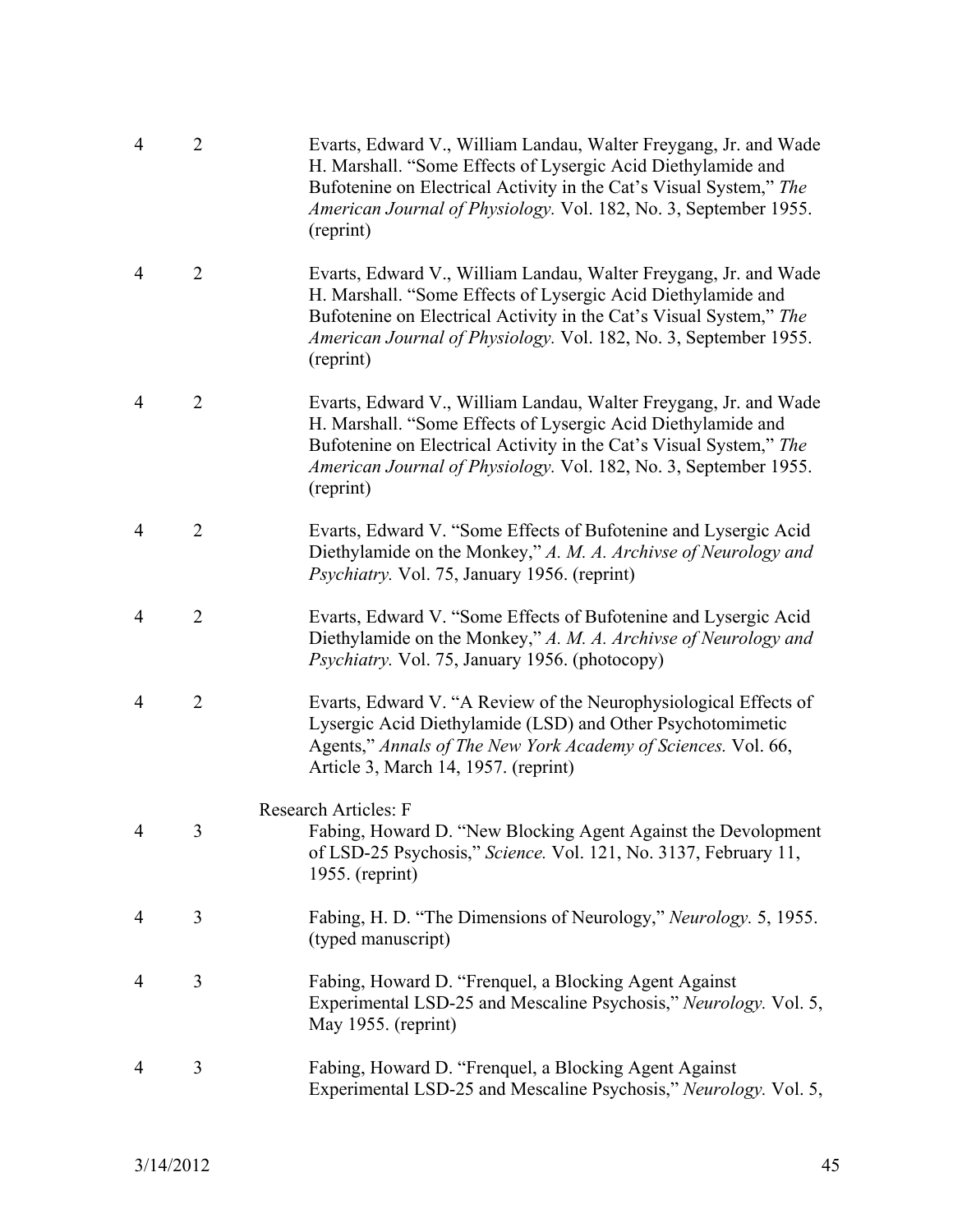| Box | Folder | Description |
|---|---|---|
| 4 | 2 | Evarts, Edward V., William Landau, Walter Freygang, Jr. and Wade H. Marshall. “Some Effects of Lysergic Acid Diethylamide and Bufotenine on Electrical Activity in the Cat’s Visual System,” *The American Journal of Physiology.* Vol. 182, No. 3, September 1955. (reprint) |
| 4 | 2 | Evarts, Edward V., William Landau, Walter Freygang, Jr. and Wade H. Marshall. “Some Effects of Lysergic Acid Diethylamide and Bufotenine on Electrical Activity in the Cat’s Visual System,” *The American Journal of Physiology.* Vol. 182, No. 3, September 1955. (reprint) |
| 4 | 2 | Evarts, Edward V., William Landau, Walter Freygang, Jr. and Wade H. Marshall. “Some Effects of Lysergic Acid Diethylamide and Bufotenine on Electrical Activity in the Cat’s Visual System,” *The American Journal of Physiology.* Vol. 182, No. 3, September 1955. (reprint) |
| 4 | 2 | Evarts, Edward V. “Some Effects of Bufotenine and Lysergic Acid Diethylamide on the Monkey,” *A. M. A. Archivse of Neurology and Psychiatry.* Vol. 75, January 1956. (reprint) |
| 4 | 2 | Evarts, Edward V. “Some Effects of Bufotenine and Lysergic Acid Diethylamide on the Monkey,” *A. M. A. Archivse of Neurology and Psychiatry.* Vol. 75, January 1956. (photocopy) |
| 4 | 2 | Evarts, Edward V. “A Review of the Neurophysiological Effects of Lysergic Acid Diethylamide (LSD) and Other Psychotomimetic Agents,” *Annals of The New York Academy of Sciences.* Vol. 66, Article 3, March 14, 1957. (reprint) |
| | | Research Articles: F |
| 4 | 3 | Fabing, Howard D. “New Blocking Agent Against the Devolopment of LSD-25 Psychosis,” *Science.* Vol. 121, No. 3137, February 11, 1955. (reprint) |
| 4 | 3 | Fabing, H. D. “The Dimensions of Neurology,” *Neurology.* 5, 1955. (typed manuscript) |
| 4 | 3 | Fabing, Howard D. “Frenquel, a Blocking Agent Against Experimental LSD-25 and Mescaline Psychosis,” *Neurology.* Vol. 5, May 1955. (reprint) |
| 4 | 3 | Fabing, Howard D. “Frenquel, a Blocking Agent Against Experimental LSD-25 and Mescaline Psychosis,” *Neurology.* Vol. 5, |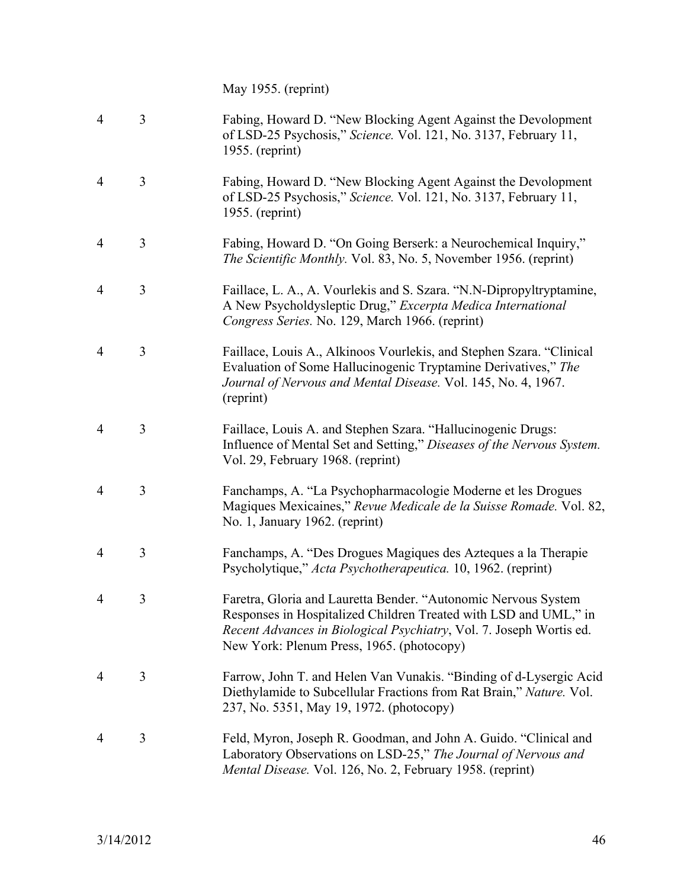| | | May 1955. (reprint) |
|---|---|---|
| 4 | 3 | Fabing, Howard D. "New Blocking Agent Against the Devolopment of LSD-25 Psychosis," *Science.* Vol. 121, No. 3137, February 11, 1955. (reprint) |
| 4 | 3 | Fabing, Howard D. "New Blocking Agent Against the Devolopment of LSD-25 Psychosis," *Science.* Vol. 121, No. 3137, February 11, 1955. (reprint) |
| 4 | 3 | Fabing, Howard D. "On Going Berserk: a Neurochemical Inquiry," *The Scientific Monthly.* Vol. 83, No. 5, November 1956. (reprint) |
| 4 | 3 | Faillace, L. A., A. Vourlekis and S. Szara. "N.N-Dipropyltryptamine, A New Psycholdysleptic Drug," *Excerpta Medica International Congress Series.* No. 129, March 1966. (reprint) |
| 4 | 3 | Faillace, Louis A., Alkinoos Vourlekis, and Stephen Szara. "Clinical Evaluation of Some Hallucinogenic Tryptamine Derivatives," *The Journal of Nervous and Mental Disease.* Vol. 145, No. 4, 1967. (reprint) |
| 4 | 3 | Faillace, Louis A. and Stephen Szara. "Hallucinogenic Drugs: Influence of Mental Set and Setting," *Diseases of the Nervous System.* Vol. 29, February 1968. (reprint) |
| 4 | 3 | Fanchamps, A. "La Psychopharmacologie Moderne et les Drogues Magiques Mexicaines," *Revue Medicale de la Suisse Romade.* Vol. 82, No. 1, January 1962. (reprint) |
| 4 | 3 | Fanchamps, A. "Des Drogues Magiques des Azteques a la Therapie Psycholytique," *Acta Psychotherapeutica.* 10, 1962. (reprint) |
| 4 | 3 | Faretra, Gloria and Lauretta Bender. "Autonomic Nervous System Responses in Hospitalized Children Treated with LSD and UML," in *Recent Advances in Biological Psychiatry*, Vol. 7. Joseph Wortis ed. New York: Plenum Press, 1965. (photocopy) |
| 4 | 3 | Farrow, John T. and Helen Van Vunakis. "Binding of d-Lysergic Acid Diethylamide to Subcellular Fractions from Rat Brain," *Nature.* Vol. 237, No. 5351, May 19, 1972. (photocopy) |
| 4 | 3 | Feld, Myron, Joseph R. Goodman, and John A. Guido. "Clinical and Laboratory Observations on LSD-25," *The Journal of Nervous and Mental Disease.* Vol. 126, No. 2, February 1958. (reprint) |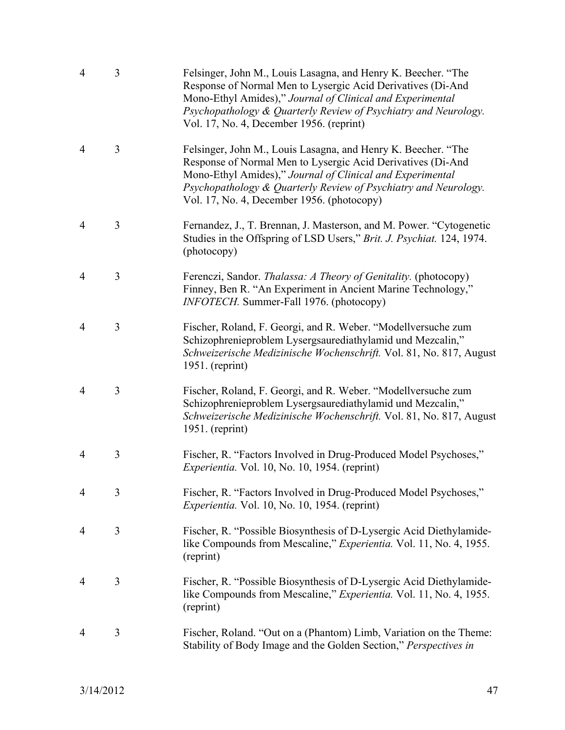| | | |
|---|---|---|
| 4 | 3 | Felsinger, John M., Louis Lasagna, and Henry K. Beecher. "The Response of Normal Men to Lysergic Acid Derivatives (Di-And Mono-Ethyl Amides)," *Journal of Clinical and Experimental Psychopathology & Quarterly Review of Psychiatry and Neurology.* Vol. 17, No. 4, December 1956. (reprint) |
| 4 | 3 | Felsinger, John M., Louis Lasagna, and Henry K. Beecher. "The Response of Normal Men to Lysergic Acid Derivatives (Di-And Mono-Ethyl Amides)," *Journal of Clinical and Experimental Psychopathology & Quarterly Review of Psychiatry and Neurology.* Vol. 17, No. 4, December 1956. (photocopy) |
| 4 | 3 | Fernandez, J., T. Brennan, J. Masterson, and M. Power. "Cytogenetic Studies in the Offspring of LSD Users," *Brit. J. Psychiat.* 124, 1974. (photocopy) |
| 4 | 3 | Ferenczi, Sandor. *Thalassa: A Theory of Genitality.* (photocopy) Finney, Ben R. "An Experiment in Ancient Marine Technology," *INFOTECH.* Summer-Fall 1976. (photocopy) |
| 4 | 3 | Fischer, Roland, F. Georgi, and R. Weber. "Modellversuche zum Schizophrenieproblem Lysergsaurediathylamid und Mezcalin," *Schweizerische Medizinische Wochenschrift.* Vol. 81, No. 817, August 1951. (reprint) |
| 4 | 3 | Fischer, Roland, F. Georgi, and R. Weber. "Modellversuche zum Schizophrenieproblem Lysergsaurediathylamid und Mezcalin," *Schweizerische Medizinische Wochenschrift.* Vol. 81, No. 817, August 1951. (reprint) |
| 4 | 3 | Fischer, R. "Factors Involved in Drug-Produced Model Psychoses," *Experientia.* Vol. 10, No. 10, 1954. (reprint) |
| 4 | 3 | Fischer, R. "Factors Involved in Drug-Produced Model Psychoses," *Experientia.* Vol. 10, No. 10, 1954. (reprint) |
| 4 | 3 | Fischer, R. "Possible Biosynthesis of D-Lysergic Acid Diethylamide-like Compounds from Mescaline," *Experientia.* Vol. 11, No. 4, 1955. (reprint) |
| 4 | 3 | Fischer, R. "Possible Biosynthesis of D-Lysergic Acid Diethylamide-like Compounds from Mescaline," *Experientia.* Vol. 11, No. 4, 1955. (reprint) |
| 4 | 3 | Fischer, Roland. "Out on a (Phantom) Limb, Variation on the Theme: Stability of Body Image and the Golden Section," *Perspectives in* |

3/14/2012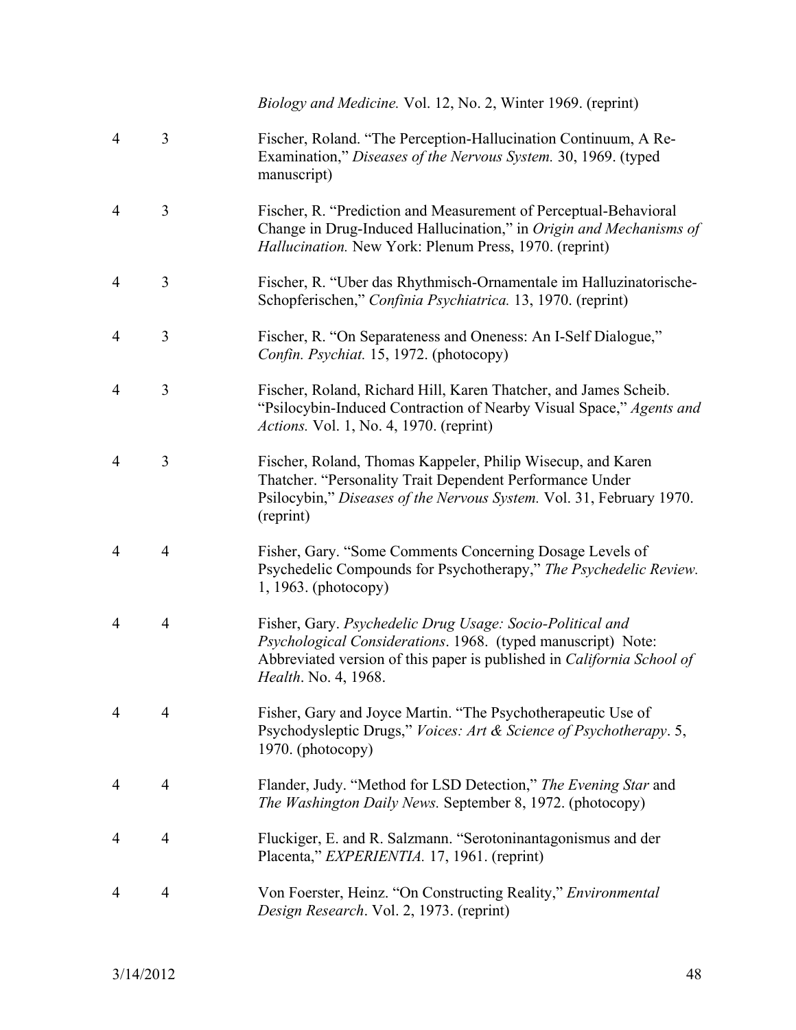| | | |
|---|---|---|
| | | *Biology and Medicine.* Vol. 12, No. 2, Winter 1969. (reprint) |
| 4 | 3 | Fischer, Roland. "The Perception-Hallucination Continuum, A Re-Examination," *Diseases of the Nervous System.* 30, 1969. (typed manuscript) |
| 4 | 3 | Fischer, R. "Prediction and Measurement of Perceptual-Behavioral Change in Drug-Induced Hallucination," in *Origin and Mechanisms of Hallucination.* New York: Plenum Press, 1970. (reprint) |
| 4 | 3 | Fischer, R. "Uber das Rhythmisch-Ornamentale im Halluzinatorische-Schopferischen," *Confinia Psychiatrica.* 13, 1970. (reprint) |
| 4 | 3 | Fischer, R. "On Separateness and Oneness: An I-Self Dialogue," *Confin. Psychiat.* 15, 1972. (photocopy) |
| 4 | 3 | Fischer, Roland, Richard Hill, Karen Thatcher, and James Scheib. "Psilocybin-Induced Contraction of Nearby Visual Space," *Agents and Actions.* Vol. 1, No. 4, 1970. (reprint) |
| 4 | 3 | Fischer, Roland, Thomas Kappeler, Philip Wisecup, and Karen Thatcher. "Personality Trait Dependent Performance Under Psilocybin," *Diseases of the Nervous System.* Vol. 31, February 1970. (reprint) |
| 4 | 4 | Fisher, Gary. "Some Comments Concerning Dosage Levels of Psychedelic Compounds for Psychotherapy," *The Psychedelic Review.* 1, 1963. (photocopy) |
| 4 | 4 | Fisher, Gary. *Psychedelic Drug Usage: Socio-Political and Psychological Considerations*. 1968. (typed manuscript) Note: Abbreviated version of this paper is published in *California School of Health*. No. 4, 1968. |
| 4 | 4 | Fisher, Gary and Joyce Martin. "The Psychotherapeutic Use of Psychodysleptic Drugs," *Voices: Art & Science of Psychotherapy*. 5, 1970. (photocopy) |
| 4 | 4 | Flander, Judy. "Method for LSD Detection," *The Evening Star* and *The Washington Daily News.* September 8, 1972. (photocopy) |
| 4 | 4 | Fluckiger, E. and R. Salzmann. "Serotoninantagonismus and der Placenta," *EXPERIENTIA.* 17, 1961. (reprint) |
| 4 | 4 | Von Foerster, Heinz. "On Constructing Reality," *Environmental Design Research*. Vol. 2, 1973. (reprint) |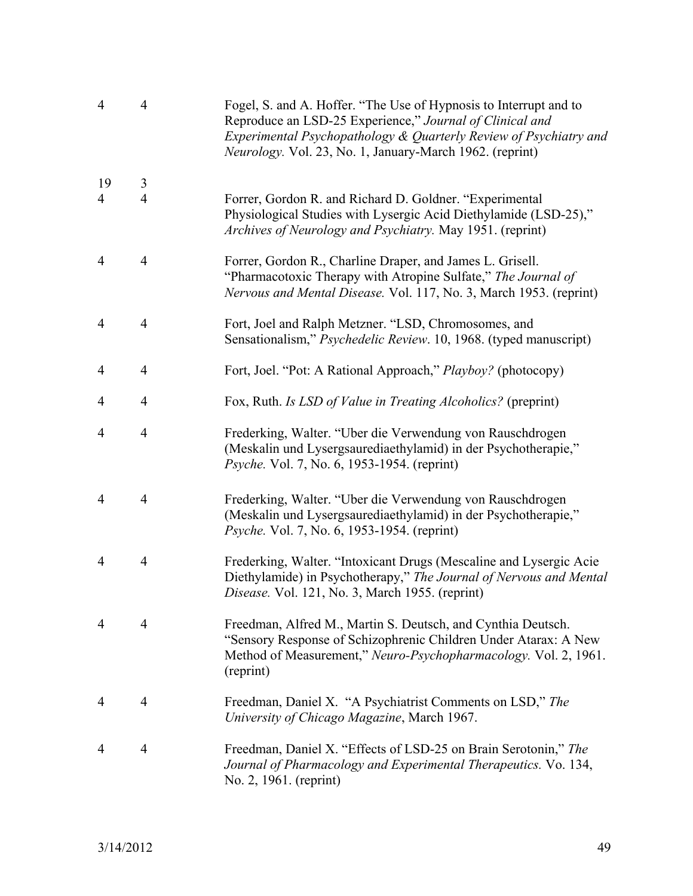| | | |
|---|---|---|
| 4 | 4 | Fogel, S. and A. Hoffer. “The Use of Hypnosis to Interrupt and to Reproduce an LSD-25 Experience,” *Journal of Clinical and Experimental Psychopathology & Quarterly Review of Psychiatry and Neurology.* Vol. 23, No. 1, January-March 1962. (reprint) |
| 19<br>4 | 3<br>4 | Forrer, Gordon R. and Richard D. Goldner. “Experimental Physiological Studies with Lysergic Acid Diethylamide (LSD-25),” *Archives of Neurology and Psychiatry.* May 1951. (reprint) |
| 4 | 4 | Forrer, Gordon R., Charline Draper, and James L. Grisell. “Pharmacotoxic Therapy with Atropine Sulfate,” *The Journal of Nervous and Mental Disease.* Vol. 117, No. 3, March 1953. (reprint) |
| 4 | 4 | Fort, Joel and Ralph Metzner. “LSD, Chromosomes, and Sensationalism,” *Psychedelic Review*. 10, 1968. (typed manuscript) |
| 4 | 4 | Fort, Joel. “Pot: A Rational Approach,” *Playboy?* (photocopy) |
| 4 | 4 | Fox, Ruth. *Is LSD of Value in Treating Alcoholics?* (preprint) |
| 4 | 4 | Frederking, Walter. “Uber die Verwendung von Rauschdrogen (Meskalin und Lysergsaurediaethylamid) in der Psychotherapie,” *Psyche.* Vol. 7, No. 6, 1953-1954. (reprint) |
| 4 | 4 | Frederking, Walter. “Uber die Verwendung von Rauschdrogen (Meskalin und Lysergsaurediaethylamid) in der Psychotherapie,” *Psyche.* Vol. 7, No. 6, 1953-1954. (reprint) |
| 4 | 4 | Frederking, Walter. “Intoxicant Drugs (Mescaline and Lysergic Acie Diethylamide) in Psychotherapy,” *The Journal of Nervous and Mental Disease.* Vol. 121, No. 3, March 1955. (reprint) |
| 4 | 4 | Freedman, Alfred M., Martin S. Deutsch, and Cynthia Deutsch. “Sensory Response of Schizophrenic Children Under Atarax: A New Method of Measurement,” *Neuro-Psychopharmacology.* Vol. 2, 1961. (reprint) |
| 4 | 4 | Freedman, Daniel X. “A Psychiatrist Comments on LSD,” *The University of Chicago Magazine*, March 1967. |
| 4 | 4 | Freedman, Daniel X. “Effects of LSD-25 on Brain Serotonin,” *The Journal of Pharmacology and Experimental Therapeutics.* Vo. 134, No. 2, 1961. (reprint) |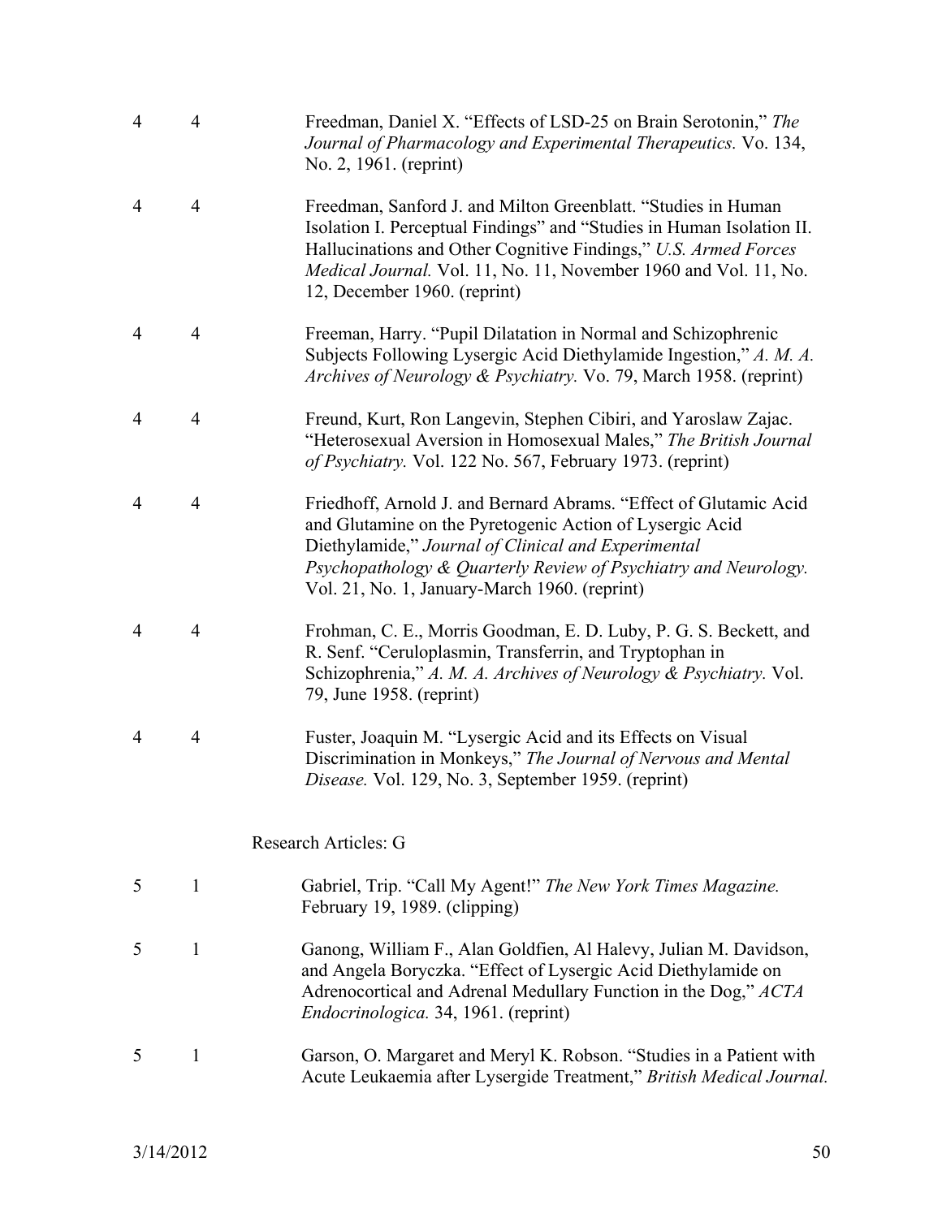| Box | Folder | Description |
|---|---|---|
| 4 | 4 | Freedman, Daniel X. "Effects of LSD-25 on Brain Serotonin," *The Journal of Pharmacology and Experimental Therapeutics.* Vo. 134, No. 2, 1961. (reprint) |
| 4 | 4 | Freedman, Sanford J. and Milton Greenblatt. "Studies in Human Isolation I. Perceptual Findings" and "Studies in Human Isolation II. Hallucinations and Other Cognitive Findings," *U.S. Armed Forces Medical Journal.* Vol. 11, No. 11, November 1960 and Vol. 11, No. 12, December 1960. (reprint) |
| 4 | 4 | Freeman, Harry. "Pupil Dilatation in Normal and Schizophrenic Subjects Following Lysergic Acid Diethylamide Ingestion," *A. M. A. Archives of Neurology & Psychiatry.* Vo. 79, March 1958. (reprint) |
| 4 | 4 | Freund, Kurt, Ron Langevin, Stephen Cibiri, and Yaroslaw Zajac. "Heterosexual Aversion in Homosexual Males," *The British Journal of Psychiatry.* Vol. 122 No. 567, February 1973. (reprint) |
| 4 | 4 | Friedhoff, Arnold J. and Bernard Abrams. "Effect of Glutamic Acid and Glutamine on the Pyretogenic Action of Lysergic Acid Diethylamide," *Journal of Clinical and Experimental Psychopathology & Quarterly Review of Psychiatry and Neurology.* Vol. 21, No. 1, January-March 1960. (reprint) |
| 4 | 4 | Frohman, C. E., Morris Goodman, E. D. Luby, P. G. S. Beckett, and R. Senf. "Ceruloplasmin, Transferrin, and Tryptophan in Schizophrenia," *A. M. A. Archives of Neurology & Psychiatry.* Vol. 79, June 1958. (reprint) |
| 4 | 4 | Fuster, Joaquin M. "Lysergic Acid and its Effects on Visual Discrimination in Monkeys," *The Journal of Nervous and Mental Disease.* Vol. 129, No. 3, September 1959. (reprint) |

Research Articles: G

| Box | Folder | Description |
|---|---|---|
| 5 | 1 | Gabriel, Trip. "Call My Agent!" *The New York Times Magazine.* February 19, 1989. (clipping) |
| 5 | 1 | Ganong, William F., Alan Goldfien, Al Halevy, Julian M. Davidson, and Angela Boryczka. "Effect of Lysergic Acid Diethylamide on Adrenocortical and Adrenal Medullary Function in the Dog," *ACTA Endocrinologica.* 34, 1961. (reprint) |
| 5 | 1 | Garson, O. Margaret and Meryl K. Robson. "Studies in a Patient with Acute Leukaemia after Lysergide Treatment," *British Medical Journal.* |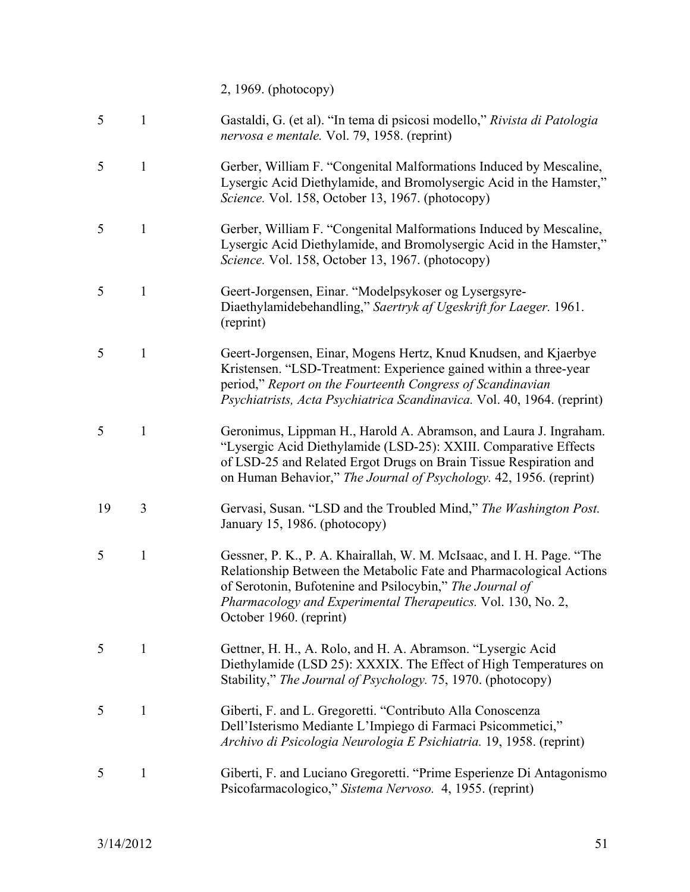| | | |
|---|---|---|
| | | 2, 1969. (photocopy) |
| 5 | 1 | Gastaldi, G. (et al). "In tema di psicosi modello," *Rivista di Patologia nervosa e mentale.* Vol. 79, 1958. (reprint) |
| 5 | 1 | Gerber, William F. "Congenital Malformations Induced by Mescaline, Lysergic Acid Diethylamide, and Bromolysergic Acid in the Hamster," *Science.* Vol. 158, October 13, 1967. (photocopy) |
| 5 | 1 | Gerber, William F. "Congenital Malformations Induced by Mescaline, Lysergic Acid Diethylamide, and Bromolysergic Acid in the Hamster," *Science.* Vol. 158, October 13, 1967. (photocopy) |
| 5 | 1 | Geert-Jorgensen, Einar. "Modelpsykoser og Lysergsyre-Diaethylamidebehandling," *Saertryk af Ugeskrift for Laeger.* 1961. (reprint) |
| 5 | 1 | Geert-Jorgensen, Einar, Mogens Hertz, Knud Knudsen, and Kjaerbye Kristensen. "LSD-Treatment: Experience gained within a three-year period," *Report on the Fourteenth Congress of Scandinavian Psychiatrists, Acta Psychiatrica Scandinavica.* Vol. 40, 1964. (reprint) |
| 5 | 1 | Geronimus, Lippman H., Harold A. Abramson, and Laura J. Ingraham. "Lysergic Acid Diethylamide (LSD-25): XXIII. Comparative Effects of LSD-25 and Related Ergot Drugs on Brain Tissue Respiration and on Human Behavior," *The Journal of Psychology.* 42, 1956. (reprint) |
| 19 | 3 | Gervasi, Susan. "LSD and the Troubled Mind," *The Washington Post.* January 15, 1986. (photocopy) |
| 5 | 1 | Gessner, P. K., P. A. Khairallah, W. M. McIsaac, and I. H. Page. "The Relationship Between the Metabolic Fate and Pharmacological Actions of Serotonin, Bufotenine and Psilocybin," *The Journal of Pharmacology and Experimental Therapeutics.* Vol. 130, No. 2, October 1960. (reprint) |
| 5 | 1 | Gettner, H. H., A. Rolo, and H. A. Abramson. "Lysergic Acid Diethylamide (LSD 25): XXXIX. The Effect of High Temperatures on Stability," *The Journal of Psychology.* 75, 1970. (photocopy) |
| 5 | 1 | Giberti, F. and L. Gregoretti. "Contributo Alla Conoscenza Dell'Isterismo Mediante L'Impiego di Farmaci Psicommetici," *Archivo di Psicologia Neurologia E Psichiatria.* 19, 1958. (reprint) |
| 5 | 1 | Giberti, F. and Luciano Gregoretti. "Prime Esperienze Di Antagonismo Psicofarmacologico," *Sistema Nervoso.* 4, 1955. (reprint) |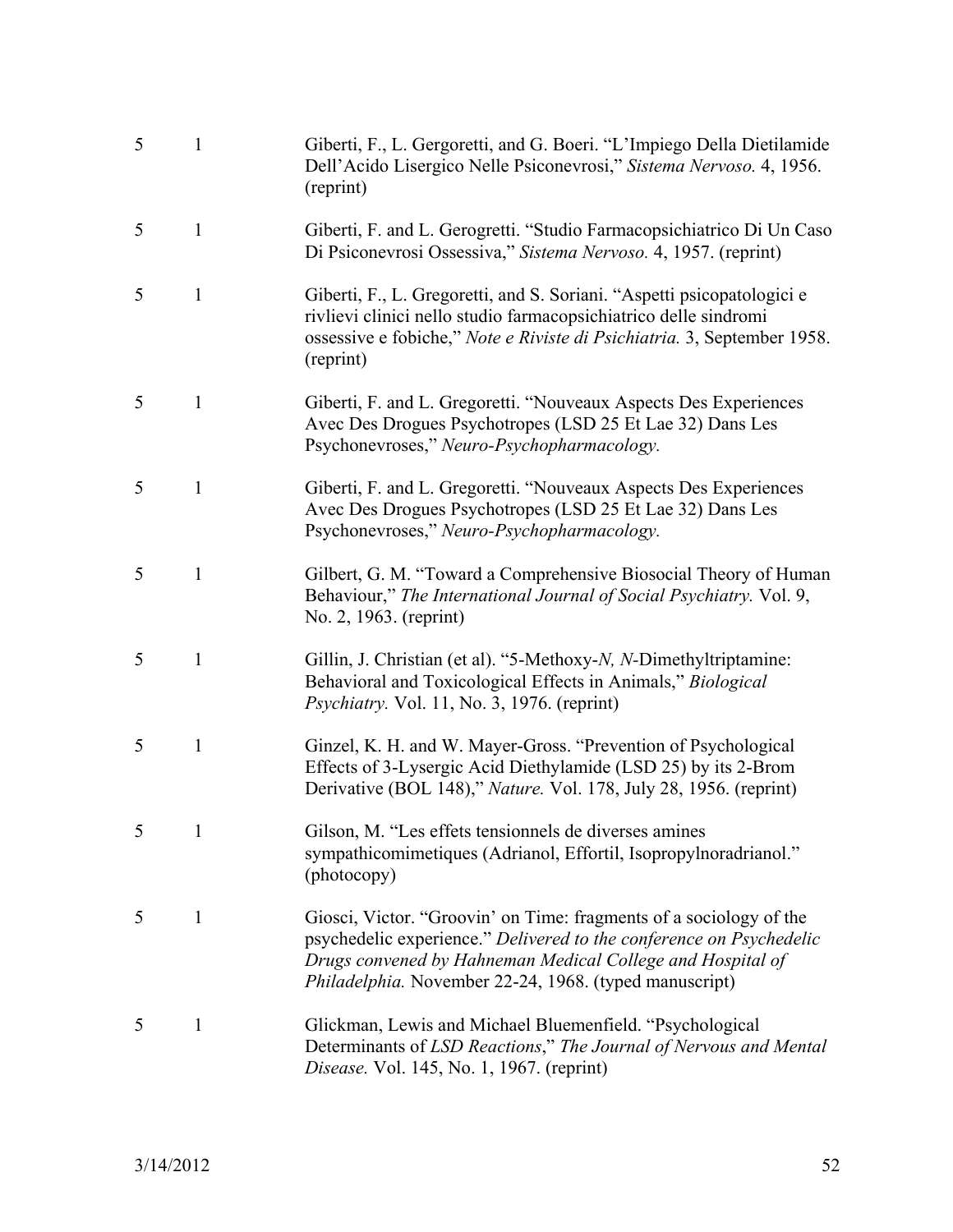| | | |
|---|---|---|
| 5 | 1 | Giberti, F., L. Gergoretti, and G. Boeri. "L'Impiego Della Dietilamide Dell'Acido Lisergico Nelle Psiconevrosi," *Sistema Nervoso.* 4, 1956. (reprint) |
| 5 | 1 | Giberti, F. and L. Gerogretti. "Studio Farmacopsichiatrico Di Un Caso Di Psiconevrosi Ossessiva," *Sistema Nervoso.* 4, 1957. (reprint) |
| 5 | 1 | Giberti, F., L. Gregoretti, and S. Soriani. "Aspetti psicopatologici e rivlievi clinici nello studio farmacopsichiatrico delle sindromi ossessive e fobiche," *Note e Riviste di Psichiatria.* 3, September 1958. (reprint) |
| 5 | 1 | Giberti, F. and L. Gregoretti. "Nouveaux Aspects Des Experiences Avec Des Drogues Psychotropes (LSD 25 Et Lae 32) Dans Les Psychonevroses," *Neuro-Psychopharmacology.* |
| 5 | 1 | Giberti, F. and L. Gregoretti. "Nouveaux Aspects Des Experiences Avec Des Drogues Psychotropes (LSD 25 Et Lae 32) Dans Les Psychonevroses," *Neuro-Psychopharmacology.* |
| 5 | 1 | Gilbert, G. M. "Toward a Comprehensive Biosocial Theory of Human Behaviour," *The International Journal of Social Psychiatry.* Vol. 9, No. 2, 1963. (reprint) |
| 5 | 1 | Gillin, J. Christian (et al). "5-Methoxy-*N, N*-Dimethyltriptamine: Behavioral and Toxicological Effects in Animals," *Biological Psychiatry.* Vol. 11, No. 3, 1976. (reprint) |
| 5 | 1 | Ginzel, K. H. and W. Mayer-Gross. "Prevention of Psychological Effects of 3-Lysergic Acid Diethylamide (LSD 25) by its 2-Brom Derivative (BOL 148)," *Nature.* Vol. 178, July 28, 1956. (reprint) |
| 5 | 1 | Gilson, M. "Les effets tensionnels de diverses amines sympathicomimetiques (Adrianol, Effortil, Isopropylnoradrianol." (photocopy) |
| 5 | 1 | Giosci, Victor. "Groovin' on Time: fragments of a sociology of the psychedelic experience." *Delivered to the conference on Psychedelic Drugs convened by Hahneman Medical College and Hospital of Philadelphia.* November 22-24, 1968. (typed manuscript) |
| 5 | 1 | Glickman, Lewis and Michael Bluemenfield. "Psychological Determinants of *LSD Reactions*," *The Journal of Nervous and Mental Disease.* Vol. 145, No. 1, 1967. (reprint) |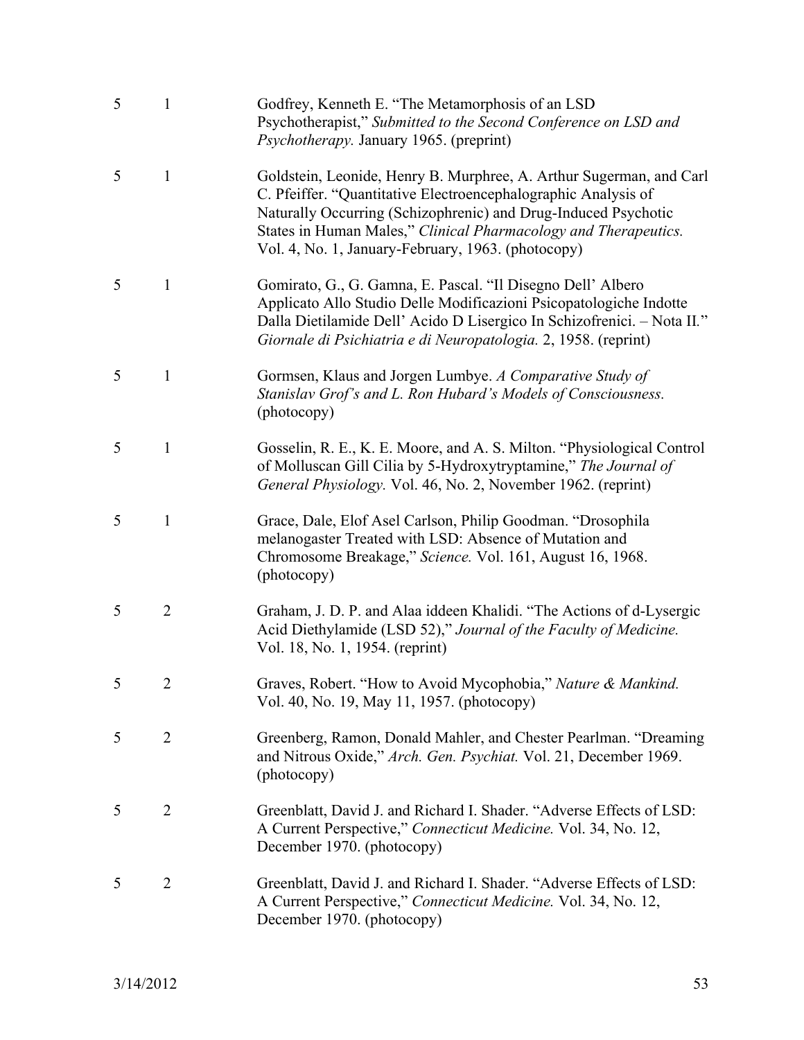| | | |
|---|---|---|
| 5 | 1 | Godfrey, Kenneth E. "The Metamorphosis of an LSD Psychotherapist," *Submitted to the Second Conference on LSD and Psychotherapy.* January 1965. (preprint) |
| 5 | 1 | Goldstein, Leonide, Henry B. Murphree, A. Arthur Sugerman, and Carl C. Pfeiffer. "Quantitative Electroencephalographic Analysis of Naturally Occurring (Schizophrenic) and Drug-Induced Psychotic States in Human Males," *Clinical Pharmacology and Therapeutics.* Vol. 4, No. 1, January-February, 1963. (photocopy) |
| 5 | 1 | Gomirato, G., G. Gamna, E. Pascal. "Il Disegno Dell' Albero Applicato Allo Studio Delle Modificazioni Psicopatologiche Indotte Dalla Dietilamide Dell' Acido D Lisergico In Schizofrenici. – Nota II." *Giornale di Psichiatria e di Neuropatologia.* 2, 1958. (reprint) |
| 5 | 1 | Gormsen, Klaus and Jorgen Lumbye. *A Comparative Study of Stanislav Grof's and L. Ron Hubard's Models of Consciousness.* (photocopy) |
| 5 | 1 | Gosselin, R. E., K. E. Moore, and A. S. Milton. "Physiological Control of Molluscan Gill Cilia by 5-Hydroxytryptamine," *The Journal of General Physiology.* Vol. 46, No. 2, November 1962. (reprint) |
| 5 | 1 | Grace, Dale, Elof Asel Carlson, Philip Goodman. "Drosophila melanogaster Treated with LSD: Absence of Mutation and Chromosome Breakage," *Science.* Vol. 161, August 16, 1968. (photocopy) |
| 5 | 2 | Graham, J. D. P. and Alaa iddeen Khalidi. "The Actions of d-Lysergic Acid Diethylamide (LSD 52)," *Journal of the Faculty of Medicine.* Vol. 18, No. 1, 1954. (reprint) |
| 5 | 2 | Graves, Robert. "How to Avoid Mycophobia," *Nature & Mankind.* Vol. 40, No. 19, May 11, 1957. (photocopy) |
| 5 | 2 | Greenberg, Ramon, Donald Mahler, and Chester Pearlman. "Dreaming and Nitrous Oxide," *Arch. Gen. Psychiat.* Vol. 21, December 1969. (photocopy) |
| 5 | 2 | Greenblatt, David J. and Richard I. Shader. "Adverse Effects of LSD: A Current Perspective," *Connecticut Medicine.* Vol. 34, No. 12, December 1970. (photocopy) |
| 5 | 2 | Greenblatt, David J. and Richard I. Shader. "Adverse Effects of LSD: A Current Perspective," *Connecticut Medicine.* Vol. 34, No. 12, December 1970. (photocopy) |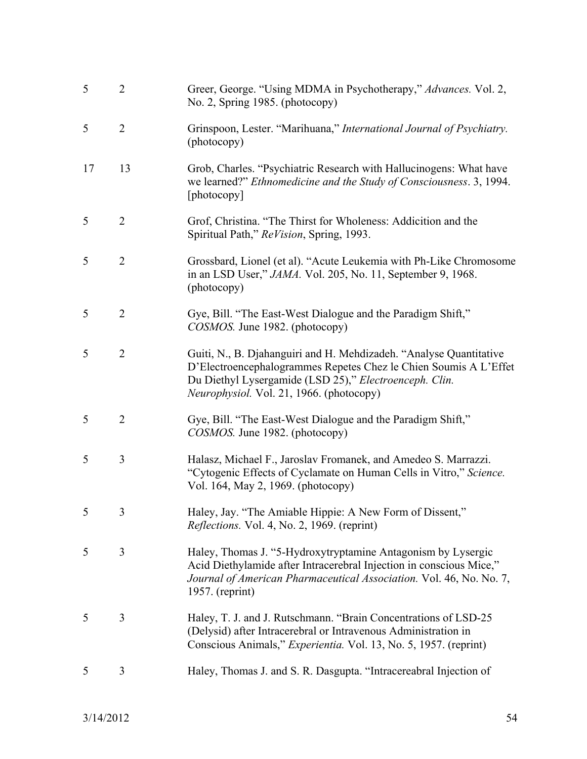| | | |
|---|---|---|
| 5 | 2 | Greer, George. "Using MDMA in Psychotherapy," *Advances.* Vol. 2, No. 2, Spring 1985. (photocopy) |
| 5 | 2 | Grinspoon, Lester. "Marihuana," *International Journal of Psychiatry.* (photocopy) |
| 17 | 13 | Grob, Charles. "Psychiatric Research with Hallucinogens: What have we learned?" *Ethnomedicine and the Study of Consciousness*. 3, 1994. [photocopy] |
| 5 | 2 | Grof, Christina. "The Thirst for Wholeness: Addicition and the Spiritual Path," *ReVision*, Spring, 1993. |
| 5 | 2 | Grossbard, Lionel (et al). "Acute Leukemia with Ph-Like Chromosome in an LSD User," *JAMA.* Vol. 205, No. 11, September 9, 1968. (photocopy) |
| 5 | 2 | Gye, Bill. "The East-West Dialogue and the Paradigm Shift," *COSMOS.* June 1982. (photocopy) |
| 5 | 2 | Guiti, N., B. Djahanguiri and H. Mehdizadeh. "Analyse Quantitative D'Electroencephalogrammes Repetes Chez le Chien Soumis A L'Effet Du Diethyl Lysergamide (LSD 25)," *Electroenceph. Clin. Neurophysiol.* Vol. 21, 1966. (photocopy) |
| 5 | 2 | Gye, Bill. "The East-West Dialogue and the Paradigm Shift," *COSMOS.* June 1982. (photocopy) |
| 5 | 3 | Halasz, Michael F., Jaroslav Fromanek, and Amedeo S. Marrazzi. "Cytogenic Effects of Cyclamate on Human Cells in Vitro," *Science.* Vol. 164, May 2, 1969. (photocopy) |
| 5 | 3 | Haley, Jay. "The Amiable Hippie: A New Form of Dissent," *Reflections.* Vol. 4, No. 2, 1969. (reprint) |
| 5 | 3 | Haley, Thomas J. "5-Hydroxytryptamine Antagonism by Lysergic Acid Diethylamide after Intracerebral Injection in conscious Mice," *Journal of American Pharmaceutical Association.* Vol. 46, No. No. 7, 1957. (reprint) |
| 5 | 3 | Haley, T. J. and J. Rutschmann. "Brain Concentrations of LSD-25 (Delysid) after Intracerebral or Intravenous Administration in Conscious Animals," *Experientia.* Vol. 13, No. 5, 1957. (reprint) |
| 5 | 3 | Haley, Thomas J. and S. R. Dasgupta. "Intracereabral Injection of |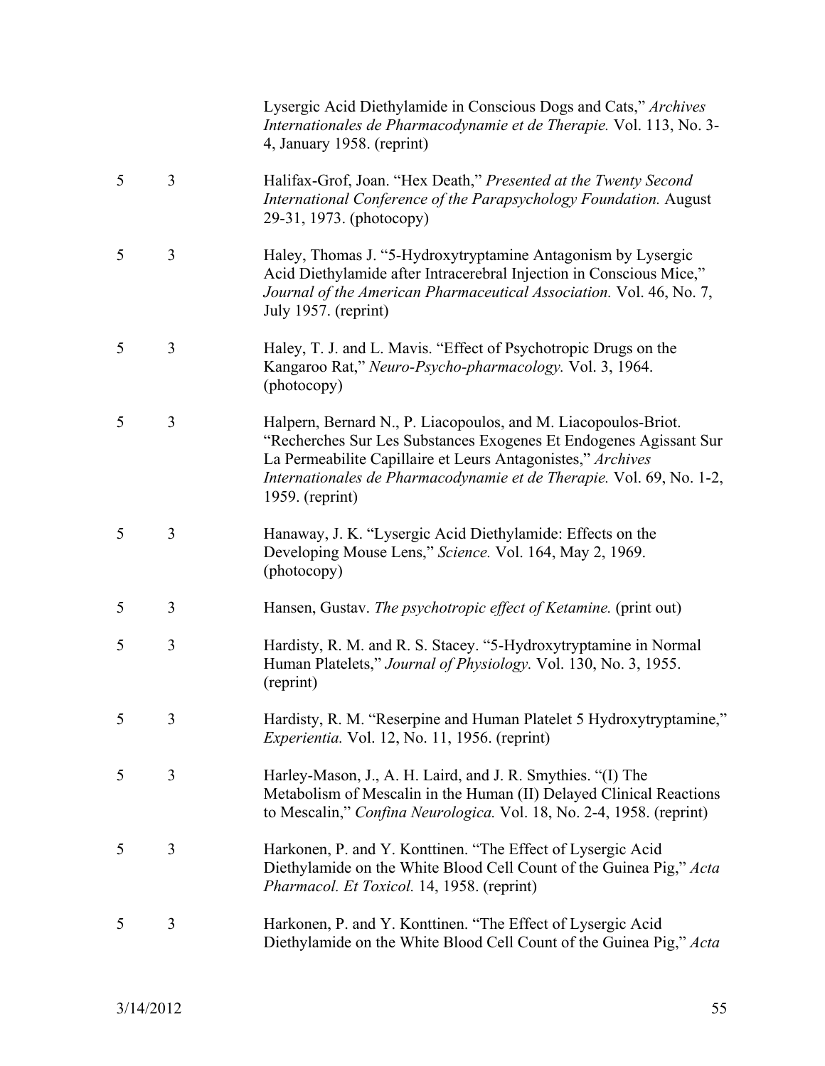| | | |
|---|---|---|
| | | Lysergic Acid Diethylamide in Conscious Dogs and Cats," *Archives Internationales de Pharmacodynamie et de Therapie.* Vol. 113, No. 3-4, January 1958. (reprint) |
| 5 | 3 | Halifax-Grof, Joan. "Hex Death," *Presented at the Twenty Second International Conference of the Parapsychology Foundation.* August 29-31, 1973. (photocopy) |
| 5 | 3 | Haley, Thomas J. "5-Hydroxytryptamine Antagonism by Lysergic Acid Diethylamide after Intracerebral Injection in Conscious Mice," *Journal of the American Pharmaceutical Association.* Vol. 46, No. 7, July 1957. (reprint) |
| 5 | 3 | Haley, T. J. and L. Mavis. "Effect of Psychotropic Drugs on the Kangaroo Rat," *Neuro-Psycho-pharmacology.* Vol. 3, 1964. (photocopy) |
| 5 | 3 | Halpern, Bernard N., P. Liacopoulos, and M. Liacopoulos-Briot. "Recherches Sur Les Substances Exogenes Et Endogenes Agissant Sur La Permeabilite Capillaire et Leurs Antagonistes," *Archives Internationales de Pharmacodynamie et de Therapie.* Vol. 69, No. 1-2, 1959. (reprint) |
| 5 | 3 | Hanaway, J. K. "Lysergic Acid Diethylamide: Effects on the Developing Mouse Lens," *Science.* Vol. 164, May 2, 1969. (photocopy) |
| 5 | 3 | Hansen, Gustav. *The psychotropic effect of Ketamine.* (print out) |
| 5 | 3 | Hardisty, R. M. and R. S. Stacey. "5-Hydroxytryptamine in Normal Human Platelets," *Journal of Physiology.* Vol. 130, No. 3, 1955. (reprint) |
| 5 | 3 | Hardisty, R. M. "Reserpine and Human Platelet 5 Hydroxytryptamine," *Experientia.* Vol. 12, No. 11, 1956. (reprint) |
| 5 | 3 | Harley-Mason, J., A. H. Laird, and J. R. Smythies. "(I) The Metabolism of Mescalin in the Human (II) Delayed Clinical Reactions to Mescalin," *Confina Neurologica.* Vol. 18, No. 2-4, 1958. (reprint) |
| 5 | 3 | Harkonen, P. and Y. Konttinen. "The Effect of Lysergic Acid Diethylamide on the White Blood Cell Count of the Guinea Pig," *Acta Pharmacol. Et Toxicol.* 14, 1958. (reprint) |
| 5 | 3 | Harkonen, P. and Y. Konttinen. "The Effect of Lysergic Acid Diethylamide on the White Blood Cell Count of the Guinea Pig," *Acta* |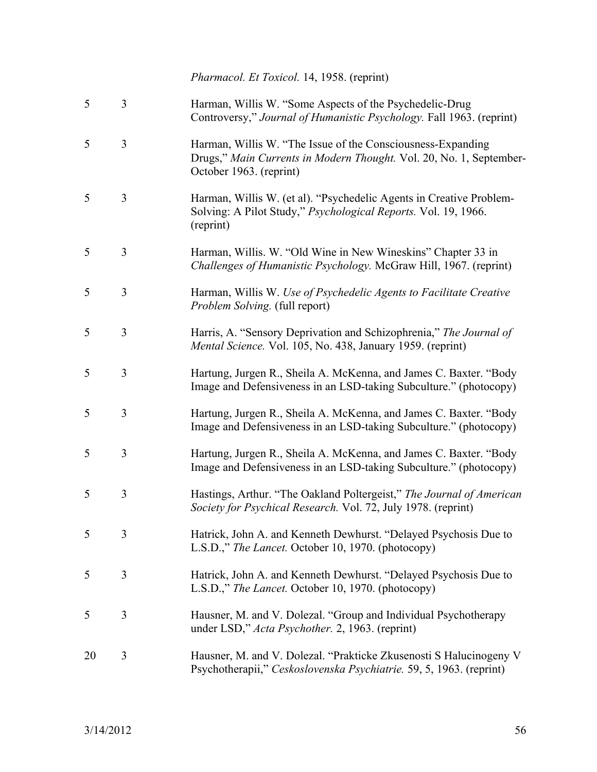| | | *Pharmacol. Et Toxicol.* 14, 1958. (reprint) |
|---|---|---|
| 5 | 3 | Harman, Willis W. "Some Aspects of the Psychedelic-Drug Controversy," *Journal of Humanistic Psychology.* Fall 1963. (reprint) |
| 5 | 3 | Harman, Willis W. "The Issue of the Consciousness-Expanding Drugs," *Main Currents in Modern Thought.* Vol. 20, No. 1, September-October 1963. (reprint) |
| 5 | 3 | Harman, Willis W. (et al). "Psychedelic Agents in Creative Problem-Solving: A Pilot Study," *Psychological Reports.* Vol. 19, 1966. (reprint) |
| 5 | 3 | Harman, Willis. W. "Old Wine in New Wineskins" Chapter 33 in *Challenges of Humanistic Psychology.* McGraw Hill, 1967. (reprint) |
| 5 | 3 | Harman, Willis W. *Use of Psychedelic Agents to Facilitate Creative Problem Solving.* (full report) |
| 5 | 3 | Harris, A. "Sensory Deprivation and Schizophrenia," *The Journal of Mental Science.* Vol. 105, No. 438, January 1959. (reprint) |
| 5 | 3 | Hartung, Jurgen R., Sheila A. McKenna, and James C. Baxter. "Body Image and Defensiveness in an LSD-taking Subculture." (photocopy) |
| 5 | 3 | Hartung, Jurgen R., Sheila A. McKenna, and James C. Baxter. "Body Image and Defensiveness in an LSD-taking Subculture." (photocopy) |
| 5 | 3 | Hartung, Jurgen R., Sheila A. McKenna, and James C. Baxter. "Body Image and Defensiveness in an LSD-taking Subculture." (photocopy) |
| 5 | 3 | Hastings, Arthur. "The Oakland Poltergeist," *The Journal of American Society for Psychical Research.* Vol. 72, July 1978. (reprint) |
| 5 | 3 | Hatrick, John A. and Kenneth Dewhurst. "Delayed Psychosis Due to L.S.D.," *The Lancet.* October 10, 1970. (photocopy) |
| 5 | 3 | Hatrick, John A. and Kenneth Dewhurst. "Delayed Psychosis Due to L.S.D.," *The Lancet.* October 10, 1970. (photocopy) |
| 5 | 3 | Hausner, M. and V. Dolezal. "Group and Individual Psychotherapy under LSD," *Acta Psychother.* 2, 1963. (reprint) |
| 20 | 3 | Hausner, M. and V. Dolezal. "Prakticke Zkusenosti S Halucinogeny V Psychotherapii," *Ceskoslovenska Psychiatrie.* 59, 5, 1963. (reprint) |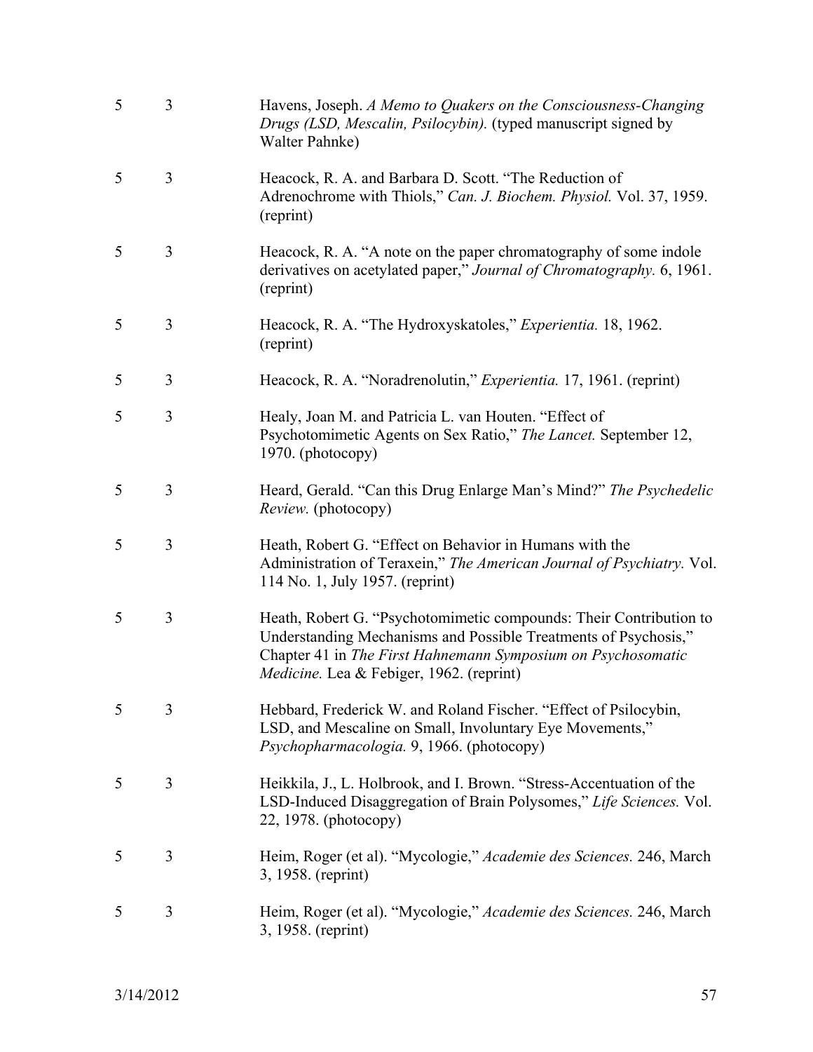| | | |
|---|---|---|
| 5 | 3 | Havens, Joseph. *A Memo to Quakers on the Consciousness-Changing Drugs (LSD, Mescalin, Psilocybin).* (typed manuscript signed by Walter Pahnke) |
| 5 | 3 | Heacock, R. A. and Barbara D. Scott. "The Reduction of Adrenochrome with Thiols," *Can. J. Biochem. Physiol.* Vol. 37, 1959. (reprint) |
| 5 | 3 | Heacock, R. A. "A note on the paper chromatography of some indole derivatives on acetylated paper," *Journal of Chromatography.* 6, 1961. (reprint) |
| 5 | 3 | Heacock, R. A. "The Hydroxyskatoles," *Experientia.* 18, 1962. (reprint) |
| 5 | 3 | Heacock, R. A. "Noradrenolutin," *Experientia.* 17, 1961. (reprint) |
| 5 | 3 | Healy, Joan M. and Patricia L. van Houten. "Effect of Psychotomimetic Agents on Sex Ratio," *The Lancet.* September 12, 1970. (photocopy) |
| 5 | 3 | Heard, Gerald. "Can this Drug Enlarge Man's Mind?" *The Psychedelic Review.* (photocopy) |
| 5 | 3 | Heath, Robert G. "Effect on Behavior in Humans with the Administration of Teraxein," *The American Journal of Psychiatry.* Vol. 114 No. 1, July 1957. (reprint) |
| 5 | 3 | Heath, Robert G. "Psychotomimetic compounds: Their Contribution to Understanding Mechanisms and Possible Treatments of Psychosis," Chapter 41 in *The First Hahnemann Symposium on Psychosomatic Medicine.* Lea & Febiger, 1962. (reprint) |
| 5 | 3 | Hebbard, Frederick W. and Roland Fischer. "Effect of Psilocybin, LSD, and Mescaline on Small, Involuntary Eye Movements," *Psychopharmacologia.* 9, 1966. (photocopy) |
| 5 | 3 | Heikkila, J., L. Holbrook, and I. Brown. "Stress-Accentuation of the LSD-Induced Disaggregation of Brain Polysomes," *Life Sciences.* Vol. 22, 1978. (photocopy) |
| 5 | 3 | Heim, Roger (et al). "Mycologie," *Academie des Sciences.* 246, March 3, 1958. (reprint) |
| 5 | 3 | Heim, Roger (et al). "Mycologie," *Academie des Sciences.* 246, March 3, 1958. (reprint) |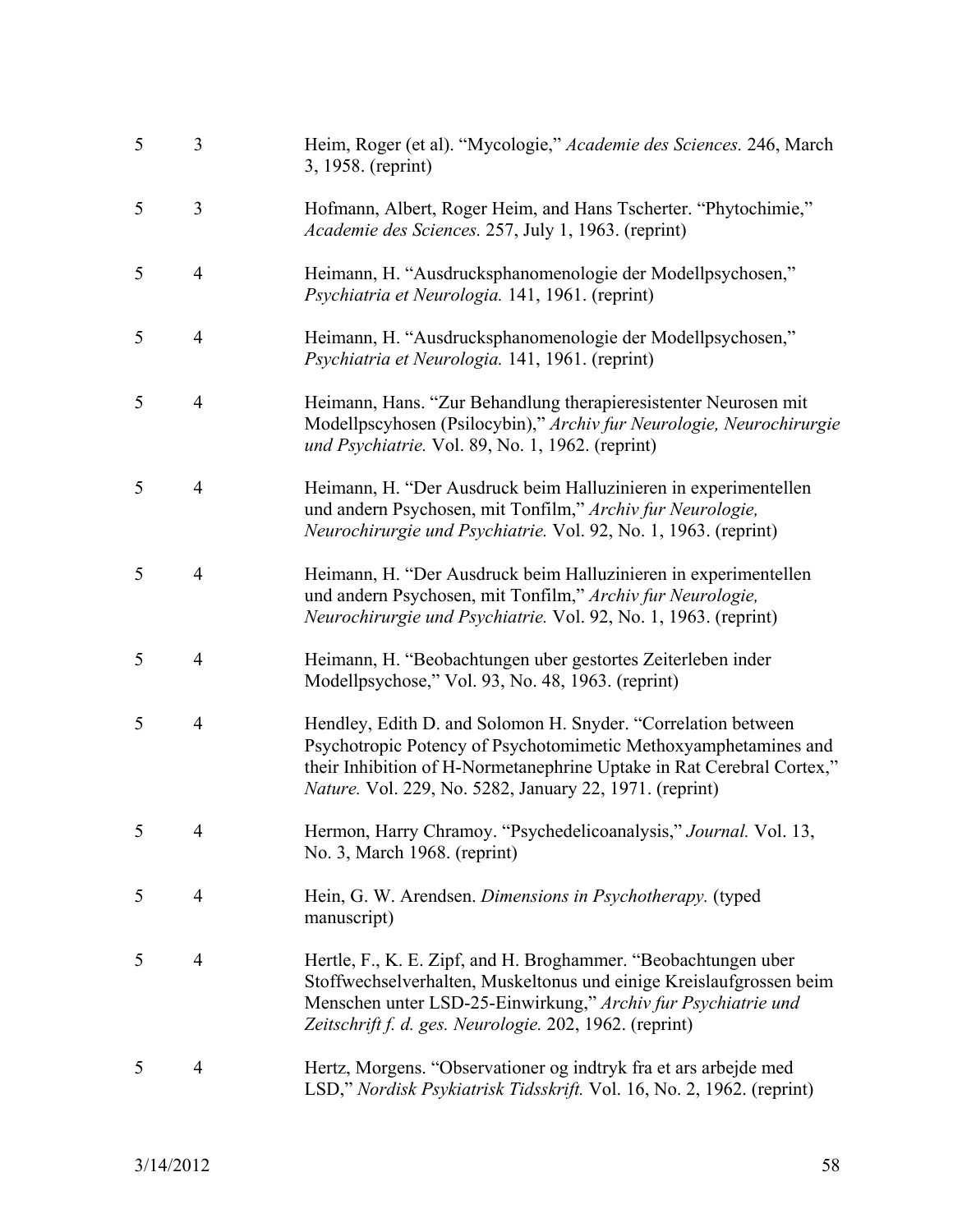| | | |
|---|---|---|
| 5 | 3 | Heim, Roger (et al). “Mycologie,” *Academie des Sciences.* 246, March 3, 1958. (reprint) |
| 5 | 3 | Hofmann, Albert, Roger Heim, and Hans Tscherter. “Phytochimie,” *Academie des Sciences.* 257, July 1, 1963. (reprint) |
| 5 | 4 | Heimann, H. “Ausdrucksphanomenologie der Modellpsychosen,” *Psychiatria et Neurologia.* 141, 1961. (reprint) |
| 5 | 4 | Heimann, H. “Ausdrucksphanomenologie der Modellpsychosen,” *Psychiatria et Neurologia.* 141, 1961. (reprint) |
| 5 | 4 | Heimann, Hans. “Zur Behandlung therapieresistenter Neurosen mit Modellpscyhosen (Psilocybin),” *Archiv fur Neurologie, Neurochirurgie und Psychiatrie.* Vol. 89, No. 1, 1962. (reprint) |
| 5 | 4 | Heimann, H. “Der Ausdruck beim Halluzinieren in experimentellen und andern Psychosen, mit Tonfilm,” *Archiv fur Neurologie, Neurochirurgie und Psychiatrie.* Vol. 92, No. 1, 1963. (reprint) |
| 5 | 4 | Heimann, H. “Der Ausdruck beim Halluzinieren in experimentellen und andern Psychosen, mit Tonfilm,” *Archiv fur Neurologie, Neurochirurgie und Psychiatrie.* Vol. 92, No. 1, 1963. (reprint) |
| 5 | 4 | Heimann, H. “Beobachtungen uber gestortes Zeiterleben inder Modellpsychose,” Vol. 93, No. 48, 1963. (reprint) |
| 5 | 4 | Hendley, Edith D. and Solomon H. Snyder. “Correlation between Psychotropic Potency of Psychotomimetic Methoxyamphetamines and their Inhibition of H-Normetanephrine Uptake in Rat Cerebral Cortex,” *Nature.* Vol. 229, No. 5282, January 22, 1971. (reprint) |
| 5 | 4 | Hermon, Harry Chramoy. “Psychedelicoanalysis,” *Journal.* Vol. 13, No. 3, March 1968. (reprint) |
| 5 | 4 | Hein, G. W. Arendsen. *Dimensions in Psychotherapy.* (typed manuscript) |
| 5 | 4 | Hertle, F., K. E. Zipf, and H. Broghammer. “Beobachtungen uber Stoffwechselverhalten, Muskeltonus und einige Kreislaufgrossen beim Menschen unter LSD-25-Einwirkung,” *Archiv fur Psychiatrie und Zeitschrift f. d. ges. Neurologie.* 202, 1962. (reprint) |
| 5 | 4 | Hertz, Morgens. “Observationer og indtryk fra et ars arbejde med LSD,” *Nordisk Psykiatrisk Tidsskrift.* Vol. 16, No. 2, 1962. (reprint) |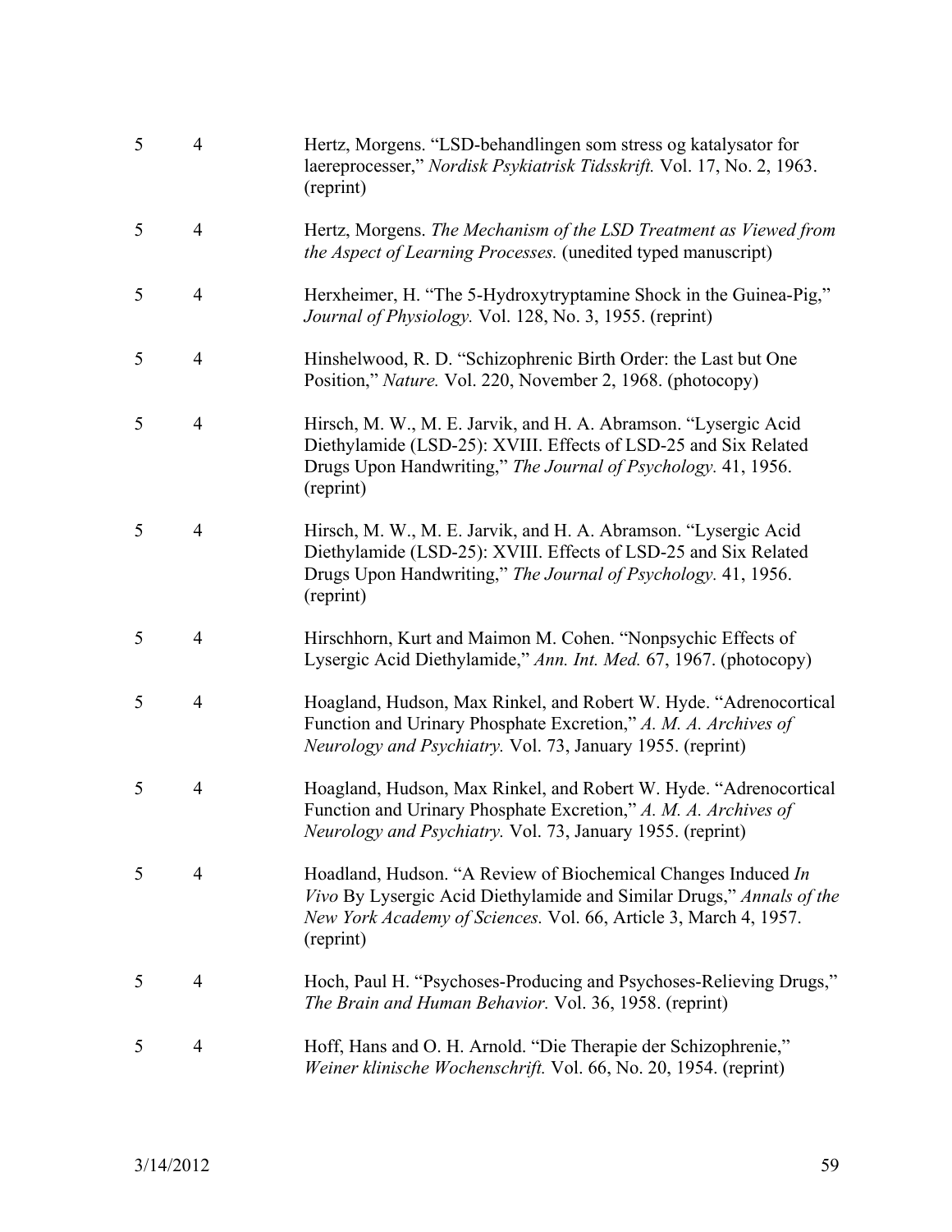| | | |
|---|---|---|
| 5 | 4 | Hertz, Morgens. "LSD-behandlingen som stress og katalysator for laereprocesser," *Nordisk Psykiatrisk Tidsskrift.* Vol. 17, No. 2, 1963. (reprint) |
| 5 | 4 | Hertz, Morgens. *The Mechanism of the LSD Treatment as Viewed from the Aspect of Learning Processes.* (unedited typed manuscript) |
| 5 | 4 | Herxheimer, H. "The 5-Hydroxytryptamine Shock in the Guinea-Pig," *Journal of Physiology.* Vol. 128, No. 3, 1955. (reprint) |
| 5 | 4 | Hinshelwood, R. D. "Schizophrenic Birth Order: the Last but One Position," *Nature.* Vol. 220, November 2, 1968. (photocopy) |
| 5 | 4 | Hirsch, M. W., M. E. Jarvik, and H. A. Abramson. "Lysergic Acid Diethylamide (LSD-25): XVIII. Effects of LSD-25 and Six Related Drugs Upon Handwriting," *The Journal of Psychology.* 41, 1956. (reprint) |
| 5 | 4 | Hirsch, M. W., M. E. Jarvik, and H. A. Abramson. "Lysergic Acid Diethylamide (LSD-25): XVIII. Effects of LSD-25 and Six Related Drugs Upon Handwriting," *The Journal of Psychology.* 41, 1956. (reprint) |
| 5 | 4 | Hirschhorn, Kurt and Maimon M. Cohen. "Nonpsychic Effects of Lysergic Acid Diethylamide," *Ann. Int. Med.* 67, 1967. (photocopy) |
| 5 | 4 | Hoagland, Hudson, Max Rinkel, and Robert W. Hyde. "Adrenocortical Function and Urinary Phosphate Excretion," *A. M. A. Archives of Neurology and Psychiatry.* Vol. 73, January 1955. (reprint) |
| 5 | 4 | Hoagland, Hudson, Max Rinkel, and Robert W. Hyde. "Adrenocortical Function and Urinary Phosphate Excretion," *A. M. A. Archives of Neurology and Psychiatry.* Vol. 73, January 1955. (reprint) |
| 5 | 4 | Hoadland, Hudson. "A Review of Biochemical Changes Induced *In Vivo* By Lysergic Acid Diethylamide and Similar Drugs," *Annals of the New York Academy of Sciences.* Vol. 66, Article 3, March 4, 1957. (reprint) |
| 5 | 4 | Hoch, Paul H. "Psychoses-Producing and Psychoses-Relieving Drugs," *The Brain and Human Behavior.* Vol. 36, 1958. (reprint) |
| 5 | 4 | Hoff, Hans and O. H. Arnold. "Die Therapie der Schizophrenie," *Weiner klinische Wochenschrift.* Vol. 66, No. 20, 1954. (reprint) |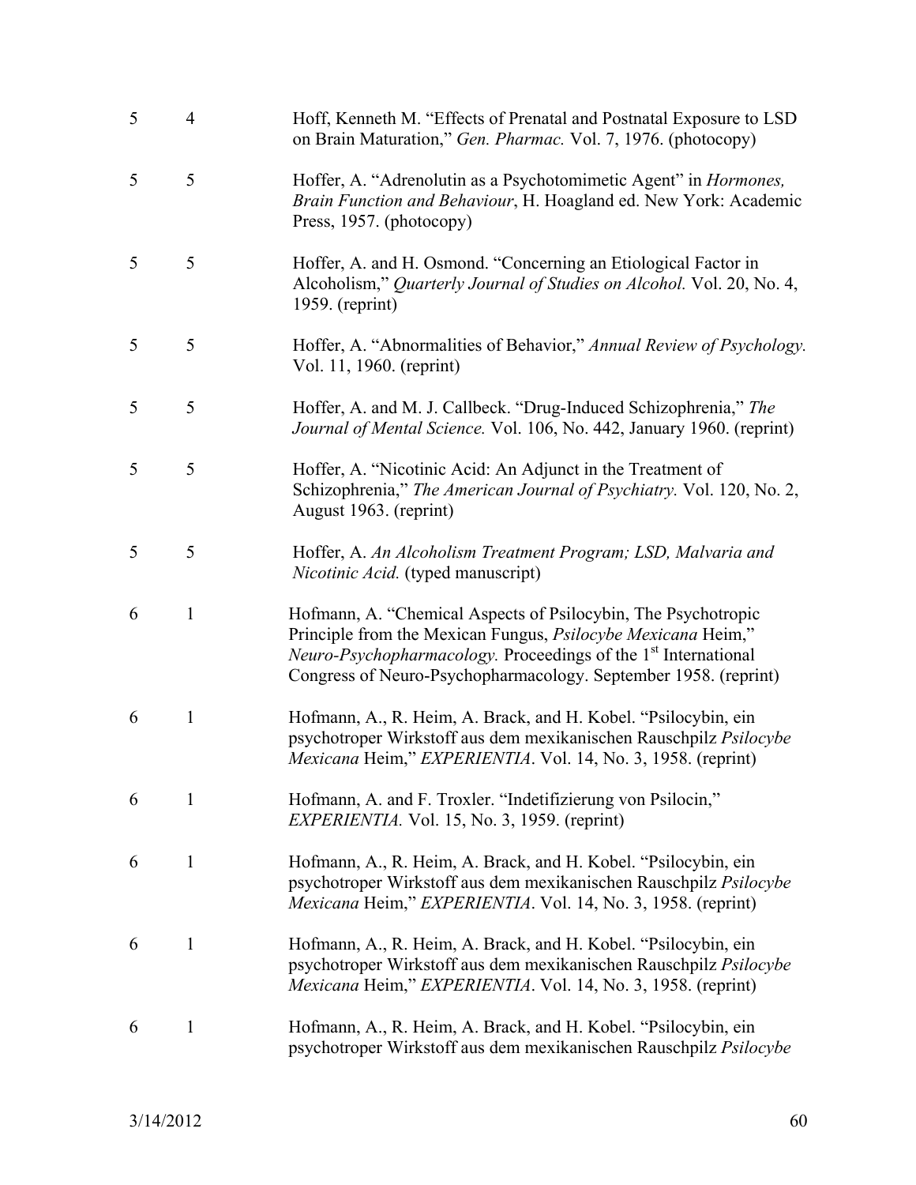| | | |
|---|---|---|
| 5 | 4 | Hoff, Kenneth M. "Effects of Prenatal and Postnatal Exposure to LSD on Brain Maturation," *Gen. Pharmac.* Vol. 7, 1976. (photocopy) |
| 5 | 5 | Hoffer, A. "Adrenolutin as a Psychotomimetic Agent" in *Hormones, Brain Function and Behaviour*, H. Hoagland ed. New York: Academic Press, 1957. (photocopy) |
| 5 | 5 | Hoffer, A. and H. Osmond. "Concerning an Etiological Factor in Alcoholism," *Quarterly Journal of Studies on Alcohol.* Vol. 20, No. 4, 1959. (reprint) |
| 5 | 5 | Hoffer, A. "Abnormalities of Behavior," *Annual Review of Psychology.* Vol. 11, 1960. (reprint) |
| 5 | 5 | Hoffer, A. and M. J. Callbeck. "Drug-Induced Schizophrenia," *The Journal of Mental Science.* Vol. 106, No. 442, January 1960. (reprint) |
| 5 | 5 | Hoffer, A. "Nicotinic Acid: An Adjunct in the Treatment of Schizophrenia," *The American Journal of Psychiatry.* Vol. 120, No. 2, August 1963. (reprint) |
| 5 | 5 | Hoffer, A. *An Alcoholism Treatment Program; LSD, Malvaria and Nicotinic Acid.* (typed manuscript) |
| 6 | 1 | Hofmann, A. "Chemical Aspects of Psilocybin, The Psychotropic Principle from the Mexican Fungus, *Psilocybe Mexicana* Heim," *Neuro-Psychopharmacology.* Proceedings of the 1st International Congress of Neuro-Psychopharmacology. September 1958. (reprint) |
| 6 | 1 | Hofmann, A., R. Heim, A. Brack, and H. Kobel. "Psilocybin, ein psychotroper Wirkstoff aus dem mexikanischen Rauschpilz *Psilocybe Mexicana* Heim," *EXPERIENTIA*. Vol. 14, No. 3, 1958. (reprint) |
| 6 | 1 | Hofmann, A. and F. Troxler. "Indetifizierung von Psilocin," *EXPERIENTIA.* Vol. 15, No. 3, 1959. (reprint) |
| 6 | 1 | Hofmann, A., R. Heim, A. Brack, and H. Kobel. "Psilocybin, ein psychotroper Wirkstoff aus dem mexikanischen Rauschpilz *Psilocybe Mexicana* Heim," *EXPERIENTIA*. Vol. 14, No. 3, 1958. (reprint) |
| 6 | 1 | Hofmann, A., R. Heim, A. Brack, and H. Kobel. "Psilocybin, ein psychotroper Wirkstoff aus dem mexikanischen Rauschpilz *Psilocybe Mexicana* Heim," *EXPERIENTIA*. Vol. 14, No. 3, 1958. (reprint) |
| 6 | 1 | Hofmann, A., R. Heim, A. Brack, and H. Kobel. "Psilocybin, ein psychotroper Wirkstoff aus dem mexikanischen Rauschpilz *Psilocybe* |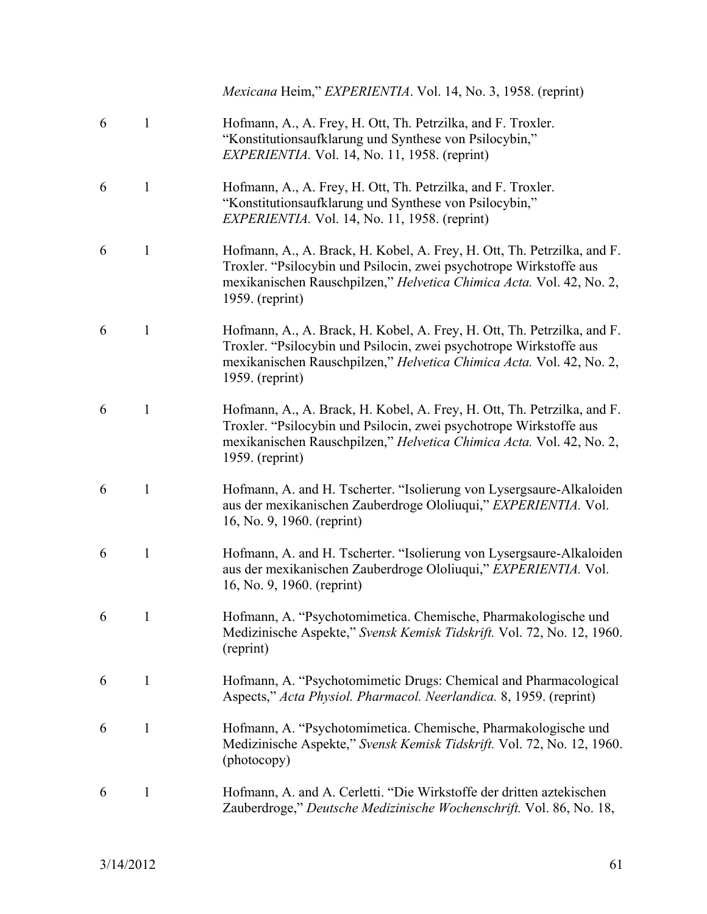| | | *Mexicana* Heim," *EXPERIENTIA*. Vol. 14, No. 3, 1958. (reprint) |
|---|---|---|
| 6 | 1 | Hofmann, A., A. Frey, H. Ott, Th. Petrzilka, and F. Troxler. "Konstitutionsaufklarung und Synthese von Psilocybin," *EXPERIENTIA.* Vol. 14, No. 11, 1958. (reprint) |
| 6 | 1 | Hofmann, A., A. Frey, H. Ott, Th. Petrzilka, and F. Troxler. "Konstitutionsaufklarung und Synthese von Psilocybin," *EXPERIENTIA.* Vol. 14, No. 11, 1958. (reprint) |
| 6 | 1 | Hofmann, A., A. Brack, H. Kobel, A. Frey, H. Ott, Th. Petrzilka, and F. Troxler. "Psilocybin und Psilocin, zwei psychotrope Wirkstoffe aus mexikanischen Rauschpilzen," *Helvetica Chimica Acta.* Vol. 42, No. 2, 1959. (reprint) |
| 6 | 1 | Hofmann, A., A. Brack, H. Kobel, A. Frey, H. Ott, Th. Petrzilka, and F. Troxler. "Psilocybin und Psilocin, zwei psychotrope Wirkstoffe aus mexikanischen Rauschpilzen," *Helvetica Chimica Acta.* Vol. 42, No. 2, 1959. (reprint) |
| 6 | 1 | Hofmann, A., A. Brack, H. Kobel, A. Frey, H. Ott, Th. Petrzilka, and F. Troxler. "Psilocybin und Psilocin, zwei psychotrope Wirkstoffe aus mexikanischen Rauschpilzen," *Helvetica Chimica Acta.* Vol. 42, No. 2, 1959. (reprint) |
| 6 | 1 | Hofmann, A. and H. Tscherter. "Isolierung von Lysergsaure-Alkaloiden aus der mexikanischen Zauberdroge Ololiuqui," *EXPERIENTIA.* Vol. 16, No. 9, 1960. (reprint) |
| 6 | 1 | Hofmann, A. and H. Tscherter. "Isolierung von Lysergsaure-Alkaloiden aus der mexikanischen Zauberdroge Ololiuqui," *EXPERIENTIA.* Vol. 16, No. 9, 1960. (reprint) |
| 6 | 1 | Hofmann, A. "Psychotomimetica. Chemische, Pharmakologische und Medizinische Aspekte," *Svensk Kemisk Tidskrift.* Vol. 72, No. 12, 1960. (reprint) |
| 6 | 1 | Hofmann, A. "Psychotomimetic Drugs: Chemical and Pharmacological Aspects," *Acta Physiol. Pharmacol. Neerlandica.* 8, 1959. (reprint) |
| 6 | 1 | Hofmann, A. "Psychotomimetica. Chemische, Pharmakologische und Medizinische Aspekte," *Svensk Kemisk Tidskrift.* Vol. 72, No. 12, 1960. (photocopy) |
| 6 | 1 | Hofmann, A. and A. Cerletti. "Die Wirkstoffe der dritten aztekischen Zauberdroge," *Deutsche Medizinische Wochenschrift.* Vol. 86, No. 18, |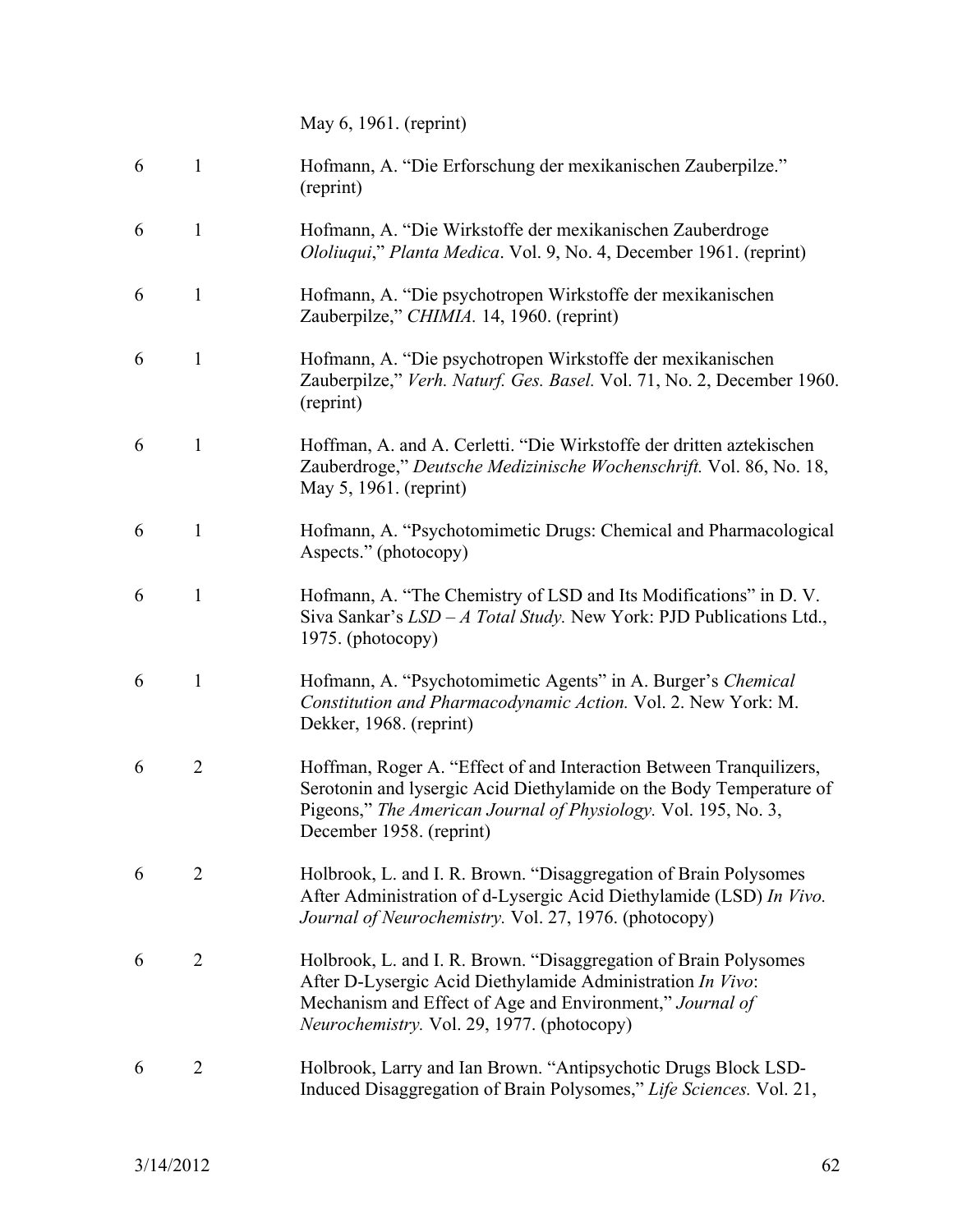| | | May 6, 1961. (reprint) |
|---|---|---|
| 6 | 1 | Hofmann, A. “Die Erforschung der mexikanischen Zauberpilze.” (reprint) |
| 6 | 1 | Hofmann, A. “Die Wirkstoffe der mexikanischen Zauberdroge *Ololiuqui*,” *Planta Medica*. Vol. 9, No. 4, December 1961. (reprint) |
| 6 | 1 | Hofmann, A. “Die psychotropen Wirkstoffe der mexikanischen Zauberpilze,” *CHIMIA.* 14, 1960. (reprint) |
| 6 | 1 | Hofmann, A. “Die psychotropen Wirkstoffe der mexikanischen Zauberpilze,” *Verh. Naturf. Ges. Basel.* Vol. 71, No. 2, December 1960. (reprint) |
| 6 | 1 | Hoffman, A. and A. Cerletti. “Die Wirkstoffe der dritten aztekischen Zauberdroge,” *Deutsche Medizinische Wochenschrift.* Vol. 86, No. 18, May 5, 1961. (reprint) |
| 6 | 1 | Hofmann, A. “Psychotomimetic Drugs: Chemical and Pharmacological Aspects.” (photocopy) |
| 6 | 1 | Hofmann, A. “The Chemistry of LSD and Its Modifications” in D. V. Siva Sankar’s *LSD – A Total Study.* New York: PJD Publications Ltd., 1975. (photocopy) |
| 6 | 1 | Hofmann, A. “Psychotomimetic Agents” in A. Burger’s *Chemical Constitution and Pharmacodynamic Action.* Vol. 2. New York: M. Dekker, 1968. (reprint) |
| 6 | 2 | Hoffman, Roger A. “Effect of and Interaction Between Tranquilizers, Serotonin and lysergic Acid Diethylamide on the Body Temperature of Pigeons,” *The American Journal of Physiology.* Vol. 195, No. 3, December 1958. (reprint) |
| 6 | 2 | Holbrook, L. and I. R. Brown. “Disaggregation of Brain Polysomes After Administration of d-Lysergic Acid Diethylamide (LSD) *In Vivo. Journal of Neurochemistry.* Vol. 27, 1976. (photocopy) |
| 6 | 2 | Holbrook, L. and I. R. Brown. “Disaggregation of Brain Polysomes After D-Lysergic Acid Diethylamide Administration *In Vivo*: Mechanism and Effect of Age and Environment,” *Journal of Neurochemistry.* Vol. 29, 1977. (photocopy) |
| 6 | 2 | Holbrook, Larry and Ian Brown. “Antipsychotic Drugs Block LSD-Induced Disaggregation of Brain Polysomes,” *Life Sciences.* Vol. 21, |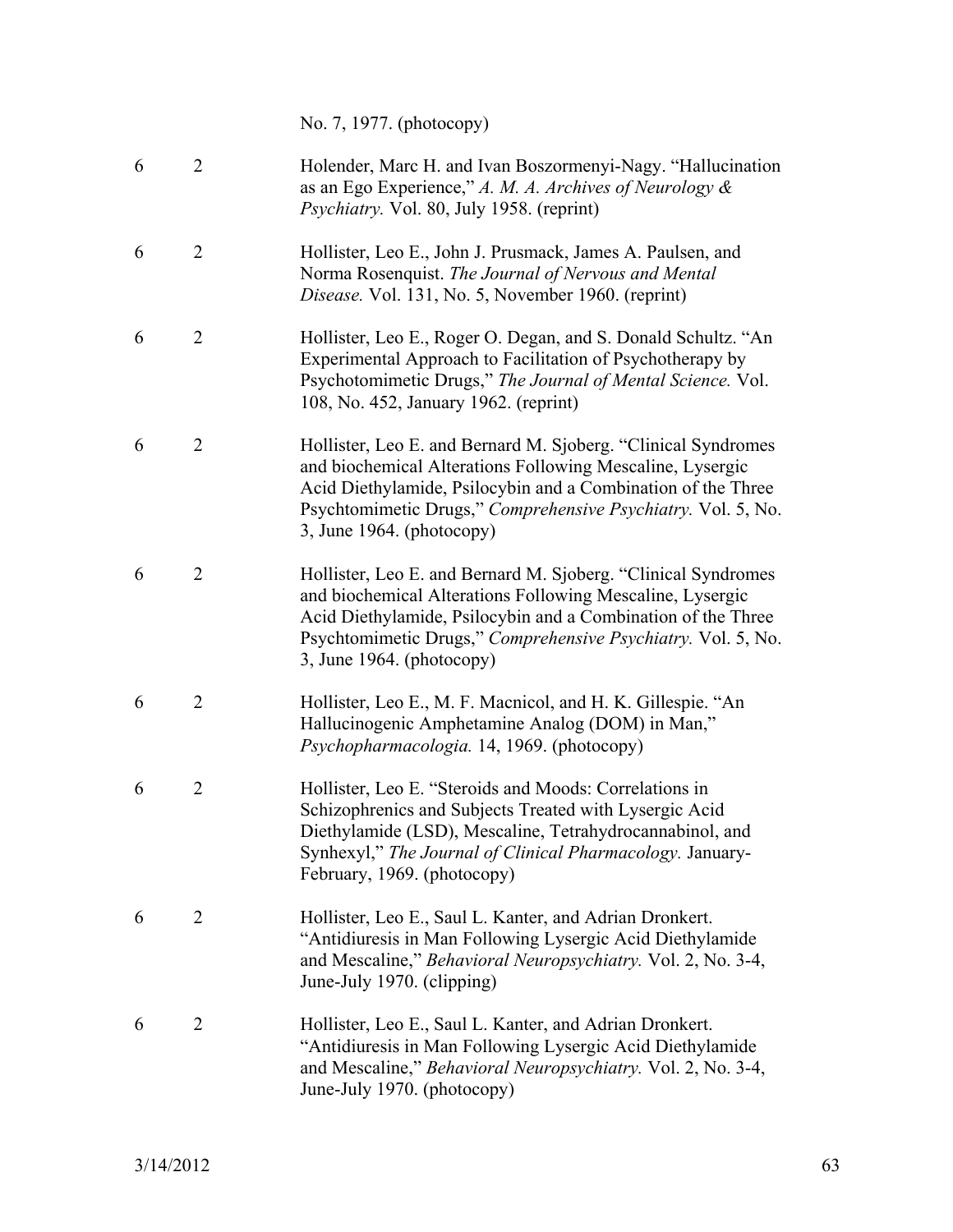No. 7, 1977. (photocopy)

| | | |
|---|---|---|
| 6 | 2 | Holender, Marc H. and Ivan Boszormenyi-Nagy. "Hallucination as an Ego Experience," *A. M. A. Archives of Neurology & Psychiatry.* Vol. 80, July 1958. (reprint) |
| 6 | 2 | Hollister, Leo E., John J. Prusmack, James A. Paulsen, and Norma Rosenquist. *The Journal of Nervous and Mental Disease.* Vol. 131, No. 5, November 1960. (reprint) |
| 6 | 2 | Hollister, Leo E., Roger O. Degan, and S. Donald Schultz. "An Experimental Approach to Facilitation of Psychotherapy by Psychotomimetic Drugs," *The Journal of Mental Science.* Vol. 108, No. 452, January 1962. (reprint) |
| 6 | 2 | Hollister, Leo E. and Bernard M. Sjoberg. "Clinical Syndromes and biochemical Alterations Following Mescaline, Lysergic Acid Diethylamide, Psilocybin and a Combination of the Three Psychtomimetic Drugs," *Comprehensive Psychiatry.* Vol. 5, No. 3, June 1964. (photocopy) |
| 6 | 2 | Hollister, Leo E. and Bernard M. Sjoberg. "Clinical Syndromes and biochemical Alterations Following Mescaline, Lysergic Acid Diethylamide, Psilocybin and a Combination of the Three Psychtomimetic Drugs," *Comprehensive Psychiatry.* Vol. 5, No. 3, June 1964. (photocopy) |
| 6 | 2 | Hollister, Leo E., M. F. Macnicol, and H. K. Gillespie. "An Hallucinogenic Amphetamine Analog (DOM) in Man," *Psychopharmacologia.* 14, 1969. (photocopy) |
| 6 | 2 | Hollister, Leo E. "Steroids and Moods: Correlations in Schizophrenics and Subjects Treated with Lysergic Acid Diethylamide (LSD), Mescaline, Tetrahydrocannabinol, and Synhexyl," *The Journal of Clinical Pharmacology.* January-February, 1969. (photocopy) |
| 6 | 2 | Hollister, Leo E., Saul L. Kanter, and Adrian Dronkert. "Antidiuresis in Man Following Lysergic Acid Diethylamide and Mescaline," *Behavioral Neuropsychiatry.* Vol. 2, No. 3-4, June-July 1970. (clipping) |
| 6 | 2 | Hollister, Leo E., Saul L. Kanter, and Adrian Dronkert. "Antidiuresis in Man Following Lysergic Acid Diethylamide and Mescaline," *Behavioral Neuropsychiatry.* Vol. 2, No. 3-4, June-July 1970. (photocopy) |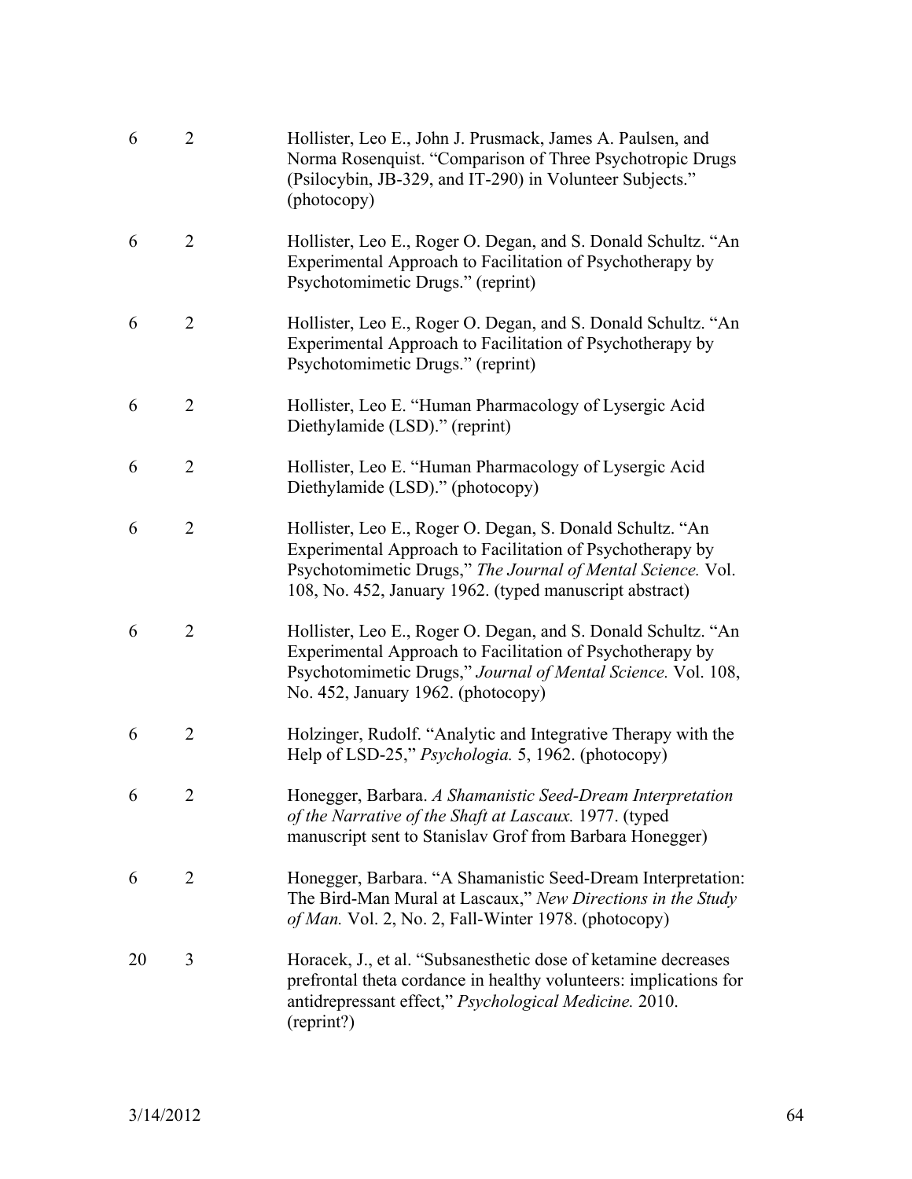| | | |
|---|---|---|
| 6 | 2 | Hollister, Leo E., John J. Prusmack, James A. Paulsen, and Norma Rosenquist. "Comparison of Three Psychotropic Drugs (Psilocybin, JB-329, and IT-290) in Volunteer Subjects." (photocopy) |
| 6 | 2 | Hollister, Leo E., Roger O. Degan, and S. Donald Schultz. "An Experimental Approach to Facilitation of Psychotherapy by Psychotomimetic Drugs." (reprint) |
| 6 | 2 | Hollister, Leo E., Roger O. Degan, and S. Donald Schultz. "An Experimental Approach to Facilitation of Psychotherapy by Psychotomimetic Drugs." (reprint) |
| 6 | 2 | Hollister, Leo E. "Human Pharmacology of Lysergic Acid Diethylamide (LSD)." (reprint) |
| 6 | 2 | Hollister, Leo E. "Human Pharmacology of Lysergic Acid Diethylamide (LSD)." (photocopy) |
| 6 | 2 | Hollister, Leo E., Roger O. Degan, S. Donald Schultz. "An Experimental Approach to Facilitation of Psychotherapy by Psychotomimetic Drugs," *The Journal of Mental Science.* Vol. 108, No. 452, January 1962. (typed manuscript abstract) |
| 6 | 2 | Hollister, Leo E., Roger O. Degan, and S. Donald Schultz. "An Experimental Approach to Facilitation of Psychotherapy by Psychotomimetic Drugs," *Journal of Mental Science.* Vol. 108, No. 452, January 1962. (photocopy) |
| 6 | 2 | Holzinger, Rudolf. "Analytic and Integrative Therapy with the Help of LSD-25," *Psychologia.* 5, 1962. (photocopy) |
| 6 | 2 | Honegger, Barbara. *A Shamanistic Seed-Dream Interpretation of the Narrative of the Shaft at Lascaux.* 1977. (typed manuscript sent to Stanislav Grof from Barbara Honegger) |
| 6 | 2 | Honegger, Barbara. "A Shamanistic Seed-Dream Interpretation: The Bird-Man Mural at Lascaux," *New Directions in the Study of Man.* Vol. 2, No. 2, Fall-Winter 1978. (photocopy) |
| 20 | 3 | Horacek, J., et al. "Subsanesthetic dose of ketamine decreases prefrontal theta cordance in healthy volunteers: implications for antidrepressant effect," *Psychological Medicine.* 2010. (reprint?) |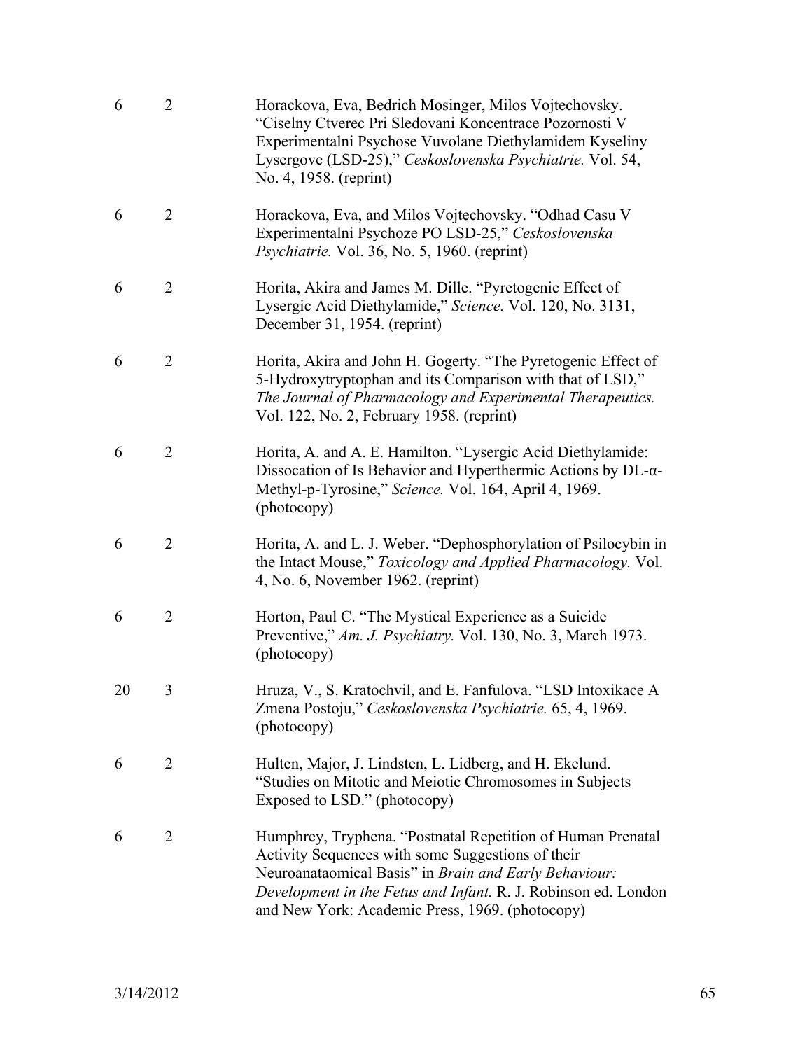| | | |
|---|---|---|
| 6 | 2 | Horackova, Eva, Bedrich Mosinger, Milos Vojtechovsky. "Ciselny Ctverec Pri Sledovani Koncentrace Pozornosti V Experimentalni Psychose Vuvolane Diethylamidem Kyseliny Lysergove (LSD-25)," *Ceskoslovenska Psychiatrie.* Vol. 54, No. 4, 1958. (reprint) |
| 6 | 2 | Horackova, Eva, and Milos Vojtechovsky. "Odhad Casu V Experimentalni Psychoze PO LSD-25," *Ceskoslovenska Psychiatrie.* Vol. 36, No. 5, 1960. (reprint) |
| 6 | 2 | Horita, Akira and James M. Dille. "Pyretogenic Effect of Lysergic Acid Diethylamide," *Science.* Vol. 120, No. 3131, December 31, 1954. (reprint) |
| 6 | 2 | Horita, Akira and John H. Gogerty. "The Pyretogenic Effect of 5-Hydroxytryptophan and its Comparison with that of LSD," *The Journal of Pharmacology and Experimental Therapeutics.* Vol. 122, No. 2, February 1958. (reprint) |
| 6 | 2 | Horita, A. and A. E. Hamilton. "Lysergic Acid Diethylamide: Dissocation of Is Behavior and Hyperthermic Actions by DL-α-Methyl-p-Tyrosine," *Science.* Vol. 164, April 4, 1969. (photocopy) |
| 6 | 2 | Horita, A. and L. J. Weber. "Dephosphorylation of Psilocybin in the Intact Mouse," *Toxicology and Applied Pharmacology.* Vol. 4, No. 6, November 1962. (reprint) |
| 6 | 2 | Horton, Paul C. "The Mystical Experience as a Suicide Preventive," *Am. J. Psychiatry.* Vol. 130, No. 3, March 1973. (photocopy) |
| 20 | 3 | Hruza, V., S. Kratochvil, and E. Fanfulova. "LSD Intoxikace A Zmena Postoju," *Ceskoslovenska Psychiatrie.* 65, 4, 1969. (photocopy) |
| 6 | 2 | Hulten, Major, J. Lindsten, L. Lidberg, and H. Ekelund. "Studies on Mitotic and Meiotic Chromosomes in Subjects Exposed to LSD." (photocopy) |
| 6 | 2 | Humphrey, Tryphena. "Postnatal Repetition of Human Prenatal Activity Sequences with some Suggestions of their Neuroanataomical Basis" in *Brain and Early Behaviour: Development in the Fetus and Infant.* R. J. Robinson ed. London and New York: Academic Press, 1969. (photocopy) |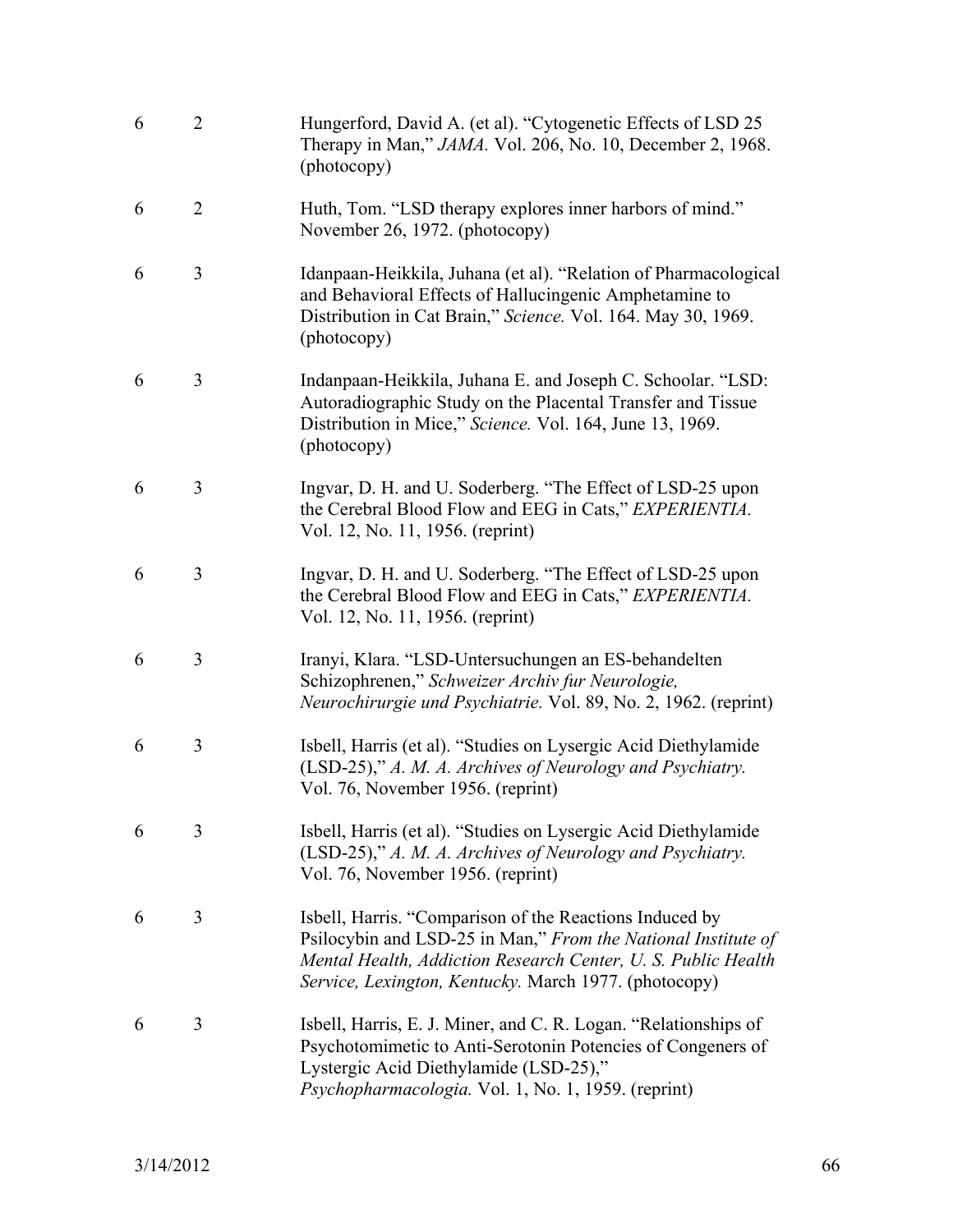| | | |
|---|---|---|
| 6 | 2 | Hungerford, David A. (et al). "Cytogenetic Effects of LSD 25 Therapy in Man," *JAMA.* Vol. 206, No. 10, December 2, 1968. (photocopy) |
| 6 | 2 | Huth, Tom. "LSD therapy explores inner harbors of mind." November 26, 1972. (photocopy) |
| 6 | 3 | Idanpaan-Heikkila, Juhana (et al). "Relation of Pharmacological and Behavioral Effects of Hallucingenic Amphetamine to Distribution in Cat Brain," *Science.* Vol. 164. May 30, 1969. (photocopy) |
| 6 | 3 | Indanpaan-Heikkila, Juhana E. and Joseph C. Schoolar. "LSD: Autoradiographic Study on the Placental Transfer and Tissue Distribution in Mice," *Science.* Vol. 164, June 13, 1969. (photocopy) |
| 6 | 3 | Ingvar, D. H. and U. Soderberg. "The Effect of LSD-25 upon the Cerebral Blood Flow and EEG in Cats," *EXPERIENTIA.* Vol. 12, No. 11, 1956. (reprint) |
| 6 | 3 | Ingvar, D. H. and U. Soderberg. "The Effect of LSD-25 upon the Cerebral Blood Flow and EEG in Cats," *EXPERIENTIA.* Vol. 12, No. 11, 1956. (reprint) |
| 6 | 3 | Iranyi, Klara. "LSD-Untersuchungen an ES-behandelten Schizophrenen," *Schweizer Archiv fur Neurologie, Neurochirurgie und Psychiatrie.* Vol. 89, No. 2, 1962. (reprint) |
| 6 | 3 | Isbell, Harris (et al). "Studies on Lysergic Acid Diethylamide (LSD-25)," *A. M. A. Archives of Neurology and Psychiatry.* Vol. 76, November 1956. (reprint) |
| 6 | 3 | Isbell, Harris (et al). "Studies on Lysergic Acid Diethylamide (LSD-25)," *A. M. A. Archives of Neurology and Psychiatry.* Vol. 76, November 1956. (reprint) |
| 6 | 3 | Isbell, Harris. "Comparison of the Reactions Induced by Psilocybin and LSD-25 in Man," *From the National Institute of Mental Health, Addiction Research Center, U. S. Public Health Service, Lexington, Kentucky.* March 1977. (photocopy) |
| 6 | 3 | Isbell, Harris, E. J. Miner, and C. R. Logan. "Relationships of Psychotomimetic to Anti-Serotonin Potencies of Congeners of Lystergic Acid Diethylamide (LSD-25)," *Psychopharmacologia.* Vol. 1, No. 1, 1959. (reprint) |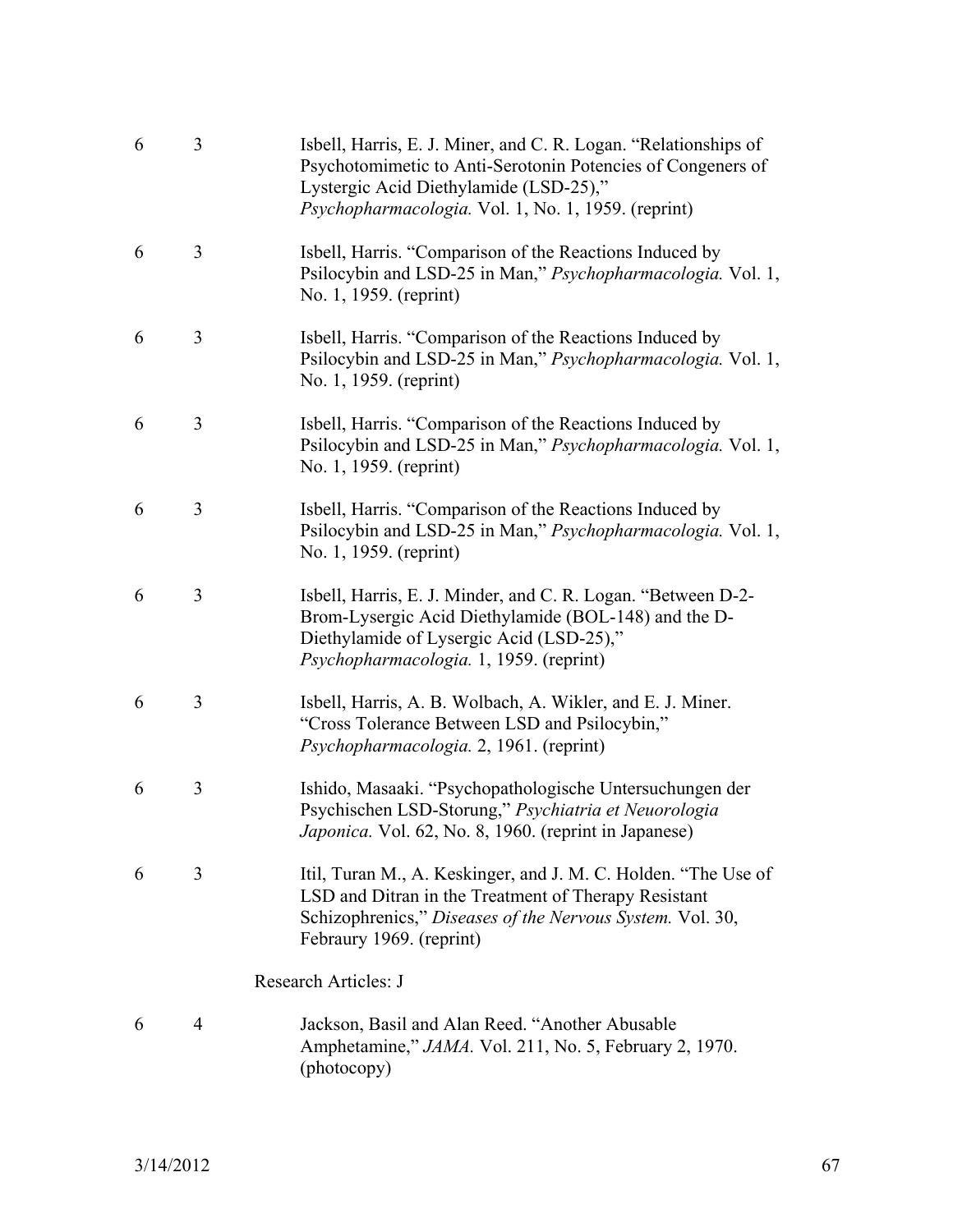| | | |
|---|---|---|
| 6 | 3 | Isbell, Harris, E. J. Miner, and C. R. Logan. "Relationships of Psychotomimetic to Anti-Serotonin Potencies of Congeners of Lystergic Acid Diethylamide (LSD-25)," *Psychopharmacologia.* Vol. 1, No. 1, 1959. (reprint) |
| 6 | 3 | Isbell, Harris. "Comparison of the Reactions Induced by Psilocybin and LSD-25 in Man," *Psychopharmacologia.* Vol. 1, No. 1, 1959. (reprint) |
| 6 | 3 | Isbell, Harris. "Comparison of the Reactions Induced by Psilocybin and LSD-25 in Man," *Psychopharmacologia.* Vol. 1, No. 1, 1959. (reprint) |
| 6 | 3 | Isbell, Harris. "Comparison of the Reactions Induced by Psilocybin and LSD-25 in Man," *Psychopharmacologia.* Vol. 1, No. 1, 1959. (reprint) |
| 6 | 3 | Isbell, Harris. "Comparison of the Reactions Induced by Psilocybin and LSD-25 in Man," *Psychopharmacologia.* Vol. 1, No. 1, 1959. (reprint) |
| 6 | 3 | Isbell, Harris, E. J. Minder, and C. R. Logan. "Between D-2-Brom-Lysergic Acid Diethylamide (BOL-148) and the D-Diethylamide of Lysergic Acid (LSD-25)," *Psychopharmacologia.* 1, 1959. (reprint) |
| 6 | 3 | Isbell, Harris, A. B. Wolbach, A. Wikler, and E. J. Miner. "Cross Tolerance Between LSD and Psilocybin," *Psychopharmacologia.* 2, 1961. (reprint) |
| 6 | 3 | Ishido, Masaaki. "Psychopathologische Untersuchungen der Psychischen LSD-Storung," *Psychiatria et Neuorologia Japonica.* Vol. 62, No. 8, 1960. (reprint in Japanese) |
| 6 | 3 | Itil, Turan M., A. Keskinger, and J. M. C. Holden. "The Use of LSD and Ditran in the Treatment of Therapy Resistant Schizophrenics," *Diseases of the Nervous System.* Vol. 30, Febraury 1969. (reprint) |

Research Articles: J

| | | |
|---|---|---|
| 6 | 4 | Jackson, Basil and Alan Reed. "Another Abusable Amphetamine," *JAMA.* Vol. 211, No. 5, February 2, 1970. (photocopy) |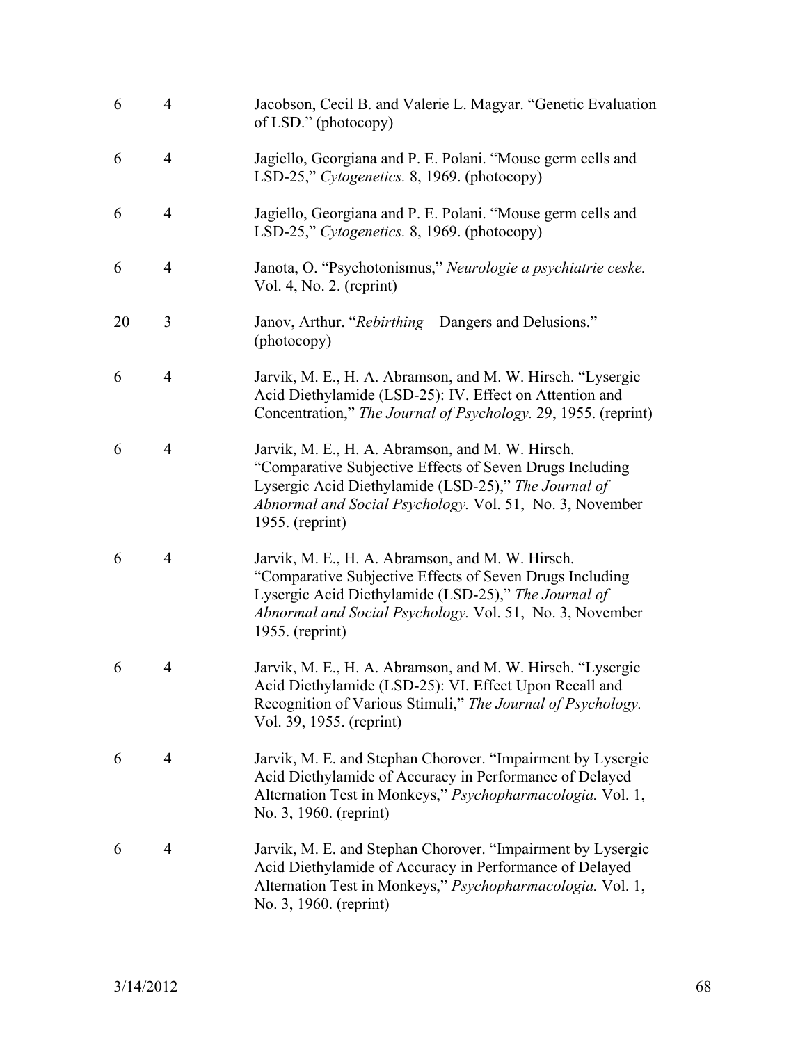| | | |
|---|---|---|
| 6 | 4 | Jacobson, Cecil B. and Valerie L. Magyar. "Genetic Evaluation of LSD." (photocopy) |
| 6 | 4 | Jagiello, Georgiana and P. E. Polani. "Mouse germ cells and LSD-25," *Cytogenetics.* 8, 1969. (photocopy) |
| 6 | 4 | Jagiello, Georgiana and P. E. Polani. "Mouse germ cells and LSD-25," *Cytogenetics.* 8, 1969. (photocopy) |
| 6 | 4 | Janota, O. "Psychotonismus," *Neurologie a psychiatrie ceske.* Vol. 4, No. 2. (reprint) |
| 20 | 3 | Janov, Arthur. "*Rebirthing* – Dangers and Delusions." (photocopy) |
| 6 | 4 | Jarvik, M. E., H. A. Abramson, and M. W. Hirsch. "Lysergic Acid Diethylamide (LSD-25): IV. Effect on Attention and Concentration," *The Journal of Psychology.* 29, 1955. (reprint) |
| 6 | 4 | Jarvik, M. E., H. A. Abramson, and M. W. Hirsch. "Comparative Subjective Effects of Seven Drugs Including Lysergic Acid Diethylamide (LSD-25)," *The Journal of Abnormal and Social Psychology.* Vol. 51, No. 3, November 1955. (reprint) |
| 6 | 4 | Jarvik, M. E., H. A. Abramson, and M. W. Hirsch. "Comparative Subjective Effects of Seven Drugs Including Lysergic Acid Diethylamide (LSD-25)," *The Journal of Abnormal and Social Psychology.* Vol. 51, No. 3, November 1955. (reprint) |
| 6 | 4 | Jarvik, M. E., H. A. Abramson, and M. W. Hirsch. "Lysergic Acid Diethylamide (LSD-25): VI. Effect Upon Recall and Recognition of Various Stimuli," *The Journal of Psychology.* Vol. 39, 1955. (reprint) |
| 6 | 4 | Jarvik, M. E. and Stephan Chorover. "Impairment by Lysergic Acid Diethylamide of Accuracy in Performance of Delayed Alternation Test in Monkeys," *Psychopharmacologia.* Vol. 1, No. 3, 1960. (reprint) |
| 6 | 4 | Jarvik, M. E. and Stephan Chorover. "Impairment by Lysergic Acid Diethylamide of Accuracy in Performance of Delayed Alternation Test in Monkeys," *Psychopharmacologia.* Vol. 1, No. 3, 1960. (reprint) |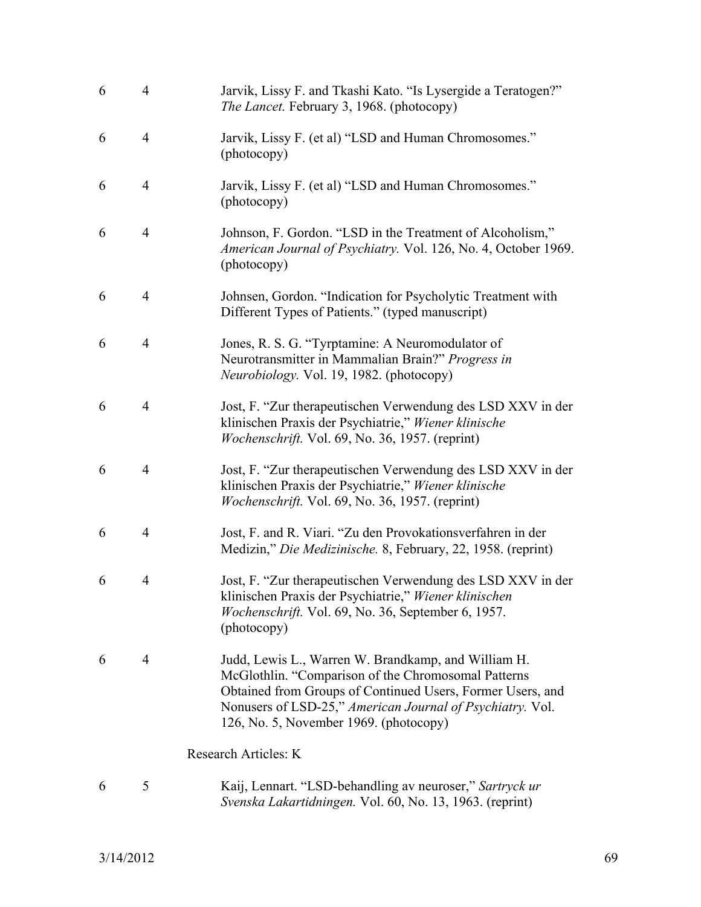| | | |
|---|---|---|
| 6 | 4 | Jarvik, Lissy F. and Tkashi Kato. "Is Lysergide a Teratogen?" *The Lancet.* February 3, 1968. (photocopy) |
| 6 | 4 | Jarvik, Lissy F. (et al) "LSD and Human Chromosomes." (photocopy) |
| 6 | 4 | Jarvik, Lissy F. (et al) "LSD and Human Chromosomes." (photocopy) |
| 6 | 4 | Johnson, F. Gordon. "LSD in the Treatment of Alcoholism," *American Journal of Psychiatry.* Vol. 126, No. 4, October 1969. (photocopy) |
| 6 | 4 | Johnsen, Gordon. "Indication for Psycholytic Treatment with Different Types of Patients." (typed manuscript) |
| 6 | 4 | Jones, R. S. G. "Tyrptamine: A Neuromodulator of Neurotransmitter in Mammalian Brain?" *Progress in Neurobiology.* Vol. 19, 1982. (photocopy) |
| 6 | 4 | Jost, F. "Zur therapeutischen Verwendung des LSD XXV in der klinischen Praxis der Psychiatrie," *Wiener klinische Wochenschrift.* Vol. 69, No. 36, 1957. (reprint) |
| 6 | 4 | Jost, F. "Zur therapeutischen Verwendung des LSD XXV in der klinischen Praxis der Psychiatrie," *Wiener klinische Wochenschrift.* Vol. 69, No. 36, 1957. (reprint) |
| 6 | 4 | Jost, F. and R. Viari. "Zu den Provokationsverfahren in der Medizin," *Die Medizinische.* 8, February, 22, 1958. (reprint) |
| 6 | 4 | Jost, F. "Zur therapeutischen Verwendung des LSD XXV in der klinischen Praxis der Psychiatrie," *Wiener klinischen Wochenschrift.* Vol. 69, No. 36, September 6, 1957. (photocopy) |
| 6 | 4 | Judd, Lewis L., Warren W. Brandkamp, and William H. McGlothlin. "Comparison of the Chromosomal Patterns Obtained from Groups of Continued Users, Former Users, and Nonusers of LSD-25," *American Journal of Psychiatry.* Vol. 126, No. 5, November 1969. (photocopy) |
| | | Research Articles: K |
| 6 | 5 | Kaij, Lennart. "LSD-behandling av neuroser," *Sartryck ur Svenska Lakartidningen.* Vol. 60, No. 13, 1963. (reprint) |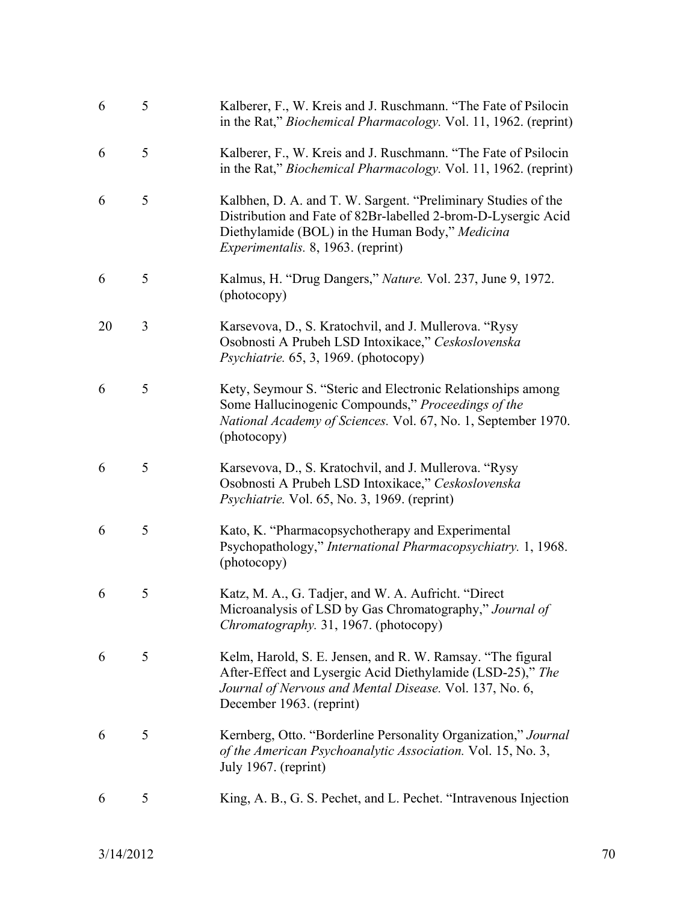| | | |
|---|---|---|
| 6 | 5 | Kalberer, F., W. Kreis and J. Ruschmann. "The Fate of Psilocin in the Rat," *Biochemical Pharmacology.* Vol. 11, 1962. (reprint) |
| 6 | 5 | Kalberer, F., W. Kreis and J. Ruschmann. "The Fate of Psilocin in the Rat," *Biochemical Pharmacology.* Vol. 11, 1962. (reprint) |
| 6 | 5 | Kalbhen, D. A. and T. W. Sargent. "Preliminary Studies of the Distribution and Fate of 82Br-labelled 2-brom-D-Lysergic Acid Diethylamide (BOL) in the Human Body," *Medicina Experimentalis.* 8, 1963. (reprint) |
| 6 | 5 | Kalmus, H. "Drug Dangers," *Nature.* Vol. 237, June 9, 1972. (photocopy) |
| 20 | 3 | Karsevova, D., S. Kratochvil, and J. Mullerova. "Rysy Osobnosti A Prubeh LSD Intoxikace," *Ceskoslovenska Psychiatrie.* 65, 3, 1969. (photocopy) |
| 6 | 5 | Kety, Seymour S. "Steric and Electronic Relationships among Some Hallucinogenic Compounds," *Proceedings of the National Academy of Sciences.* Vol. 67, No. 1, September 1970. (photocopy) |
| 6 | 5 | Karsevova, D., S. Kratochvil, and J. Mullerova. "Rysy Osobnosti A Prubeh LSD Intoxikace," *Ceskoslovenska Psychiatrie.* Vol. 65, No. 3, 1969. (reprint) |
| 6 | 5 | Kato, K. "Pharmacopsychotherapy and Experimental Psychopathology," *International Pharmacopsychiatry.* 1, 1968. (photocopy) |
| 6 | 5 | Katz, M. A., G. Tadjer, and W. A. Aufricht. "Direct Microanalysis of LSD by Gas Chromatography," *Journal of Chromatography.* 31, 1967. (photocopy) |
| 6 | 5 | Kelm, Harold, S. E. Jensen, and R. W. Ramsay. "The figural After-Effect and Lysergic Acid Diethylamide (LSD-25)," *The Journal of Nervous and Mental Disease.* Vol. 137, No. 6, December 1963. (reprint) |
| 6 | 5 | Kernberg, Otto. "Borderline Personality Organization," *Journal of the American Psychoanalytic Association.* Vol. 15, No. 3, July 1967. (reprint) |
| 6 | 5 | King, A. B., G. S. Pechet, and L. Pechet. "Intravenous Injection |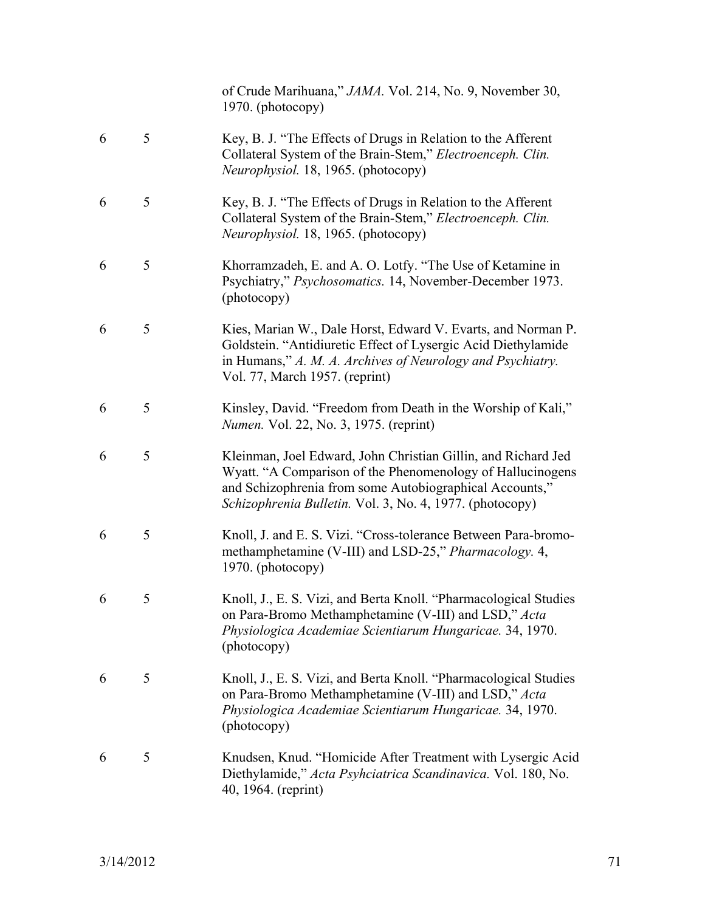|  |  | of Crude Marihuana," *JAMA.* Vol. 214, No. 9, November 30, 1970. (photocopy) |
|---|---|---|
| 6 | 5 | Key, B. J. "The Effects of Drugs in Relation to the Afferent Collateral System of the Brain-Stem," *Electroenceph. Clin. Neurophysiol.* 18, 1965. (photocopy) |
| 6 | 5 | Key, B. J. "The Effects of Drugs in Relation to the Afferent Collateral System of the Brain-Stem," *Electroenceph. Clin. Neurophysiol.* 18, 1965. (photocopy) |
| 6 | 5 | Khorramzadeh, E. and A. O. Lotfy. "The Use of Ketamine in Psychiatry," *Psychosomatics.* 14, November-December 1973. (photocopy) |
| 6 | 5 | Kies, Marian W., Dale Horst, Edward V. Evarts, and Norman P. Goldstein. "Antidiuretic Effect of Lysergic Acid Diethylamide in Humans," *A. M. A. Archives of Neurology and Psychiatry.* Vol. 77, March 1957. (reprint) |
| 6 | 5 | Kinsley, David. "Freedom from Death in the Worship of Kali," *Numen.* Vol. 22, No. 3, 1975. (reprint) |
| 6 | 5 | Kleinman, Joel Edward, John Christian Gillin, and Richard Jed Wyatt. "A Comparison of the Phenomenology of Hallucinogens and Schizophrenia from some Autobiographical Accounts," *Schizophrenia Bulletin.* Vol. 3, No. 4, 1977. (photocopy) |
| 6 | 5 | Knoll, J. and E. S. Vizi. "Cross-tolerance Between Para-bromo-methamphetamine (V-III) and LSD-25," *Pharmacology.* 4, 1970. (photocopy) |
| 6 | 5 | Knoll, J., E. S. Vizi, and Berta Knoll. "Pharmacological Studies on Para-Bromo Methamphetamine (V-III) and LSD," *Acta Physiologica Academiae Scientiarum Hungaricae.* 34, 1970. (photocopy) |
| 6 | 5 | Knoll, J., E. S. Vizi, and Berta Knoll. "Pharmacological Studies on Para-Bromo Methamphetamine (V-III) and LSD," *Acta Physiologica Academiae Scientiarum Hungaricae.* 34, 1970. (photocopy) |
| 6 | 5 | Knudsen, Knud. "Homicide After Treatment with Lysergic Acid Diethylamide," *Acta Psyhciatrica Scandinavica.* Vol. 180, No. 40, 1964. (reprint) |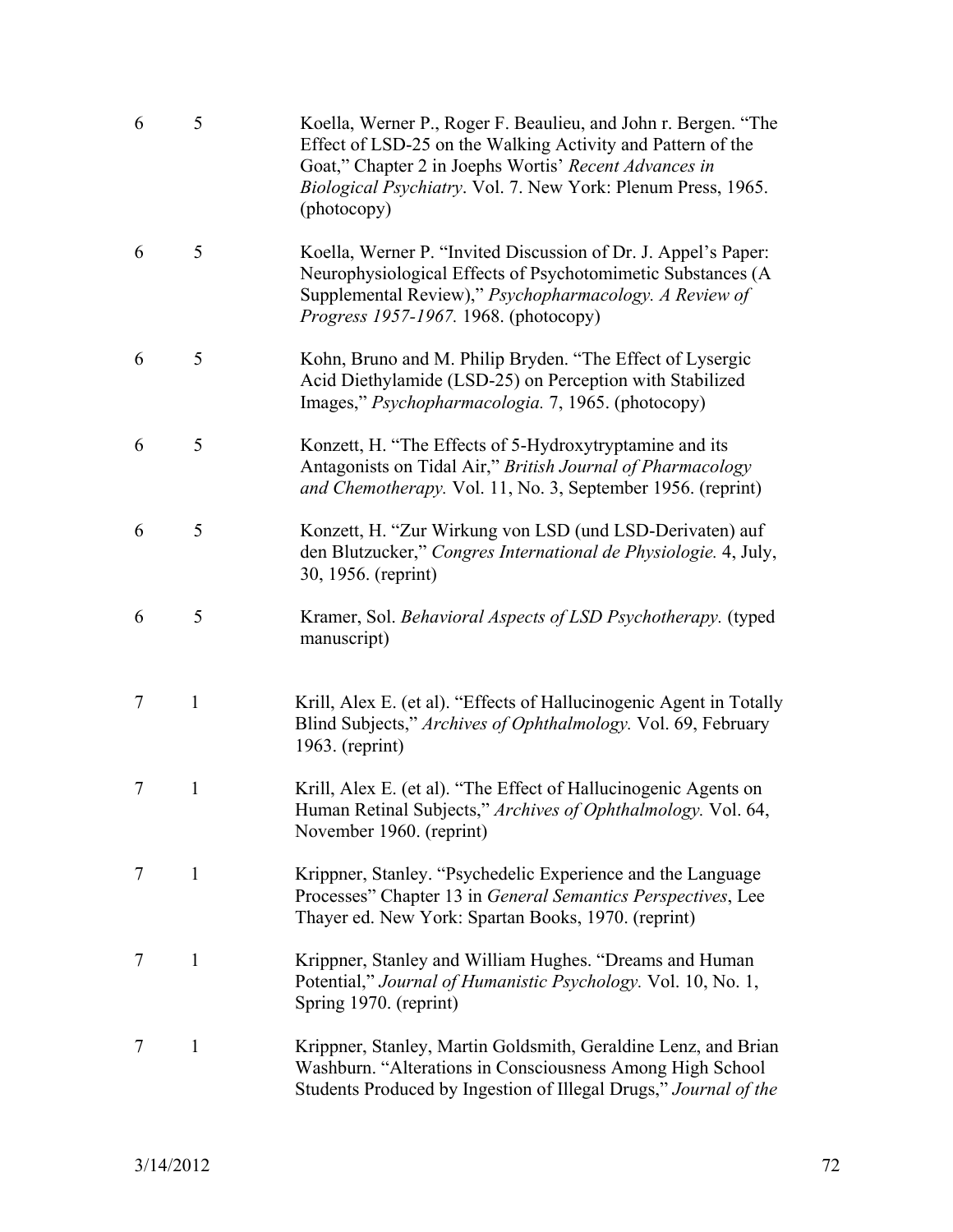| | | |
|---|---|---|
| 6 | 5 | Koella, Werner P., Roger F. Beaulieu, and John r. Bergen. "The Effect of LSD-25 on the Walking Activity and Pattern of the Goat," Chapter 2 in Joephs Wortis' *Recent Advances in Biological Psychiatry*. Vol. 7. New York: Plenum Press, 1965. (photocopy) |
| 6 | 5 | Koella, Werner P. "Invited Discussion of Dr. J. Appel's Paper: Neurophysiological Effects of Psychotomimetic Substances (A Supplemental Review)," *Psychopharmacology. A Review of Progress 1957-1967.* 1968. (photocopy) |
| 6 | 5 | Kohn, Bruno and M. Philip Bryden. "The Effect of Lysergic Acid Diethylamide (LSD-25) on Perception with Stabilized Images," *Psychopharmacologia.* 7, 1965. (photocopy) |
| 6 | 5 | Konzett, H. "The Effects of 5-Hydroxytryptamine and its Antagonists on Tidal Air," *British Journal of Pharmacology and Chemotherapy.* Vol. 11, No. 3, September 1956. (reprint) |
| 6 | 5 | Konzett, H. "Zur Wirkung von LSD (und LSD-Derivaten) auf den Blutzucker," *Congres International de Physiologie.* 4, July, 30, 1956. (reprint) |
| 6 | 5 | Kramer, Sol. *Behavioral Aspects of LSD Psychotherapy.* (typed manuscript) |
| 7 | 1 | Krill, Alex E. (et al). "Effects of Hallucinogenic Agent in Totally Blind Subjects," *Archives of Ophthalmology.* Vol. 69, February 1963. (reprint) |
| 7 | 1 | Krill, Alex E. (et al). "The Effect of Hallucinogenic Agents on Human Retinal Subjects," *Archives of Ophthalmology.* Vol. 64, November 1960. (reprint) |
| 7 | 1 | Krippner, Stanley. "Psychedelic Experience and the Language Processes" Chapter 13 in *General Semantics Perspectives*, Lee Thayer ed. New York: Spartan Books, 1970. (reprint) |
| 7 | 1 | Krippner, Stanley and William Hughes. "Dreams and Human Potential," *Journal of Humanistic Psychology.* Vol. 10, No. 1, Spring 1970. (reprint) |
| 7 | 1 | Krippner, Stanley, Martin Goldsmith, Geraldine Lenz, and Brian Washburn. "Alterations in Consciousness Among High School Students Produced by Ingestion of Illegal Drugs," *Journal of the* |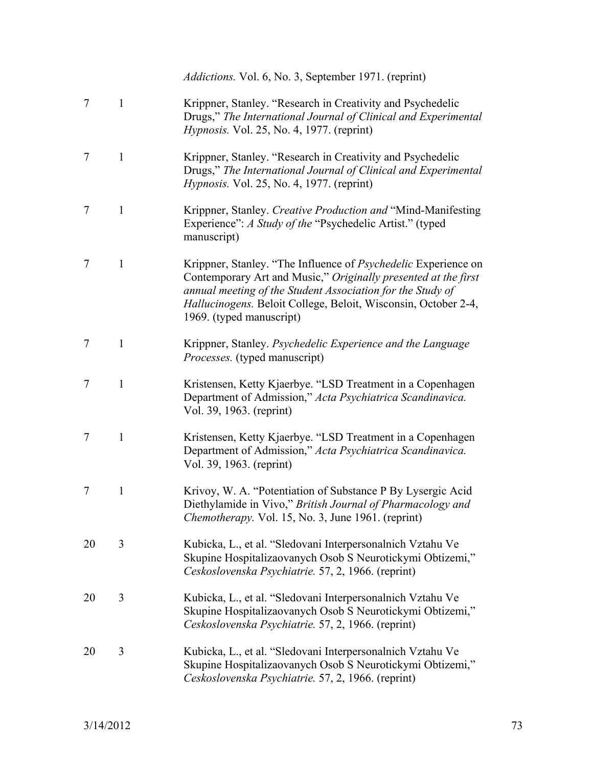| | | |
|---|---|---|
| | | *Addictions.* Vol. 6, No. 3, September 1971. (reprint) |
| 7 | 1 | Krippner, Stanley. "Research in Creativity and Psychedelic Drugs," *The International Journal of Clinical and Experimental Hypnosis.* Vol. 25, No. 4, 1977. (reprint) |
| 7 | 1 | Krippner, Stanley. "Research in Creativity and Psychedelic Drugs," *The International Journal of Clinical and Experimental Hypnosis.* Vol. 25, No. 4, 1977. (reprint) |
| 7 | 1 | Krippner, Stanley. *Creative Production and* "Mind-Manifesting Experience": *A Study of the* "Psychedelic Artist." (typed manuscript) |
| 7 | 1 | Krippner, Stanley. "The Influence of *Psychedelic* Experience on Contemporary Art and Music," *Originally presented at the first annual meeting of the Student Association for the Study of Hallucinogens.* Beloit College, Beloit, Wisconsin, October 2-4, 1969. (typed manuscript) |
| 7 | 1 | Krippner, Stanley. *Psychedelic Experience and the Language Processes.* (typed manuscript) |
| 7 | 1 | Kristensen, Ketty Kjaerbye. "LSD Treatment in a Copenhagen Department of Admission," *Acta Psychiatrica Scandinavica.* Vol. 39, 1963. (reprint) |
| 7 | 1 | Kristensen, Ketty Kjaerbye. "LSD Treatment in a Copenhagen Department of Admission," *Acta Psychiatrica Scandinavica.* Vol. 39, 1963. (reprint) |
| 7 | 1 | Krivoy, W. A. "Potentiation of Substance P By Lysergic Acid Diethylamide in Vivo," *British Journal of Pharmacology and Chemotherapy.* Vol. 15, No. 3, June 1961. (reprint) |
| 20 | 3 | Kubicka, L., et al. "Sledovani Interpersonalnich Vztahu Ve Skupine Hospitalizaovanych Osob S Neurotickymi Obtizemi," *Ceskoslovenska Psychiatrie.* 57, 2, 1966. (reprint) |
| 20 | 3 | Kubicka, L., et al. "Sledovani Interpersonalnich Vztahu Ve Skupine Hospitalizaovanych Osob S Neurotickymi Obtizemi," *Ceskoslovenska Psychiatrie.* 57, 2, 1966. (reprint) |
| 20 | 3 | Kubicka, L., et al. "Sledovani Interpersonalnich Vztahu Ve Skupine Hospitalizaovanych Osob S Neurotickymi Obtizemi," *Ceskoslovenska Psychiatrie.* 57, 2, 1966. (reprint) |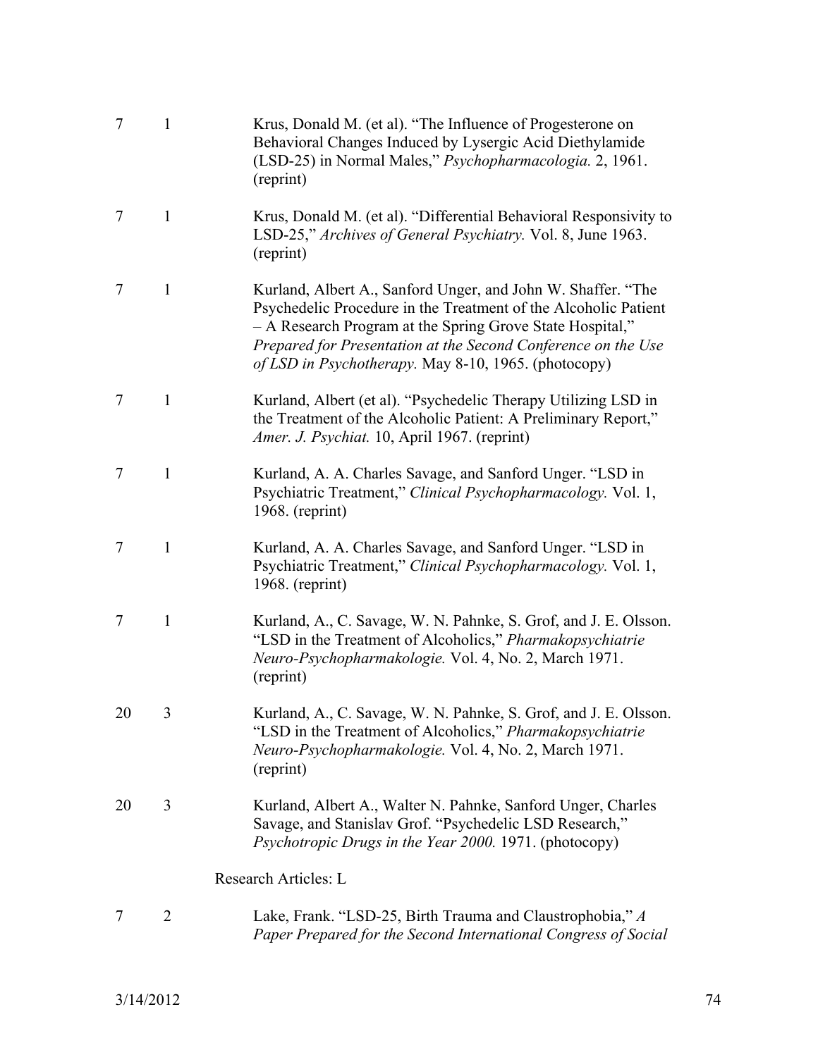| | | |
|---|---|---|
| 7 | 1 | Krus, Donald M. (et al). "The Influence of Progesterone on Behavioral Changes Induced by Lysergic Acid Diethylamide (LSD-25) in Normal Males," *Psychopharmacologia.* 2, 1961. (reprint) |
| 7 | 1 | Krus, Donald M. (et al). "Differential Behavioral Responsivity to LSD-25," *Archives of General Psychiatry.* Vol. 8, June 1963. (reprint) |
| 7 | 1 | Kurland, Albert A., Sanford Unger, and John W. Shaffer. "The Psychedelic Procedure in the Treatment of the Alcoholic Patient – A Research Program at the Spring Grove State Hospital," *Prepared for Presentation at the Second Conference on the Use of LSD in Psychotherapy.* May 8-10, 1965. (photocopy) |
| 7 | 1 | Kurland, Albert (et al). "Psychedelic Therapy Utilizing LSD in the Treatment of the Alcoholic Patient: A Preliminary Report," *Amer. J. Psychiat.* 10, April 1967. (reprint) |
| 7 | 1 | Kurland, A. A. Charles Savage, and Sanford Unger. "LSD in Psychiatric Treatment," *Clinical Psychopharmacology.* Vol. 1, 1968. (reprint) |
| 7 | 1 | Kurland, A. A. Charles Savage, and Sanford Unger. "LSD in Psychiatric Treatment," *Clinical Psychopharmacology.* Vol. 1, 1968. (reprint) |
| 7 | 1 | Kurland, A., C. Savage, W. N. Pahnke, S. Grof, and J. E. Olsson. "LSD in the Treatment of Alcoholics," *Pharmakopsychiatrie Neuro-Psychopharmakologie.* Vol. 4, No. 2, March 1971. (reprint) |
| 20 | 3 | Kurland, A., C. Savage, W. N. Pahnke, S. Grof, and J. E. Olsson. "LSD in the Treatment of Alcoholics," *Pharmakopsychiatrie Neuro-Psychopharmakologie.* Vol. 4, No. 2, March 1971. (reprint) |
| 20 | 3 | Kurland, Albert A., Walter N. Pahnke, Sanford Unger, Charles Savage, and Stanislav Grof. "Psychedelic LSD Research," *Psychotropic Drugs in the Year 2000.* 1971. (photocopy) |

Research Articles: L

| | | |
|---|---|---|
| 7 | 2 | Lake, Frank. "LSD-25, Birth Trauma and Claustrophobia," *A Paper Prepared for the Second International Congress of Social* |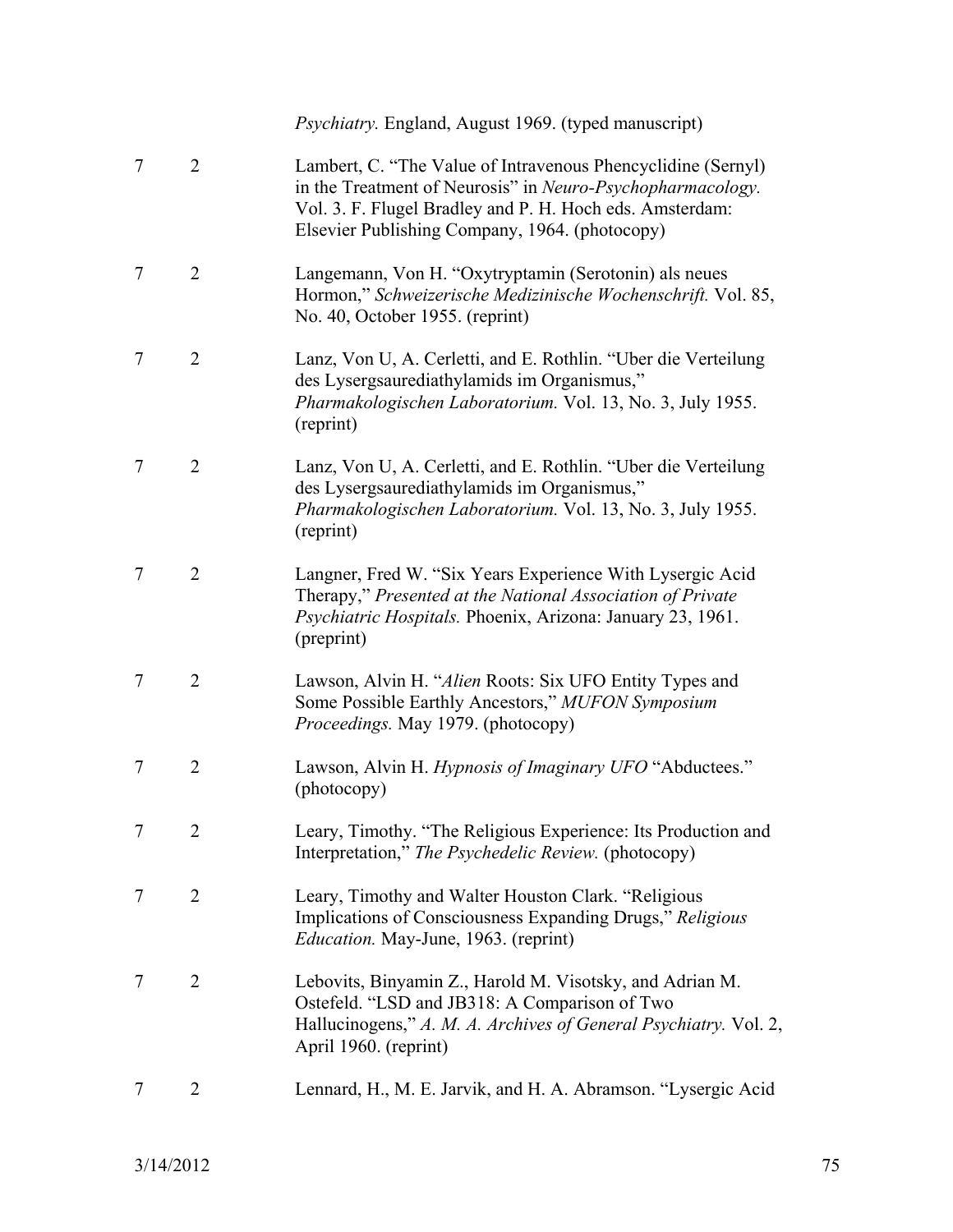|  |  | *Psychiatry.* England, August 1969. (typed manuscript) |
|---|---|---|
| 7 | 2 | Lambert, C. "The Value of Intravenous Phencyclidine (Sernyl) in the Treatment of Neurosis" in *Neuro-Psychopharmacology.* Vol. 3. F. Flugel Bradley and P. H. Hoch eds. Amsterdam: Elsevier Publishing Company, 1964. (photocopy) |
| 7 | 2 | Langemann, Von H. "Oxytryptamin (Serotonin) als neues Hormon," *Schweizerische Medizinische Wochenschrift.* Vol. 85, No. 40, October 1955. (reprint) |
| 7 | 2 | Lanz, Von U, A. Cerletti, and E. Rothlin. "Uber die Verteilung des Lysergsaurediathylamids im Organismus," *Pharmakologischen Laboratorium.* Vol. 13, No. 3, July 1955. (reprint) |
| 7 | 2 | Lanz, Von U, A. Cerletti, and E. Rothlin. "Uber die Verteilung des Lysergsaurediathylamids im Organismus," *Pharmakologischen Laboratorium.* Vol. 13, No. 3, July 1955. (reprint) |
| 7 | 2 | Langner, Fred W. "Six Years Experience With Lysergic Acid Therapy," *Presented at the National Association of Private Psychiatric Hospitals.* Phoenix, Arizona: January 23, 1961. (preprint) |
| 7 | 2 | Lawson, Alvin H. "*Alien* Roots: Six UFO Entity Types and Some Possible Earthly Ancestors," *MUFON Symposium Proceedings.* May 1979. (photocopy) |
| 7 | 2 | Lawson, Alvin H. *Hypnosis of Imaginary UFO* "Abductees." (photocopy) |
| 7 | 2 | Leary, Timothy. "The Religious Experience: Its Production and Interpretation," *The Psychedelic Review.* (photocopy) |
| 7 | 2 | Leary, Timothy and Walter Houston Clark. "Religious Implications of Consciousness Expanding Drugs," *Religious Education.* May-June, 1963. (reprint) |
| 7 | 2 | Lebovits, Binyamin Z., Harold M. Visotsky, and Adrian M. Ostefeld. "LSD and JB318: A Comparison of Two Hallucinogens," *A. M. A. Archives of General Psychiatry.* Vol. 2, April 1960. (reprint) |
| 7 | 2 | Lennard, H., M. E. Jarvik, and H. A. Abramson. "Lysergic Acid |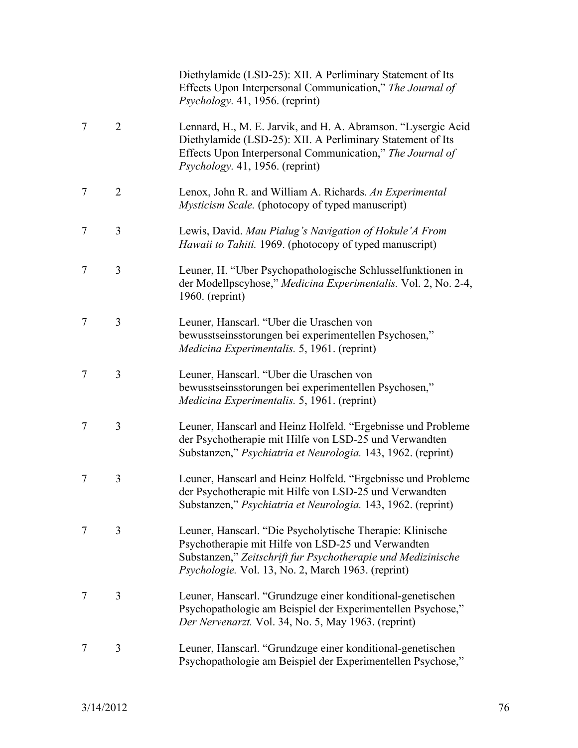| | | |
|---|---|---|
| | | Diethylamide (LSD-25): XII. A Perliminary Statement of Its Effects Upon Interpersonal Communication," *The Journal of Psychology.* 41, 1956. (reprint) |
| 7 | 2 | Lennard, H., M. E. Jarvik, and H. A. Abramson. "Lysergic Acid Diethylamide (LSD-25): XII. A Perliminary Statement of Its Effects Upon Interpersonal Communication," *The Journal of Psychology.* 41, 1956. (reprint) |
| 7 | 2 | Lenox, John R. and William A. Richards. *An Experimental Mysticism Scale.* (photocopy of typed manuscript) |
| 7 | 3 | Lewis, David. *Mau Pialug's Navigation of Hokule'A From Hawaii to Tahiti.* 1969. (photocopy of typed manuscript) |
| 7 | 3 | Leuner, H. "Uber Psychopathologische Schlusselfunktionen in der Modellpscyhose," *Medicina Experimentalis.* Vol. 2, No. 2-4, 1960. (reprint) |
| 7 | 3 | Leuner, Hanscarl. "Uber die Uraschen von bewusstseinsstorungen bei experimentellen Psychosen," *Medicina Experimentalis.* 5, 1961. (reprint) |
| 7 | 3 | Leuner, Hanscarl. "Uber die Uraschen von bewusstseinsstorungen bei experimentellen Psychosen," *Medicina Experimentalis.* 5, 1961. (reprint) |
| 7 | 3 | Leuner, Hanscarl and Heinz Holfeld. "Ergebnisse und Probleme der Psychotherapie mit Hilfe von LSD-25 und Verwandten Substanzen," *Psychiatria et Neurologia.* 143, 1962. (reprint) |
| 7 | 3 | Leuner, Hanscarl and Heinz Holfeld. "Ergebnisse und Probleme der Psychotherapie mit Hilfe von LSD-25 und Verwandten Substanzen," *Psychiatria et Neurologia.* 143, 1962. (reprint) |
| 7 | 3 | Leuner, Hanscarl. "Die Psycholytische Therapie: Klinische Psychotherapie mit Hilfe von LSD-25 und Verwandten Substanzen," *Zeitschrift fur Psychotherapie und Medizinische Psychologie.* Vol. 13, No. 2, March 1963. (reprint) |
| 7 | 3 | Leuner, Hanscarl. "Grundzuge einer konditional-genetischen Psychopathologie am Beispiel der Experimentellen Psychose," *Der Nervenarzt.* Vol. 34, No. 5, May 1963. (reprint) |
| 7 | 3 | Leuner, Hanscarl. "Grundzuge einer konditional-genetischen Psychopathologie am Beispiel der Experimentellen Psychose," |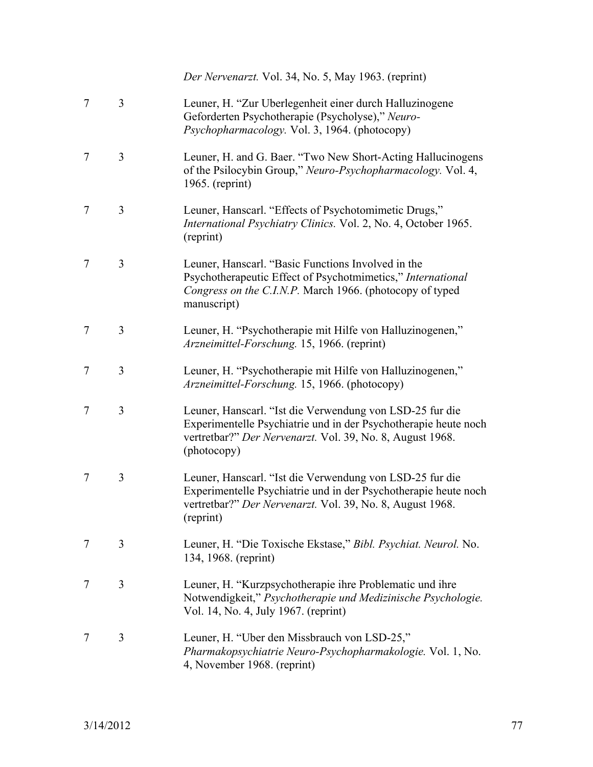|  |  | *Der Nervenarzt.* Vol. 34, No. 5, May 1963. (reprint) |
|---|---|---|
| 7 | 3 | Leuner, H. "Zur Uberlegenheit einer durch Halluzinogene Geforderten Psychotherapie (Psycholyse)," *Neuro-Psychopharmacology.* Vol. 3, 1964. (photocopy) |
| 7 | 3 | Leuner, H. and G. Baer. "Two New Short-Acting Hallucinogens of the Psilocybin Group," *Neuro-Psychopharmacology.* Vol. 4, 1965. (reprint) |
| 7 | 3 | Leuner, Hanscarl. "Effects of Psychotomimetic Drugs," *International Psychiatry Clinics.* Vol. 2, No. 4, October 1965. (reprint) |
| 7 | 3 | Leuner, Hanscarl. "Basic Functions Involved in the Psychotherapeutic Effect of Psychotmimetics," *International Congress on the C.I.N.P.* March 1966. (photocopy of typed manuscript) |
| 7 | 3 | Leuner, H. "Psychotherapie mit Hilfe von Halluzinogenen," *Arzneimittel-Forschung.* 15, 1966. (reprint) |
| 7 | 3 | Leuner, H. "Psychotherapie mit Hilfe von Halluzinogenen," *Arzneimittel-Forschung.* 15, 1966. (photocopy) |
| 7 | 3 | Leuner, Hanscarl. "Ist die Verwendung von LSD-25 fur die Experimentelle Psychiatrie und in der Psychotherapie heute noch vertretbar?" *Der Nervenarzt.* Vol. 39, No. 8, August 1968. (photocopy) |
| 7 | 3 | Leuner, Hanscarl. "Ist die Verwendung von LSD-25 fur die Experimentelle Psychiatrie und in der Psychotherapie heute noch vertretbar?" *Der Nervenarzt.* Vol. 39, No. 8, August 1968. (reprint) |
| 7 | 3 | Leuner, H. "Die Toxische Ekstase," *Bibl. Psychiat. Neurol.* No. 134, 1968. (reprint) |
| 7 | 3 | Leuner, H. "Kurzpsychotherapie ihre Problematic und ihre Notwendigkeit," *Psychotherapie und Medizinische Psychologie.* Vol. 14, No. 4, July 1967. (reprint) |
| 7 | 3 | Leuner, H. "Uber den Missbrauch von LSD-25," *Pharmakopsychiatrie Neuro-Psychopharmakologie.* Vol. 1, No. 4, November 1968. (reprint) |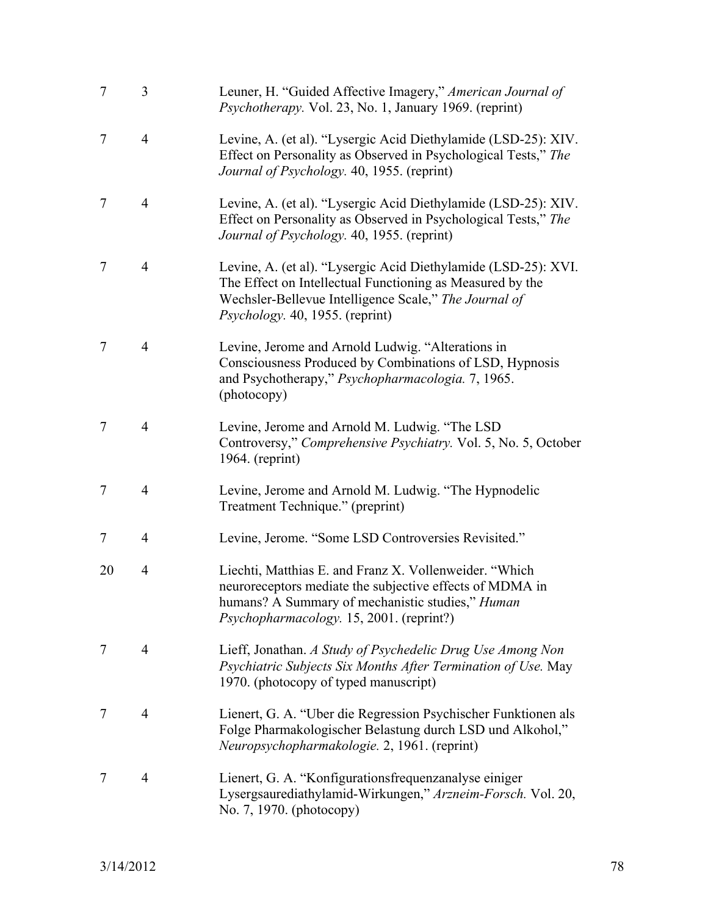| | | |
|---|---|---|
| 7 | 3 | Leuner, H. "Guided Affective Imagery," *American Journal of Psychotherapy.* Vol. 23, No. 1, January 1969. (reprint) |
| 7 | 4 | Levine, A. (et al). "Lysergic Acid Diethylamide (LSD-25): XIV. Effect on Personality as Observed in Psychological Tests," *The Journal of Psychology.* 40, 1955. (reprint) |
| 7 | 4 | Levine, A. (et al). "Lysergic Acid Diethylamide (LSD-25): XIV. Effect on Personality as Observed in Psychological Tests," *The Journal of Psychology.* 40, 1955. (reprint) |
| 7 | 4 | Levine, A. (et al). "Lysergic Acid Diethylamide (LSD-25): XVI. The Effect on Intellectual Functioning as Measured by the Wechsler-Bellevue Intelligence Scale," *The Journal of Psychology.* 40, 1955. (reprint) |
| 7 | 4 | Levine, Jerome and Arnold Ludwig. "Alterations in Consciousness Produced by Combinations of LSD, Hypnosis and Psychotherapy," *Psychopharmacologia.* 7, 1965. (photocopy) |
| 7 | 4 | Levine, Jerome and Arnold M. Ludwig. "The LSD Controversy," *Comprehensive Psychiatry.* Vol. 5, No. 5, October 1964. (reprint) |
| 7 | 4 | Levine, Jerome and Arnold M. Ludwig. "The Hypnodelic Treatment Technique." (preprint) |
| 7 | 4 | Levine, Jerome. "Some LSD Controversies Revisited." |
| 20 | 4 | Liechti, Matthias E. and Franz X. Vollenweider. "Which neuroreceptors mediate the subjective effects of MDMA in humans? A Summary of mechanistic studies," *Human Psychopharmacology.* 15, 2001. (reprint?) |
| 7 | 4 | Lieff, Jonathan. *A Study of Psychedelic Drug Use Among Non Psychiatric Subjects Six Months After Termination of Use.* May 1970. (photocopy of typed manuscript) |
| 7 | 4 | Lienert, G. A. "Uber die Regression Psychischer Funktionen als Folge Pharmakologischer Belastung durch LSD und Alkohol," *Neuropsychopharmakologie.* 2, 1961. (reprint) |
| 7 | 4 | Lienert, G. A. "Konfigurationsfrequenzanalyse einiger Lysergsaurediathylamid-Wirkungen," *Arzneim-Forsch.* Vol. 20, No. 7, 1970. (photocopy) |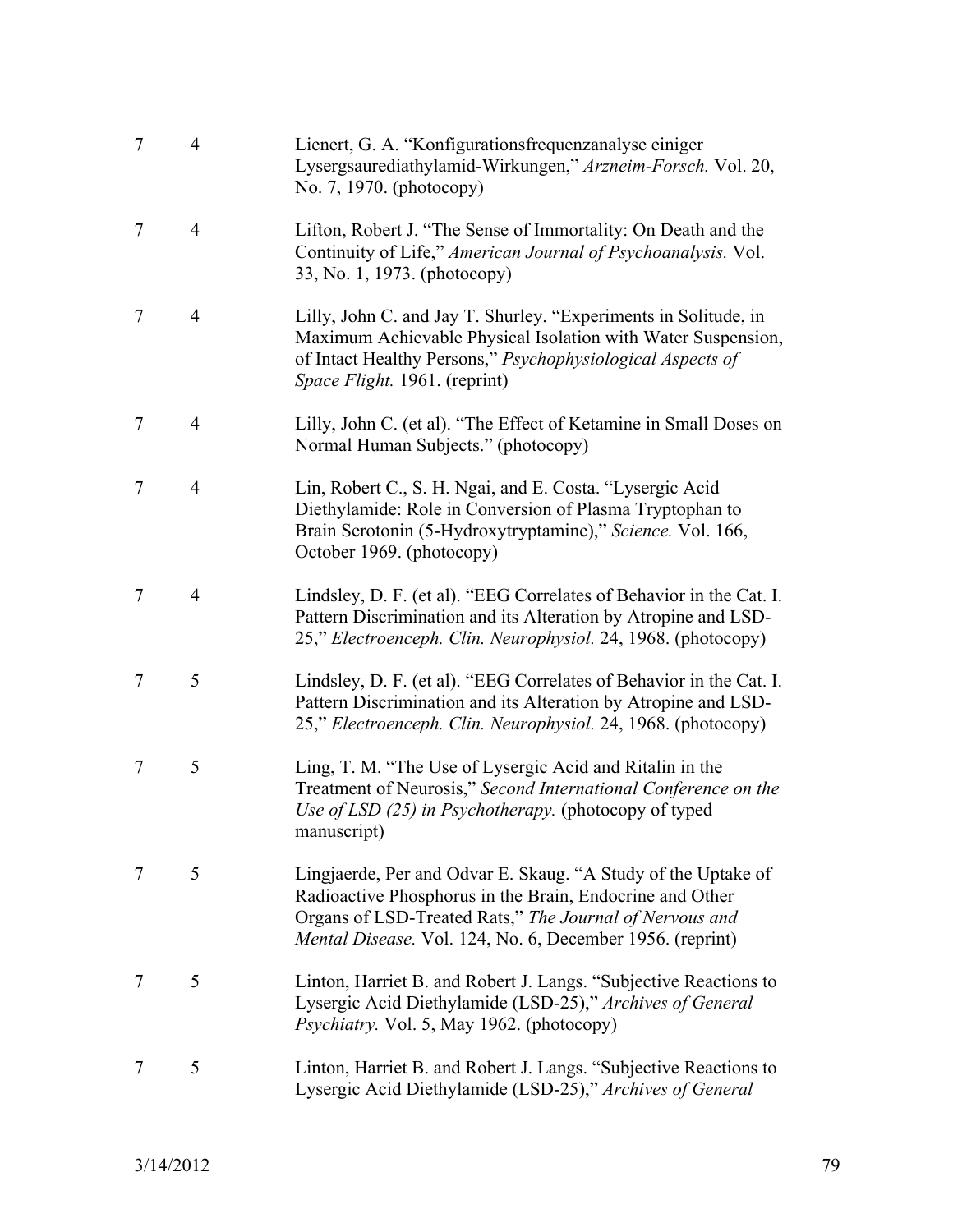| | | |
|---|---|---|
| 7 | 4 | Lienert, G. A. "Konfigurationsfrequenzanalyse einiger Lysergsaurediathylamid-Wirkungen," *Arzneim-Forsch.* Vol. 20, No. 7, 1970. (photocopy) |
| 7 | 4 | Lifton, Robert J. "The Sense of Immortality: On Death and the Continuity of Life," *American Journal of Psychoanalysis.* Vol. 33, No. 1, 1973. (photocopy) |
| 7 | 4 | Lilly, John C. and Jay T. Shurley. "Experiments in Solitude, in Maximum Achievable Physical Isolation with Water Suspension, of Intact Healthy Persons," *Psychophysiological Aspects of Space Flight.* 1961. (reprint) |
| 7 | 4 | Lilly, John C. (et al). "The Effect of Ketamine in Small Doses on Normal Human Subjects." (photocopy) |
| 7 | 4 | Lin, Robert C., S. H. Ngai, and E. Costa. "Lysergic Acid Diethylamide: Role in Conversion of Plasma Tryptophan to Brain Serotonin (5-Hydroxytryptamine)," *Science.* Vol. 166, October 1969. (photocopy) |
| 7 | 4 | Lindsley, D. F. (et al). "EEG Correlates of Behavior in the Cat. I. Pattern Discrimination and its Alteration by Atropine and LSD-25," *Electroenceph. Clin. Neurophysiol.* 24, 1968. (photocopy) |
| 7 | 5 | Lindsley, D. F. (et al). "EEG Correlates of Behavior in the Cat. I. Pattern Discrimination and its Alteration by Atropine and LSD-25," *Electroenceph. Clin. Neurophysiol.* 24, 1968. (photocopy) |
| 7 | 5 | Ling, T. M. "The Use of Lysergic Acid and Ritalin in the Treatment of Neurosis," *Second International Conference on the Use of LSD (25) in Psychotherapy.* (photocopy of typed manuscript) |
| 7 | 5 | Lingjaerde, Per and Odvar E. Skaug. "A Study of the Uptake of Radioactive Phosphorus in the Brain, Endocrine and Other Organs of LSD-Treated Rats," *The Journal of Nervous and Mental Disease.* Vol. 124, No. 6, December 1956. (reprint) |
| 7 | 5 | Linton, Harriet B. and Robert J. Langs. "Subjective Reactions to Lysergic Acid Diethylamide (LSD-25)," *Archives of General Psychiatry.* Vol. 5, May 1962. (photocopy) |
| 7 | 5 | Linton, Harriet B. and Robert J. Langs. "Subjective Reactions to Lysergic Acid Diethylamide (LSD-25)," *Archives of General* |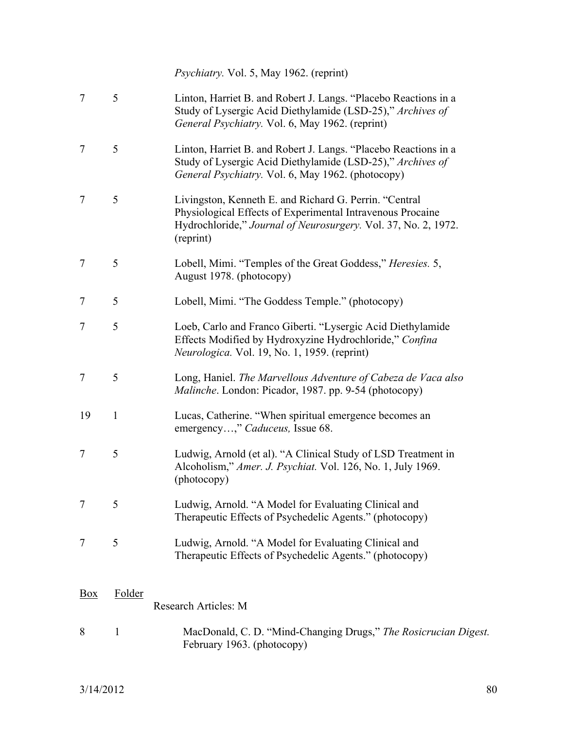| | | *Psychiatry.* Vol. 5, May 1962. (reprint) |
|---|---|---|
| 7 | 5 | Linton, Harriet B. and Robert J. Langs. "Placebo Reactions in a Study of Lysergic Acid Diethylamide (LSD-25)," *Archives of General Psychiatry.* Vol. 6, May 1962. (reprint) |
| 7 | 5 | Linton, Harriet B. and Robert J. Langs. "Placebo Reactions in a Study of Lysergic Acid Diethylamide (LSD-25)," *Archives of General Psychiatry.* Vol. 6, May 1962. (photocopy) |
| 7 | 5 | Livingston, Kenneth E. and Richard G. Perrin. "Central Physiological Effects of Experimental Intravenous Procaine Hydrochloride," *Journal of Neurosurgery.* Vol. 37, No. 2, 1972. (reprint) |
| 7 | 5 | Lobell, Mimi. "Temples of the Great Goddess," *Heresies.* 5, August 1978. (photocopy) |
| 7 | 5 | Lobell, Mimi. "The Goddess Temple." (photocopy) |
| 7 | 5 | Loeb, Carlo and Franco Giberti. "Lysergic Acid Diethylamide Effects Modified by Hydroxyzine Hydrochloride," *Confina Neurologica.* Vol. 19, No. 1, 1959. (reprint) |
| 7 | 5 | Long, Haniel. *The Marvellous Adventure of Cabeza de Vaca also Malinche*. London: Picador, 1987. pp. 9-54 (photocopy) |
| 19 | 1 | Lucas, Catherine. "When spiritual emergence becomes an emergency…," *Caduceus,* Issue 68. |
| 7 | 5 | Ludwig, Arnold (et al). "A Clinical Study of LSD Treatment in Alcoholism," *Amer. J. Psychiat.* Vol. 126, No. 1, July 1969. (photocopy) |
| 7 | 5 | Ludwig, Arnold. "A Model for Evaluating Clinical and Therapeutic Effects of Psychedelic Agents." (photocopy) |
| 7 | 5 | Ludwig, Arnold. "A Model for Evaluating Clinical and Therapeutic Effects of Psychedelic Agents." (photocopy) |

| Box | Folder | Research Articles: M |
|---|---|---|
| 8 | 1 | MacDonald, C. D. "Mind-Changing Drugs," *The Rosicrucian Digest.* February 1963. (photocopy) |

3/14/2012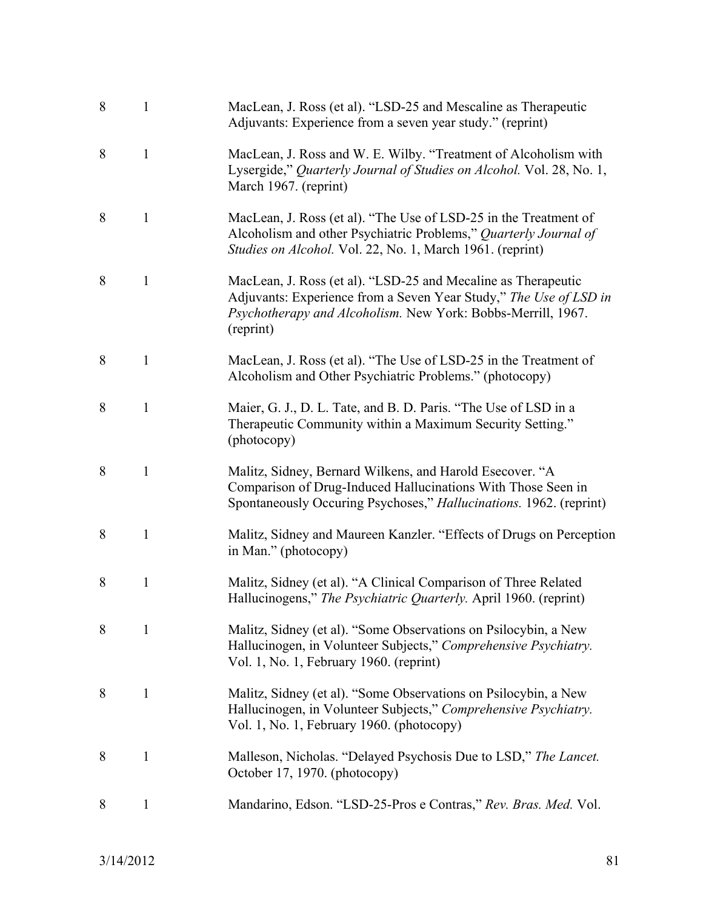| | | |
|---|---|---|
| 8 | 1 | MacLean, J. Ross (et al). "LSD-25 and Mescaline as Therapeutic Adjuvants: Experience from a seven year study." (reprint) |
| 8 | 1 | MacLean, J. Ross and W. E. Wilby. "Treatment of Alcoholism with Lysergide," *Quarterly Journal of Studies on Alcohol.* Vol. 28, No. 1, March 1967. (reprint) |
| 8 | 1 | MacLean, J. Ross (et al). "The Use of LSD-25 in the Treatment of Alcoholism and other Psychiatric Problems," *Quarterly Journal of Studies on Alcohol.* Vol. 22, No. 1, March 1961. (reprint) |
| 8 | 1 | MacLean, J. Ross (et al). "LSD-25 and Mecaline as Therapeutic Adjuvants: Experience from a Seven Year Study," *The Use of LSD in Psychotherapy and Alcoholism.* New York: Bobbs-Merrill, 1967. (reprint) |
| 8 | 1 | MacLean, J. Ross (et al). "The Use of LSD-25 in the Treatment of Alcoholism and Other Psychiatric Problems." (photocopy) |
| 8 | 1 | Maier, G. J., D. L. Tate, and B. D. Paris. "The Use of LSD in a Therapeutic Community within a Maximum Security Setting." (photocopy) |
| 8 | 1 | Malitz, Sidney, Bernard Wilkens, and Harold Esecover. "A Comparison of Drug-Induced Hallucinations With Those Seen in Spontaneously Occuring Psychoses," *Hallucinations.* 1962. (reprint) |
| 8 | 1 | Malitz, Sidney and Maureen Kanzler. "Effects of Drugs on Perception in Man." (photocopy) |
| 8 | 1 | Malitz, Sidney (et al). "A Clinical Comparison of Three Related Hallucinogens," *The Psychiatric Quarterly.* April 1960. (reprint) |
| 8 | 1 | Malitz, Sidney (et al). "Some Observations on Psilocybin, a New Hallucinogen, in Volunteer Subjects," *Comprehensive Psychiatry.* Vol. 1, No. 1, February 1960. (reprint) |
| 8 | 1 | Malitz, Sidney (et al). "Some Observations on Psilocybin, a New Hallucinogen, in Volunteer Subjects," *Comprehensive Psychiatry.* Vol. 1, No. 1, February 1960. (photocopy) |
| 8 | 1 | Malleson, Nicholas. "Delayed Psychosis Due to LSD," *The Lancet.* October 17, 1970. (photocopy) |
| 8 | 1 | Mandarino, Edson. "LSD-25-Pros e Contras," *Rev. Bras. Med.* Vol. |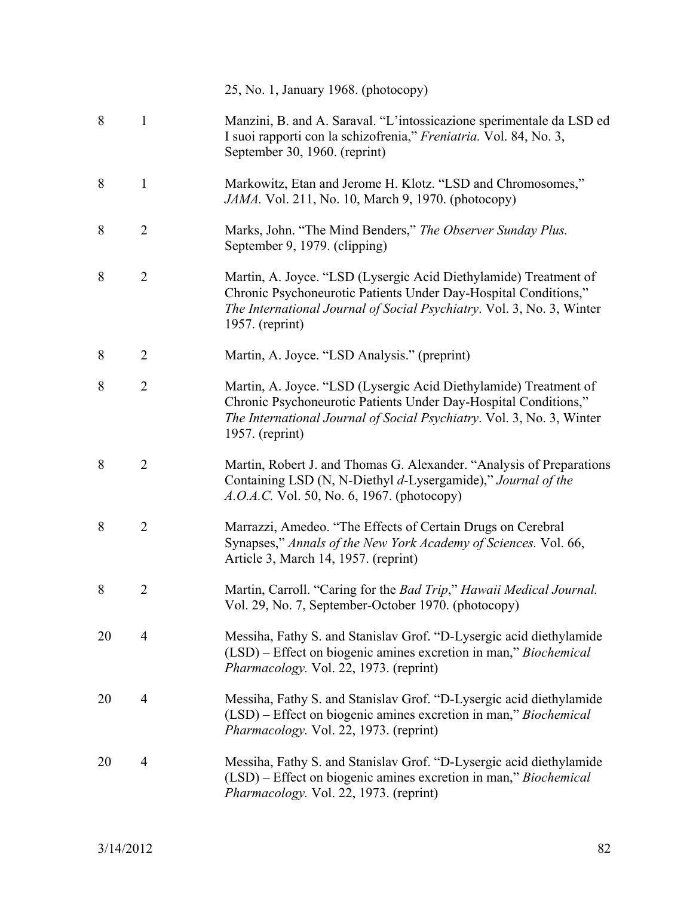| | | |
|---|---|---|
| | | 25, No. 1, January 1968. (photocopy) |
| 8 | 1 | Manzini, B. and A. Saraval. "L'intossicazione sperimentale da LSD ed I suoi rapporti con la schizofrenia," *Freniatria.* Vol. 84, No. 3, September 30, 1960. (reprint) |
| 8 | 1 | Markowitz, Etan and Jerome H. Klotz. "LSD and Chromosomes," *JAMA.* Vol. 211, No. 10, March 9, 1970. (photocopy) |
| 8 | 2 | Marks, John. "The Mind Benders," *The Observer Sunday Plus.* September 9, 1979. (clipping) |
| 8 | 2 | Martin, A. Joyce. "LSD (Lysergic Acid Diethylamide) Treatment of Chronic Psychoneurotic Patients Under Day-Hospital Conditions," *The International Journal of Social Psychiatry*. Vol. 3, No. 3, Winter 1957. (reprint) |
| 8 | 2 | Martin, A. Joyce. "LSD Analysis." (preprint) |
| 8 | 2 | Martin, A. Joyce. "LSD (Lysergic Acid Diethylamide) Treatment of Chronic Psychoneurotic Patients Under Day-Hospital Conditions," *The International Journal of Social Psychiatry*. Vol. 3, No. 3, Winter 1957. (reprint) |
| 8 | 2 | Martin, Robert J. and Thomas G. Alexander. "Analysis of Preparations Containing LSD (N, N-Diethyl *d*-Lysergamide)," *Journal of the A.O.A.C.* Vol. 50, No. 6, 1967. (photocopy) |
| 8 | 2 | Marrazzi, Amedeo. "The Effects of Certain Drugs on Cerebral Synapses," *Annals of the New York Academy of Sciences.* Vol. 66, Article 3, March 14, 1957. (reprint) |
| 8 | 2 | Martin, Carroll. "Caring for the *Bad Trip*," *Hawaii Medical Journal.* Vol. 29, No. 7, September-October 1970. (photocopy) |
| 20 | 4 | Messiha, Fathy S. and Stanislav Grof. "D-Lysergic acid diethylamide (LSD) – Effect on biogenic amines excretion in man," *Biochemical Pharmacology.* Vol. 22, 1973. (reprint) |
| 20 | 4 | Messiha, Fathy S. and Stanislav Grof. "D-Lysergic acid diethylamide (LSD) – Effect on biogenic amines excretion in man," *Biochemical Pharmacology.* Vol. 22, 1973. (reprint) |
| 20 | 4 | Messiha, Fathy S. and Stanislav Grof. "D-Lysergic acid diethylamide (LSD) – Effect on biogenic amines excretion in man," *Biochemical Pharmacology.* Vol. 22, 1973. (reprint) |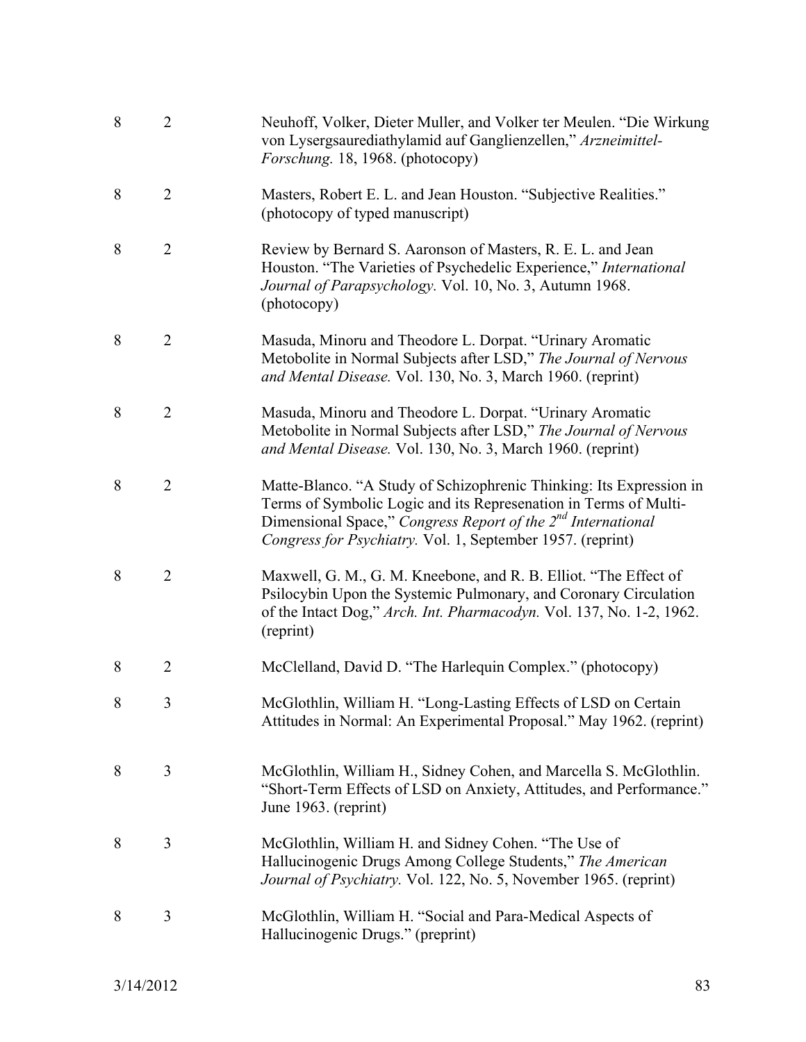| | | |
|---|---|---|
| 8 | 2 | Neuhoff, Volker, Dieter Muller, and Volker ter Meulen. "Die Wirkung von Lysergsaurediathylamid auf Ganglienzellen," *Arzneimittel-Forschung.* 18, 1968. (photocopy) |
| 8 | 2 | Masters, Robert E. L. and Jean Houston. "Subjective Realities." (photocopy of typed manuscript) |
| 8 | 2 | Review by Bernard S. Aaronson of Masters, R. E. L. and Jean Houston. "The Varieties of Psychedelic Experience," *International Journal of Parapsychology.* Vol. 10, No. 3, Autumn 1968. (photocopy) |
| 8 | 2 | Masuda, Minoru and Theodore L. Dorpat. "Urinary Aromatic Metobolite in Normal Subjects after LSD," *The Journal of Nervous and Mental Disease.* Vol. 130, No. 3, March 1960. (reprint) |
| 8 | 2 | Masuda, Minoru and Theodore L. Dorpat. "Urinary Aromatic Metobolite in Normal Subjects after LSD," *The Journal of Nervous and Mental Disease.* Vol. 130, No. 3, March 1960. (reprint) |
| 8 | 2 | Matte-Blanco. "A Study of Schizophrenic Thinking: Its Expression in Terms of Symbolic Logic and its Represenation in Terms of Multi-Dimensional Space," *Congress Report of the 2nd International Congress for Psychiatry.* Vol. 1, September 1957. (reprint) |
| 8 | 2 | Maxwell, G. M., G. M. Kneebone, and R. B. Elliot. "The Effect of Psilocybin Upon the Systemic Pulmonary, and Coronary Circulation of the Intact Dog," *Arch. Int. Pharmacodyn.* Vol. 137, No. 1-2, 1962. (reprint) |
| 8 | 2 | McClelland, David D. "The Harlequin Complex." (photocopy) |
| 8 | 3 | McGlothlin, William H. "Long-Lasting Effects of LSD on Certain Attitudes in Normal: An Experimental Proposal." May 1962. (reprint) |
| 8 | 3 | McGlothlin, William H., Sidney Cohen, and Marcella S. McGlothlin. "Short-Term Effects of LSD on Anxiety, Attitudes, and Performance." June 1963. (reprint) |
| 8 | 3 | McGlothlin, William H. and Sidney Cohen. "The Use of Hallucinogenic Drugs Among College Students," *The American Journal of Psychiatry.* Vol. 122, No. 5, November 1965. (reprint) |
| 8 | 3 | McGlothlin, William H. "Social and Para-Medical Aspects of Hallucinogenic Drugs." (preprint) |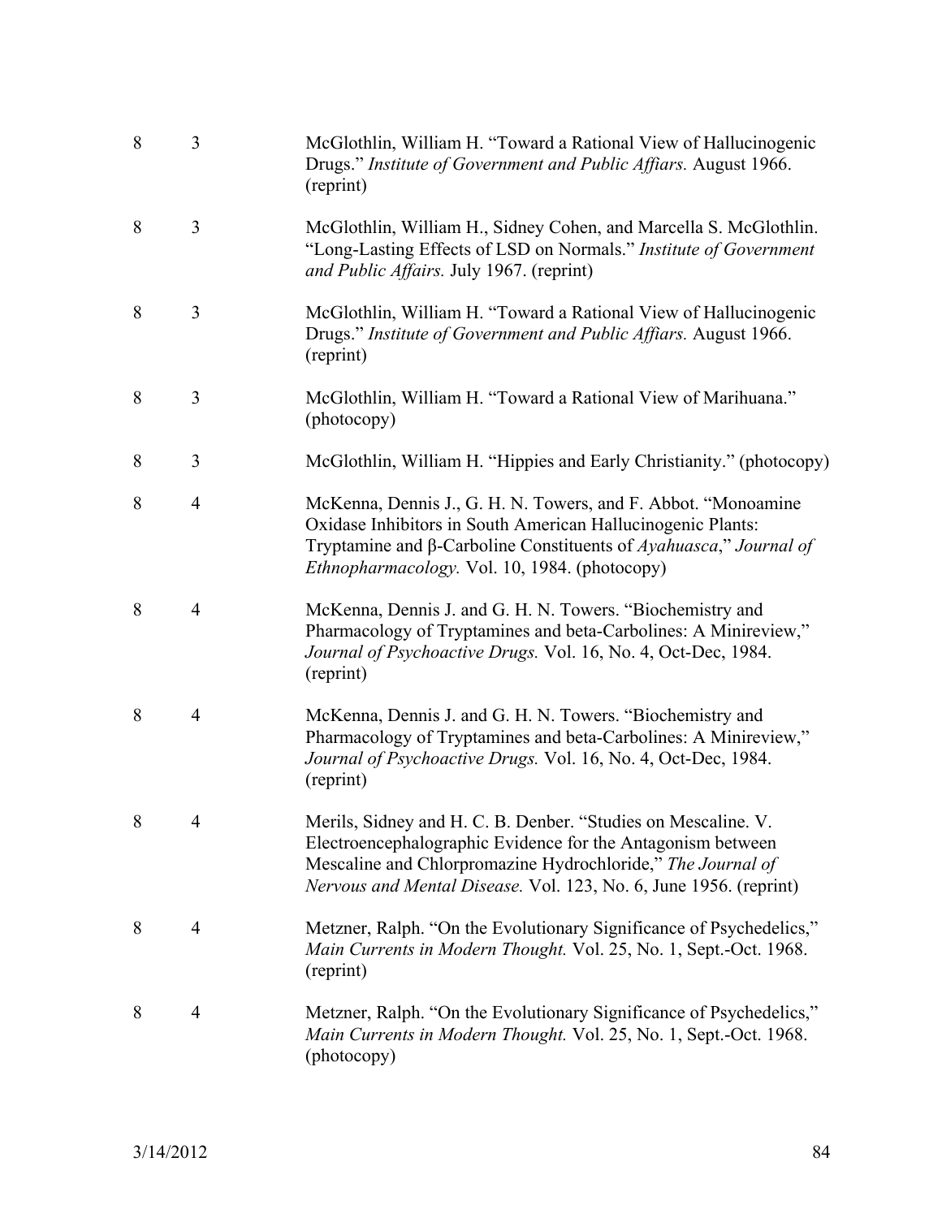| | | |
|---|---|---|
| 8 | 3 | McGlothlin, William H. "Toward a Rational View of Hallucinogenic Drugs." *Institute of Government and Public Affiars.* August 1966. (reprint) |
| 8 | 3 | McGlothlin, William H., Sidney Cohen, and Marcella S. McGlothlin. "Long-Lasting Effects of LSD on Normals." *Institute of Government and Public Affairs.* July 1967. (reprint) |
| 8 | 3 | McGlothlin, William H. "Toward a Rational View of Hallucinogenic Drugs." *Institute of Government and Public Affiars.* August 1966. (reprint) |
| 8 | 3 | McGlothlin, William H. "Toward a Rational View of Marihuana." (photocopy) |
| 8 | 3 | McGlothlin, William H. "Hippies and Early Christianity." (photocopy) |
| 8 | 4 | McKenna, Dennis J., G. H. N. Towers, and F. Abbot. "Monoamine Oxidase Inhibitors in South American Hallucinogenic Plants: Tryptamine and β-Carboline Constituents of *Ayahuasca*," *Journal of Ethnopharmacology.* Vol. 10, 1984. (photocopy) |
| 8 | 4 | McKenna, Dennis J. and G. H. N. Towers. "Biochemistry and Pharmacology of Tryptamines and beta-Carbolines: A Minireview," *Journal of Psychoactive Drugs.* Vol. 16, No. 4, Oct-Dec, 1984. (reprint) |
| 8 | 4 | McKenna, Dennis J. and G. H. N. Towers. "Biochemistry and Pharmacology of Tryptamines and beta-Carbolines: A Minireview," *Journal of Psychoactive Drugs.* Vol. 16, No. 4, Oct-Dec, 1984. (reprint) |
| 8 | 4 | Merils, Sidney and H. C. B. Denber. "Studies on Mescaline. V. Electroencephalographic Evidence for the Antagonism between Mescaline and Chlorpromazine Hydrochloride," *The Journal of Nervous and Mental Disease.* Vol. 123, No. 6, June 1956. (reprint) |
| 8 | 4 | Metzner, Ralph. "On the Evolutionary Significance of Psychedelics," *Main Currents in Modern Thought.* Vol. 25, No. 1, Sept.-Oct. 1968. (reprint) |
| 8 | 4 | Metzner, Ralph. "On the Evolutionary Significance of Psychedelics," *Main Currents in Modern Thought.* Vol. 25, No. 1, Sept.-Oct. 1968. (photocopy) |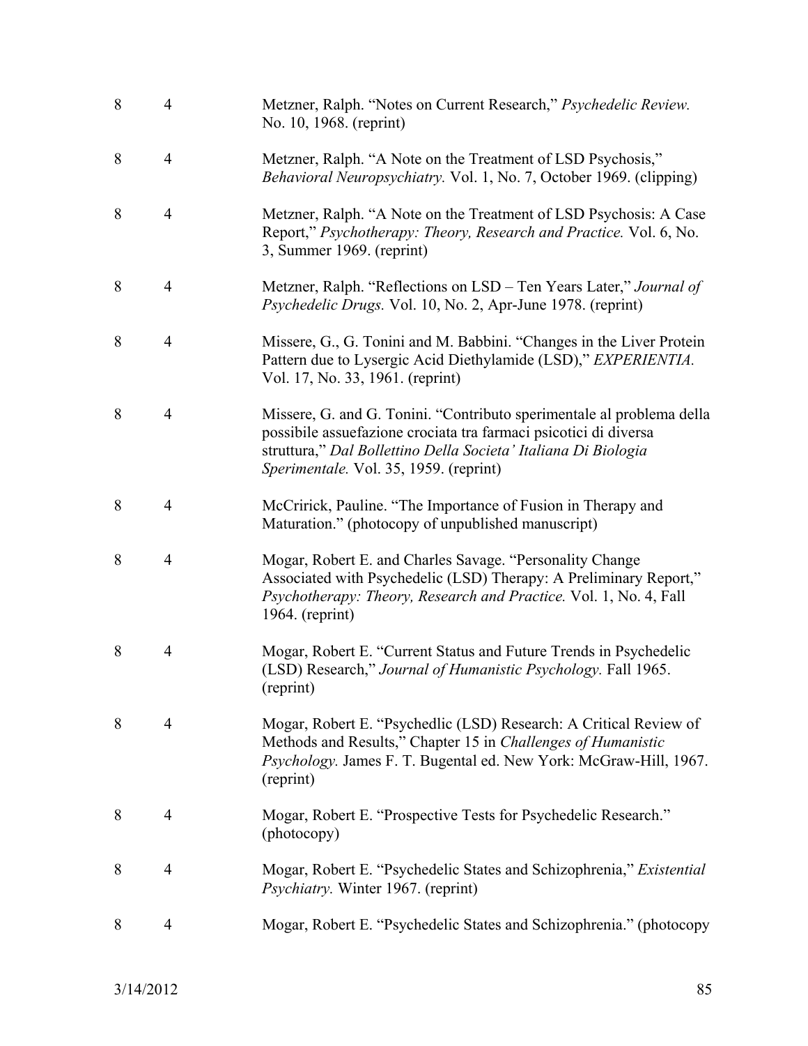| | | |
|---|---|---|
| 8 | 4 | Metzner, Ralph. "Notes on Current Research," *Psychedelic Review.* No. 10, 1968. (reprint) |
| 8 | 4 | Metzner, Ralph. "A Note on the Treatment of LSD Psychosis," *Behavioral Neuropsychiatry.* Vol. 1, No. 7, October 1969. (clipping) |
| 8 | 4 | Metzner, Ralph. "A Note on the Treatment of LSD Psychosis: A Case Report," *Psychotherapy: Theory, Research and Practice.* Vol. 6, No. 3, Summer 1969. (reprint) |
| 8 | 4 | Metzner, Ralph. "Reflections on LSD – Ten Years Later," *Journal of Psychedelic Drugs.* Vol. 10, No. 2, Apr-June 1978. (reprint) |
| 8 | 4 | Missere, G., G. Tonini and M. Babbini. "Changes in the Liver Protein Pattern due to Lysergic Acid Diethylamide (LSD)," *EXPERIENTIA.* Vol. 17, No. 33, 1961. (reprint) |
| 8 | 4 | Missere, G. and G. Tonini. "Contributo sperimentale al problema della possibile assuefazione crociata tra farmaci psicotici di diversa struttura," *Dal Bollettino Della Societa' Italiana Di Biologia Sperimentale.* Vol. 35, 1959. (reprint) |
| 8 | 4 | McCririck, Pauline. "The Importance of Fusion in Therapy and Maturation." (photocopy of unpublished manuscript) |
| 8 | 4 | Mogar, Robert E. and Charles Savage. "Personality Change Associated with Psychedelic (LSD) Therapy: A Preliminary Report," *Psychotherapy: Theory, Research and Practice.* Vol. 1, No. 4, Fall 1964. (reprint) |
| 8 | 4 | Mogar, Robert E. "Current Status and Future Trends in Psychedelic (LSD) Research," *Journal of Humanistic Psychology.* Fall 1965. (reprint) |
| 8 | 4 | Mogar, Robert E. "Psychedlic (LSD) Research: A Critical Review of Methods and Results," Chapter 15 in *Challenges of Humanistic Psychology.* James F. T. Bugental ed. New York: McGraw-Hill, 1967. (reprint) |
| 8 | 4 | Mogar, Robert E. "Prospective Tests for Psychedelic Research." (photocopy) |
| 8 | 4 | Mogar, Robert E. "Psychedelic States and Schizophrenia," *Existential Psychiatry.* Winter 1967. (reprint) |
| 8 | 4 | Mogar, Robert E. "Psychedelic States and Schizophrenia." (photocopy |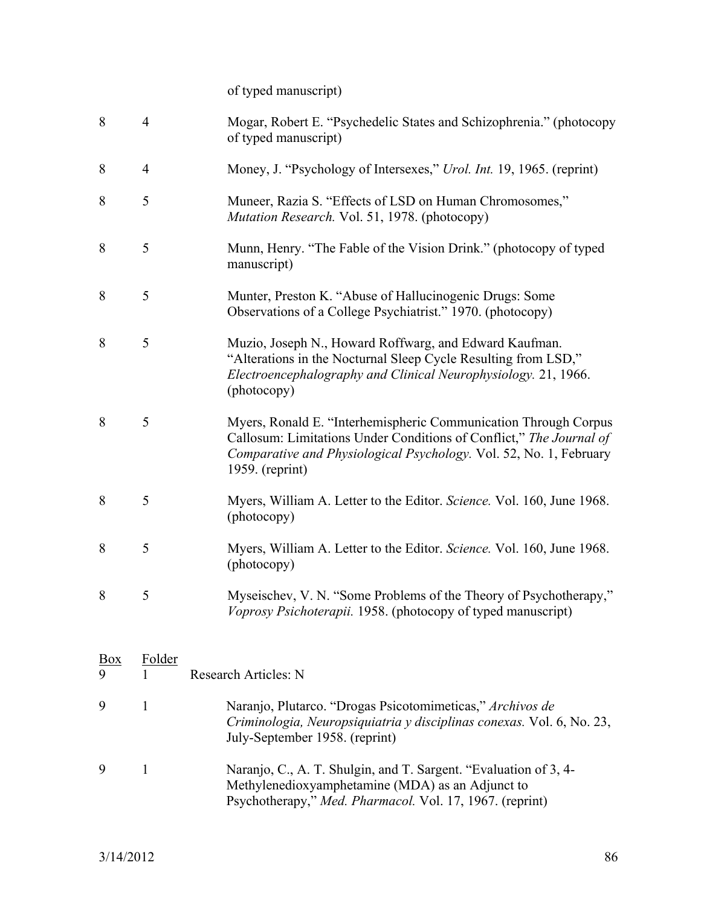| | | of typed manuscript) |
|---|---|---|
| 8 | 4 | Mogar, Robert E. "Psychedelic States and Schizophrenia." (photocopy of typed manuscript) |
| 8 | 4 | Money, J. "Psychology of Intersexes," *Urol. Int.* 19, 1965. (reprint) |
| 8 | 5 | Muneer, Razia S. "Effects of LSD on Human Chromosomes," *Mutation Research.* Vol. 51, 1978. (photocopy) |
| 8 | 5 | Munn, Henry. "The Fable of the Vision Drink." (photocopy of typed manuscript) |
| 8 | 5 | Munter, Preston K. "Abuse of Hallucinogenic Drugs: Some Observations of a College Psychiatrist." 1970. (photocopy) |
| 8 | 5 | Muzio, Joseph N., Howard Roffwarg, and Edward Kaufman. "Alterations in the Nocturnal Sleep Cycle Resulting from LSD," *Electroencephalography and Clinical Neurophysiology.* 21, 1966. (photocopy) |
| 8 | 5 | Myers, Ronald E. "Interhemispheric Communication Through Corpus Callosum: Limitations Under Conditions of Conflict," *The Journal of Comparative and Physiological Psychology.* Vol. 52, No. 1, February 1959. (reprint) |
| 8 | 5 | Myers, William A. Letter to the Editor. *Science.* Vol. 160, June 1968. (photocopy) |
| 8 | 5 | Myers, William A. Letter to the Editor. *Science.* Vol. 160, June 1968. (photocopy) |
| 8 | 5 | Myseischev, V. N. "Some Problems of the Theory of Psychotherapy," *Voprosy Psichoterapii.* 1958. (photocopy of typed manuscript) |

| Box | Folder | |
|---|---|---|
| 9 | 1 | Research Articles: N |
| 9 | 1 | Naranjo, Plutarco. "Drogas Psicotomimeticas," *Archivos de Criminologia, Neuropsiquiatria y disciplinas conexas.* Vol. 6, No. 23, July-September 1958. (reprint) |
| 9 | 1 | Naranjo, C., A. T. Shulgin, and T. Sargent. "Evaluation of 3, 4-Methylenedioxyamphetamine (MDA) as an Adjunct to Psychotherapy," *Med. Pharmacol.* Vol. 17, 1967. (reprint) |

3/14/2012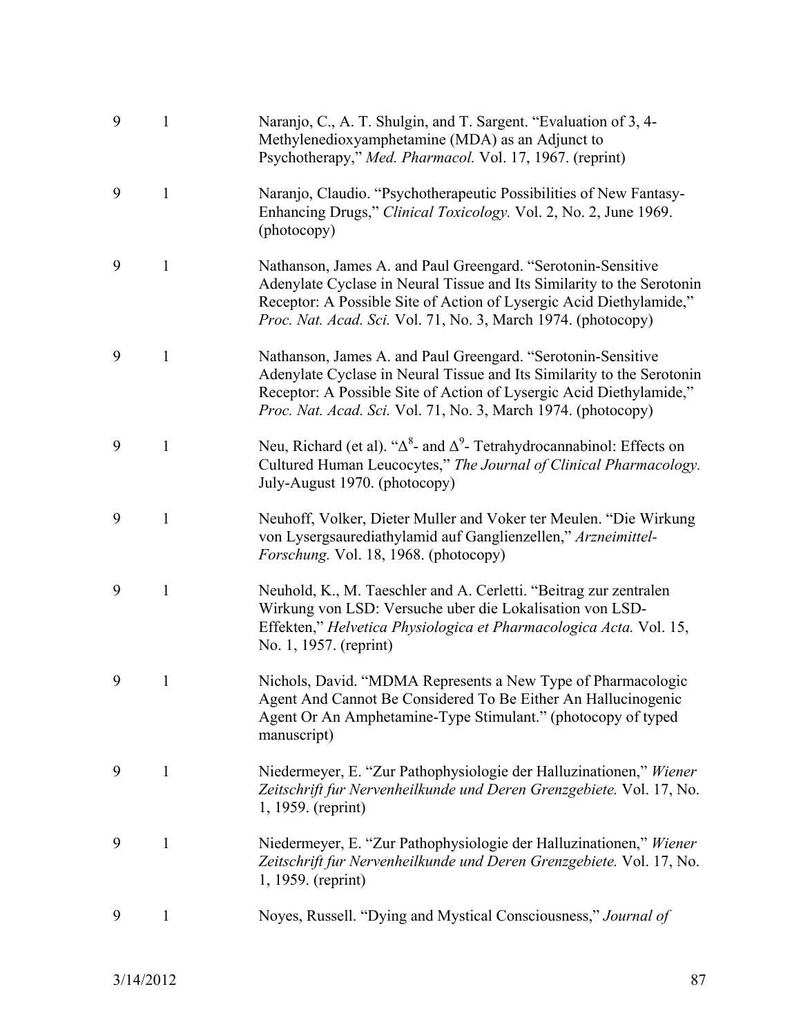| | | |
|---|---|---|
| 9 | 1 | Naranjo, C., A. T. Shulgin, and T. Sargent. "Evaluation of 3, 4-Methylenedioxyamphetamine (MDA) as an Adjunct to Psychotherapy," *Med. Pharmacol.* Vol. 17, 1967. (reprint) |
| 9 | 1 | Naranjo, Claudio. "Psychotherapeutic Possibilities of New Fantasy-Enhancing Drugs," *Clinical Toxicology.* Vol. 2, No. 2, June 1969. (photocopy) |
| 9 | 1 | Nathanson, James A. and Paul Greengard. "Serotonin-Sensitive Adenylate Cyclase in Neural Tissue and Its Similarity to the Serotonin Receptor: A Possible Site of Action of Lysergic Acid Diethylamide," *Proc. Nat. Acad. Sci.* Vol. 71, No. 3, March 1974. (photocopy) |
| 9 | 1 | Nathanson, James A. and Paul Greengard. "Serotonin-Sensitive Adenylate Cyclase in Neural Tissue and Its Similarity to the Serotonin Receptor: A Possible Site of Action of Lysergic Acid Diethylamide," *Proc. Nat. Acad. Sci.* Vol. 71, No. 3, March 1974. (photocopy) |
| 9 | 1 | Neu, Richard (et al). "$\Delta^8$- and $\Delta^9$- Tetrahydrocannabinol: Effects on Cultured Human Leucocytes," *The Journal of Clinical Pharmacology.* July-August 1970. (photocopy) |
| 9 | 1 | Neuhoff, Volker, Dieter Muller and Voker ter Meulen. "Die Wirkung von Lysergsaurediathylamid auf Ganglienzellen," *Arzneimittel-Forschung.* Vol. 18, 1968. (photocopy) |
| 9 | 1 | Neuhold, K., M. Taeschler and A. Cerletti. "Beitrag zur zentralen Wirkung von LSD: Versuche uber die Lokalisation von LSD-Effekten," *Helvetica Physiologica et Pharmacologica Acta.* Vol. 15, No. 1, 1957. (reprint) |
| 9 | 1 | Nichols, David. "MDMA Represents a New Type of Pharmacologic Agent And Cannot Be Considered To Be Either An Hallucinogenic Agent Or An Amphetamine-Type Stimulant." (photocopy of typed manuscript) |
| 9 | 1 | Niedermeyer, E. "Zur Pathophysiologie der Halluzinationen," *Wiener Zeitschrift fur Nervenheilkunde und Deren Grenzgebiete.* Vol. 17, No. 1, 1959. (reprint) |
| 9 | 1 | Niedermeyer, E. "Zur Pathophysiologie der Halluzinationen," *Wiener Zeitschrift fur Nervenheilkunde und Deren Grenzgebiete.* Vol. 17, No. 1, 1959. (reprint) |
| 9 | 1 | Noyes, Russell. "Dying and Mystical Consciousness," *Journal of* |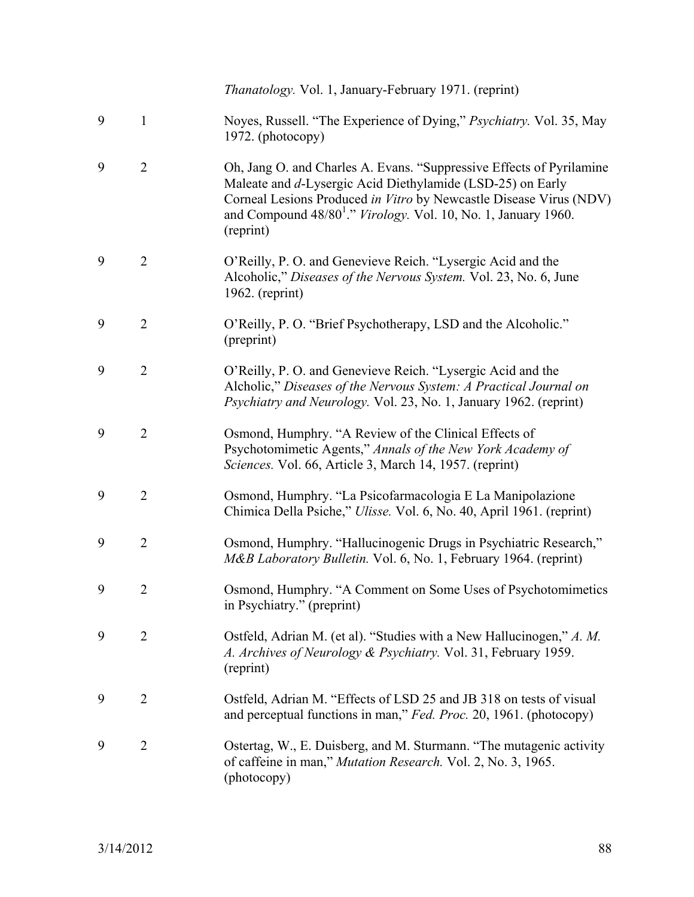| | | |
|---|---|---|
| | | *Thanatology.* Vol. 1, January-February 1971. (reprint) |
| 9 | 1 | Noyes, Russell. "The Experience of Dying," *Psychiatry.* Vol. 35, May 1972. (photocopy) |
| 9 | 2 | Oh, Jang O. and Charles A. Evans. "Suppressive Effects of Pyrilamine Maleate and *d*-Lysergic Acid Diethylamide (LSD-25) on Early Corneal Lesions Produced *in Vitro* by Newcastle Disease Virus (NDV) and Compound 48/80[1]." *Virology.* Vol. 10, No. 1, January 1960. (reprint) |
| 9 | 2 | O'Reilly, P. O. and Genevieve Reich. "Lysergic Acid and the Alcoholic," *Diseases of the Nervous System.* Vol. 23, No. 6, June 1962. (reprint) |
| 9 | 2 | O'Reilly, P. O. "Brief Psychotherapy, LSD and the Alcoholic." (preprint) |
| 9 | 2 | O'Reilly, P. O. and Genevieve Reich. "Lysergic Acid and the Alcholic," *Diseases of the Nervous System: A Practical Journal on Psychiatry and Neurology.* Vol. 23, No. 1, January 1962. (reprint) |
| 9 | 2 | Osmond, Humphry. "A Review of the Clinical Effects of Psychotomimetic Agents," *Annals of the New York Academy of Sciences.* Vol. 66, Article 3, March 14, 1957. (reprint) |
| 9 | 2 | Osmond, Humphry. "La Psicofarmacologia E La Manipolazione Chimica Della Psiche," *Ulisse.* Vol. 6, No. 40, April 1961. (reprint) |
| 9 | 2 | Osmond, Humphry. "Hallucinogenic Drugs in Psychiatric Research," *M&B Laboratory Bulletin.* Vol. 6, No. 1, February 1964. (reprint) |
| 9 | 2 | Osmond, Humphry. "A Comment on Some Uses of Psychotomimetics in Psychiatry." (preprint) |
| 9 | 2 | Ostfeld, Adrian M. (et al). "Studies with a New Hallucinogen," *A. M. A. Archives of Neurology & Psychiatry.* Vol. 31, February 1959. (reprint) |
| 9 | 2 | Ostfeld, Adrian M. "Effects of LSD 25 and JB 318 on tests of visual and perceptual functions in man," *Fed. Proc.* 20, 1961. (photocopy) |
| 9 | 2 | Ostertag, W., E. Duisberg, and M. Sturmann. "The mutagenic activity of caffeine in man," *Mutation Research.* Vol. 2, No. 3, 1965. (photocopy) |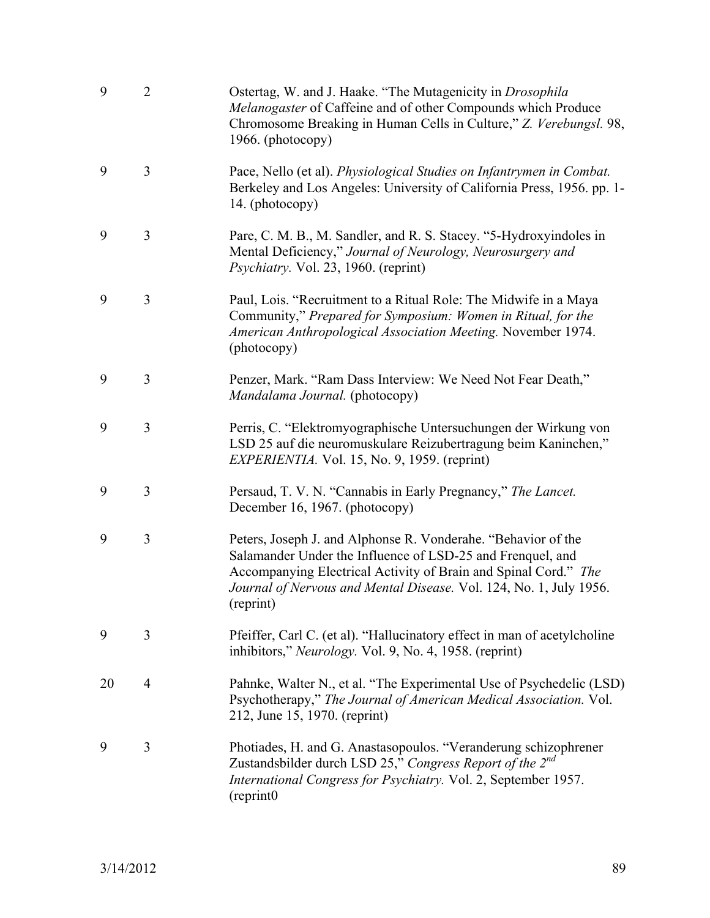| | | |
|---|---|---|
| 9 | 2 | Ostertag, W. and J. Haake. "The Mutagenicity in *Drosophila Melanogaster* of Caffeine and of other Compounds which Produce Chromosome Breaking in Human Cells in Culture," *Z. Verebungsl.* 98, 1966. (photocopy) |
| 9 | 3 | Pace, Nello (et al). *Physiological Studies on Infantrymen in Combat.* Berkeley and Los Angeles: University of California Press, 1956. pp. 1-14. (photocopy) |
| 9 | 3 | Pare, C. M. B., M. Sandler, and R. S. Stacey. "5-Hydroxyindoles in Mental Deficiency," *Journal of Neurology, Neurosurgery and Psychiatry.* Vol. 23, 1960. (reprint) |
| 9 | 3 | Paul, Lois. "Recruitment to a Ritual Role: The Midwife in a Maya Community," *Prepared for Symposium: Women in Ritual, for the American Anthropological Association Meeting.* November 1974. (photocopy) |
| 9 | 3 | Penzer, Mark. "Ram Dass Interview: We Need Not Fear Death," *Mandalama Journal.* (photocopy) |
| 9 | 3 | Perris, C. "Elektromyographische Untersuchungen der Wirkung von LSD 25 auf die neuromuskulare Reizubertragung beim Kaninchen," *EXPERIENTIA.* Vol. 15, No. 9, 1959. (reprint) |
| 9 | 3 | Persaud, T. V. N. "Cannabis in Early Pregnancy," *The Lancet.* December 16, 1967. (photocopy) |
| 9 | 3 | Peters, Joseph J. and Alphonse R. Vonderahe. "Behavior of the Salamander Under the Influence of LSD-25 and Frenquel, and Accompanying Electrical Activity of Brain and Spinal Cord." *The Journal of Nervous and Mental Disease.* Vol. 124, No. 1, July 1956. (reprint) |
| 9 | 3 | Pfeiffer, Carl C. (et al). "Hallucinatory effect in man of acetylcholine inhibitors," *Neurology.* Vol. 9, No. 4, 1958. (reprint) |
| 20 | 4 | Pahnke, Walter N., et al. "The Experimental Use of Psychedelic (LSD) Psychotherapy," *The Journal of American Medical Association.* Vol. 212, June 15, 1970. (reprint) |
| 9 | 3 | Photiades, H. and G. Anastasopoulos. "Veranderung schizophrener Zustandsbilder durch LSD 25," *Congress Report of the 2nd International Congress for Psychiatry.* Vol. 2, September 1957. (reprint0 |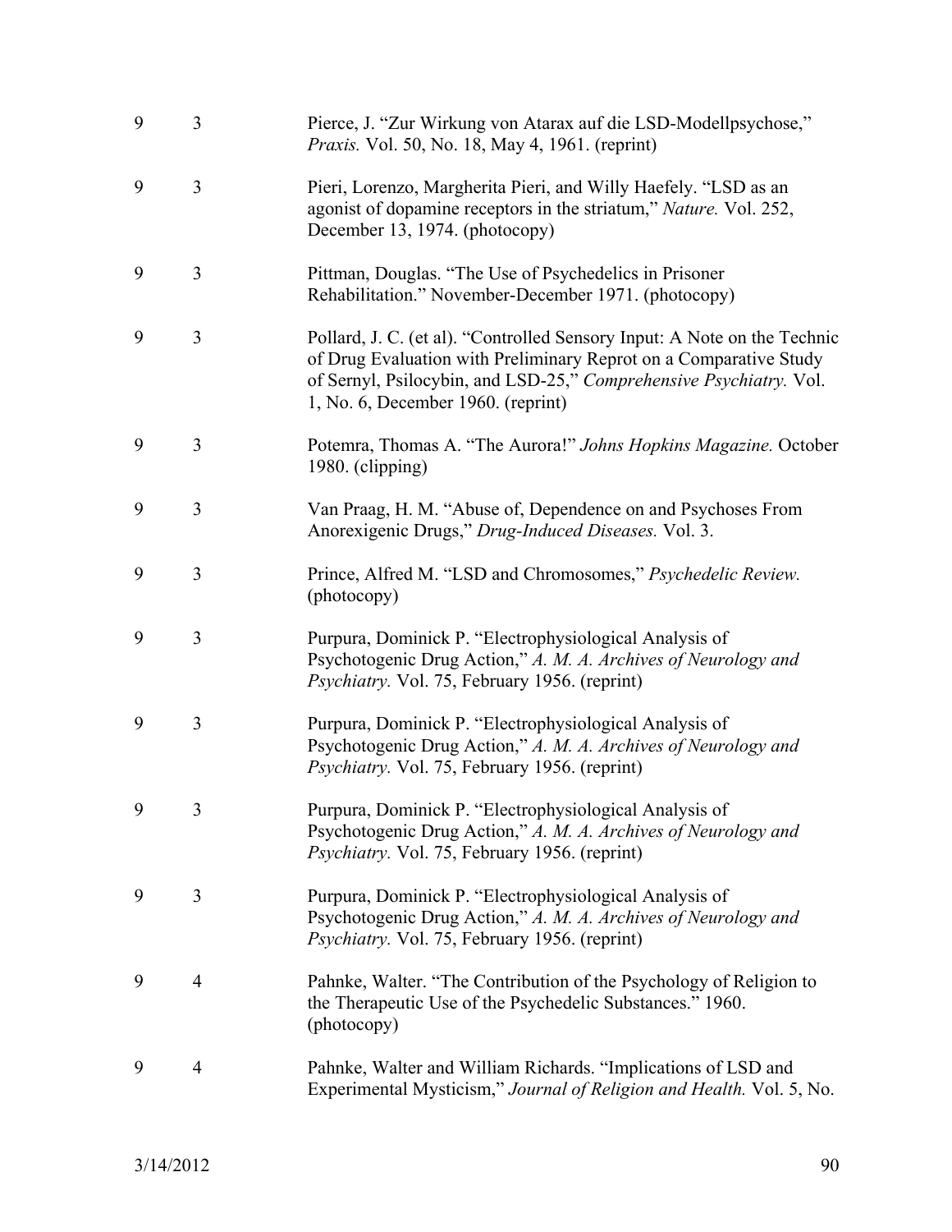| | | |
|---|---|---|
| 9 | 3 | Pierce, J. "Zur Wirkung von Atarax auf die LSD-Modellpsychose," *Praxis.* Vol. 50, No. 18, May 4, 1961. (reprint) |
| 9 | 3 | Pieri, Lorenzo, Margherita Pieri, and Willy Haefely. "LSD as an agonist of dopamine receptors in the striatum," *Nature.* Vol. 252, December 13, 1974. (photocopy) |
| 9 | 3 | Pittman, Douglas. "The Use of Psychedelics in Prisoner Rehabilitation." November-December 1971. (photocopy) |
| 9 | 3 | Pollard, J. C. (et al). "Controlled Sensory Input: A Note on the Technic of Drug Evaluation with Preliminary Reprot on a Comparative Study of Sernyl, Psilocybin, and LSD-25," *Comprehensive Psychiatry.* Vol. 1, No. 6, December 1960. (reprint) |
| 9 | 3 | Potemra, Thomas A. "The Aurora!" *Johns Hopkins Magazine.* October 1980. (clipping) |
| 9 | 3 | Van Praag, H. M. "Abuse of, Dependence on and Psychoses From Anorexigenic Drugs," *Drug-Induced Diseases.* Vol. 3. |
| 9 | 3 | Prince, Alfred M. "LSD and Chromosomes," *Psychedelic Review.* (photocopy) |
| 9 | 3 | Purpura, Dominick P. "Electrophysiological Analysis of Psychotogenic Drug Action," *A. M. A. Archives of Neurology and Psychiatry.* Vol. 75, February 1956. (reprint) |
| 9 | 3 | Purpura, Dominick P. "Electrophysiological Analysis of Psychotogenic Drug Action," *A. M. A. Archives of Neurology and Psychiatry.* Vol. 75, February 1956. (reprint) |
| 9 | 3 | Purpura, Dominick P. "Electrophysiological Analysis of Psychotogenic Drug Action," *A. M. A. Archives of Neurology and Psychiatry.* Vol. 75, February 1956. (reprint) |
| 9 | 3 | Purpura, Dominick P. "Electrophysiological Analysis of Psychotogenic Drug Action," *A. M. A. Archives of Neurology and Psychiatry.* Vol. 75, February 1956. (reprint) |
| 9 | 4 | Pahnke, Walter. "The Contribution of the Psychology of Religion to the Therapeutic Use of the Psychedelic Substances." 1960. (photocopy) |
| 9 | 4 | Pahnke, Walter and William Richards. "Implications of LSD and Experimental Mysticism," *Journal of Religion and Health.* Vol. 5, No. |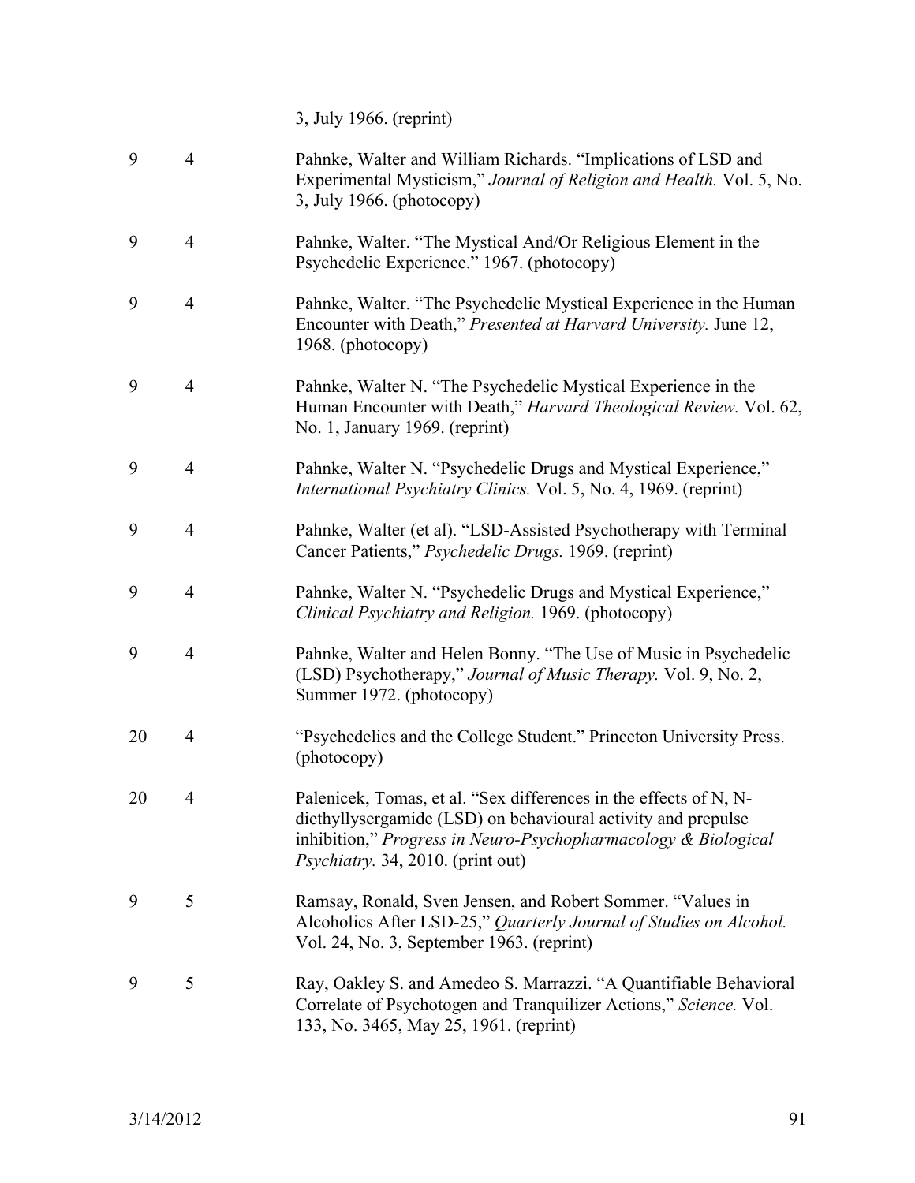| | | 3, July 1966. (reprint) |
|---|---|---|
| 9 | 4 | Pahnke, Walter and William Richards. "Implications of LSD and Experimental Mysticism," *Journal of Religion and Health.* Vol. 5, No. 3, July 1966. (photocopy) |
| 9 | 4 | Pahnke, Walter. "The Mystical And/Or Religious Element in the Psychedelic Experience." 1967. (photocopy) |
| 9 | 4 | Pahnke, Walter. "The Psychedelic Mystical Experience in the Human Encounter with Death," *Presented at Harvard University.* June 12, 1968. (photocopy) |
| 9 | 4 | Pahnke, Walter N. "The Psychedelic Mystical Experience in the Human Encounter with Death," *Harvard Theological Review.* Vol. 62, No. 1, January 1969. (reprint) |
| 9 | 4 | Pahnke, Walter N. "Psychedelic Drugs and Mystical Experience," *International Psychiatry Clinics.* Vol. 5, No. 4, 1969. (reprint) |
| 9 | 4 | Pahnke, Walter (et al). "LSD-Assisted Psychotherapy with Terminal Cancer Patients," *Psychedelic Drugs.* 1969. (reprint) |
| 9 | 4 | Pahnke, Walter N. "Psychedelic Drugs and Mystical Experience," *Clinical Psychiatry and Religion.* 1969. (photocopy) |
| 9 | 4 | Pahnke, Walter and Helen Bonny. "The Use of Music in Psychedelic (LSD) Psychotherapy," *Journal of Music Therapy.* Vol. 9, No. 2, Summer 1972. (photocopy) |
| 20 | 4 | "Psychedelics and the College Student." Princeton University Press. (photocopy) |
| 20 | 4 | Palenicek, Tomas, et al. "Sex differences in the effects of N, N-diethyllysergamide (LSD) on behavioural activity and prepulse inhibition," *Progress in Neuro-Psychopharmacology & Biological Psychiatry.* 34, 2010. (print out) |
| 9 | 5 | Ramsay, Ronald, Sven Jensen, and Robert Sommer. "Values in Alcoholics After LSD-25," *Quarterly Journal of Studies on Alcohol.* Vol. 24, No. 3, September 1963. (reprint) |
| 9 | 5 | Ray, Oakley S. and Amedeo S. Marrazzi. "A Quantifiable Behavioral Correlate of Psychotogen and Tranquilizer Actions," *Science.* Vol. 133, No. 3465, May 25, 1961. (reprint) |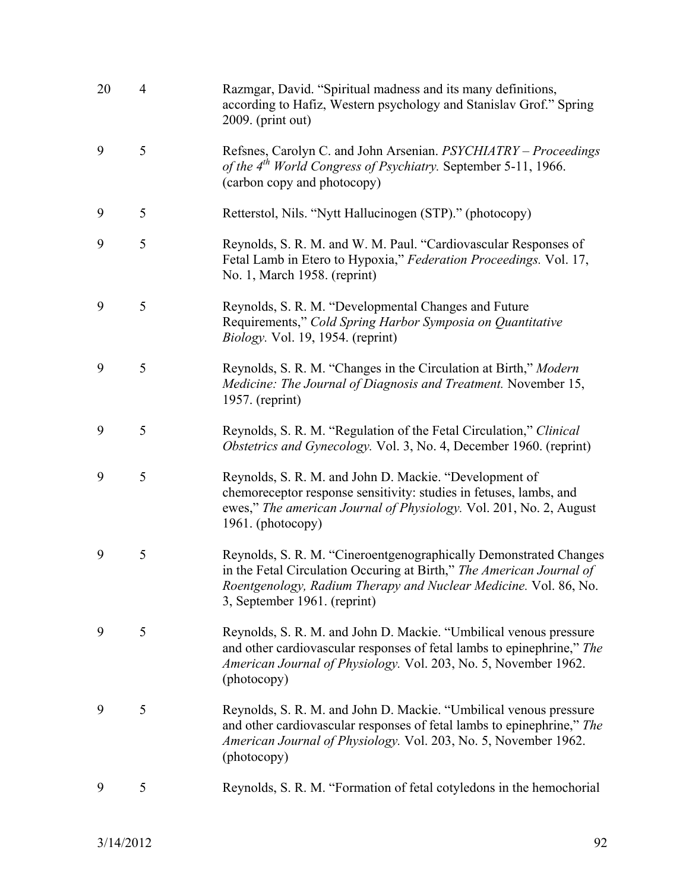| | | |
|---|---|---|
| 20 | 4 | Razmgar, David. "Spiritual madness and its many definitions, according to Hafiz, Western psychology and Stanislav Grof." Spring 2009. (print out) |
| 9 | 5 | Refsnes, Carolyn C. and John Arsenian. *PSYCHIATRY – Proceedings of the 4th World Congress of Psychiatry.* September 5-11, 1966. (carbon copy and photocopy) |
| 9 | 5 | Retterstol, Nils. "Nytt Hallucinogen (STP)." (photocopy) |
| 9 | 5 | Reynolds, S. R. M. and W. M. Paul. "Cardiovascular Responses of Fetal Lamb in Etero to Hypoxia," *Federation Proceedings.* Vol. 17, No. 1, March 1958. (reprint) |
| 9 | 5 | Reynolds, S. R. M. "Developmental Changes and Future Requirements," *Cold Spring Harbor Symposia on Quantitative Biology.* Vol. 19, 1954. (reprint) |
| 9 | 5 | Reynolds, S. R. M. "Changes in the Circulation at Birth," *Modern Medicine: The Journal of Diagnosis and Treatment.* November 15, 1957. (reprint) |
| 9 | 5 | Reynolds, S. R. M. "Regulation of the Fetal Circulation," *Clinical Obstetrics and Gynecology.* Vol. 3, No. 4, December 1960. (reprint) |
| 9 | 5 | Reynolds, S. R. M. and John D. Mackie. "Development of chemoreceptor response sensitivity: studies in fetuses, lambs, and ewes," *The american Journal of Physiology.* Vol. 201, No. 2, August 1961. (photocopy) |
| 9 | 5 | Reynolds, S. R. M. "Cineroentgenographically Demonstrated Changes in the Fetal Circulation Occuring at Birth," *The American Journal of Roentgenology, Radium Therapy and Nuclear Medicine.* Vol. 86, No. 3, September 1961. (reprint) |
| 9 | 5 | Reynolds, S. R. M. and John D. Mackie. "Umbilical venous pressure and other cardiovascular responses of fetal lambs to epinephrine," *The American Journal of Physiology.* Vol. 203, No. 5, November 1962. (photocopy) |
| 9 | 5 | Reynolds, S. R. M. and John D. Mackie. "Umbilical venous pressure and other cardiovascular responses of fetal lambs to epinephrine," *The American Journal of Physiology.* Vol. 203, No. 5, November 1962. (photocopy) |
| 9 | 5 | Reynolds, S. R. M. "Formation of fetal cotyledons in the hemochorial |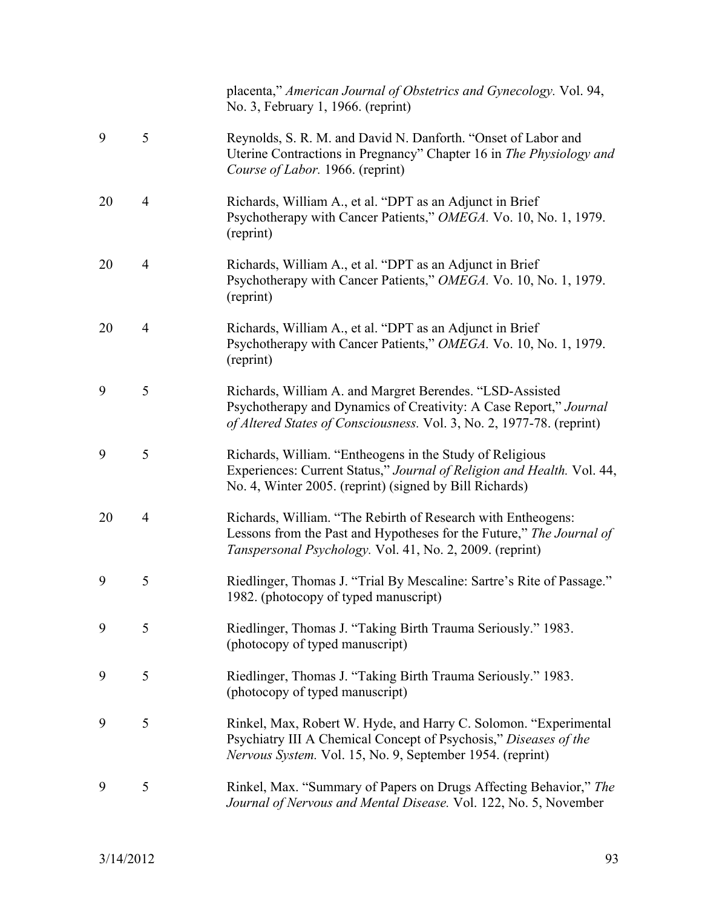| | | |
|---|---|---|
| | | placenta," *American Journal of Obstetrics and Gynecology.* Vol. 94, No. 3, February 1, 1966. (reprint) |
| 9 | 5 | Reynolds, S. R. M. and David N. Danforth. "Onset of Labor and Uterine Contractions in Pregnancy" Chapter 16 in *The Physiology and Course of Labor.* 1966. (reprint) |
| 20 | 4 | Richards, William A., et al. "DPT as an Adjunct in Brief Psychotherapy with Cancer Patients," *OMEGA.* Vo. 10, No. 1, 1979. (reprint) |
| 20 | 4 | Richards, William A., et al. "DPT as an Adjunct in Brief Psychotherapy with Cancer Patients," *OMEGA.* Vo. 10, No. 1, 1979. (reprint) |
| 20 | 4 | Richards, William A., et al. "DPT as an Adjunct in Brief Psychotherapy with Cancer Patients," *OMEGA.* Vo. 10, No. 1, 1979. (reprint) |
| 9 | 5 | Richards, William A. and Margret Berendes. "LSD-Assisted Psychotherapy and Dynamics of Creativity: A Case Report," *Journal of Altered States of Consciousness.* Vol. 3, No. 2, 1977-78. (reprint) |
| 9 | 5 | Richards, William. "Entheogens in the Study of Religious Experiences: Current Status," *Journal of Religion and Health.* Vol. 44, No. 4, Winter 2005. (reprint) (signed by Bill Richards) |
| 20 | 4 | Richards, William. "The Rebirth of Research with Entheogens: Lessons from the Past and Hypotheses for the Future," *The Journal of Tanspersonal Psychology.* Vol. 41, No. 2, 2009. (reprint) |
| 9 | 5 | Riedlinger, Thomas J. "Trial By Mescaline: Sartre's Rite of Passage." 1982. (photocopy of typed manuscript) |
| 9 | 5 | Riedlinger, Thomas J. "Taking Birth Trauma Seriously." 1983. (photocopy of typed manuscript) |
| 9 | 5 | Riedlinger, Thomas J. "Taking Birth Trauma Seriously." 1983. (photocopy of typed manuscript) |
| 9 | 5 | Rinkel, Max, Robert W. Hyde, and Harry C. Solomon. "Experimental Psychiatry III A Chemical Concept of Psychosis," *Diseases of the Nervous System.* Vol. 15, No. 9, September 1954. (reprint) |
| 9 | 5 | Rinkel, Max. "Summary of Papers on Drugs Affecting Behavior," *The Journal of Nervous and Mental Disease.* Vol. 122, No. 5, November |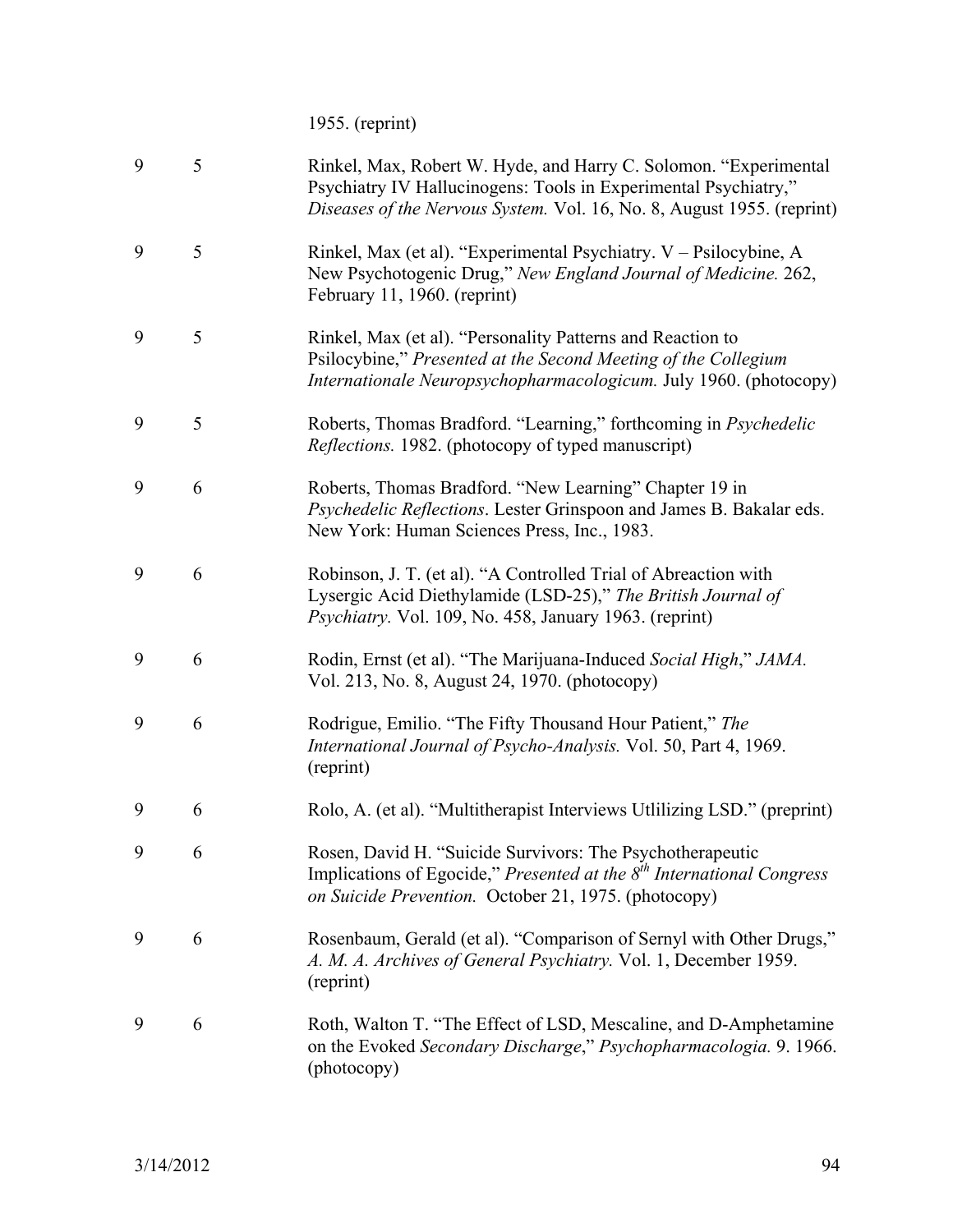1955. (reprint)

| | | |
|---|---|---|
| 9 | 5 | Rinkel, Max, Robert W. Hyde, and Harry C. Solomon. "Experimental Psychiatry IV Hallucinogens: Tools in Experimental Psychiatry," *Diseases of the Nervous System.* Vol. 16, No. 8, August 1955. (reprint) |
| 9 | 5 | Rinkel, Max (et al). "Experimental Psychiatry. V – Psilocybine, A New Psychotogenic Drug," *New England Journal of Medicine.* 262, February 11, 1960. (reprint) |
| 9 | 5 | Rinkel, Max (et al). "Personality Patterns and Reaction to Psilocybine," *Presented at the Second Meeting of the Collegium Internationale Neuropsychopharmacologicum.* July 1960. (photocopy) |
| 9 | 5 | Roberts, Thomas Bradford. "Learning," forthcoming in *Psychedelic Reflections.* 1982. (photocopy of typed manuscript) |
| 9 | 6 | Roberts, Thomas Bradford. "New Learning" Chapter 19 in *Psychedelic Reflections*. Lester Grinspoon and James B. Bakalar eds. New York: Human Sciences Press, Inc., 1983. |
| 9 | 6 | Robinson, J. T. (et al). "A Controlled Trial of Abreaction with Lysergic Acid Diethylamide (LSD-25)," *The British Journal of Psychiatry.* Vol. 109, No. 458, January 1963. (reprint) |
| 9 | 6 | Rodin, Ernst (et al). "The Marijuana-Induced *Social High*," *JAMA.* Vol. 213, No. 8, August 24, 1970. (photocopy) |
| 9 | 6 | Rodrigue, Emilio. "The Fifty Thousand Hour Patient," *The International Journal of Psycho-Analysis.* Vol. 50, Part 4, 1969. (reprint) |
| 9 | 6 | Rolo, A. (et al). "Multitherapist Interviews Utlilizing LSD." (preprint) |
| 9 | 6 | Rosen, David H. "Suicide Survivors: The Psychotherapeutic Implications of Egocide," *Presented at the 8th International Congress on Suicide Prevention.* October 21, 1975. (photocopy) |
| 9 | 6 | Rosenbaum, Gerald (et al). "Comparison of Sernyl with Other Drugs," *A. M. A. Archives of General Psychiatry.* Vol. 1, December 1959. (reprint) |
| 9 | 6 | Roth, Walton T. "The Effect of LSD, Mescaline, and D-Amphetamine on the Evoked *Secondary Discharge*," *Psychopharmacologia.* 9. 1966. (photocopy) |

3/14/2012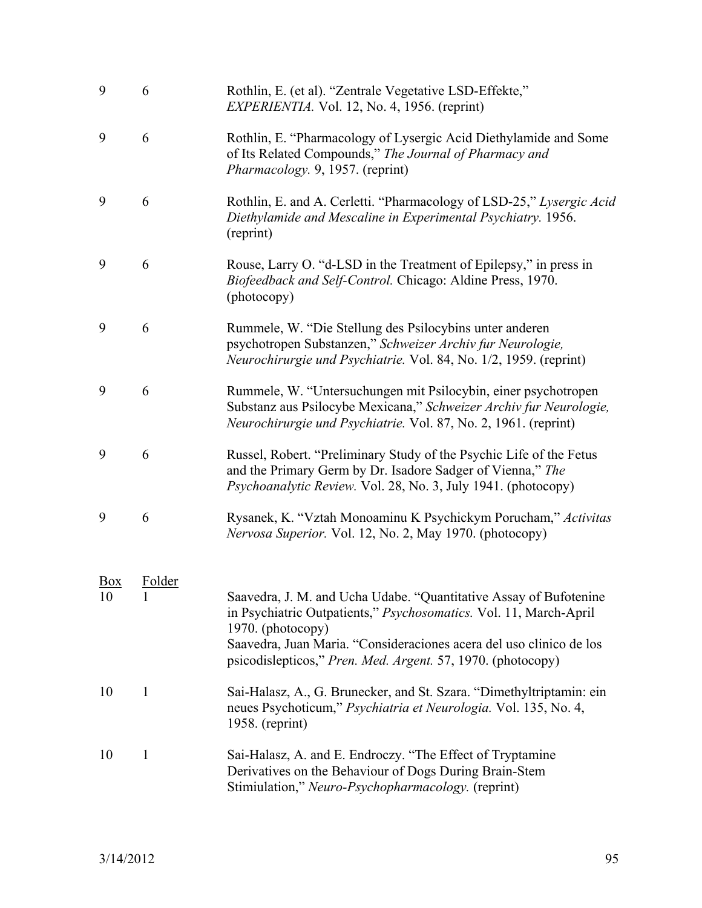| Box | Folder | Item |
|---|---|---|
| 9 | 6 | Rothlin, E. (et al). "Zentrale Vegetative LSD-Effekte," *EXPERIENTIA.* Vol. 12, No. 4, 1956. (reprint) |
| 9 | 6 | Rothlin, E. "Pharmacology of Lysergic Acid Diethylamide and Some of Its Related Compounds," *The Journal of Pharmacy and Pharmacology.* 9, 1957. (reprint) |
| 9 | 6 | Rothlin, E. and A. Cerletti. "Pharmacology of LSD-25," *Lysergic Acid Diethylamide and Mescaline in Experimental Psychiatry.* 1956. (reprint) |
| 9 | 6 | Rouse, Larry O. "d-LSD in the Treatment of Epilepsy," in press in *Biofeedback and Self-Control.* Chicago: Aldine Press, 1970. (photocopy) |
| 9 | 6 | Rummele, W. "Die Stellung des Psilocybins unter anderen psychotropen Substanzen," *Schweizer Archiv fur Neurologie, Neurochirurgie und Psychiatrie.* Vol. 84, No. 1/2, 1959. (reprint) |
| 9 | 6 | Rummele, W. "Untersuchungen mit Psilocybin, einer psychotropen Substanz aus Psilocybe Mexicana," *Schweizer Archiv fur Neurologie, Neurochirurgie und Psychiatrie.* Vol. 87, No. 2, 1961. (reprint) |
| 9 | 6 | Russel, Robert. "Preliminary Study of the Psychic Life of the Fetus and the Primary Germ by Dr. Isadore Sadger of Vienna," *The Psychoanalytic Review.* Vol. 28, No. 3, July 1941. (photocopy) |
| 9 | 6 | Rysanek, K. "Vztah Monoaminu K Psychickym Porucham," *Activitas Nervosa Superior.* Vol. 12, No. 2, May 1970. (photocopy) |

| Box | Folder | Item |
|---|---|---|
| 10 | 1 | Saavedra, J. M. and Ucha Udabe. "Quantitative Assay of Bufotenine in Psychiatric Outpatients," *Psychosomatics.* Vol. 11, March-April 1970. (photocopy)<br>Saavedra, Juan Maria. "Consideraciones acera del uso clinico de los psicodislepticos," *Pren. Med. Argent.* 57, 1970. (photocopy) |
| 10 | 1 | Sai-Halasz, A., G. Brunecker, and St. Szara. "Dimethyltriptamin: ein neues Psychoticum," *Psychiatria et Neurologia.* Vol. 135, No. 4, 1958. (reprint) |
| 10 | 1 | Sai-Halasz, A. and E. Endroczy. "The Effect of Tryptamine Derivatives on the Behaviour of Dogs During Brain-Stem Stimiulation," *Neuro-Psychopharmacology.* (reprint) |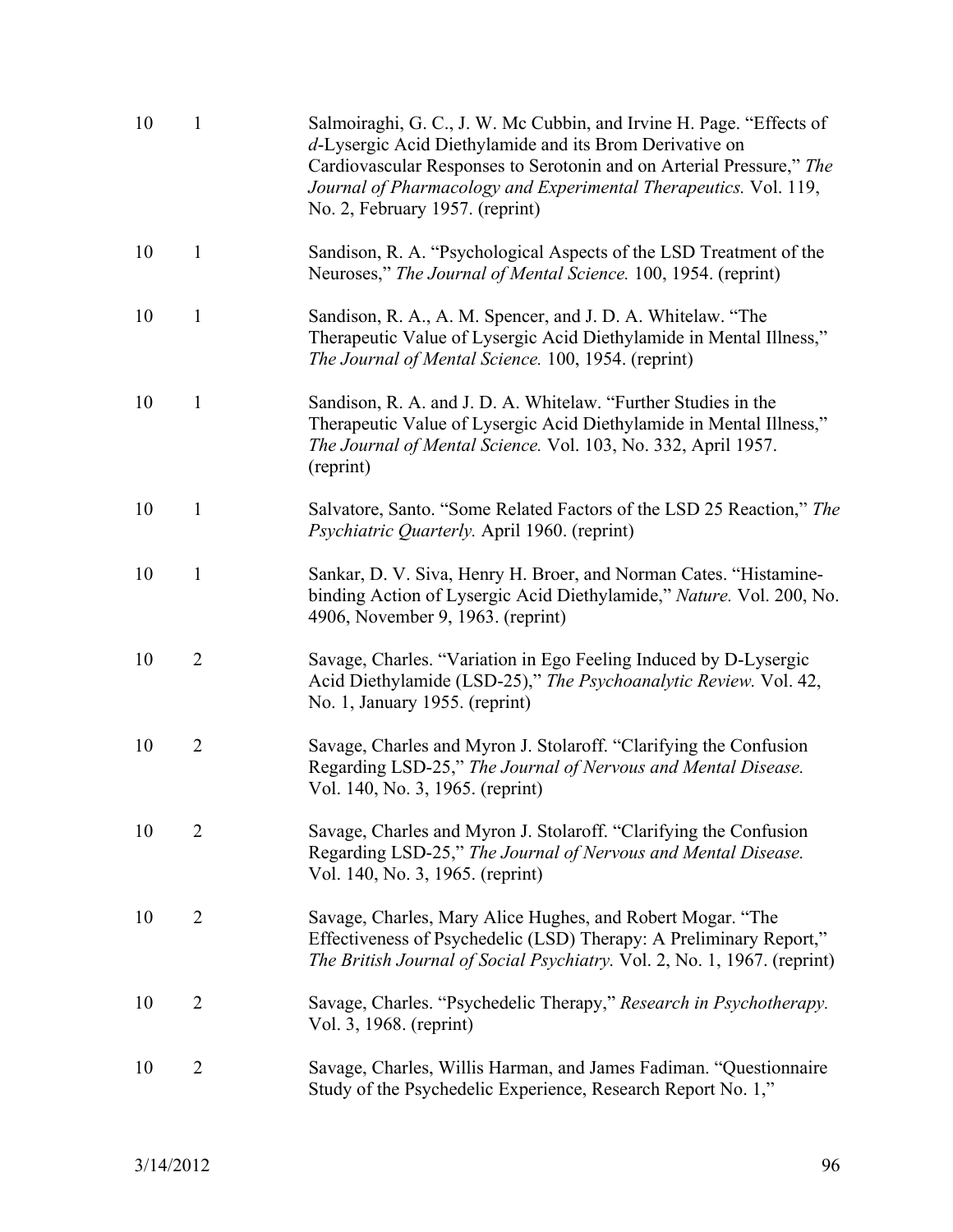| | | |
|---|---|---|
| 10 | 1 | Salmoiraghi, G. C., J. W. Mc Cubbin, and Irvine H. Page. "Effects of *d*-Lysergic Acid Diethylamide and its Brom Derivative on Cardiovascular Responses to Serotonin and on Arterial Pressure," *The Journal of Pharmacology and Experimental Therapeutics.* Vol. 119, No. 2, February 1957. (reprint) |
| 10 | 1 | Sandison, R. A. "Psychological Aspects of the LSD Treatment of the Neuroses," *The Journal of Mental Science.* 100, 1954. (reprint) |
| 10 | 1 | Sandison, R. A., A. M. Spencer, and J. D. A. Whitelaw. "The Therapeutic Value of Lysergic Acid Diethylamide in Mental Illness," *The Journal of Mental Science.* 100, 1954. (reprint) |
| 10 | 1 | Sandison, R. A. and J. D. A. Whitelaw. "Further Studies in the Therapeutic Value of Lysergic Acid Diethylamide in Mental Illness," *The Journal of Mental Science.* Vol. 103, No. 332, April 1957. (reprint) |
| 10 | 1 | Salvatore, Santo. "Some Related Factors of the LSD 25 Reaction," *The Psychiatric Quarterly.* April 1960. (reprint) |
| 10 | 1 | Sankar, D. V. Siva, Henry H. Broer, and Norman Cates. "Histamine-binding Action of Lysergic Acid Diethylamide," *Nature.* Vol. 200, No. 4906, November 9, 1963. (reprint) |
| 10 | 2 | Savage, Charles. "Variation in Ego Feeling Induced by D-Lysergic Acid Diethylamide (LSD-25)," *The Psychoanalytic Review.* Vol. 42, No. 1, January 1955. (reprint) |
| 10 | 2 | Savage, Charles and Myron J. Stolaroff. "Clarifying the Confusion Regarding LSD-25," *The Journal of Nervous and Mental Disease.* Vol. 140, No. 3, 1965. (reprint) |
| 10 | 2 | Savage, Charles and Myron J. Stolaroff. "Clarifying the Confusion Regarding LSD-25," *The Journal of Nervous and Mental Disease.* Vol. 140, No. 3, 1965. (reprint) |
| 10 | 2 | Savage, Charles, Mary Alice Hughes, and Robert Mogar. "The Effectiveness of Psychedelic (LSD) Therapy: A Preliminary Report," *The British Journal of Social Psychiatry.* Vol. 2, No. 1, 1967. (reprint) |
| 10 | 2 | Savage, Charles. "Psychedelic Therapy," *Research in Psychotherapy.* Vol. 3, 1968. (reprint) |
| 10 | 2 | Savage, Charles, Willis Harman, and James Fadiman. "Questionnaire Study of the Psychedelic Experience, Research Report No. 1," |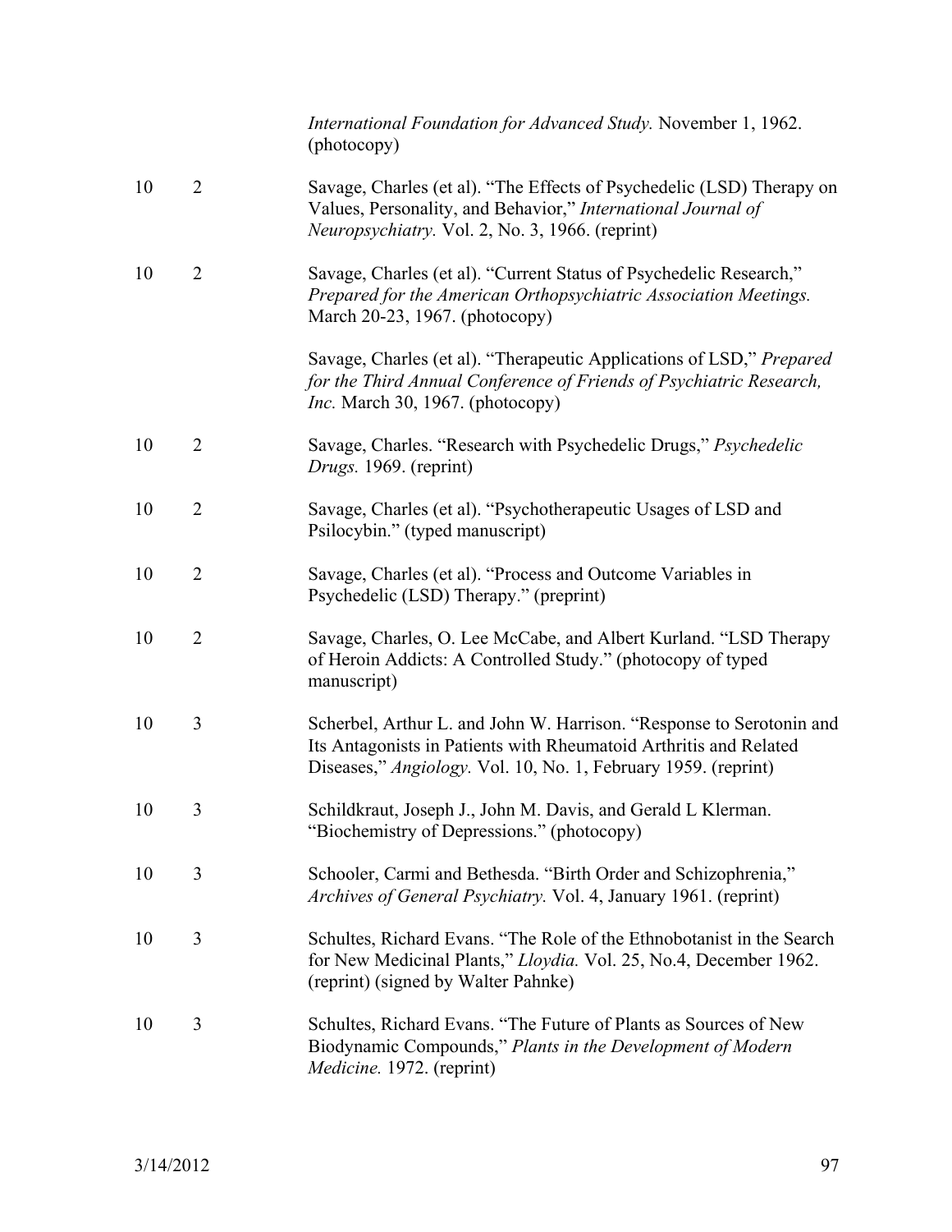| | | |
|---|---|---|
| | | *International Foundation for Advanced Study.* November 1, 1962. (photocopy) |
| 10 | 2 | Savage, Charles (et al). "The Effects of Psychedelic (LSD) Therapy on Values, Personality, and Behavior," *International Journal of Neuropsychiatry.* Vol. 2, No. 3, 1966. (reprint) |
| 10 | 2 | Savage, Charles (et al). "Current Status of Psychedelic Research," *Prepared for the American Orthopsychiatric Association Meetings.* March 20-23, 1967. (photocopy) |
| | | Savage, Charles (et al). "Therapeutic Applications of LSD," *Prepared for the Third Annual Conference of Friends of Psychiatric Research, Inc.* March 30, 1967. (photocopy) |
| 10 | 2 | Savage, Charles. "Research with Psychedelic Drugs," *Psychedelic Drugs.* 1969. (reprint) |
| 10 | 2 | Savage, Charles (et al). "Psychotherapeutic Usages of LSD and Psilocybin." (typed manuscript) |
| 10 | 2 | Savage, Charles (et al). "Process and Outcome Variables in Psychedelic (LSD) Therapy." (preprint) |
| 10 | 2 | Savage, Charles, O. Lee McCabe, and Albert Kurland. "LSD Therapy of Heroin Addicts: A Controlled Study." (photocopy of typed manuscript) |
| 10 | 3 | Scherbel, Arthur L. and John W. Harrison. "Response to Serotonin and Its Antagonists in Patients with Rheumatoid Arthritis and Related Diseases," *Angiology.* Vol. 10, No. 1, February 1959. (reprint) |
| 10 | 3 | Schildkraut, Joseph J., John M. Davis, and Gerald L Klerman. "Biochemistry of Depressions." (photocopy) |
| 10 | 3 | Schooler, Carmi and Bethesda. "Birth Order and Schizophrenia," *Archives of General Psychiatry.* Vol. 4, January 1961. (reprint) |
| 10 | 3 | Schultes, Richard Evans. "The Role of the Ethnobotanist in the Search for New Medicinal Plants," *Lloydia.* Vol. 25, No.4, December 1962. (reprint) (signed by Walter Pahnke) |
| 10 | 3 | Schultes, Richard Evans. "The Future of Plants as Sources of New Biodynamic Compounds," *Plants in the Development of Modern Medicine.* 1972. (reprint) |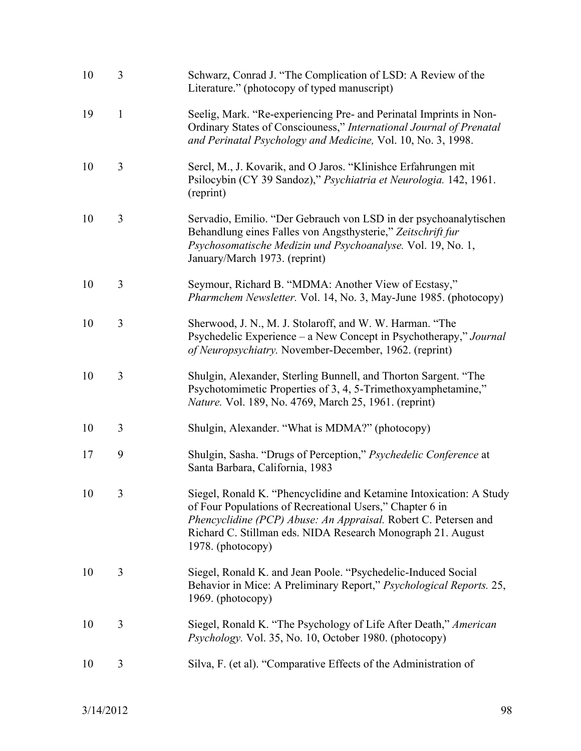| | | |
|---|---|---|
| 10 | 3 | Schwarz, Conrad J. "The Complication of LSD: A Review of the Literature." (photocopy of typed manuscript) |
| 19 | 1 | Seelig, Mark. "Re-experiencing Pre- and Perinatal Imprints in Non-Ordinary States of Consciousness," *International Journal of Prenatal and Perinatal Psychology and Medicine,* Vol. 10, No. 3, 1998. |
| 10 | 3 | Sercl, M., J. Kovarik, and O Jaros. "Klinishce Erfahrungen mit Psilocybin (CY 39 Sandoz)," *Psychiatria et Neurologia.* 142, 1961. (reprint) |
| 10 | 3 | Servadio, Emilio. "Der Gebrauch von LSD in der psychoanalytischen Behandlung eines Falles von Angsthysterie," *Zeitschrift fur Psychosomatische Medizin und Psychoanalyse.* Vol. 19, No. 1, January/March 1973. (reprint) |
| 10 | 3 | Seymour, Richard B. "MDMA: Another View of Ecstasy," *Pharmchem Newsletter.* Vol. 14, No. 3, May-June 1985. (photocopy) |
| 10 | 3 | Sherwood, J. N., M. J. Stolaroff, and W. W. Harman. "The Psychedelic Experience – a New Concept in Psychotherapy," *Journal of Neuropsychiatry.* November-December, 1962. (reprint) |
| 10 | 3 | Shulgin, Alexander, Sterling Bunnell, and Thorton Sargent. "The Psychotomimetic Properties of 3, 4, 5-Trimethoxyamphetamine," *Nature.* Vol. 189, No. 4769, March 25, 1961. (reprint) |
| 10 | 3 | Shulgin, Alexander. "What is MDMA?" (photocopy) |
| 17 | 9 | Shulgin, Sasha. "Drugs of Perception," *Psychedelic Conference* at Santa Barbara, California, 1983 |
| 10 | 3 | Siegel, Ronald K. "Phencyclidine and Ketamine Intoxication: A Study of Four Populations of Recreational Users," Chapter 6 in *Phencyclidine (PCP) Abuse: An Appraisal.* Robert C. Petersen and Richard C. Stillman eds. NIDA Research Monograph 21. August 1978. (photocopy) |
| 10 | 3 | Siegel, Ronald K. and Jean Poole. "Psychedelic-Induced Social Behavior in Mice: A Preliminary Report," *Psychological Reports.* 25, 1969. (photocopy) |
| 10 | 3 | Siegel, Ronald K. "The Psychology of Life After Death," *American Psychology.* Vol. 35, No. 10, October 1980. (photocopy) |
| 10 | 3 | Silva, F. (et al). "Comparative Effects of the Administration of |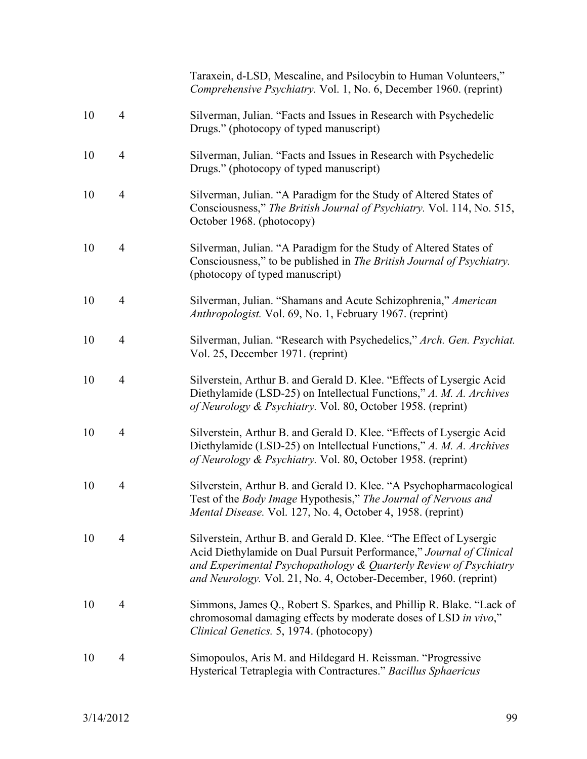| | | |
|---|---|---|
| | | Taraxein, d-LSD, Mescaline, and Psilocybin to Human Volunteers," *Comprehensive Psychiatry.* Vol. 1, No. 6, December 1960. (reprint) |
| 10 | 4 | Silverman, Julian. "Facts and Issues in Research with Psychedelic Drugs." (photocopy of typed manuscript) |
| 10 | 4 | Silverman, Julian. "Facts and Issues in Research with Psychedelic Drugs." (photocopy of typed manuscript) |
| 10 | 4 | Silverman, Julian. "A Paradigm for the Study of Altered States of Consciousness," *The British Journal of Psychiatry.* Vol. 114, No. 515, October 1968. (photocopy) |
| 10 | 4 | Silverman, Julian. "A Paradigm for the Study of Altered States of Consciousness," to be published in *The British Journal of Psychiatry.* (photocopy of typed manuscript) |
| 10 | 4 | Silverman, Julian. "Shamans and Acute Schizophrenia," *American Anthropologist.* Vol. 69, No. 1, February 1967. (reprint) |
| 10 | 4 | Silverman, Julian. "Research with Psychedelics," *Arch. Gen. Psychiat.* Vol. 25, December 1971. (reprint) |
| 10 | 4 | Silverstein, Arthur B. and Gerald D. Klee. "Effects of Lysergic Acid Diethylamide (LSD-25) on Intellectual Functions," *A. M. A. Archives of Neurology & Psychiatry.* Vol. 80, October 1958. (reprint) |
| 10 | 4 | Silverstein, Arthur B. and Gerald D. Klee. "Effects of Lysergic Acid Diethylamide (LSD-25) on Intellectual Functions," *A. M. A. Archives of Neurology & Psychiatry.* Vol. 80, October 1958. (reprint) |
| 10 | 4 | Silverstein, Arthur B. and Gerald D. Klee. "A Psychopharmacological Test of the *Body Image* Hypothesis," *The Journal of Nervous and Mental Disease.* Vol. 127, No. 4, October 4, 1958. (reprint) |
| 10 | 4 | Silverstein, Arthur B. and Gerald D. Klee. "The Effect of Lysergic Acid Diethylamide on Dual Pursuit Performance," *Journal of Clinical and Experimental Psychopathology & Quarterly Review of Psychiatry and Neurology.* Vol. 21, No. 4, October-December, 1960. (reprint) |
| 10 | 4 | Simmons, James Q., Robert S. Sparkes, and Phillip R. Blake. "Lack of chromosomal damaging effects by moderate doses of LSD *in vivo*," *Clinical Genetics.* 5, 1974. (photocopy) |
| 10 | 4 | Simopoulos, Aris M. and Hildegard H. Reissman. "Progressive Hysterical Tetraplegia with Contractures." *Bacillus Sphaericus* |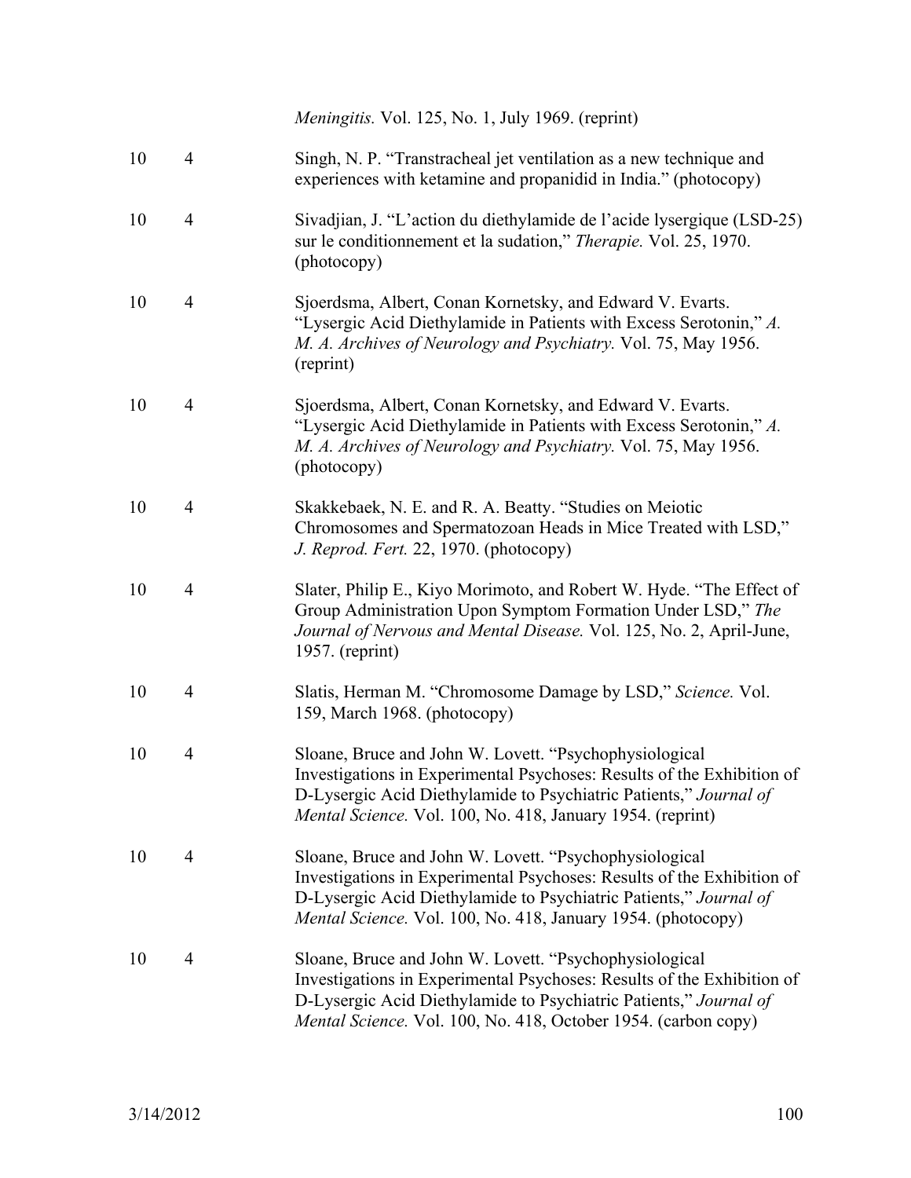| | | |
|---|---|---|
| | | *Meningitis.* Vol. 125, No. 1, July 1969. (reprint) |
| 10 | 4 | Singh, N. P. "Transtracheal jet ventilation as a new technique and experiences with ketamine and propanidid in India." (photocopy) |
| 10 | 4 | Sivadjian, J. "L'action du diethylamide de l'acide lysergique (LSD-25) sur le conditionnement et la sudation," *Therapie.* Vol. 25, 1970. (photocopy) |
| 10 | 4 | Sjoerdsma, Albert, Conan Kornetsky, and Edward V. Evarts. "Lysergic Acid Diethylamide in Patients with Excess Serotonin," *A. M. A. Archives of Neurology and Psychiatry.* Vol. 75, May 1956. (reprint) |
| 10 | 4 | Sjoerdsma, Albert, Conan Kornetsky, and Edward V. Evarts. "Lysergic Acid Diethylamide in Patients with Excess Serotonin," *A. M. A. Archives of Neurology and Psychiatry.* Vol. 75, May 1956. (photocopy) |
| 10 | 4 | Skakkebaek, N. E. and R. A. Beatty. "Studies on Meiotic Chromosomes and Spermatozoan Heads in Mice Treated with LSD," *J. Reprod. Fert.* 22, 1970. (photocopy) |
| 10 | 4 | Slater, Philip E., Kiyo Morimoto, and Robert W. Hyde. "The Effect of Group Administration Upon Symptom Formation Under LSD," *The Journal of Nervous and Mental Disease.* Vol. 125, No. 2, April-June, 1957. (reprint) |
| 10 | 4 | Slatis, Herman M. "Chromosome Damage by LSD," *Science.* Vol. 159, March 1968. (photocopy) |
| 10 | 4 | Sloane, Bruce and John W. Lovett. "Psychophysiological Investigations in Experimental Psychoses: Results of the Exhibition of D-Lysergic Acid Diethylamide to Psychiatric Patients," *Journal of Mental Science.* Vol. 100, No. 418, January 1954. (reprint) |
| 10 | 4 | Sloane, Bruce and John W. Lovett. "Psychophysiological Investigations in Experimental Psychoses: Results of the Exhibition of D-Lysergic Acid Diethylamide to Psychiatric Patients," *Journal of Mental Science.* Vol. 100, No. 418, January 1954. (photocopy) |
| 10 | 4 | Sloane, Bruce and John W. Lovett. "Psychophysiological Investigations in Experimental Psychoses: Results of the Exhibition of D-Lysergic Acid Diethylamide to Psychiatric Patients," *Journal of Mental Science.* Vol. 100, No. 418, October 1954. (carbon copy) |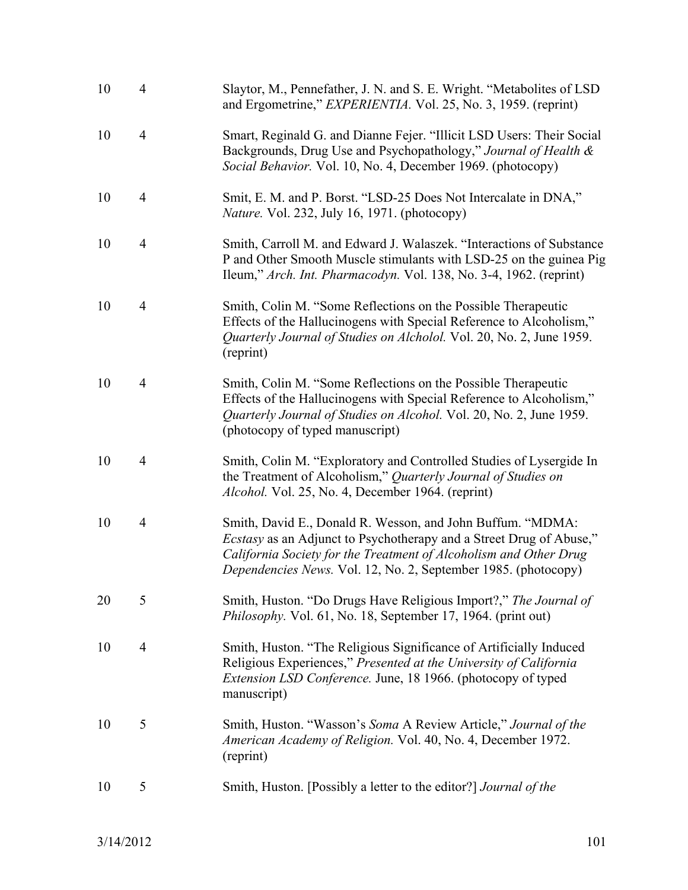| | | |
|---|---|---|
| 10 | 4 | Slaytor, M., Pennefather, J. N. and S. E. Wright. "Metabolites of LSD and Ergometrine," *EXPERIENTIA.* Vol. 25, No. 3, 1959. (reprint) |
| 10 | 4 | Smart, Reginald G. and Dianne Fejer. "Illicit LSD Users: Their Social Backgrounds, Drug Use and Psychopathology," *Journal of Health & Social Behavior.* Vol. 10, No. 4, December 1969. (photocopy) |
| 10 | 4 | Smit, E. M. and P. Borst. "LSD-25 Does Not Intercalate in DNA," *Nature.* Vol. 232, July 16, 1971. (photocopy) |
| 10 | 4 | Smith, Carroll M. and Edward J. Walaszek. "Interactions of Substance P and Other Smooth Muscle stimulants with LSD-25 on the guinea Pig Ileum," *Arch. Int. Pharmacodyn.* Vol. 138, No. 3-4, 1962. (reprint) |
| 10 | 4 | Smith, Colin M. "Some Reflections on the Possible Therapeutic Effects of the Hallucinogens with Special Reference to Alcoholism," *Quarterly Journal of Studies on Alcholol.* Vol. 20, No. 2, June 1959. (reprint) |
| 10 | 4 | Smith, Colin M. "Some Reflections on the Possible Therapeutic Effects of the Hallucinogens with Special Reference to Alcoholism," *Quarterly Journal of Studies on Alcohol.* Vol. 20, No. 2, June 1959. (photocopy of typed manuscript) |
| 10 | 4 | Smith, Colin M. "Exploratory and Controlled Studies of Lysergide In the Treatment of Alcoholism," *Quarterly Journal of Studies on Alcohol.* Vol. 25, No. 4, December 1964. (reprint) |
| 10 | 4 | Smith, David E., Donald R. Wesson, and John Buffum. "MDMA: *Ecstasy* as an Adjunct to Psychotherapy and a Street Drug of Abuse," *California Society for the Treatment of Alcoholism and Other Drug Dependencies News.* Vol. 12, No. 2, September 1985. (photocopy) |
| 20 | 5 | Smith, Huston. "Do Drugs Have Religious Import?," *The Journal of Philosophy.* Vol. 61, No. 18, September 17, 1964. (print out) |
| 10 | 4 | Smith, Huston. "The Religious Significance of Artificially Induced Religious Experiences," *Presented at the University of California Extension LSD Conference.* June, 18 1966. (photocopy of typed manuscript) |
| 10 | 5 | Smith, Huston. "Wasson's *Soma* A Review Article," *Journal of the American Academy of Religion.* Vol. 40, No. 4, December 1972. (reprint) |
| 10 | 5 | Smith, Huston. [Possibly a letter to the editor?] *Journal of the* |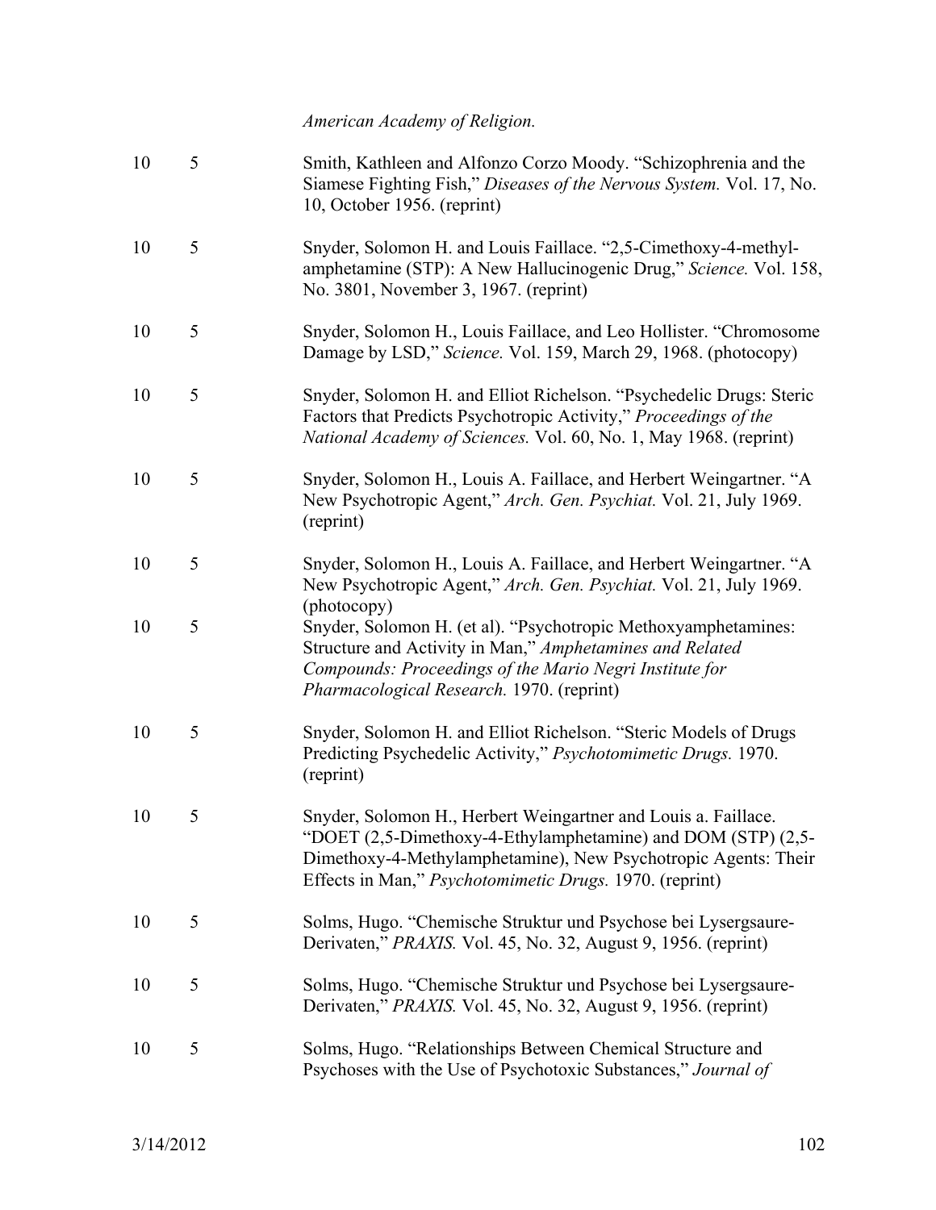*American Academy of Religion.*

| | | |
|---|---|---|
| 10 | 5 | Smith, Kathleen and Alfonzo Corzo Moody. "Schizophrenia and the Siamese Fighting Fish," *Diseases of the Nervous System.* Vol. 17, No. 10, October 1956. (reprint) |
| 10 | 5 | Snyder, Solomon H. and Louis Faillace. "2,5-Cimethoxy-4-methyl-amphetamine (STP): A New Hallucinogenic Drug," *Science.* Vol. 158, No. 3801, November 3, 1967. (reprint) |
| 10 | 5 | Snyder, Solomon H., Louis Faillace, and Leo Hollister. "Chromosome Damage by LSD," *Science.* Vol. 159, March 29, 1968. (photocopy) |
| 10 | 5 | Snyder, Solomon H. and Elliot Richelson. "Psychedelic Drugs: Steric Factors that Predicts Psychotropic Activity," *Proceedings of the National Academy of Sciences.* Vol. 60, No. 1, May 1968. (reprint) |
| 10 | 5 | Snyder, Solomon H., Louis A. Faillace, and Herbert Weingartner. "A New Psychotropic Agent," *Arch. Gen. Psychiat.* Vol. 21, July 1969. (reprint) |
| 10 | 5 | Snyder, Solomon H., Louis A. Faillace, and Herbert Weingartner. "A New Psychotropic Agent," *Arch. Gen. Psychiat.* Vol. 21, July 1969. (photocopy) |
| 10 | 5 | Snyder, Solomon H. (et al). "Psychotropic Methoxyamphetamines: Structure and Activity in Man," *Amphetamines and Related Compounds: Proceedings of the Mario Negri Institute for Pharmacological Research.* 1970. (reprint) |
| 10 | 5 | Snyder, Solomon H. and Elliot Richelson. "Steric Models of Drugs Predicting Psychedelic Activity," *Psychotomimetic Drugs.* 1970. (reprint) |
| 10 | 5 | Snyder, Solomon H., Herbert Weingartner and Louis a. Faillace. "DOET (2,5-Dimethoxy-4-Ethylamphetamine) and DOM (STP) (2,5-Dimethoxy-4-Methylamphetamine), New Psychotropic Agents: Their Effects in Man," *Psychotomimetic Drugs.* 1970. (reprint) |
| 10 | 5 | Solms, Hugo. "Chemische Struktur und Psychose bei Lysergsaure-Derivaten," *PRAXIS.* Vol. 45, No. 32, August 9, 1956. (reprint) |
| 10 | 5 | Solms, Hugo. "Chemische Struktur und Psychose bei Lysergsaure-Derivaten," *PRAXIS.* Vol. 45, No. 32, August 9, 1956. (reprint) |
| 10 | 5 | Solms, Hugo. "Relationships Between Chemical Structure and Psychoses with the Use of Psychotoxic Substances," *Journal of* |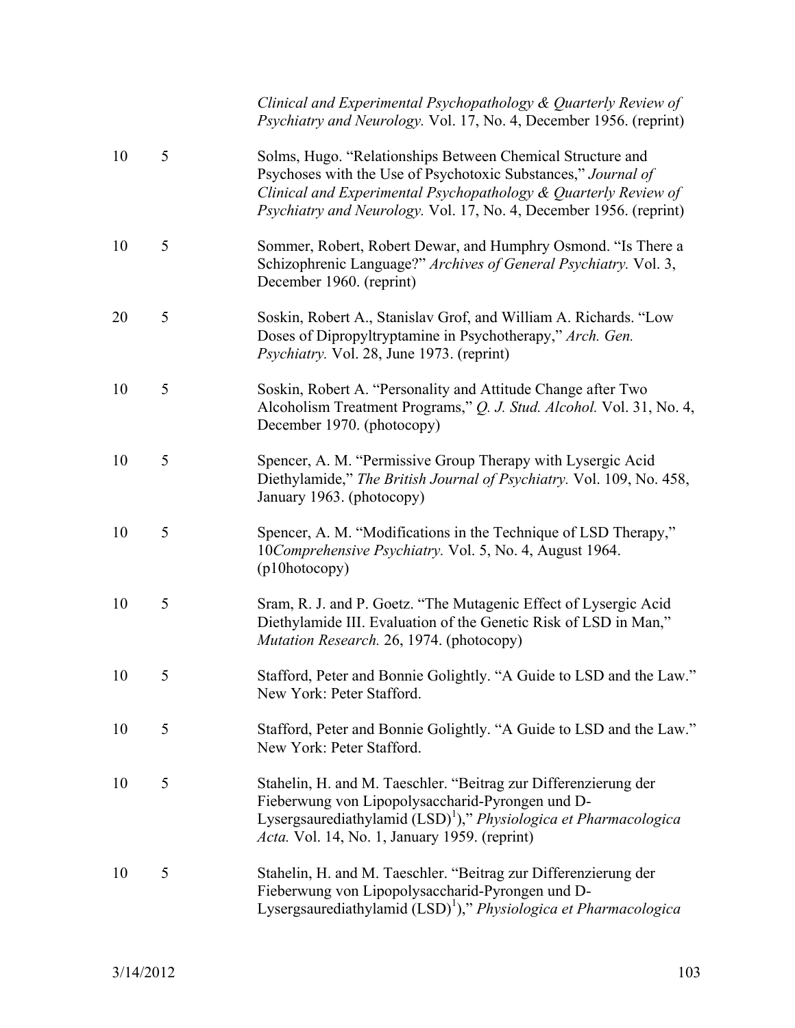| | | |
|---|---|---|
| | | *Clinical and Experimental Psychopathology & Quarterly Review of Psychiatry and Neurology.* Vol. 17, No. 4, December 1956. (reprint) |
| 10 | 5 | Solms, Hugo. "Relationships Between Chemical Structure and Psychoses with the Use of Psychotoxic Substances," *Journal of Clinical and Experimental Psychopathology & Quarterly Review of Psychiatry and Neurology.* Vol. 17, No. 4, December 1956. (reprint) |
| 10 | 5 | Sommer, Robert, Robert Dewar, and Humphry Osmond. "Is There a Schizophrenic Language?" *Archives of General Psychiatry.* Vol. 3, December 1960. (reprint) |
| 20 | 5 | Soskin, Robert A., Stanislav Grof, and William A. Richards. "Low Doses of Dipropyltryptamine in Psychotherapy," *Arch. Gen. Psychiatry.* Vol. 28, June 1973. (reprint) |
| 10 | 5 | Soskin, Robert A. "Personality and Attitude Change after Two Alcoholism Treatment Programs," *Q. J. Stud. Alcohol.* Vol. 31, No. 4, December 1970. (photocopy) |
| 10 | 5 | Spencer, A. M. "Permissive Group Therapy with Lysergic Acid Diethylamide," *The British Journal of Psychiatry.* Vol. 109, No. 458, January 1963. (photocopy) |
| 10 | 5 | Spencer, A. M. "Modifications in the Technique of LSD Therapy," 10*Comprehensive Psychiatry.* Vol. 5, No. 4, August 1964. (p10hotocopy) |
| 10 | 5 | Sram, R. J. and P. Goetz. "The Mutagenic Effect of Lysergic Acid Diethylamide III. Evaluation of the Genetic Risk of LSD in Man," *Mutation Research.* 26, 1974. (photocopy) |
| 10 | 5 | Stafford, Peter and Bonnie Golightly. "A Guide to LSD and the Law." New York: Peter Stafford. |
| 10 | 5 | Stafford, Peter and Bonnie Golightly. "A Guide to LSD and the Law." New York: Peter Stafford. |
| 10 | 5 | Stahelin, H. and M. Taeschler. "Beitrag zur Differenzierung der Fieberwung von Lipopolysaccharid-Pyrongen und D-Lysergsaurediathylamid (LSD)[1])," *Physiologica et Pharmacologica Acta.* Vol. 14, No. 1, January 1959. (reprint) |
| 10 | 5 | Stahelin, H. and M. Taeschler. "Beitrag zur Differenzierung der Fieberwung von Lipopolysaccharid-Pyrongen und D-Lysergsaurediathylamid (LSD)[1])," *Physiologica et Pharmacologica* |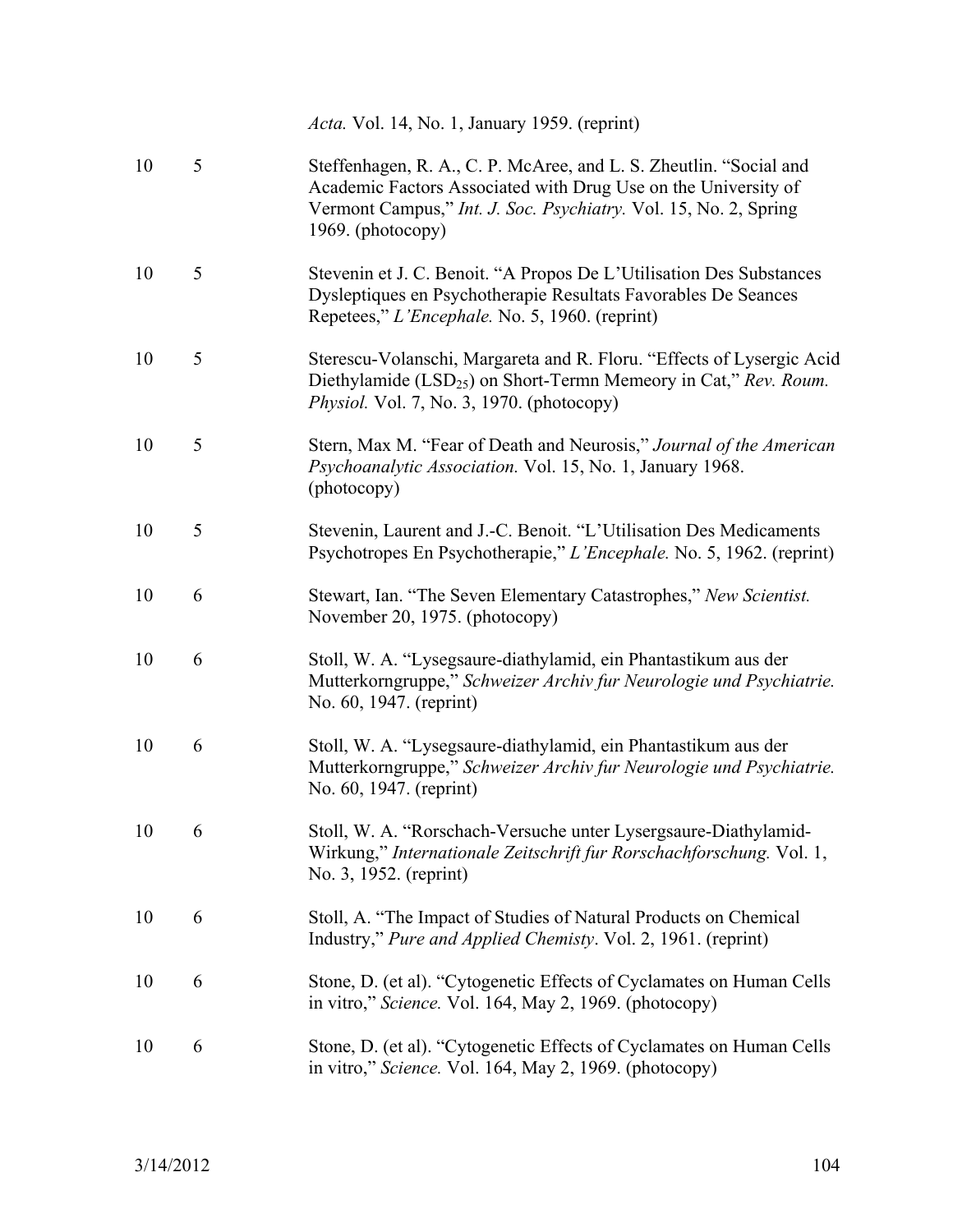| | | |
|---|---|---|
| | | *Acta.* Vol. 14, No. 1, January 1959. (reprint) |
| 10 | 5 | Steffenhagen, R. A., C. P. McAree, and L. S. Zheutlin. "Social and Academic Factors Associated with Drug Use on the University of Vermont Campus," *Int. J. Soc. Psychiatry.* Vol. 15, No. 2, Spring 1969. (photocopy) |
| 10 | 5 | Stevenin et J. C. Benoit. "A Propos De L'Utilisation Des Substances Dysleptiques en Psychotherapie Resultats Favorables De Seances Repetees," *L'Encephale.* No. 5, 1960. (reprint) |
| 10 | 5 | Sterescu-Volanschi, Margareta and R. Floru. "Effects of Lysergic Acid Diethylamide ($LSD_{25}$) on Short-Termn Memeory in Cat," *Rev. Roum. Physiol.* Vol. 7, No. 3, 1970. (photocopy) |
| 10 | 5 | Stern, Max M. "Fear of Death and Neurosis," *Journal of the American Psychoanalytic Association.* Vol. 15, No. 1, January 1968. (photocopy) |
| 10 | 5 | Stevenin, Laurent and J.-C. Benoit. "L'Utilisation Des Medicaments Psychotropes En Psychotherapie," *L'Encephale.* No. 5, 1962. (reprint) |
| 10 | 6 | Stewart, Ian. "The Seven Elementary Catastrophes," *New Scientist.* November 20, 1975. (photocopy) |
| 10 | 6 | Stoll, W. A. "Lysegsaure-diathylamid, ein Phantastikum aus der Mutterkorngruppe," *Schweizer Archiv fur Neurologie und Psychiatrie.* No. 60, 1947. (reprint) |
| 10 | 6 | Stoll, W. A. "Lysegsaure-diathylamid, ein Phantastikum aus der Mutterkorngruppe," *Schweizer Archiv fur Neurologie und Psychiatrie.* No. 60, 1947. (reprint) |
| 10 | 6 | Stoll, W. A. "Rorschach-Versuche unter Lysergsaure-Diathylamid-Wirkung," *Internationale Zeitschrift fur Rorschachforschung.* Vol. 1, No. 3, 1952. (reprint) |
| 10 | 6 | Stoll, A. "The Impact of Studies of Natural Products on Chemical Industry," *Pure and Applied Chemisty*. Vol. 2, 1961. (reprint) |
| 10 | 6 | Stone, D. (et al). "Cytogenetic Effects of Cyclamates on Human Cells in vitro," *Science.* Vol. 164, May 2, 1969. (photocopy) |
| 10 | 6 | Stone, D. (et al). "Cytogenetic Effects of Cyclamates on Human Cells in vitro," *Science.* Vol. 164, May 2, 1969. (photocopy) |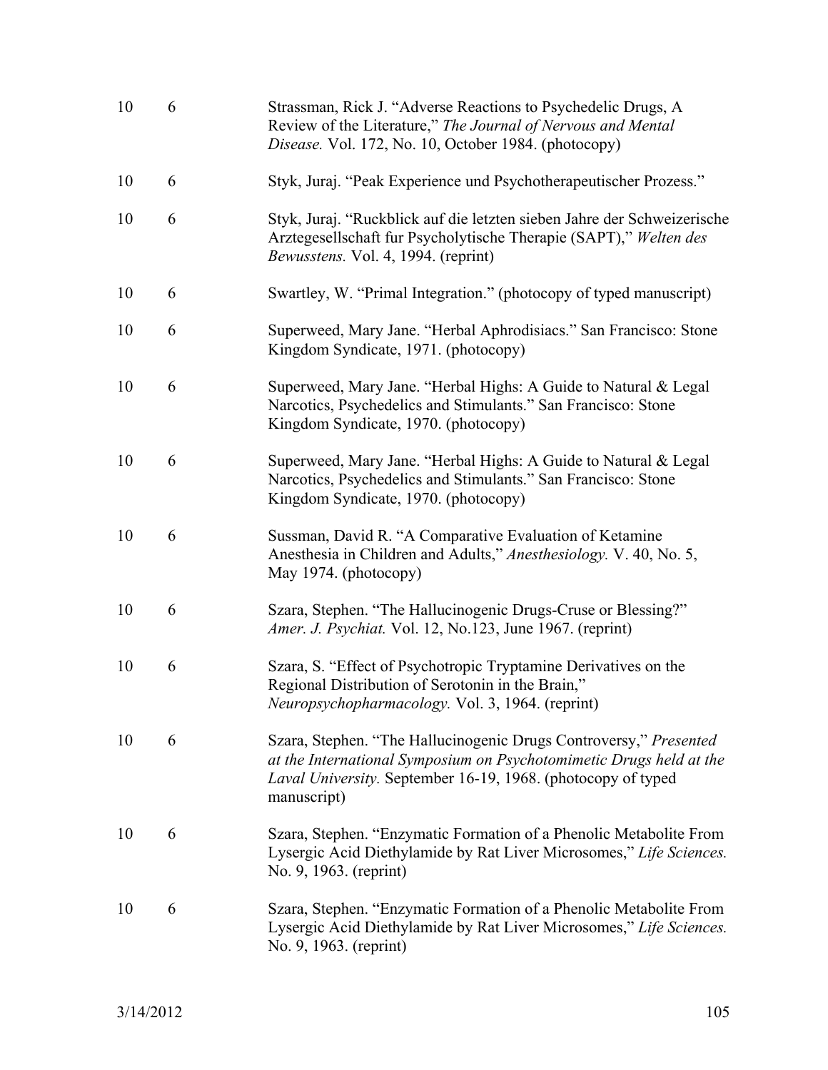| | | |
|---|---|---|
| 10 | 6 | Strassman, Rick J. "Adverse Reactions to Psychedelic Drugs, A Review of the Literature," *The Journal of Nervous and Mental Disease.* Vol. 172, No. 10, October 1984. (photocopy) |
| 10 | 6 | Styk, Juraj. "Peak Experience und Psychotherapeutischer Prozess." |
| 10 | 6 | Styk, Juraj. "Ruckblick auf die letzten sieben Jahre der Schweizerische Arztegesellschaft fur Psycholytische Therapie (SAPT)," *Welten des Bewusstens.* Vol. 4, 1994. (reprint) |
| 10 | 6 | Swartley, W. "Primal Integration." (photocopy of typed manuscript) |
| 10 | 6 | Superweed, Mary Jane. "Herbal Aphrodisiacs." San Francisco: Stone Kingdom Syndicate, 1971. (photocopy) |
| 10 | 6 | Superweed, Mary Jane. "Herbal Highs: A Guide to Natural & Legal Narcotics, Psychedelics and Stimulants." San Francisco: Stone Kingdom Syndicate, 1970. (photocopy) |
| 10 | 6 | Superweed, Mary Jane. "Herbal Highs: A Guide to Natural & Legal Narcotics, Psychedelics and Stimulants." San Francisco: Stone Kingdom Syndicate, 1970. (photocopy) |
| 10 | 6 | Sussman, David R. "A Comparative Evaluation of Ketamine Anesthesia in Children and Adults," *Anesthesiology.* V. 40, No. 5, May 1974. (photocopy) |
| 10 | 6 | Szara, Stephen. "The Hallucinogenic Drugs-Cruse or Blessing?" *Amer. J. Psychiat.* Vol. 12, No.123, June 1967. (reprint) |
| 10 | 6 | Szara, S. "Effect of Psychotropic Tryptamine Derivatives on the Regional Distribution of Serotonin in the Brain," *Neuropsychopharmacology.* Vol. 3, 1964. (reprint) |
| 10 | 6 | Szara, Stephen. "The Hallucinogenic Drugs Controversy," *Presented at the International Symposium on Psychotomimetic Drugs held at the Laval University.* September 16-19, 1968. (photocopy of typed manuscript) |
| 10 | 6 | Szara, Stephen. "Enzymatic Formation of a Phenolic Metabolite From Lysergic Acid Diethylamide by Rat Liver Microsomes," *Life Sciences.* No. 9, 1963. (reprint) |
| 10 | 6 | Szara, Stephen. "Enzymatic Formation of a Phenolic Metabolite From Lysergic Acid Diethylamide by Rat Liver Microsomes," *Life Sciences.* No. 9, 1963. (reprint) |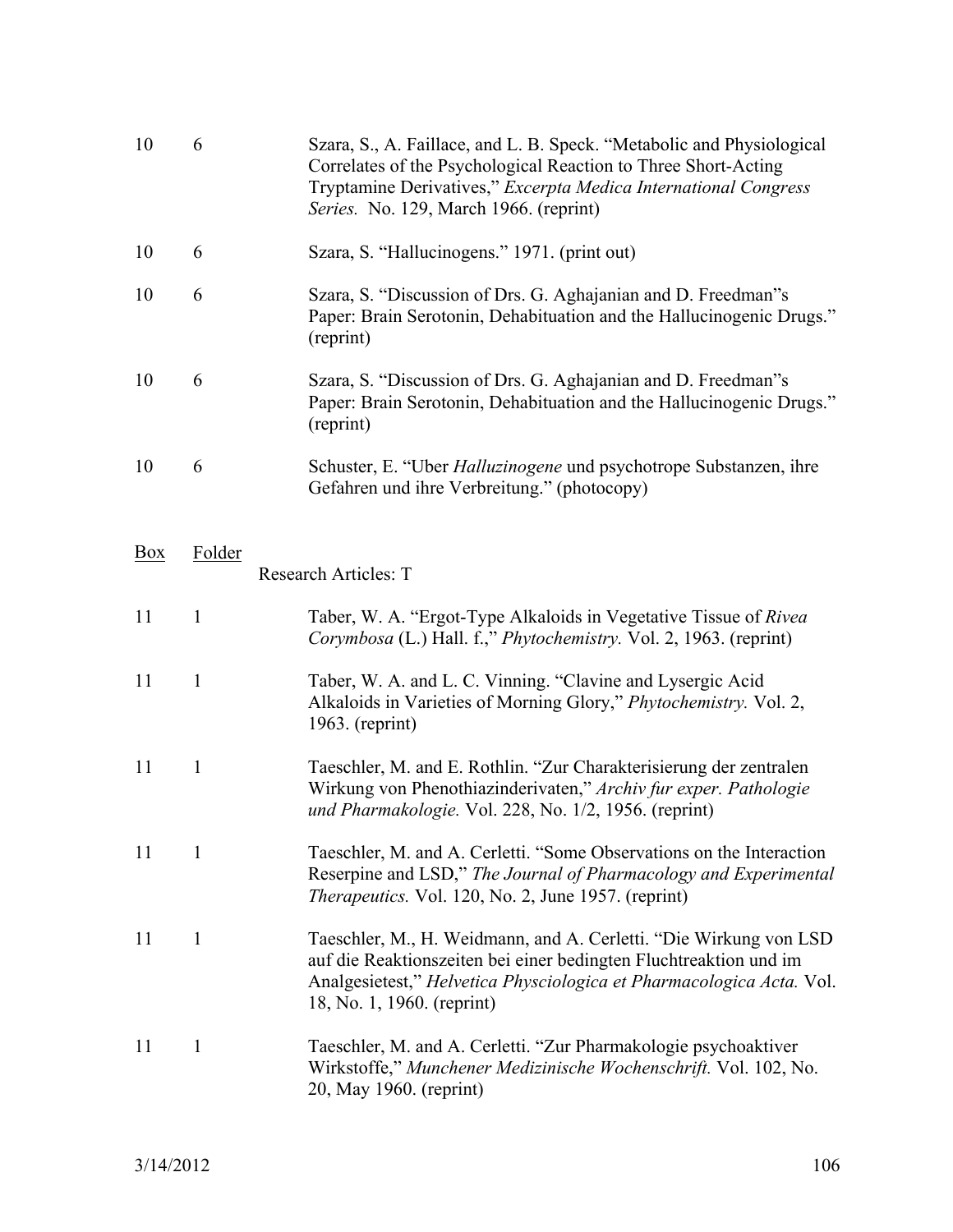| | | |
|---|---|---|
| 10 | 6 | Szara, S., A. Faillace, and L. B. Speck. "Metabolic and Physiological Correlates of the Psychological Reaction to Three Short-Acting Tryptamine Derivatives," *Excerpta Medica International Congress Series.* No. 129, March 1966. (reprint) |
| 10 | 6 | Szara, S. "Hallucinogens." 1971. (print out) |
| 10 | 6 | Szara, S. "Discussion of Drs. G. Aghajanian and D. Freedman"s Paper: Brain Serotonin, Dehabituation and the Hallucinogenic Drugs." (reprint) |
| 10 | 6 | Szara, S. "Discussion of Drs. G. Aghajanian and D. Freedman"s Paper: Brain Serotonin, Dehabituation and the Hallucinogenic Drugs." (reprint) |
| 10 | 6 | Schuster, E. "Uber *Halluzinogene* und psychotrope Substanzen, ihre Gefahren und ihre Verbreitung." (photocopy) |

| Box | Folder | Research Articles: T |
|---|---|---|
| 11 | 1 | Taber, W. A. "Ergot-Type Alkaloids in Vegetative Tissue of *Rivea Corymbosa* (L.) Hall. f.," *Phytochemistry.* Vol. 2, 1963. (reprint) |
| 11 | 1 | Taber, W. A. and L. C. Vinning. "Clavine and Lysergic Acid Alkaloids in Varieties of Morning Glory," *Phytochemistry.* Vol. 2, 1963. (reprint) |
| 11 | 1 | Taeschler, M. and E. Rothlin. "Zur Charakterisierung der zentralen Wirkung von Phenothiazinderivaten," *Archiv fur exper. Pathologie und Pharmakologie.* Vol. 228, No. 1/2, 1956. (reprint) |
| 11 | 1 | Taeschler, M. and A. Cerletti. "Some Observations on the Interaction Reserpine and LSD," *The Journal of Pharmacology and Experimental Therapeutics.* Vol. 120, No. 2, June 1957. (reprint) |
| 11 | 1 | Taeschler, M., H. Weidmann, and A. Cerletti. "Die Wirkung von LSD auf die Reaktionszeiten bei einer bedingten Fluchtreaktion und im Analgesietest," *Helvetica Physciologica et Pharmacologica Acta.* Vol. 18, No. 1, 1960. (reprint) |
| 11 | 1 | Taeschler, M. and A. Cerletti. "Zur Pharmakologie psychoaktiver Wirkstoffe," *Munchener Medizinische Wochenschrift.* Vol. 102, No. 20, May 1960. (reprint) |

3/14/2012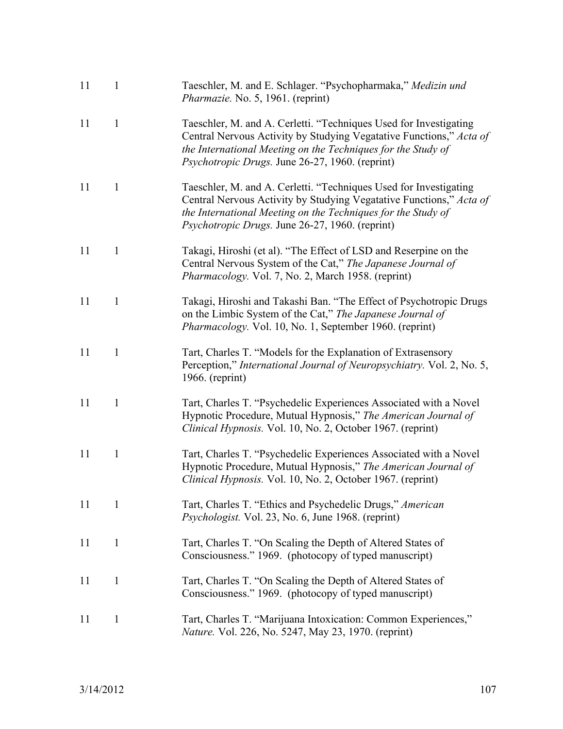| | | |
|---|---|---|
| 11 | 1 | Taeschler, M. and E. Schlager. "Psychopharmaka," *Medizin und Pharmazie.* No. 5, 1961. (reprint) |
| 11 | 1 | Taeschler, M. and A. Cerletti. "Techniques Used for Investigating Central Nervous Activity by Studying Vegatative Functions," *Acta of the International Meeting on the Techniques for the Study of Psychotropic Drugs.* June 26-27, 1960. (reprint) |
| 11 | 1 | Taeschler, M. and A. Cerletti. "Techniques Used for Investigating Central Nervous Activity by Studying Vegatative Functions," *Acta of the International Meeting on the Techniques for the Study of Psychotropic Drugs.* June 26-27, 1960. (reprint) |
| 11 | 1 | Takagi, Hiroshi (et al). "The Effect of LSD and Reserpine on the Central Nervous System of the Cat," *The Japanese Journal of Pharmacology.* Vol. 7, No. 2, March 1958. (reprint) |
| 11 | 1 | Takagi, Hiroshi and Takashi Ban. "The Effect of Psychotropic Drugs on the Limbic System of the Cat," *The Japanese Journal of Pharmacology.* Vol. 10, No. 1, September 1960. (reprint) |
| 11 | 1 | Tart, Charles T. "Models for the Explanation of Extrasensory Perception," *International Journal of Neuropsychiatry.* Vol. 2, No. 5, 1966. (reprint) |
| 11 | 1 | Tart, Charles T. "Psychedelic Experiences Associated with a Novel Hypnotic Procedure, Mutual Hypnosis," *The American Journal of Clinical Hypnosis.* Vol. 10, No. 2, October 1967. (reprint) |
| 11 | 1 | Tart, Charles T. "Psychedelic Experiences Associated with a Novel Hypnotic Procedure, Mutual Hypnosis," *The American Journal of Clinical Hypnosis.* Vol. 10, No. 2, October 1967. (reprint) |
| 11 | 1 | Tart, Charles T. "Ethics and Psychedelic Drugs," *American Psychologist.* Vol. 23, No. 6, June 1968. (reprint) |
| 11 | 1 | Tart, Charles T. "On Scaling the Depth of Altered States of Consciousness." 1969. (photocopy of typed manuscript) |
| 11 | 1 | Tart, Charles T. "On Scaling the Depth of Altered States of Consciousness." 1969. (photocopy of typed manuscript) |
| 11 | 1 | Tart, Charles T. "Marijuana Intoxication: Common Experiences," *Nature.* Vol. 226, No. 5247, May 23, 1970. (reprint) |

3/14/2012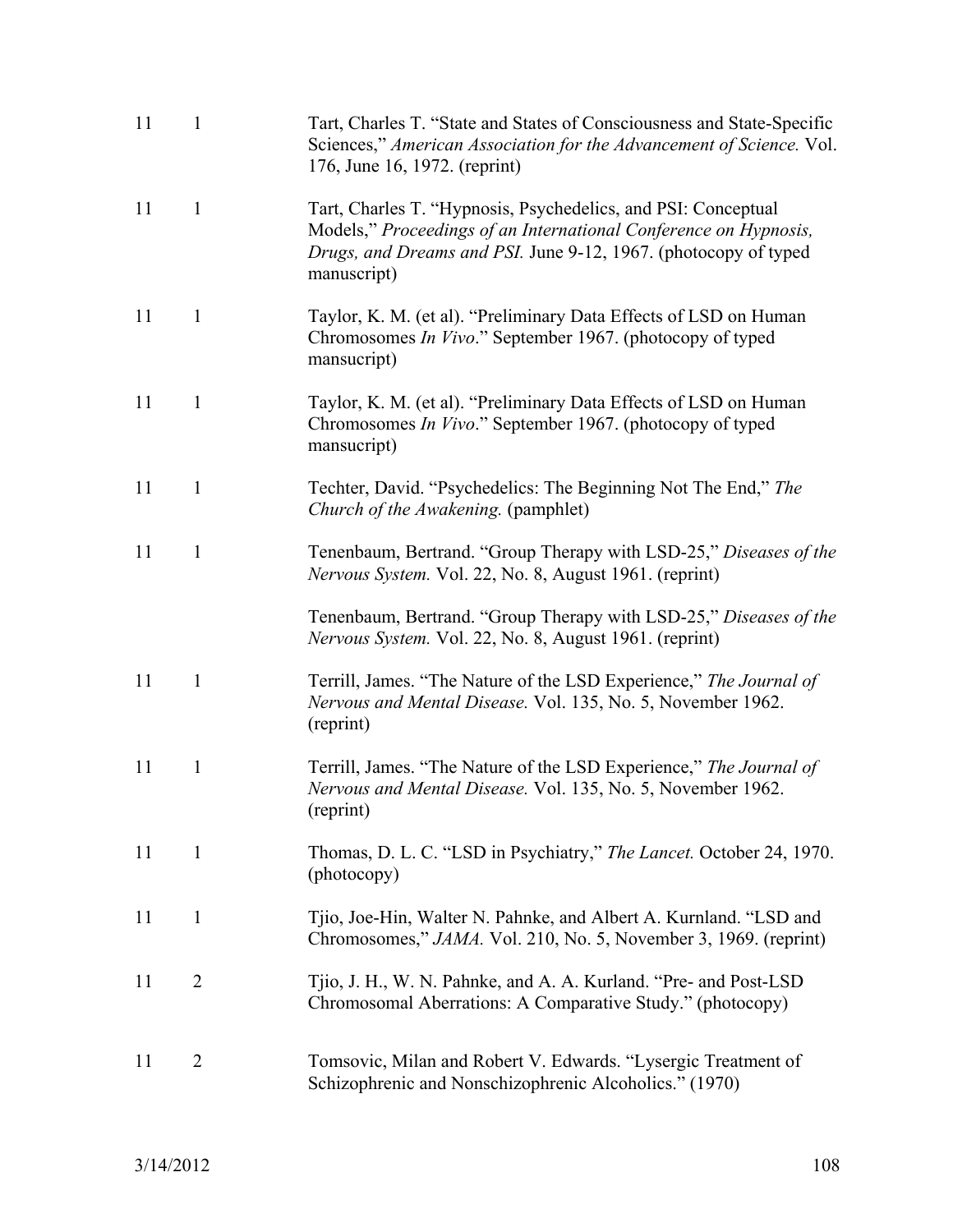| | | |
|---|---|---|
| 11 | 1 | Tart, Charles T. "State and States of Consciousness and State-Specific Sciences," *American Association for the Advancement of Science.* Vol. 176, June 16, 1972. (reprint) |
| 11 | 1 | Tart, Charles T. "Hypnosis, Psychedelics, and PSI: Conceptual Models," *Proceedings of an International Conference on Hypnosis, Drugs, and Dreams and PSI.* June 9-12, 1967. (photocopy of typed manuscript) |
| 11 | 1 | Taylor, K. M. (et al). "Preliminary Data Effects of LSD on Human Chromosomes *In Vivo*." September 1967. (photocopy of typed mansucript) |
| 11 | 1 | Taylor, K. M. (et al). "Preliminary Data Effects of LSD on Human Chromosomes *In Vivo*." September 1967. (photocopy of typed mansucript) |
| 11 | 1 | Techter, David. "Psychedelics: The Beginning Not The End," *The Church of the Awakening.* (pamphlet) |
| 11 | 1 | Tenenbaum, Bertrand. "Group Therapy with LSD-25," *Diseases of the Nervous System.* Vol. 22, No. 8, August 1961. (reprint) |
| | | Tenenbaum, Bertrand. "Group Therapy with LSD-25," *Diseases of the Nervous System.* Vol. 22, No. 8, August 1961. (reprint) |
| 11 | 1 | Terrill, James. "The Nature of the LSD Experience," *The Journal of Nervous and Mental Disease.* Vol. 135, No. 5, November 1962. (reprint) |
| 11 | 1 | Terrill, James. "The Nature of the LSD Experience," *The Journal of Nervous and Mental Disease.* Vol. 135, No. 5, November 1962. (reprint) |
| 11 | 1 | Thomas, D. L. C. "LSD in Psychiatry," *The Lancet.* October 24, 1970. (photocopy) |
| 11 | 1 | Tjio, Joe-Hin, Walter N. Pahnke, and Albert A. Kurnland. "LSD and Chromosomes," *JAMA.* Vol. 210, No. 5, November 3, 1969. (reprint) |
| 11 | 2 | Tjio, J. H., W. N. Pahnke, and A. A. Kurland. "Pre- and Post-LSD Chromosomal Aberrations: A Comparative Study." (photocopy) |
| 11 | 2 | Tomsovic, Milan and Robert V. Edwards. "Lysergic Treatment of Schizophrenic and Nonschizophrenic Alcoholics." (1970) |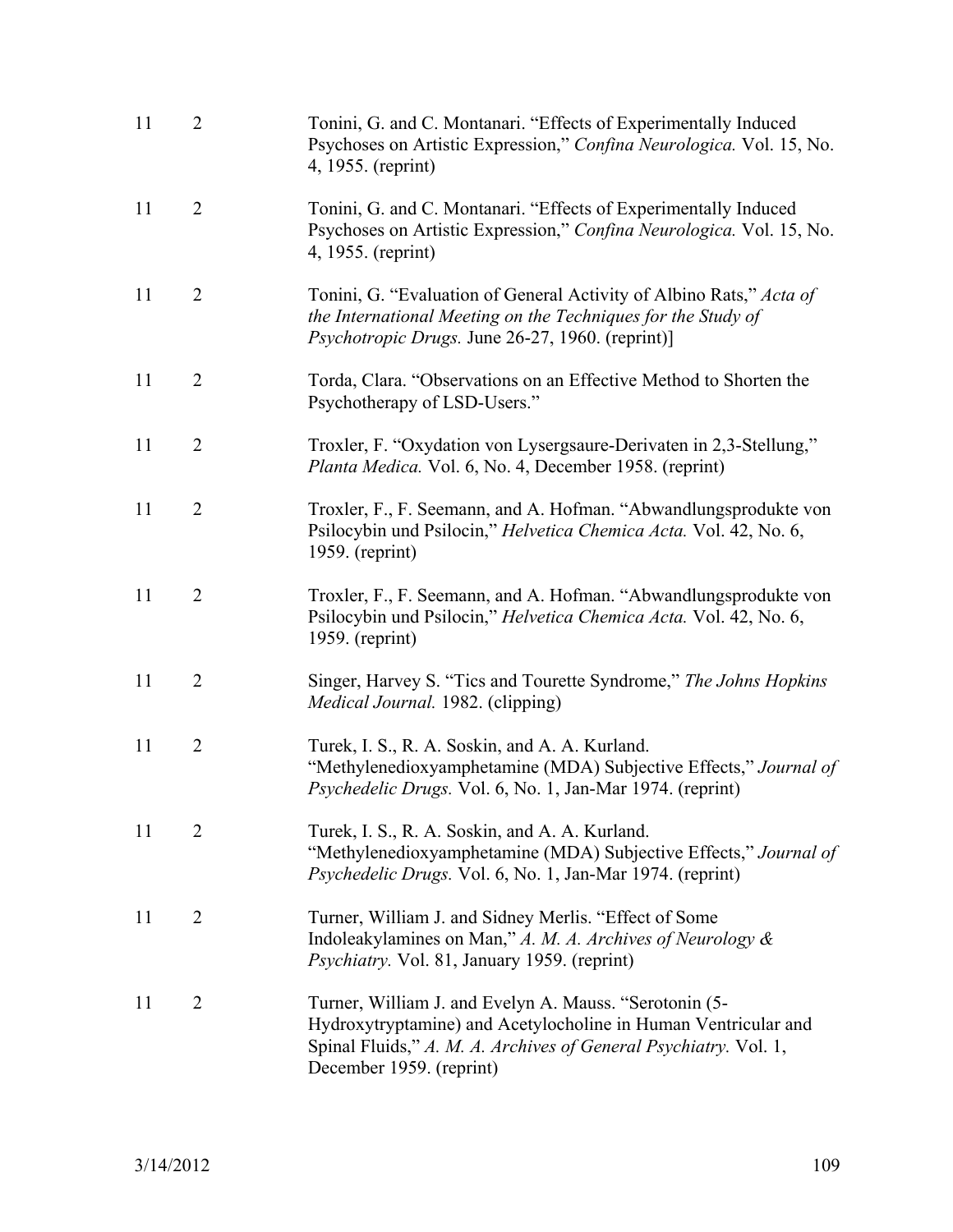| | | |
|---|---|---|
| 11 | 2 | Tonini, G. and C. Montanari. "Effects of Experimentally Induced Psychoses on Artistic Expression," *Confina Neurologica.* Vol. 15, No. 4, 1955. (reprint) |
| 11 | 2 | Tonini, G. and C. Montanari. "Effects of Experimentally Induced Psychoses on Artistic Expression," *Confina Neurologica.* Vol. 15, No. 4, 1955. (reprint) |
| 11 | 2 | Tonini, G. "Evaluation of General Activity of Albino Rats," *Acta of the International Meeting on the Techniques for the Study of Psychotropic Drugs.* June 26-27, 1960. (reprint)] |
| 11 | 2 | Torda, Clara. "Observations on an Effective Method to Shorten the Psychotherapy of LSD-Users." |
| 11 | 2 | Troxler, F. "Oxydation von Lysergsaure-Derivaten in 2,3-Stellung," *Planta Medica.* Vol. 6, No. 4, December 1958. (reprint) |
| 11 | 2 | Troxler, F., F. Seemann, and A. Hofman. "Abwandlungsprodukte von Psilocybin und Psilocin," *Helvetica Chemica Acta.* Vol. 42, No. 6, 1959. (reprint) |
| 11 | 2 | Troxler, F., F. Seemann, and A. Hofman. "Abwandlungsprodukte von Psilocybin und Psilocin," *Helvetica Chemica Acta.* Vol. 42, No. 6, 1959. (reprint) |
| 11 | 2 | Singer, Harvey S. "Tics and Tourette Syndrome," *The Johns Hopkins Medical Journal.* 1982. (clipping) |
| 11 | 2 | Turek, I. S., R. A. Soskin, and A. A. Kurland. "Methylenedioxyamphetamine (MDA) Subjective Effects," *Journal of Psychedelic Drugs.* Vol. 6, No. 1, Jan-Mar 1974. (reprint) |
| 11 | 2 | Turek, I. S., R. A. Soskin, and A. A. Kurland. "Methylenedioxyamphetamine (MDA) Subjective Effects," *Journal of Psychedelic Drugs.* Vol. 6, No. 1, Jan-Mar 1974. (reprint) |
| 11 | 2 | Turner, William J. and Sidney Merlis. "Effect of Some Indoleakylamines on Man," *A. M. A. Archives of Neurology & Psychiatry.* Vol. 81, January 1959. (reprint) |
| 11 | 2 | Turner, William J. and Evelyn A. Mauss. "Serotonin (5-Hydroxytryptamine) and Acetylocholine in Human Ventricular and Spinal Fluids," *A. M. A. Archives of General Psychiatry.* Vol. 1, December 1959. (reprint) |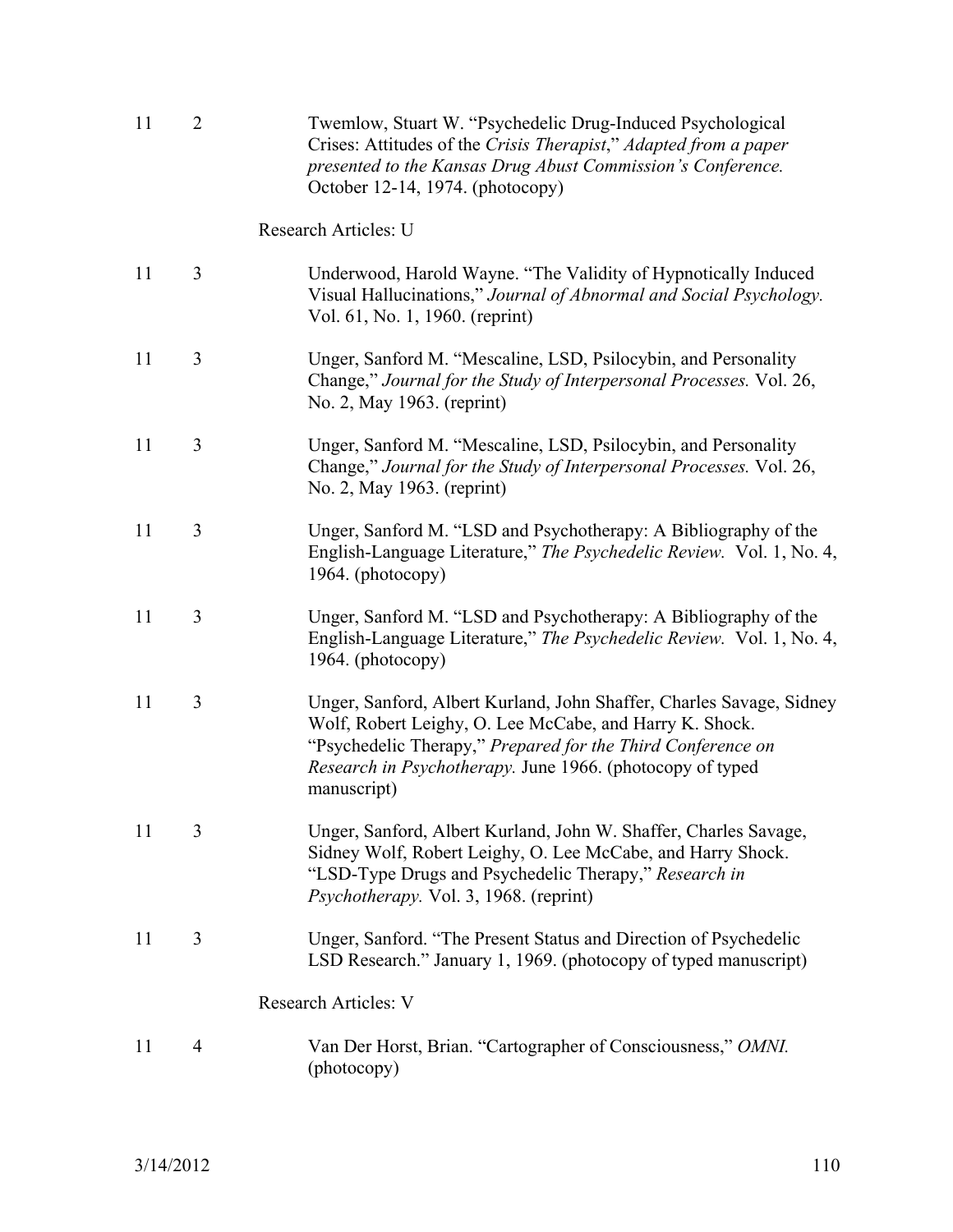| | | |
|---|---|---|
| 11 | 2 | Twemlow, Stuart W. "Psychedelic Drug-Induced Psychological Crises: Attitudes of the *Crisis Therapist*," *Adapted from a paper presented to the Kansas Drug Abust Commission's Conference.* October 12-14, 1974. (photocopy) |
| | | Research Articles: U |
| 11 | 3 | Underwood, Harold Wayne. "The Validity of Hypnotically Induced Visual Hallucinations," *Journal of Abnormal and Social Psychology.* Vol. 61, No. 1, 1960. (reprint) |
| 11 | 3 | Unger, Sanford M. "Mescaline, LSD, Psilocybin, and Personality Change," *Journal for the Study of Interpersonal Processes.* Vol. 26, No. 2, May 1963. (reprint) |
| 11 | 3 | Unger, Sanford M. "Mescaline, LSD, Psilocybin, and Personality Change," *Journal for the Study of Interpersonal Processes.* Vol. 26, No. 2, May 1963. (reprint) |
| 11 | 3 | Unger, Sanford M. "LSD and Psychotherapy: A Bibliography of the English-Language Literature," *The Psychedelic Review.* Vol. 1, No. 4, 1964. (photocopy) |
| 11 | 3 | Unger, Sanford M. "LSD and Psychotherapy: A Bibliography of the English-Language Literature," *The Psychedelic Review.* Vol. 1, No. 4, 1964. (photocopy) |
| 11 | 3 | Unger, Sanford, Albert Kurland, John Shaffer, Charles Savage, Sidney Wolf, Robert Leighy, O. Lee McCabe, and Harry K. Shock. "Psychedelic Therapy," *Prepared for the Third Conference on Research in Psychotherapy.* June 1966. (photocopy of typed manuscript) |
| 11 | 3 | Unger, Sanford, Albert Kurland, John W. Shaffer, Charles Savage, Sidney Wolf, Robert Leighy, O. Lee McCabe, and Harry Shock. "LSD-Type Drugs and Psychedelic Therapy," *Research in Psychotherapy.* Vol. 3, 1968. (reprint) |
| 11 | 3 | Unger, Sanford. "The Present Status and Direction of Psychedelic LSD Research." January 1, 1969. (photocopy of typed manuscript) |
| | | Research Articles: V |
| 11 | 4 | Van Der Horst, Brian. "Cartographer of Consciousness," *OMNI.* (photocopy) |

3/14/2012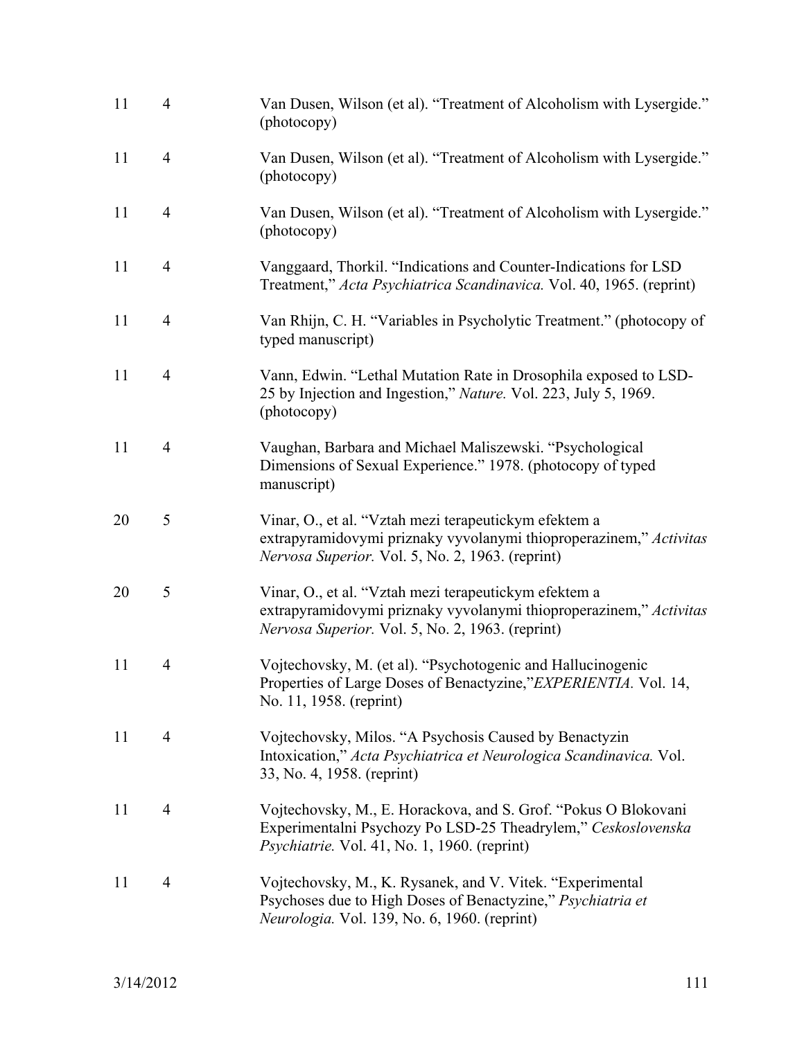| | | |
|---|---|---|
| 11 | 4 | Van Dusen, Wilson (et al). "Treatment of Alcoholism with Lysergide." (photocopy) |
| 11 | 4 | Van Dusen, Wilson (et al). "Treatment of Alcoholism with Lysergide." (photocopy) |
| 11 | 4 | Van Dusen, Wilson (et al). "Treatment of Alcoholism with Lysergide." (photocopy) |
| 11 | 4 | Vanggaard, Thorkil. "Indications and Counter-Indications for LSD Treatment," *Acta Psychiatrica Scandinavica.* Vol. 40, 1965. (reprint) |
| 11 | 4 | Van Rhijn, C. H. "Variables in Psycholytic Treatment." (photocopy of typed manuscript) |
| 11 | 4 | Vann, Edwin. "Lethal Mutation Rate in Drosophila exposed to LSD-25 by Injection and Ingestion," *Nature.* Vol. 223, July 5, 1969. (photocopy) |
| 11 | 4 | Vaughan, Barbara and Michael Maliszewski. "Psychological Dimensions of Sexual Experience." 1978. (photocopy of typed manuscript) |
| 20 | 5 | Vinar, O., et al. "Vztah mezi terapeutickym efektem a extrapyramidovymi priznaky vyvolanymi thioproperazinem," *Activitas Nervosa Superior.* Vol. 5, No. 2, 1963. (reprint) |
| 20 | 5 | Vinar, O., et al. "Vztah mezi terapeutickym efektem a extrapyramidovymi priznaky vyvolanymi thioproperazinem," *Activitas Nervosa Superior.* Vol. 5, No. 2, 1963. (reprint) |
| 11 | 4 | Vojtechovsky, M. (et al). "Psychotogenic and Hallucinogenic Properties of Large Doses of Benactyzine,"*EXPERIENTIA.* Vol. 14, No. 11, 1958. (reprint) |
| 11 | 4 | Vojtechovsky, Milos. "A Psychosis Caused by Benactyzin Intoxication," *Acta Psychiatrica et Neurologica Scandinavica.* Vol. 33, No. 4, 1958. (reprint) |
| 11 | 4 | Vojtechovsky, M., E. Horackova, and S. Grof. "Pokus O Blokovani Experimentalni Psychozy Po LSD-25 Theadrylem," *Ceskoslovenska Psychiatrie.* Vol. 41, No. 1, 1960. (reprint) |
| 11 | 4 | Vojtechovsky, M., K. Rysanek, and V. Vitek. "Experimental Psychoses due to High Doses of Benactyzine," *Psychiatria et Neurologia.* Vol. 139, No. 6, 1960. (reprint) |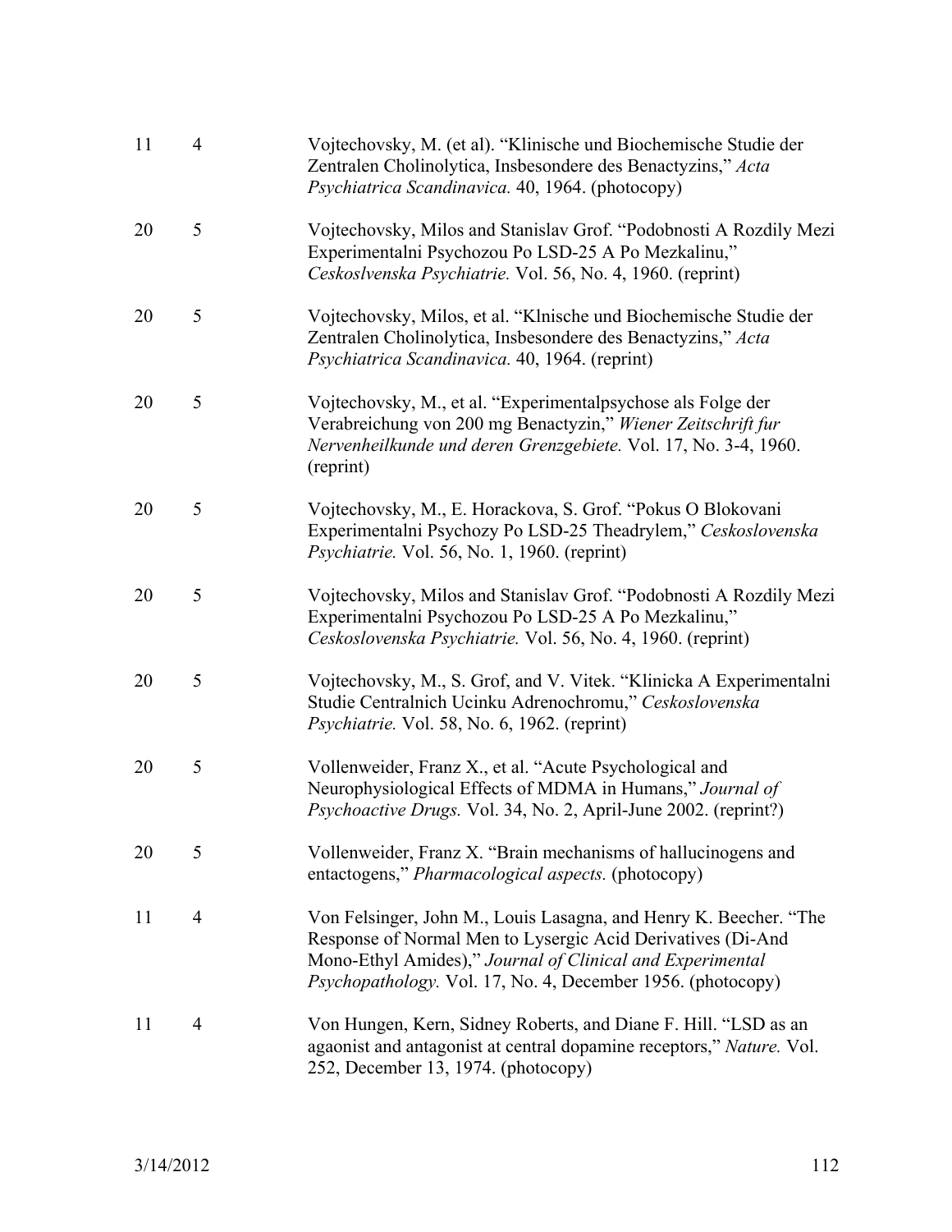| | | |
|---|---|---|
| 11 | 4 | Vojtechovsky, M. (et al). "Klinische und Biochemische Studie der Zentralen Cholinolytica, Insbesondere des Benactyzins," *Acta Psychiatrica Scandinavica.* 40, 1964. (photocopy) |
| 20 | 5 | Vojtechovsky, Milos and Stanislav Grof. "Podobnosti A Rozdily Mezi Experimentalni Psychozou Po LSD-25 A Po Mezkalinu," *Ceskoslvenska Psychiatrie.* Vol. 56, No. 4, 1960. (reprint) |
| 20 | 5 | Vojtechovsky, Milos, et al. "Klnische und Biochemische Studie der Zentralen Cholinolytica, Insbesondere des Benactyzins," *Acta Psychiatrica Scandinavica.* 40, 1964. (reprint) |
| 20 | 5 | Vojtechovsky, M., et al. "Experimentalpsychose als Folge der Verabreichung von 200 mg Benactyzin," *Wiener Zeitschrift fur Nervenheilkunde und deren Grenzgebiete.* Vol. 17, No. 3-4, 1960. (reprint) |
| 20 | 5 | Vojtechovsky, M., E. Horackova, S. Grof. "Pokus O Blokovani Experimentalni Psychozy Po LSD-25 Theadrylem," *Ceskoslovenska Psychiatrie.* Vol. 56, No. 1, 1960. (reprint) |
| 20 | 5 | Vojtechovsky, Milos and Stanislav Grof. "Podobnosti A Rozdily Mezi Experimentalni Psychozou Po LSD-25 A Po Mezkalinu," *Ceskoslovenska Psychiatrie.* Vol. 56, No. 4, 1960. (reprint) |
| 20 | 5 | Vojtechovsky, M., S. Grof, and V. Vitek. "Klinicka A Experimentalni Studie Centralnich Ucinku Adrenochromu," *Ceskoslovenska Psychiatrie.* Vol. 58, No. 6, 1962. (reprint) |
| 20 | 5 | Vollenweider, Franz X., et al. "Acute Psychological and Neurophysiological Effects of MDMA in Humans," *Journal of Psychoactive Drugs.* Vol. 34, No. 2, April-June 2002. (reprint?) |
| 20 | 5 | Vollenweider, Franz X. "Brain mechanisms of hallucinogens and entactogens," *Pharmacological aspects.* (photocopy) |
| 11 | 4 | Von Felsinger, John M., Louis Lasagna, and Henry K. Beecher. "The Response of Normal Men to Lysergic Acid Derivatives (Di-And Mono-Ethyl Amides)," *Journal of Clinical and Experimental Psychopathology.* Vol. 17, No. 4, December 1956. (photocopy) |
| 11 | 4 | Von Hungen, Kern, Sidney Roberts, and Diane F. Hill. "LSD as an agaonist and antagonist at central dopamine receptors," *Nature.* Vol. 252, December 13, 1974. (photocopy) |

3/14/2012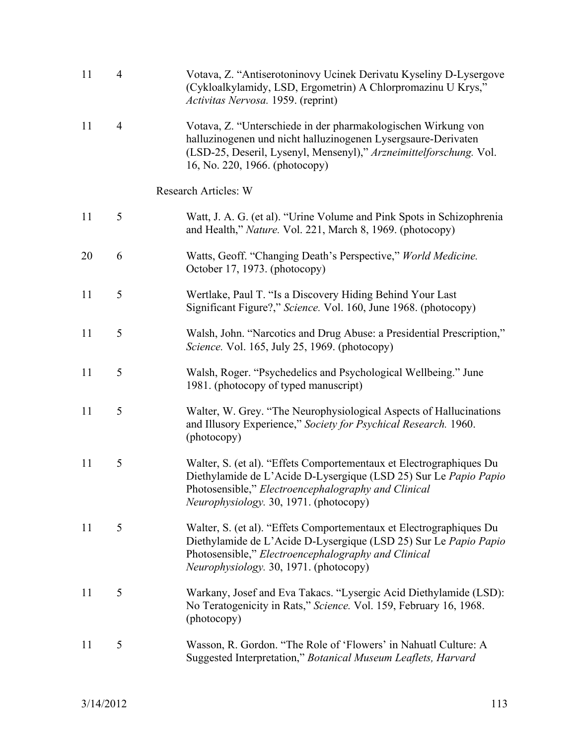| | | |
|---|---|---|
| 11 | 4 | Votava, Z. "Antiserotoninovy Ucinek Derivatu Kyseliny D-Lysergove (Cykloalkylamidy, LSD, Ergometrin) A Chlorpromazinu U Krys," *Activitas Nervosa.* 1959. (reprint) |
| 11 | 4 | Votava, Z. "Unterschiede in der pharmakologischen Wirkung von halluzinogenen und nicht halluzinogenen Lysergsaure-Derivaten (LSD-25, Deseril, Lysenyl, Mensenyl)," *Arzneimittelforschung.* Vol. 16, No. 220, 1966. (photocopy) |
| | | Research Articles: W |
| 11 | 5 | Watt, J. A. G. (et al). "Urine Volume and Pink Spots in Schizophrenia and Health," *Nature.* Vol. 221, March 8, 1969. (photocopy) |
| 20 | 6 | Watts, Geoff. "Changing Death's Perspective," *World Medicine.* October 17, 1973. (photocopy) |
| 11 | 5 | Wertlake, Paul T. "Is a Discovery Hiding Behind Your Last Significant Figure?," *Science.* Vol. 160, June 1968. (photocopy) |
| 11 | 5 | Walsh, John. "Narcotics and Drug Abuse: a Presidential Prescription," *Science.* Vol. 165, July 25, 1969. (photocopy) |
| 11 | 5 | Walsh, Roger. "Psychedelics and Psychological Wellbeing." June 1981. (photocopy of typed manuscript) |
| 11 | 5 | Walter, W. Grey. "The Neurophysiological Aspects of Hallucinations and Illusory Experience," *Society for Psychical Research.* 1960. (photocopy) |
| 11 | 5 | Walter, S. (et al). "Effets Comportementaux et Electrographiques Du Diethylamide de L'Acide D-Lysergique (LSD 25) Sur Le *Papio Papio* Photosensible," *Electroencephalography and Clinical Neurophysiology.* 30, 1971. (photocopy) |
| 11 | 5 | Walter, S. (et al). "Effets Comportementaux et Electrographiques Du Diethylamide de L'Acide D-Lysergique (LSD 25) Sur Le *Papio Papio* Photosensible," *Electroencephalography and Clinical Neurophysiology.* 30, 1971. (photocopy) |
| 11 | 5 | Warkany, Josef and Eva Takacs. "Lysergic Acid Diethylamide (LSD): No Teratogenicity in Rats," *Science.* Vol. 159, February 16, 1968. (photocopy) |
| 11 | 5 | Wasson, R. Gordon. "The Role of 'Flowers' in Nahuatl Culture: A Suggested Interpretation," *Botanical Museum Leaflets, Harvard* |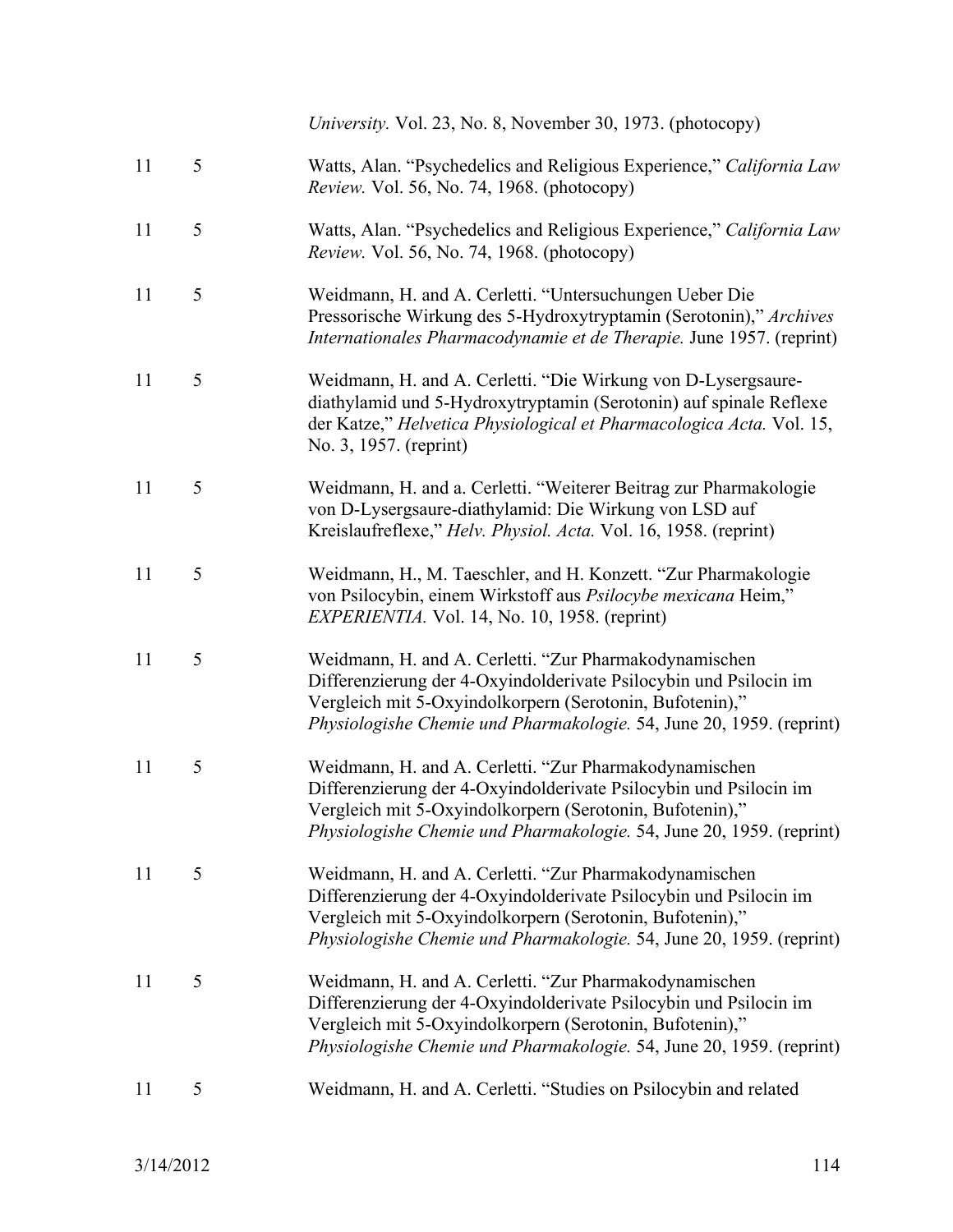| | | *University.* Vol. 23, No. 8, November 30, 1973. (photocopy) |
|---|---|---|
| 11 | 5 | Watts, Alan. "Psychedelics and Religious Experience," *California Law Review.* Vol. 56, No. 74, 1968. (photocopy) |
| 11 | 5 | Watts, Alan. "Psychedelics and Religious Experience," *California Law Review.* Vol. 56, No. 74, 1968. (photocopy) |
| 11 | 5 | Weidmann, H. and A. Cerletti. "Untersuchungen Ueber Die Pressorische Wirkung des 5-Hydroxytryptamin (Serotonin)," *Archives Internationales Pharmacodynamie et de Therapie.* June 1957. (reprint) |
| 11 | 5 | Weidmann, H. and A. Cerletti. "Die Wirkung von D-Lysergsaure-diathylamid und 5-Hydroxytryptamin (Serotonin) auf spinale Reflexe der Katze," *Helvetica Physiological et Pharmacologica Acta.* Vol. 15, No. 3, 1957. (reprint) |
| 11 | 5 | Weidmann, H. and a. Cerletti. "Weiterer Beitrag zur Pharmakologie von D-Lysergsaure-diathylamid: Die Wirkung von LSD auf Kreislaufreflexe," *Helv. Physiol. Acta.* Vol. 16, 1958. (reprint) |
| 11 | 5 | Weidmann, H., M. Taeschler, and H. Konzett. "Zur Pharmakologie von Psilocybin, einem Wirkstoff aus *Psilocybe mexicana* Heim," *EXPERIENTIA.* Vol. 14, No. 10, 1958. (reprint) |
| 11 | 5 | Weidmann, H. and A. Cerletti. "Zur Pharmakodynamischen Differenzierung der 4-Oxyindolderivate Psilocybin und Psilocin im Vergleich mit 5-Oxyindolkorpern (Serotonin, Bufotenin)," *Physiologishe Chemie und Pharmakologie.* 54, June 20, 1959. (reprint) |
| 11 | 5 | Weidmann, H. and A. Cerletti. "Zur Pharmakodynamischen Differenzierung der 4-Oxyindolderivate Psilocybin und Psilocin im Vergleich mit 5-Oxyindolkorpern (Serotonin, Bufotenin)," *Physiologishe Chemie und Pharmakologie.* 54, June 20, 1959. (reprint) |
| 11 | 5 | Weidmann, H. and A. Cerletti. "Zur Pharmakodynamischen Differenzierung der 4-Oxyindolderivate Psilocybin und Psilocin im Vergleich mit 5-Oxyindolkorpern (Serotonin, Bufotenin)," *Physiologishe Chemie und Pharmakologie.* 54, June 20, 1959. (reprint) |
| 11 | 5 | Weidmann, H. and A. Cerletti. "Zur Pharmakodynamischen Differenzierung der 4-Oxyindolderivate Psilocybin und Psilocin im Vergleich mit 5-Oxyindolkorpern (Serotonin, Bufotenin)," *Physiologishe Chemie und Pharmakologie.* 54, June 20, 1959. (reprint) |
| 11 | 5 | Weidmann, H. and A. Cerletti. "Studies on Psilocybin and related |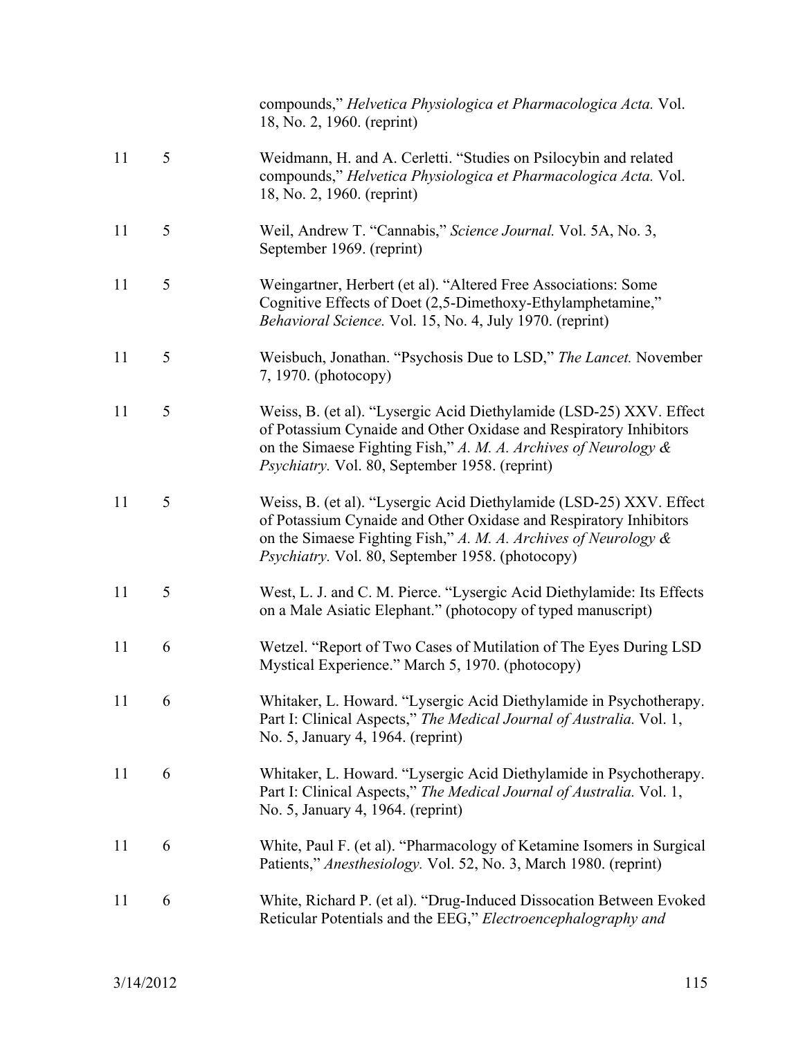| | | |
|---|---|---|
| | | compounds," *Helvetica Physiologica et Pharmacologica Acta.* Vol. 18, No. 2, 1960. (reprint) |
| 11 | 5 | Weidmann, H. and A. Cerletti. "Studies on Psilocybin and related compounds," *Helvetica Physiologica et Pharmacologica Acta.* Vol. 18, No. 2, 1960. (reprint) |
| 11 | 5 | Weil, Andrew T. "Cannabis," *Science Journal.* Vol. 5A, No. 3, September 1969. (reprint) |
| 11 | 5 | Weingartner, Herbert (et al). "Altered Free Associations: Some Cognitive Effects of Doet (2,5-Dimethoxy-Ethylamphetamine," *Behavioral Science.* Vol. 15, No. 4, July 1970. (reprint) |
| 11 | 5 | Weisbuch, Jonathan. "Psychosis Due to LSD," *The Lancet.* November 7, 1970. (photocopy) |
| 11 | 5 | Weiss, B. (et al). "Lysergic Acid Diethylamide (LSD-25) XXV. Effect of Potassium Cynaide and Other Oxidase and Respiratory Inhibitors on the Simaese Fighting Fish," *A. M. A. Archives of Neurology & Psychiatry.* Vol. 80, September 1958. (reprint) |
| 11 | 5 | Weiss, B. (et al). "Lysergic Acid Diethylamide (LSD-25) XXV. Effect of Potassium Cynaide and Other Oxidase and Respiratory Inhibitors on the Simaese Fighting Fish," *A. M. A. Archives of Neurology & Psychiatry.* Vol. 80, September 1958. (photocopy) |
| 11 | 5 | West, L. J. and C. M. Pierce. "Lysergic Acid Diethylamide: Its Effects on a Male Asiatic Elephant." (photocopy of typed manuscript) |
| 11 | 6 | Wetzel. "Report of Two Cases of Mutilation of The Eyes During LSD Mystical Experience." March 5, 1970. (photocopy) |
| 11 | 6 | Whitaker, L. Howard. "Lysergic Acid Diethylamide in Psychotherapy. Part I: Clinical Aspects," *The Medical Journal of Australia.* Vol. 1, No. 5, January 4, 1964. (reprint) |
| 11 | 6 | Whitaker, L. Howard. "Lysergic Acid Diethylamide in Psychotherapy. Part I: Clinical Aspects," *The Medical Journal of Australia.* Vol. 1, No. 5, January 4, 1964. (reprint) |
| 11 | 6 | White, Paul F. (et al). "Pharmacology of Ketamine Isomers in Surgical Patients," *Anesthesiology.* Vol. 52, No. 3, March 1980. (reprint) |
| 11 | 6 | White, Richard P. (et al). "Drug-Induced Dissocation Between Evoked Reticular Potentials and the EEG," *Electroencephalography and* |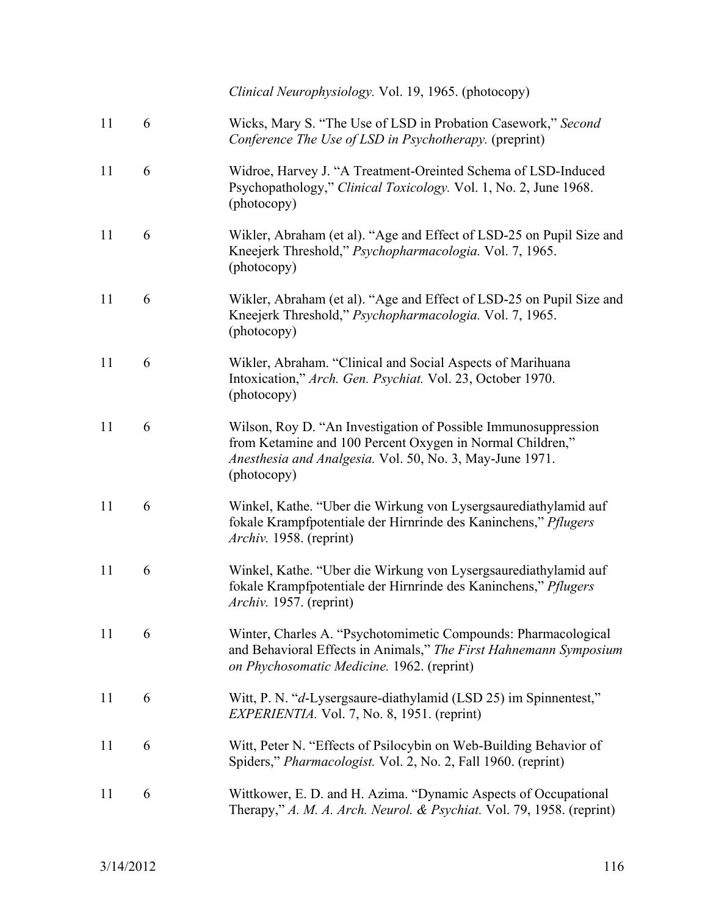| | | |
|---|---|---|
| | | *Clinical Neurophysiology.* Vol. 19, 1965. (photocopy) |
| 11 | 6 | Wicks, Mary S. "The Use of LSD in Probation Casework," *Second Conference The Use of LSD in Psychotherapy.* (preprint) |
| 11 | 6 | Widroe, Harvey J. "A Treatment-Oreinted Schema of LSD-Induced Psychopathology," *Clinical Toxicology.* Vol. 1, No. 2, June 1968. (photocopy) |
| 11 | 6 | Wikler, Abraham (et al). "Age and Effect of LSD-25 on Pupil Size and Kneejerk Threshold," *Psychopharmacologia.* Vol. 7, 1965. (photocopy) |
| 11 | 6 | Wikler, Abraham (et al). "Age and Effect of LSD-25 on Pupil Size and Kneejerk Threshold," *Psychopharmacologia.* Vol. 7, 1965. (photocopy) |
| 11 | 6 | Wikler, Abraham. "Clinical and Social Aspects of Marihuana Intoxication," *Arch. Gen. Psychiat.* Vol. 23, October 1970. (photocopy) |
| 11 | 6 | Wilson, Roy D. "An Investigation of Possible Immunosuppression from Ketamine and 100 Percent Oxygen in Normal Children," *Anesthesia and Analgesia.* Vol. 50, No. 3, May-June 1971. (photocopy) |
| 11 | 6 | Winkel, Kathe. "Uber die Wirkung von Lysergsaurediathylamid auf fokale Krampfpotentiale der Hirnrinde des Kaninchens," *Pflugers Archiv.* 1958. (reprint) |
| 11 | 6 | Winkel, Kathe. "Uber die Wirkung von Lysergsaurediathylamid auf fokale Krampfpotentiale der Hirnrinde des Kaninchens," *Pflugers Archiv.* 1957. (reprint) |
| 11 | 6 | Winter, Charles A. "Psychotomimetic Compounds: Pharmacological and Behavioral Effects in Animals," *The First Hahnemann Symposium on Phychosomatic Medicine.* 1962. (reprint) |
| 11 | 6 | Witt, P. N. "*d*-Lysergsaure-diathylamid (LSD 25) im Spinnentest," *EXPERIENTIA.* Vol. 7, No. 8, 1951. (reprint) |
| 11 | 6 | Witt, Peter N. "Effects of Psilocybin on Web-Building Behavior of Spiders," *Pharmacologist.* Vol. 2, No. 2, Fall 1960. (reprint) |
| 11 | 6 | Wittkower, E. D. and H. Azima. "Dynamic Aspects of Occupational Therapy," *A. M. A. Arch. Neurol. & Psychiat.* Vol. 79, 1958. (reprint) |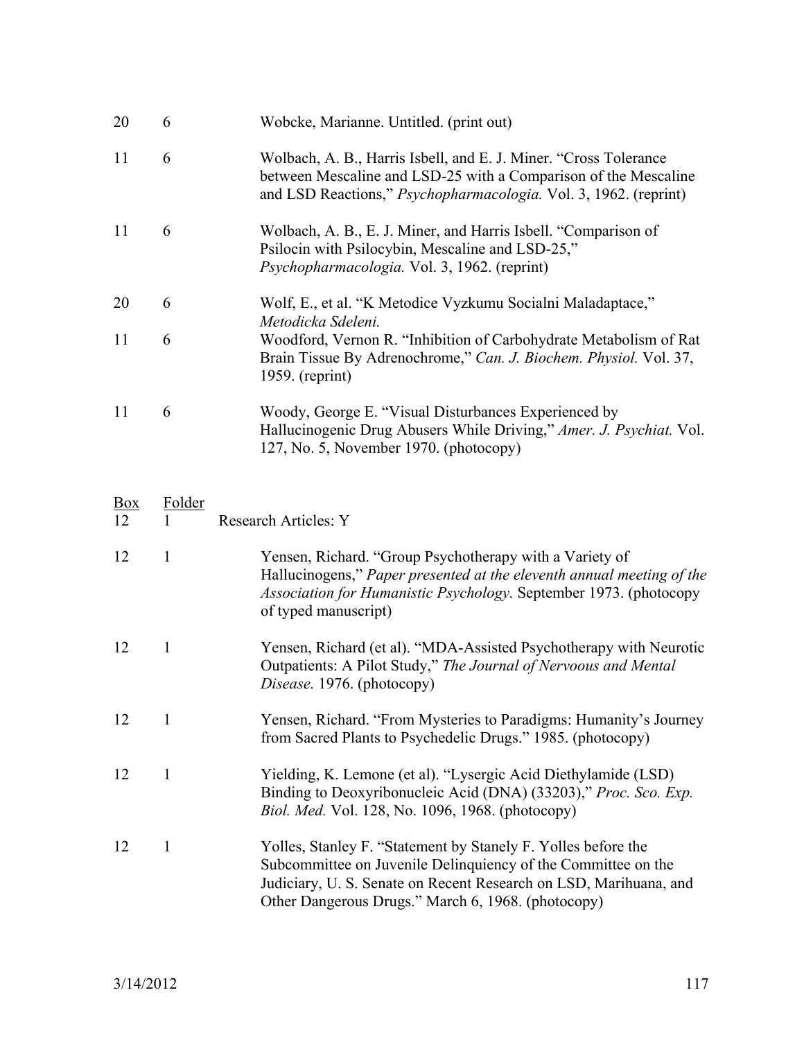| Box | Folder | |
|---|---|---|
| 20 | 6 | Wobcke, Marianne. Untitled. (print out) |
| 11 | 6 | Wolbach, A. B., Harris Isbell, and E. J. Miner. "Cross Tolerance between Mescaline and LSD-25 with a Comparison of the Mescaline and LSD Reactions," *Psychopharmacologia.* Vol. 3, 1962. (reprint) |
| 11 | 6 | Wolbach, A. B., E. J. Miner, and Harris Isbell. "Comparison of Psilocin with Psilocybin, Mescaline and LSD-25," *Psychopharmacologia.* Vol. 3, 1962. (reprint) |
| 20 | 6 | Wolf, E., et al. "K Metodice Vyzkumu Socialni Maladaptace," *Metodicka Sdeleni.* |
| 11 | 6 | Woodford, Vernon R. "Inhibition of Carbohydrate Metabolism of Rat Brain Tissue By Adrenochrome," *Can. J. Biochem. Physiol.* Vol. 37, 1959. (reprint) |
| 11 | 6 | Woody, George E. "Visual Disturbances Experienced by Hallucinogenic Drug Abusers While Driving," *Amer. J. Psychiat.* Vol. 127, No. 5, November 1970. (photocopy) |

| Box | Folder | |
|---|---|---|
| 12 | 1 | Research Articles: Y |
| 12 | 1 | Yensen, Richard. "Group Psychotherapy with a Variety of Hallucinogens," *Paper presented at the eleventh annual meeting of the Association for Humanistic Psychology.* September 1973. (photocopy of typed manuscript) |
| 12 | 1 | Yensen, Richard (et al). "MDA-Assisted Psychotherapy with Neurotic Outpatients: A Pilot Study," *The Journal of Nervoous and Mental Disease.* 1976. (photocopy) |
| 12 | 1 | Yensen, Richard. "From Mysteries to Paradigms: Humanity's Journey from Sacred Plants to Psychedelic Drugs." 1985. (photocopy) |
| 12 | 1 | Yielding, K. Lemone (et al). "Lysergic Acid Diethylamide (LSD) Binding to Deoxyribonucleic Acid (DNA) (33203)," *Proc. Sco. Exp. Biol. Med.* Vol. 128, No. 1096, 1968. (photocopy) |
| 12 | 1 | Yolles, Stanley F. "Statement by Stanely F. Yolles before the Subcommittee on Juvenile Delinquiency of the Committee on the Judiciary, U. S. Senate on Recent Research on LSD, Marihuana, and Other Dangerous Drugs." March 6, 1968. (photocopy) |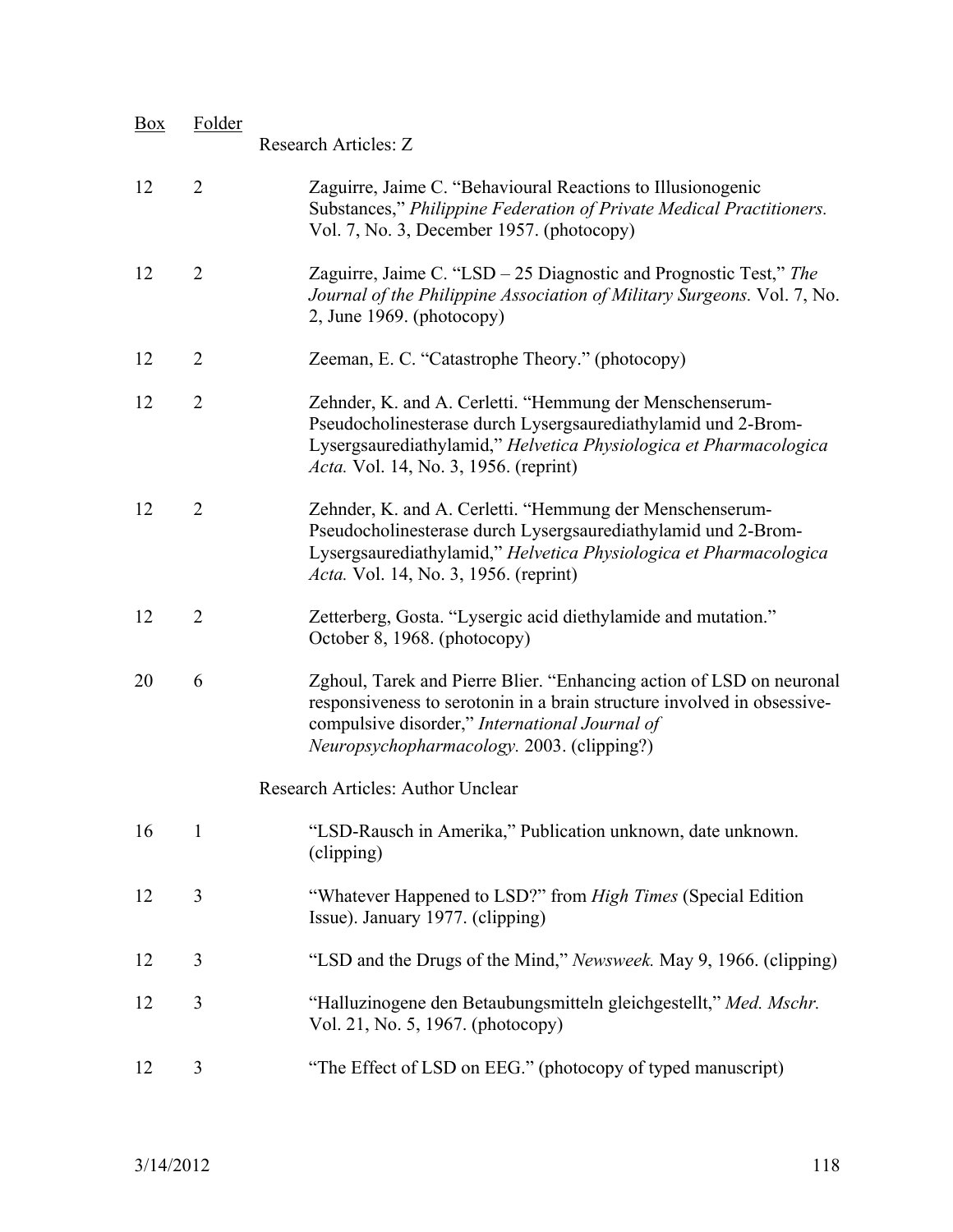| Box | Folder | |
|---|---|---|
| | | Research Articles: Z |
| 12 | 2 | Zaguirre, Jaime C. "Behavioural Reactions to Illusionogenic Substances," *Philippine Federation of Private Medical Practitioners.* Vol. 7, No. 3, December 1957. (photocopy) |
| 12 | 2 | Zaguirre, Jaime C. "LSD – 25 Diagnostic and Prognostic Test," *The Journal of the Philippine Association of Military Surgeons.* Vol. 7, No. 2, June 1969. (photocopy) |
| 12 | 2 | Zeeman, E. C. "Catastrophe Theory." (photocopy) |
| 12 | 2 | Zehnder, K. and A. Cerletti. "Hemmung der Menschenserum-Pseudocholinesterase durch Lysergsaurediathylamid und 2-Brom-Lysergsaurediathylamid," *Helvetica Physiologica et Pharmacologica Acta.* Vol. 14, No. 3, 1956. (reprint) |
| 12 | 2 | Zehnder, K. and A. Cerletti. "Hemmung der Menschenserum-Pseudocholinesterase durch Lysergsaurediathylamid und 2-Brom-Lysergsaurediathylamid," *Helvetica Physiologica et Pharmacologica Acta.* Vol. 14, No. 3, 1956. (reprint) |
| 12 | 2 | Zetterberg, Gosta. "Lysergic acid diethylamide and mutation." October 8, 1968. (photocopy) |
| 20 | 6 | Zghoul, Tarek and Pierre Blier. "Enhancing action of LSD on neuronal responsiveness to serotonin in a brain structure involved in obsessive-compulsive disorder," *International Journal of Neuropsychopharmacology.* 2003. (clipping?) |
| | | Research Articles: Author Unclear |
| 16 | 1 | "LSD-Rausch in Amerika," Publication unknown, date unknown. (clipping) |
| 12 | 3 | "Whatever Happened to LSD?" from *High Times* (Special Edition Issue). January 1977. (clipping) |
| 12 | 3 | "LSD and the Drugs of the Mind," *Newsweek.* May 9, 1966. (clipping) |
| 12 | 3 | "Halluzinogene den Betaubungsmitteln gleichgestellt," *Med. Mschr.* Vol. 21, No. 5, 1967. (photocopy) |
| 12 | 3 | "The Effect of LSD on EEG." (photocopy of typed manuscript) |

3/14/2012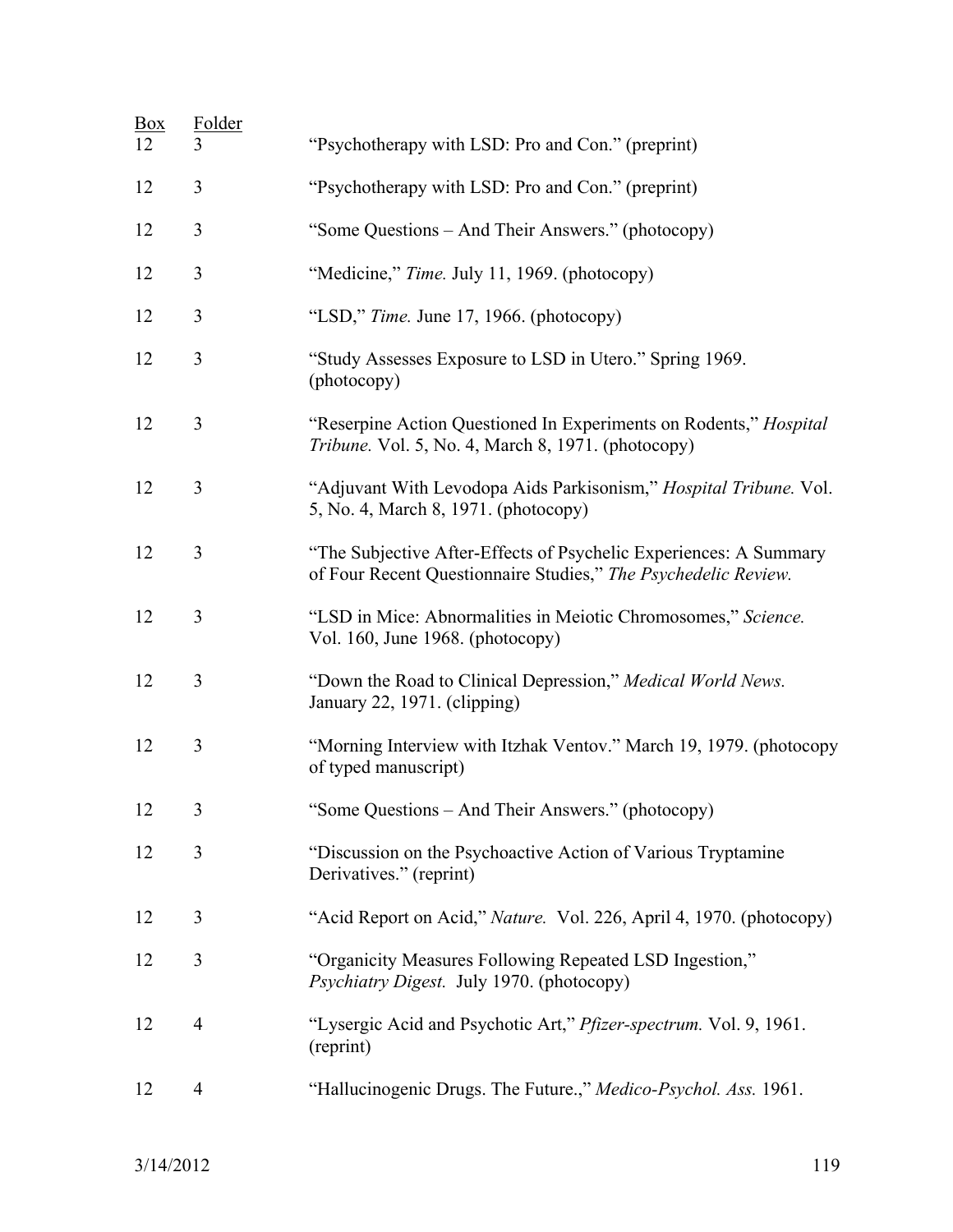| Box | Folder | |
|---|---|---|
| 12 | 3 | "Psychotherapy with LSD: Pro and Con." (preprint) |
| 12 | 3 | "Psychotherapy with LSD: Pro and Con." (preprint) |
| 12 | 3 | "Some Questions – And Their Answers." (photocopy) |
| 12 | 3 | "Medicine," *Time.* July 11, 1969. (photocopy) |
| 12 | 3 | "LSD," *Time.* June 17, 1966. (photocopy) |
| 12 | 3 | "Study Assesses Exposure to LSD in Utero." Spring 1969. (photocopy) |
| 12 | 3 | "Reserpine Action Questioned In Experiments on Rodents," *Hospital Tribune.* Vol. 5, No. 4, March 8, 1971. (photocopy) |
| 12 | 3 | "Adjuvant With Levodopa Aids Parkisonism," *Hospital Tribune.* Vol. 5, No. 4, March 8, 1971. (photocopy) |
| 12 | 3 | "The Subjective After-Effects of Psychelic Experiences: A Summary of Four Recent Questionnaire Studies," *The Psychedelic Review.* |
| 12 | 3 | "LSD in Mice: Abnormalities in Meiotic Chromosomes," *Science.* Vol. 160, June 1968. (photocopy) |
| 12 | 3 | "Down the Road to Clinical Depression," *Medical World News.* January 22, 1971. (clipping) |
| 12 | 3 | "Morning Interview with Itzhak Ventov." March 19, 1979. (photocopy of typed manuscript) |
| 12 | 3 | "Some Questions – And Their Answers." (photocopy) |
| 12 | 3 | "Discussion on the Psychoactive Action of Various Tryptamine Derivatives." (reprint) |
| 12 | 3 | "Acid Report on Acid," *Nature.* Vol. 226, April 4, 1970. (photocopy) |
| 12 | 3 | "Organicity Measures Following Repeated LSD Ingestion," *Psychiatry Digest.* July 1970. (photocopy) |
| 12 | 4 | "Lysergic Acid and Psychotic Art," *Pfizer-spectrum.* Vol. 9, 1961. (reprint) |
| 12 | 4 | "Hallucinogenic Drugs. The Future.," *Medico-Psychol. Ass.* 1961. |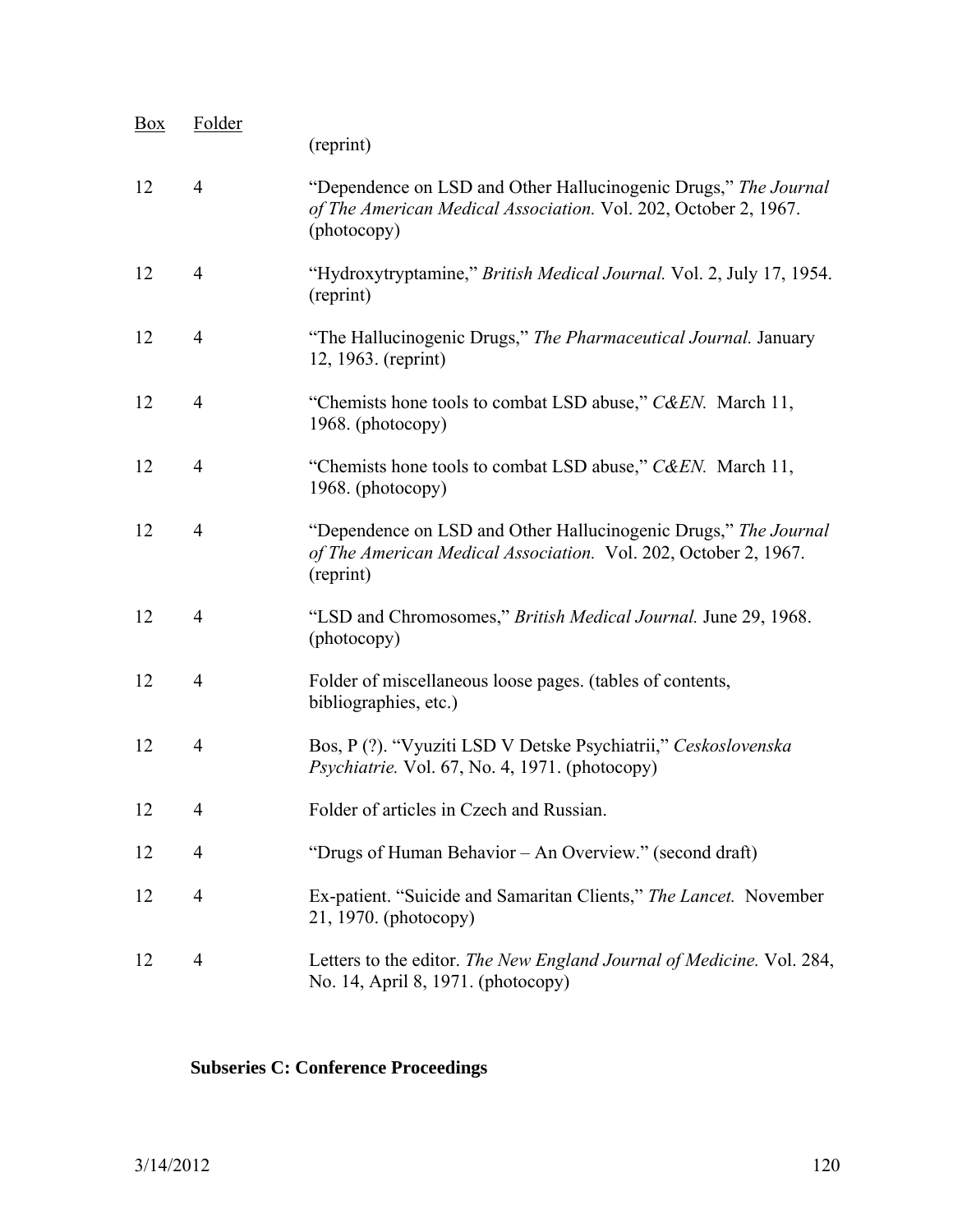| Box | Folder | |
|---|---|---|
| | | (reprint) |
| 12 | 4 | "Dependence on LSD and Other Hallucinogenic Drugs," *The Journal of The American Medical Association.* Vol. 202, October 2, 1967. (photocopy) |
| 12 | 4 | "Hydroxytryptamine," *British Medical Journal.* Vol. 2, July 17, 1954. (reprint) |
| 12 | 4 | "The Hallucinogenic Drugs," *The Pharmaceutical Journal.* January 12, 1963. (reprint) |
| 12 | 4 | "Chemists hone tools to combat LSD abuse," *C&EN.* March 11, 1968. (photocopy) |
| 12 | 4 | "Chemists hone tools to combat LSD abuse," *C&EN.* March 11, 1968. (photocopy) |
| 12 | 4 | "Dependence on LSD and Other Hallucinogenic Drugs," *The Journal of The American Medical Association.* Vol. 202, October 2, 1967. (reprint) |
| 12 | 4 | "LSD and Chromosomes," *British Medical Journal.* June 29, 1968. (photocopy) |
| 12 | 4 | Folder of miscellaneous loose pages. (tables of contents, bibliographies, etc.) |
| 12 | 4 | Bos, P (?). "Vyuziti LSD V Detske Psychiatrii," *Ceskoslovenska Psychiatrie.* Vol. 67, No. 4, 1971. (photocopy) |
| 12 | 4 | Folder of articles in Czech and Russian. |
| 12 | 4 | "Drugs of Human Behavior – An Overview." (second draft) |
| 12 | 4 | Ex-patient. "Suicide and Samaritan Clients," *The Lancet.* November 21, 1970. (photocopy) |
| 12 | 4 | Letters to the editor. *The New England Journal of Medicine.* Vol. 284, No. 14, April 8, 1971. (photocopy) |

**Subseries C: Conference Proceedings**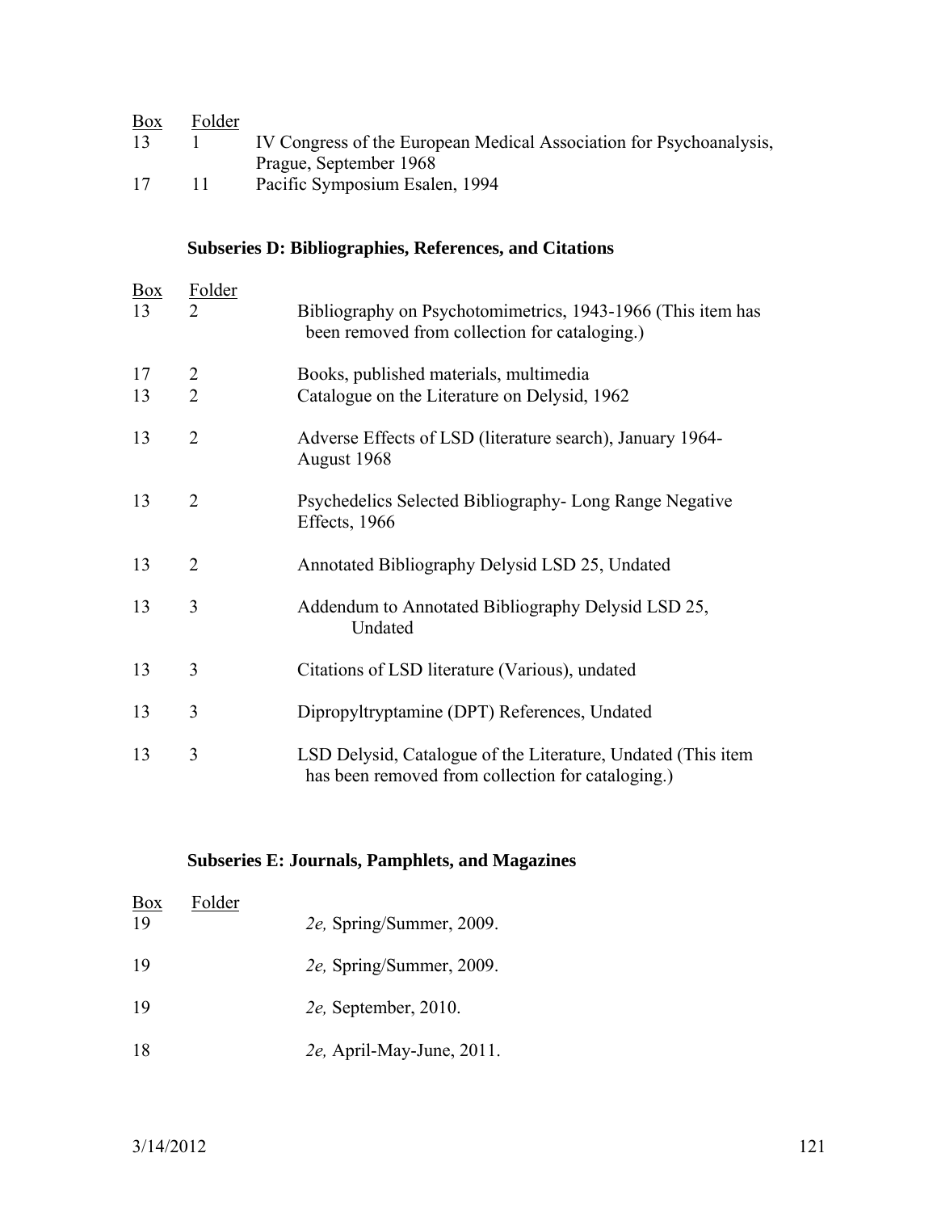| Box | Folder | |
|---|---|---|
| 13 | 1 | IV Congress of the European Medical Association for Psychoanalysis, Prague, September 1968 |
| 17 | 11 | Pacific Symposium Esalen, 1994 |

### Subseries D: Bibliographies, References, and Citations

| Box | Folder | |
|---|---|---|
| 13 | 2 | Bibliography on Psychotomimetrics, 1943-1966 (This item has been removed from collection for cataloging.) |
| 17 | 2 | Books, published materials, multimedia |
| 13 | 2 | Catalogue on the Literature on Delysid, 1962 |
| 13 | 2 | Adverse Effects of LSD (literature search), January 1964-August 1968 |
| 13 | 2 | Psychedelics Selected Bibliography- Long Range Negative Effects, 1966 |
| 13 | 2 | Annotated Bibliography Delysid LSD 25, Undated |
| 13 | 3 | Addendum to Annotated Bibliography Delysid LSD 25, Undated |
| 13 | 3 | Citations of LSD literature (Various), undated |
| 13 | 3 | Dipropyltryptamine (DPT) References, Undated |
| 13 | 3 | LSD Delysid, Catalogue of the Literature, Undated (This item has been removed from collection for cataloging.) |

### Subseries E: Journals, Pamphlets, and Magazines

| Box | Folder | |
|---|---|---|
| 19 | | *2e,* Spring/Summer, 2009. |
| 19 | | *2e,* Spring/Summer, 2009. |
| 19 | | *2e,* September, 2010. |
| 18 | | *2e,* April-May-June, 2011. |

3/14/2012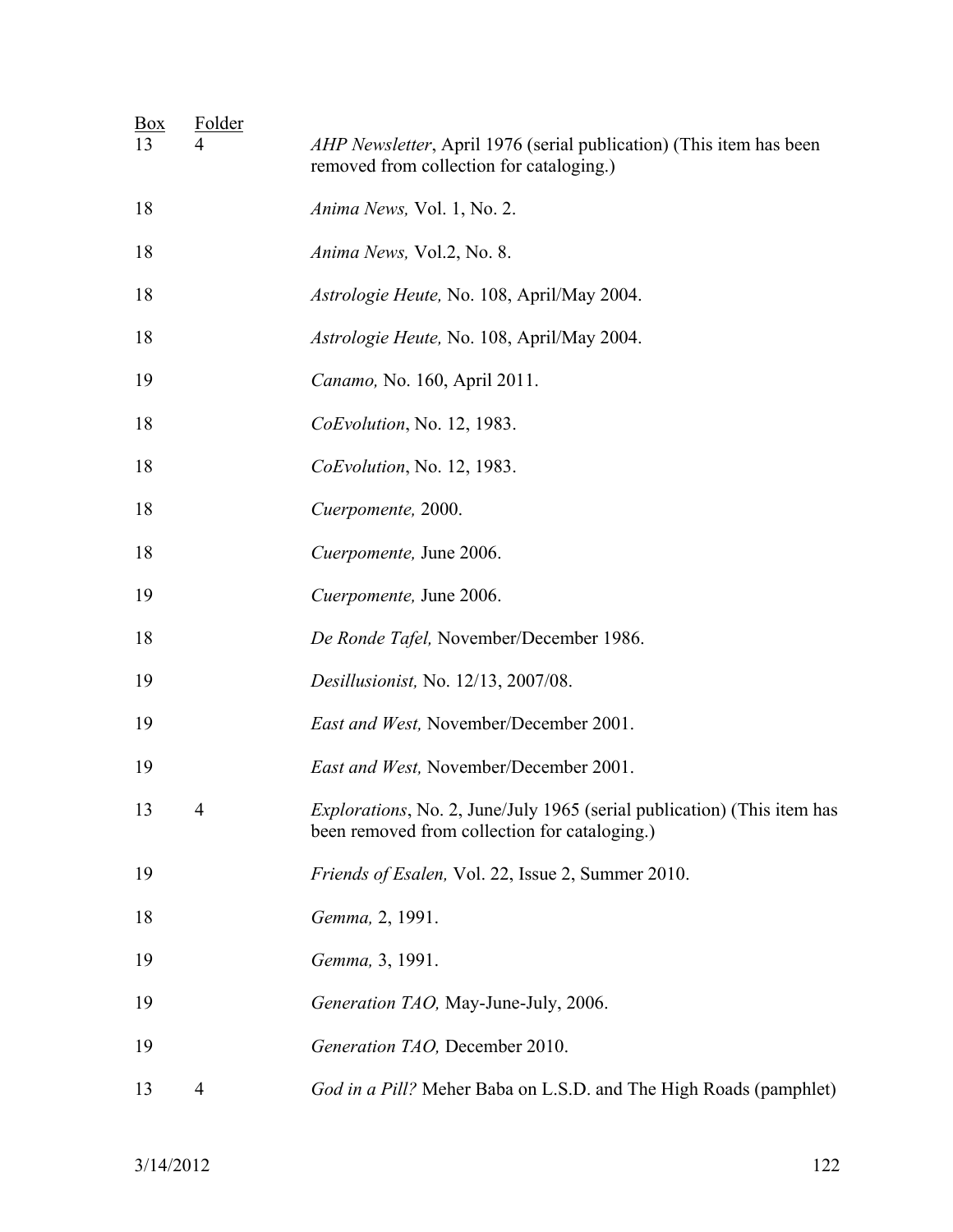| Box | Folder | |
|---|---|---|
| 13 | 4 | *AHP Newsletter*, April 1976 (serial publication) (This item has been removed from collection for cataloging.) |
| 18 | | *Anima News,* Vol. 1, No. 2. |
| 18 | | *Anima News,* Vol.2, No. 8. |
| 18 | | *Astrologie Heute,* No. 108, April/May 2004. |
| 18 | | *Astrologie Heute,* No. 108, April/May 2004. |
| 19 | | *Canamo,* No. 160, April 2011. |
| 18 | | *CoEvolution*, No. 12, 1983. |
| 18 | | *CoEvolution*, No. 12, 1983. |
| 18 | | *Cuerpomente,* 2000. |
| 18 | | *Cuerpomente,* June 2006. |
| 19 | | *Cuerpomente,* June 2006. |
| 18 | | *De Ronde Tafel,* November/December 1986. |
| 19 | | *Desillusionist,* No. 12/13, 2007/08. |
| 19 | | *East and West,* November/December 2001. |
| 19 | | *East and West,* November/December 2001. |
| 13 | 4 | *Explorations*, No. 2, June/July 1965 (serial publication) (This item has been removed from collection for cataloging.) |
| 19 | | *Friends of Esalen,* Vol. 22, Issue 2, Summer 2010. |
| 18 | | *Gemma,* 2, 1991. |
| 19 | | *Gemma,* 3, 1991. |
| 19 | | *Generation TAO,* May-June-July, 2006. |
| 19 | | *Generation TAO,* December 2010. |
| 13 | 4 | *God in a Pill?* Meher Baba on L.S.D. and The High Roads (pamphlet) |

3/14/2012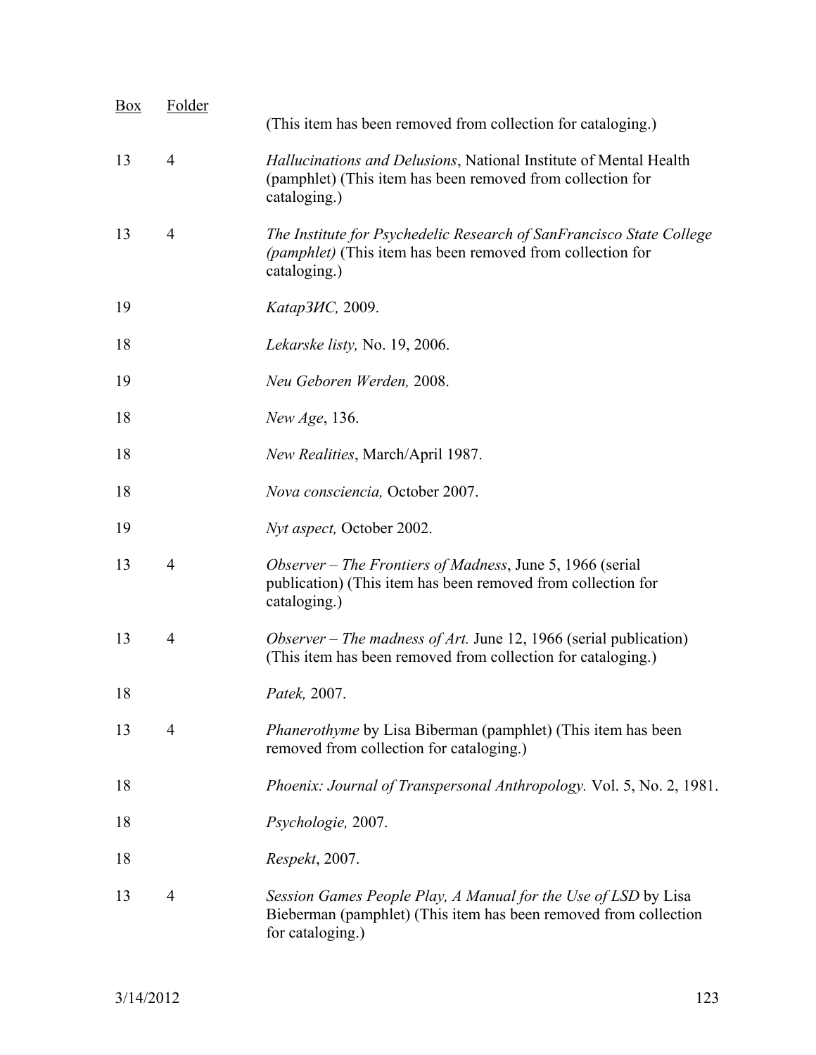| Box | Folder | |
|---|---|---|
| | | (This item has been removed from collection for cataloging.) |
| 13 | 4 | *Hallucinations and Delusions*, National Institute of Mental Health (pamphlet) (This item has been removed from collection for cataloging.) |
| 13 | 4 | *The Institute for Psychedelic Research of SanFrancisco State College (pamphlet)* (This item has been removed from collection for cataloging.) |
| 19 | | *КатарЗИС,* 2009. |
| 18 | | *Lekarske listy,* No. 19, 2006. |
| 19 | | *Neu Geboren Werden,* 2008. |
| 18 | | *New Age*, 136. |
| 18 | | *New Realities*, March/April 1987. |
| 18 | | *Nova consciencia,* October 2007. |
| 19 | | *Nyt aspect,* October 2002. |
| 13 | 4 | *Observer – The Frontiers of Madness*, June 5, 1966 (serial publication) (This item has been removed from collection for cataloging.) |
| 13 | 4 | *Observer – The madness of Art.* June 12, 1966 (serial publication) (This item has been removed from collection for cataloging.) |
| 18 | | *Patek,* 2007. |
| 13 | 4 | *Phanerothyme* by Lisa Biberman (pamphlet) (This item has been removed from collection for cataloging.) |
| 18 | | *Phoenix: Journal of Transpersonal Anthropology.* Vol. 5, No. 2, 1981. |
| 18 | | *Psychologie,* 2007. |
| 18 | | *Respekt*, 2007. |
| 13 | 4 | *Session Games People Play, A Manual for the Use of LSD* by Lisa Bieberman (pamphlet) (This item has been removed from collection for cataloging.) |

3/14/2012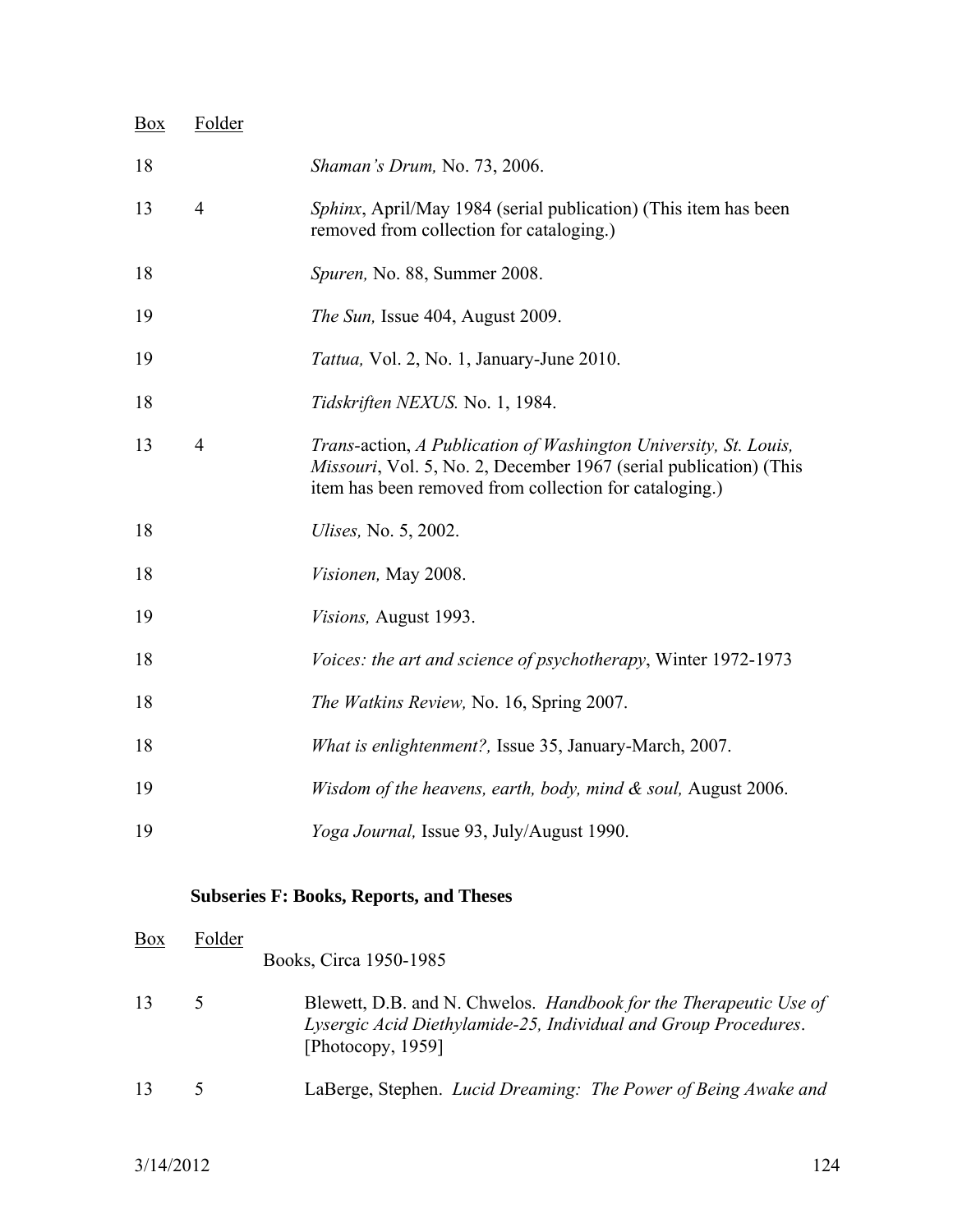| Box | Folder | |
|---|---|---|
| 18 | | *Shaman's Drum,* No. 73, 2006. |
| 13 | 4 | *Sphinx*, April/May 1984 (serial publication) (This item has been removed from collection for cataloging.) |
| 18 | | *Spuren,* No. 88, Summer 2008. |
| 19 | | *The Sun,* Issue 404, August 2009. |
| 19 | | *Tattua,* Vol. 2, No. 1, January-June 2010. |
| 18 | | *Tidskriften NEXUS.* No. 1, 1984. |
| 13 | 4 | *Trans*-action, *A Publication of Washington University, St. Louis, Missouri*, Vol. 5, No. 2, December 1967 (serial publication) (This item has been removed from collection for cataloging.) |
| 18 | | *Ulises,* No. 5, 2002. |
| 18 | | *Visionen,* May 2008. |
| 19 | | *Visions,* August 1993. |
| 18 | | *Voices: the art and science of psychotherapy*, Winter 1972-1973 |
| 18 | | *The Watkins Review,* No. 16, Spring 2007. |
| 18 | | *What is enlightenment?,* Issue 35, January-March, 2007. |
| 19 | | *Wisdom of the heavens, earth, body, mind & soul,* August 2006. |
| 19 | | *Yoga Journal,* Issue 93, July/August 1990. |

**Subseries F: Books, Reports, and Theses**

| Box | Folder | |
|---|---|---|
| | | Books, Circa 1950-1985 |
| 13 | 5 | Blewett, D.B. and N. Chwelos. *Handbook for the Therapeutic Use of Lysergic Acid Diethylamide-25, Individual and Group Procedures*. [Photocopy, 1959] |
| 13 | 5 | LaBerge, Stephen. *Lucid Dreaming: The Power of Being Awake and* |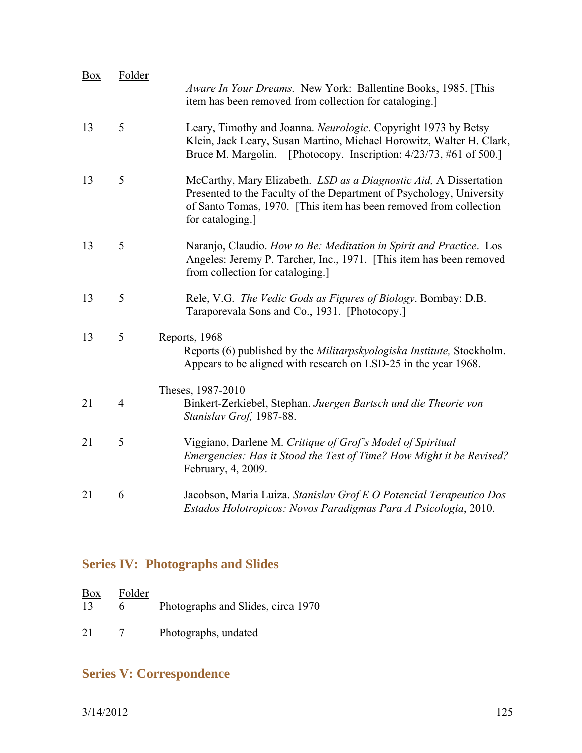| Box | Folder | |
|---|---|---|
| | | *Aware In Your Dreams.* New York: Ballentine Books, 1985. [This item has been removed from collection for cataloging.] |
| 13 | 5 | Leary, Timothy and Joanna. *Neurologic.* Copyright 1973 by Betsy Klein, Jack Leary, Susan Martino, Michael Horowitz, Walter H. Clark, Bruce M. Margolin. [Photocopy. Inscription: 4/23/73, #61 of 500.] |
| 13 | 5 | McCarthy, Mary Elizabeth. *LSD as a Diagnostic Aid,* A Dissertation Presented to the Faculty of the Department of Psychology, University of Santo Tomas, 1970. [This item has been removed from collection for cataloging.] |
| 13 | 5 | Naranjo, Claudio. *How to Be: Meditation in Spirit and Practice*. Los Angeles: Jeremy P. Tarcher, Inc., 1971. [This item has been removed from collection for cataloging.] |
| 13 | 5 | Rele, V.G. *The Vedic Gods as Figures of Biology*. Bombay: D.B. Taraporevala Sons and Co., 1931. [Photocopy.] |
| 13 | 5 | Reports, 1968<br>Reports (6) published by the *Militarpskyologiska Institute,* Stockholm. Appears to be aligned with research on LSD-25 in the year 1968. |
| | | Theses, 1987-2010 |
| 21 | 4 | Binkert-Zerkiebel, Stephan. *Juergen Bartsch und die Theorie von Stanislav Grof,* 1987-88. |
| 21 | 5 | Viggiano, Darlene M. *Critique of Grof's Model of Spiritual Emergencies: Has it Stood the Test of Time? How Might it be Revised?* February, 4, 2009. |
| 21 | 6 | Jacobson, Maria Luiza. *Stanislav Grof E O Potencial Terapeutico Dos Estados Holotropicos: Novos Paradigmas Para A Psicologia*, 2010. |

## Series IV: Photographs and Slides

| Box | Folder | |
|---|---|---|
| 13 | 6 | Photographs and Slides, circa 1970 |
| 21 | 7 | Photographs, undated |

## Series V: Correspondence

3/14/2012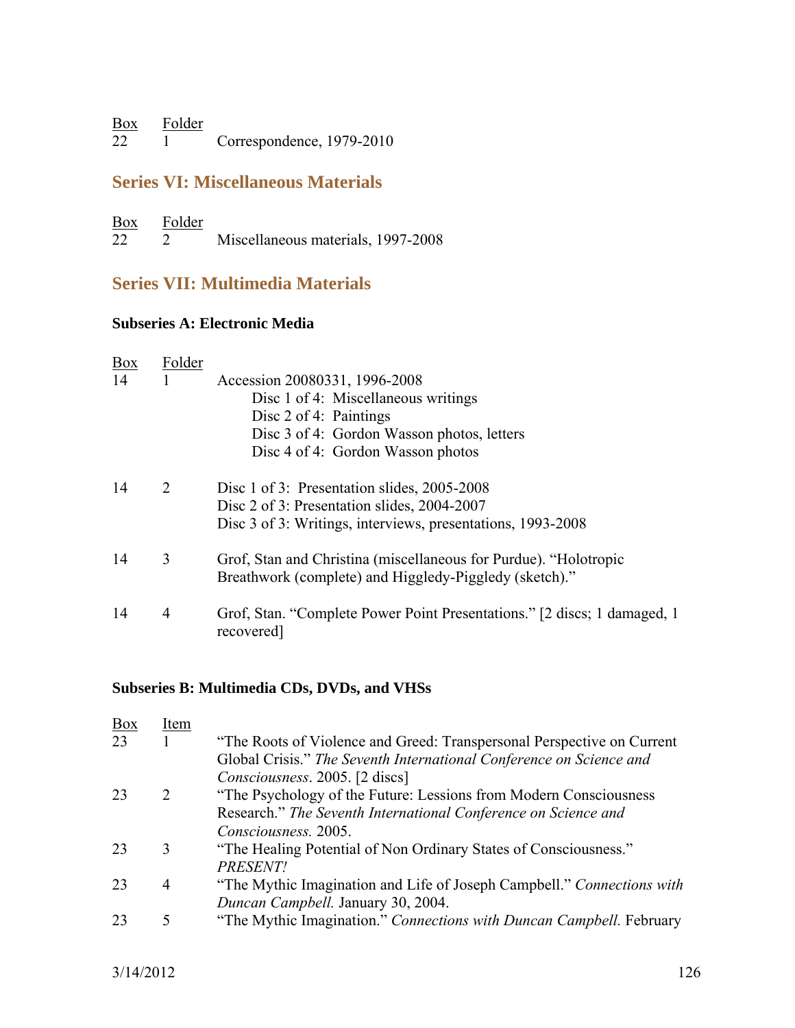| Box | Folder | |
|---|---|---|
| 22 | 1 | Correspondence, 1979-2010 |

## Series VI: Miscellaneous Materials

| Box | Folder | |
|---|---|---|
| 22 | 2 | Miscellaneous materials, 1997-2008 |

## Series VII: Multimedia Materials

### Subseries A: Electronic Media

| Box | Folder | |
|---|---|---|
| 14 | 1 | Accession 20080331, 1996-2008<br>Disc 1 of 4: Miscellaneous writings<br>Disc 2 of 4: Paintings<br>Disc 3 of 4: Gordon Wasson photos, letters<br>Disc 4 of 4: Gordon Wasson photos |
| 14 | 2 | Disc 1 of 3: Presentation slides, 2005-2008<br>Disc 2 of 3: Presentation slides, 2004-2007<br>Disc 3 of 3: Writings, interviews, presentations, 1993-2008 |
| 14 | 3 | Grof, Stan and Christina (miscellaneous for Purdue). "Holotropic Breathwork (complete) and Higgledy-Piggledy (sketch)." |
| 14 | 4 | Grof, Stan. "Complete Power Point Presentations." [2 discs; 1 damaged, 1 recovered] |

### Subseries B: Multimedia CDs, DVDs, and VHSs

| Box | Item | |
|---|---|---|
| 23 | 1 | "The Roots of Violence and Greed: Transpersonal Perspective on Current Global Crisis." *The Seventh International Conference on Science and Consciousness*. 2005. [2 discs] |
| 23 | 2 | "The Psychology of the Future: Lessions from Modern Consciousness Research." *The Seventh International Conference on Science and Consciousness.* 2005. |
| 23 | 3 | "The Healing Potential of Non Ordinary States of Consciousness." *PRESENT!* |
| 23 | 4 | "The Mythic Imagination and Life of Joseph Campbell." *Connections with Duncan Campbell.* January 30, 2004. |
| 23 | 5 | "The Mythic Imagination." *Connections with Duncan Campbell.* February |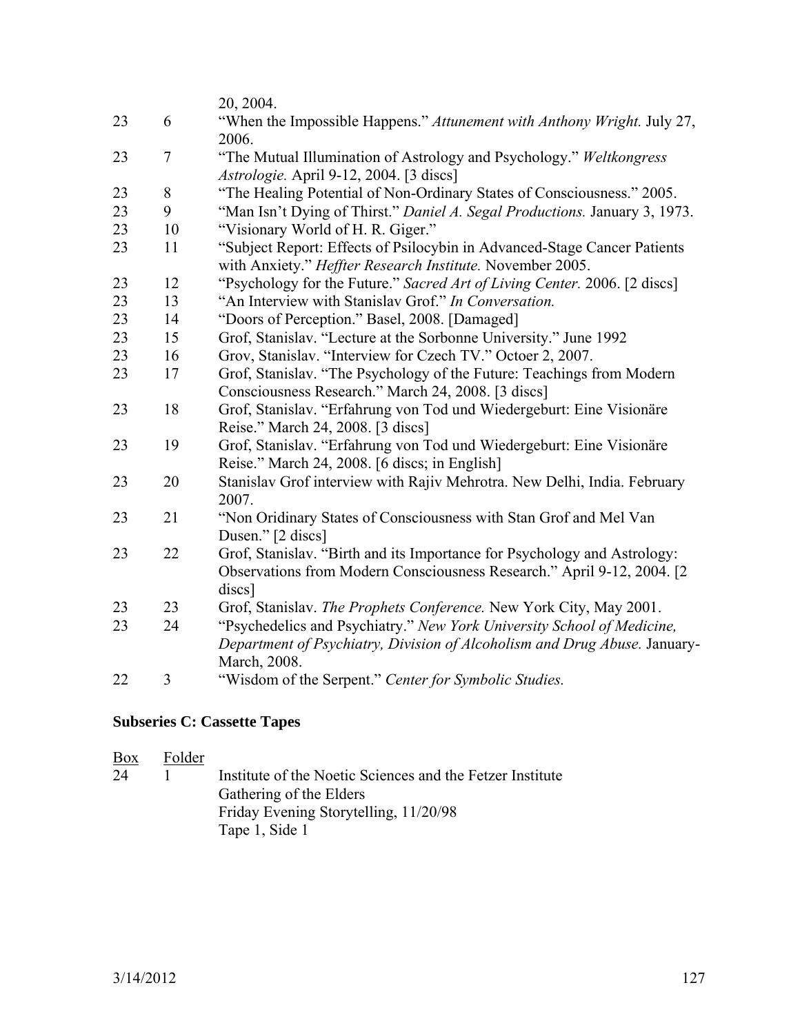| | | |
|---|---|---|
| | | 20, 2004. |
| 23 | 6 | "When the Impossible Happens." *Attunement with Anthony Wright.* July 27, 2006. |
| 23 | 7 | "The Mutual Illumination of Astrology and Psychology." *Weltkongress Astrologie.* April 9-12, 2004. [3 discs] |
| 23 | 8 | "The Healing Potential of Non-Ordinary States of Consciousness." 2005. |
| 23 | 9 | "Man Isn't Dying of Thirst." *Daniel A. Segal Productions.* January 3, 1973. |
| 23 | 10 | "Visionary World of H. R. Giger." |
| 23 | 11 | "Subject Report: Effects of Psilocybin in Advanced-Stage Cancer Patients with Anxiety." *Heffter Research Institute.* November 2005. |
| 23 | 12 | "Psychology for the Future." *Sacred Art of Living Center.* 2006. [2 discs] |
| 23 | 13 | "An Interview with Stanislav Grof." *In Conversation.* |
| 23 | 14 | "Doors of Perception." Basel, 2008. [Damaged] |
| 23 | 15 | Grof, Stanislav. "Lecture at the Sorbonne University." June 1992 |
| 23 | 16 | Grov, Stanislav. "Interview for Czech TV." Octoer 2, 2007. |
| 23 | 17 | Grof, Stanislav. "The Psychology of the Future: Teachings from Modern Consciousness Research." March 24, 2008. [3 discs] |
| 23 | 18 | Grof, Stanislav. "Erfahrung von Tod und Wiedergeburt: Eine Visionäre Reise." March 24, 2008. [3 discs] |
| 23 | 19 | Grof, Stanislav. "Erfahrung von Tod und Wiedergeburt: Eine Visionäre Reise." March 24, 2008. [6 discs; in English] |
| 23 | 20 | Stanislav Grof interview with Rajiv Mehrotra. New Delhi, India. February 2007. |
| 23 | 21 | "Non Oridinary States of Consciousness with Stan Grof and Mel Van Dusen." [2 discs] |
| 23 | 22 | Grof, Stanislav. "Birth and its Importance for Psychology and Astrology: Observations from Modern Consciousness Research." April 9-12, 2004. [2 discs] |
| 23 | 23 | Grof, Stanislav. *The Prophets Conference.* New York City, May 2001. |
| 23 | 24 | "Psychedelics and Psychiatry." *New York University School of Medicine, Department of Psychiatry, Division of Alcoholism and Drug Abuse.* January-March, 2008. |
| 22 | 3 | "Wisdom of the Serpent." *Center for Symbolic Studies.* |

**Subseries C: Cassette Tapes**

| Box | Folder | |
|---|---|---|
| 24 | 1 | Institute of the Noetic Sciences and the Fetzer Institute<br>Gathering of the Elders<br>Friday Evening Storytelling, 11/20/98<br>Tape 1, Side 1 |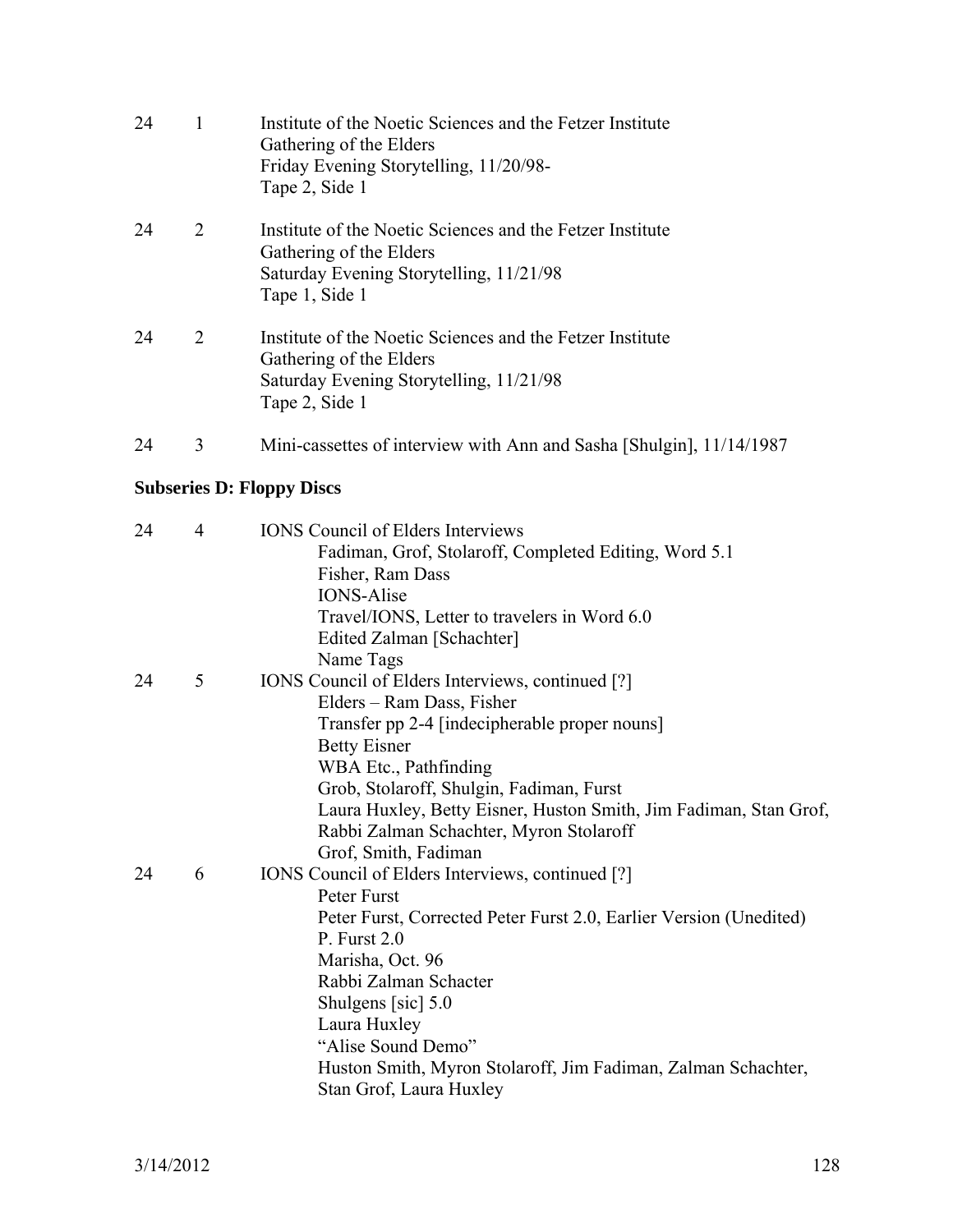| | | |
|---|---|---|
| 24 | 1 | Institute of the Noetic Sciences and the Fetzer Institute<br>Gathering of the Elders<br>Friday Evening Storytelling, 11/20/98-<br>Tape 2, Side 1 |
| 24 | 2 | Institute of the Noetic Sciences and the Fetzer Institute<br>Gathering of the Elders<br>Saturday Evening Storytelling, 11/21/98<br>Tape 1, Side 1 |
| 24 | 2 | Institute of the Noetic Sciences and the Fetzer Institute<br>Gathering of the Elders<br>Saturday Evening Storytelling, 11/21/98<br>Tape 2, Side 1 |
| 24 | 3 | Mini-cassettes of interview with Ann and Sasha [Shulgin], 11/14/1987 |

### Subseries D: Floppy Discs

| | | |
|---|---|---|
| 24 | 4 | IONS Council of Elders Interviews<br>Fadiman, Grof, Stolaroff, Completed Editing, Word 5.1<br>Fisher, Ram Dass<br>IONS-Alise<br>Travel/IONS, Letter to travelers in Word 6.0<br>Edited Zalman [Schachter]<br>Name Tags |
| 24 | 5 | IONS Council of Elders Interviews, continued [?]<br>Elders – Ram Dass, Fisher<br>Transfer pp 2-4 [indecipherable proper nouns]<br>Betty Eisner<br>WBA Etc., Pathfinding<br>Grob, Stolaroff, Shulgin, Fadiman, Furst<br>Laura Huxley, Betty Eisner, Huston Smith, Jim Fadiman, Stan Grof, Rabbi Zalman Schachter, Myron Stolaroff<br>Grof, Smith, Fadiman |
| 24 | 6 | IONS Council of Elders Interviews, continued [?]<br>Peter Furst<br>Peter Furst, Corrected Peter Furst 2.0, Earlier Version (Unedited)<br>P. Furst 2.0<br>Marisha, Oct. 96<br>Rabbi Zalman Schacter<br>Shulgens [sic] 5.0<br>Laura Huxley<br>"Alise Sound Demo"<br>Huston Smith, Myron Stolaroff, Jim Fadiman, Zalman Schachter, Stan Grof, Laura Huxley |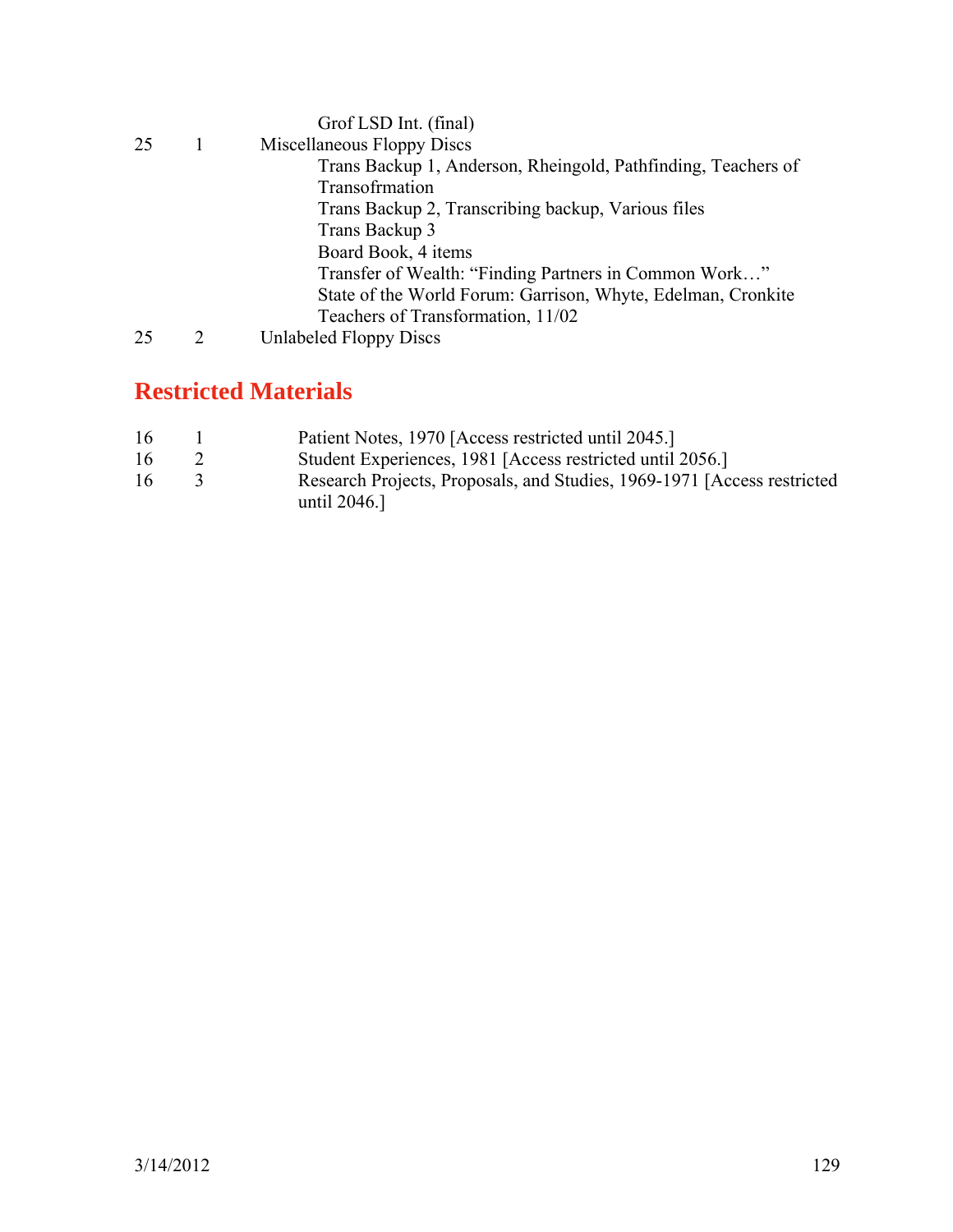| | | | |
|---|---|---|---|
| | | | Grof LSD Int. (final) |
| 25 | 1 | Miscellaneous Floppy Discs | |
| | | | Trans Backup 1, Anderson, Rheingold, Pathfinding, Teachers of Transofrmation |
| | | | Trans Backup 2, Transcribing backup, Various files |
| | | | Trans Backup 3 |
| | | | Board Book, 4 items |
| | | | Transfer of Wealth: “Finding Partners in Common Work…” |
| | | | State of the World Forum: Garrison, Whyte, Edelman, Cronkite |
| | | | Teachers of Transformation, 11/02 |
| 25 | 2 | Unlabeled Floppy Discs | |

## Restricted Materials

| | | |
|---|---|---|
| 16 | 1 | Patient Notes, 1970 [Access restricted until 2045.] |
| 16 | 2 | Student Experiences, 1981 [Access restricted until 2056.] |
| 16 | 3 | Research Projects, Proposals, and Studies, 1969-1971 [Access restricted until 2046.] |

3/14/2012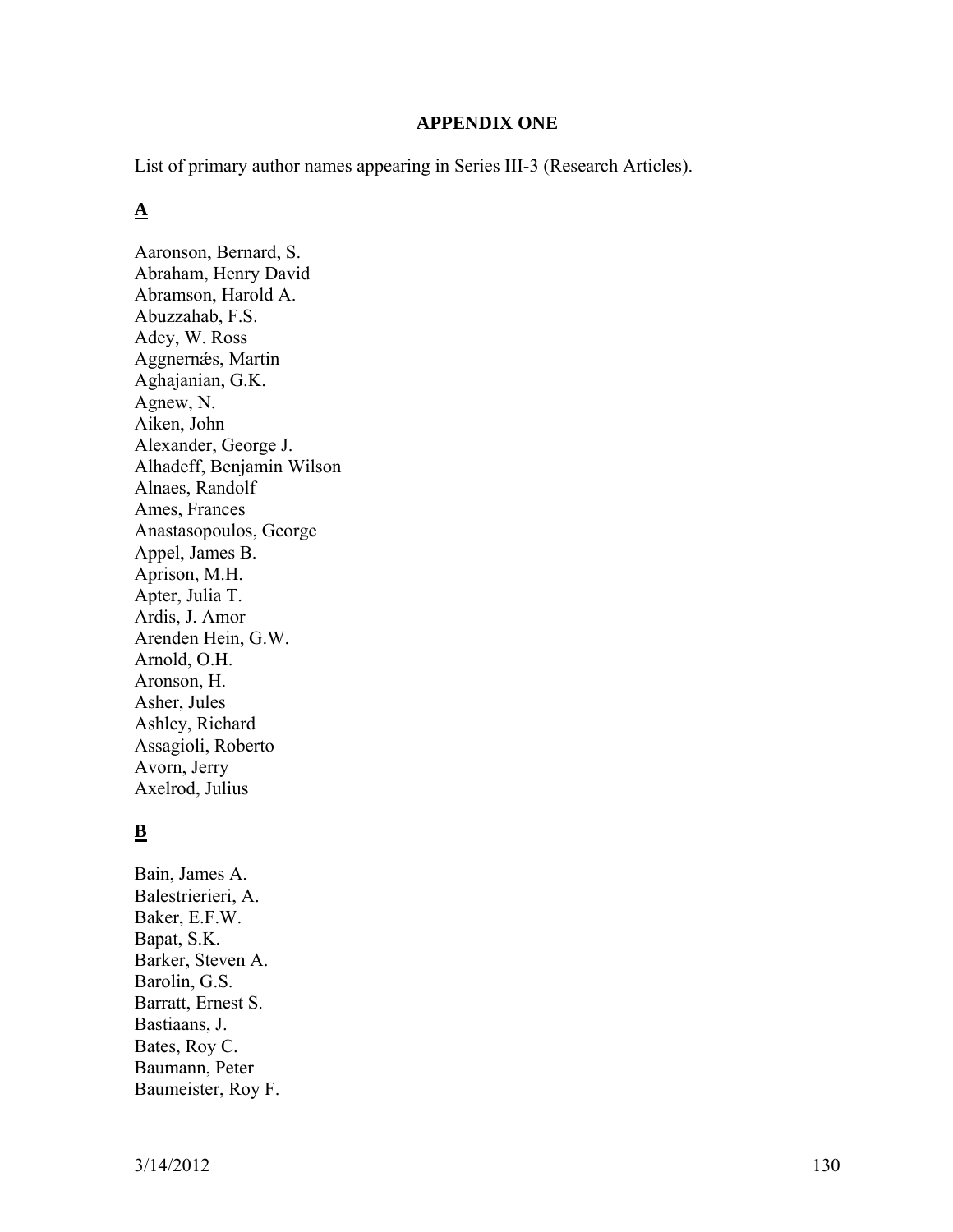## APPENDIX ONE

List of primary author names appearing in Series III-3 (Research Articles).

### A

Aaronson, Bernard, S.
Abraham, Henry David
Abramson, Harold A.
Abuzzahab, F.S.
Adey, W. Ross
Aggnernǽs, Martin
Aghajanian, G.K.
Agnew, N.
Aiken, John
Alexander, George J.
Alhadeff, Benjamin Wilson
Alnaes, Randolf
Ames, Frances
Anastasopoulos, George
Appel, James B.
Aprison, M.H.
Apter, Julia T.
Ardis, J. Amor
Arenden Hein, G.W.
Arnold, O.H.
Aronson, H.
Asher, Jules
Ashley, Richard
Assagioli, Roberto
Avorn, Jerry
Axelrod, Julius

### B

Bain, James A.
Balestrierieri, A.
Baker, E.F.W.
Bapat, S.K.
Barker, Steven A.
Barolin, G.S.
Barratt, Ernest S.
Bastiaans, J.
Bates, Roy C.
Baumann, Peter
Baumeister, Roy F.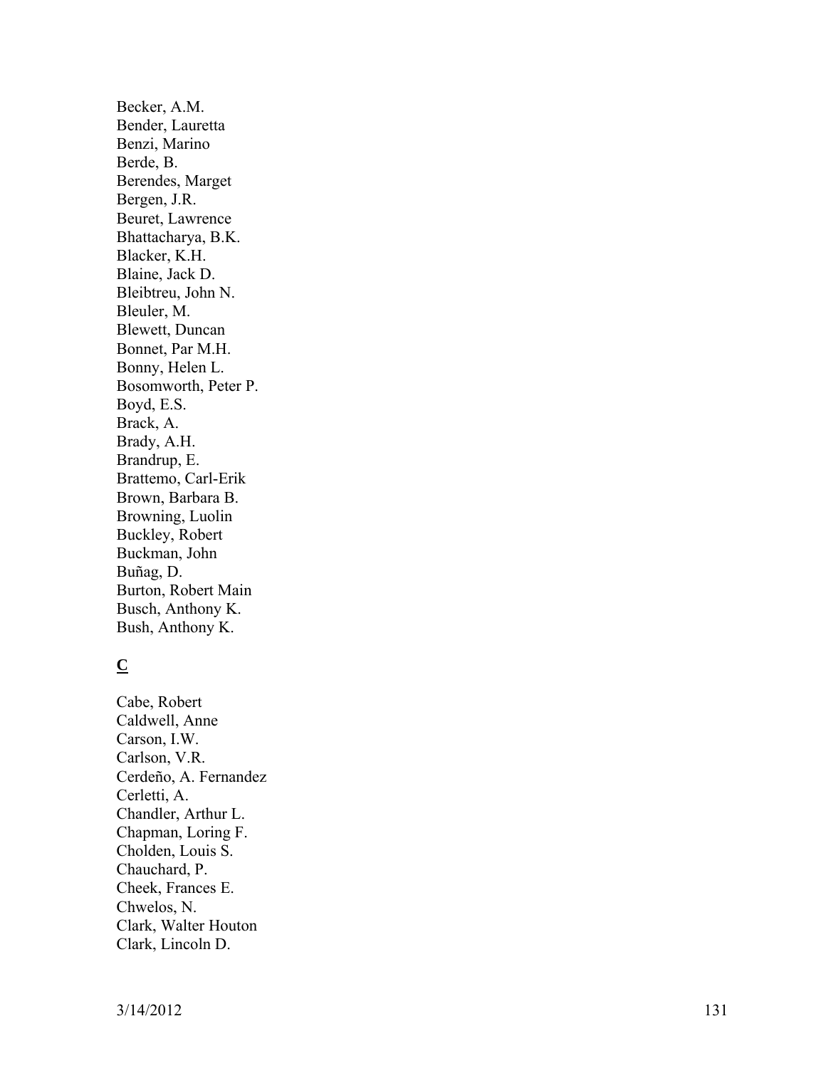Becker, A.M.
Bender, Lauretta
Benzi, Marino
Berde, B.
Berendes, Marget
Bergen, J.R.
Beuret, Lawrence
Bhattacharya, B.K.
Blacker, K.H.
Blaine, Jack D.
Bleibtreu, John N.
Bleuler, M.
Blewett, Duncan
Bonnet, Par M.H.
Bonny, Helen L.
Bosomworth, Peter P.
Boyd, E.S.
Brack, A.
Brady, A.H.
Brandrup, E.
Brattemo, Carl-Erik
Brown, Barbara B.
Browning, Luolin
Buckley, Robert
Buckman, John
Buñag, D.
Burton, Robert Main
Busch, Anthony K.
Bush, Anthony K.

**C**

Cabe, Robert
Caldwell, Anne
Carson, I.W.
Carlson, V.R.
Cerdeño, A. Fernandez
Cerletti, A.
Chandler, Arthur L.
Chapman, Loring F.
Cholden, Louis S.
Chauchard, P.
Cheek, Frances E.
Chwelos, N.
Clark, Walter Houton
Clark, Lincoln D.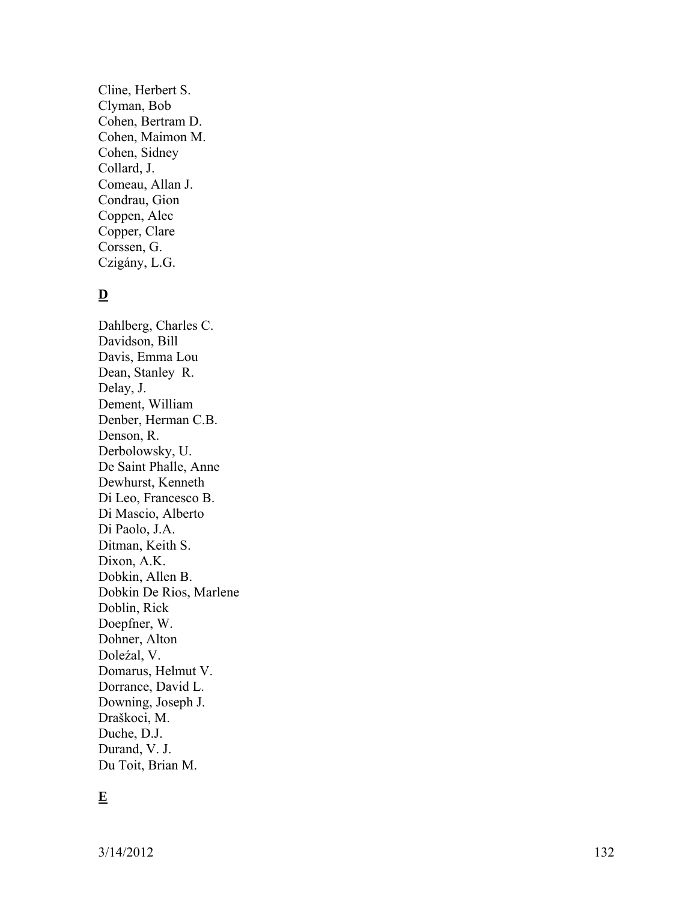Cline, Herbert S.
Clyman, Bob
Cohen, Bertram D.
Cohen, Maimon M.
Cohen, Sidney
Collard, J.
Comeau, Allan J.
Condrau, Gion
Coppen, Alec
Copper, Clare
Corssen, G.
Czigány, L.G.

## **D**

Dahlberg, Charles C.
Davidson, Bill
Davis, Emma Lou
Dean, Stanley R.
Delay, J.
Dement, William
Denber, Herman C.B.
Denson, R.
Derbolowsky, U.
De Saint Phalle, Anne
Dewhurst, Kenneth
Di Leo, Francesco B.
Di Mascio, Alberto
Di Paolo, J.A.
Ditman, Keith S.
Dixon, A.K.
Dobkin, Allen B.
Dobkin De Rios, Marlene
Doblin, Rick
Doepfner, W.
Dohner, Alton
Doleźal, V.
Domarus, Helmut V.
Dorrance, David L.
Downing, Joseph J.
Draškoci, M.
Duche, D.J.
Durand, V. J.
Du Toit, Brian M.

## **E**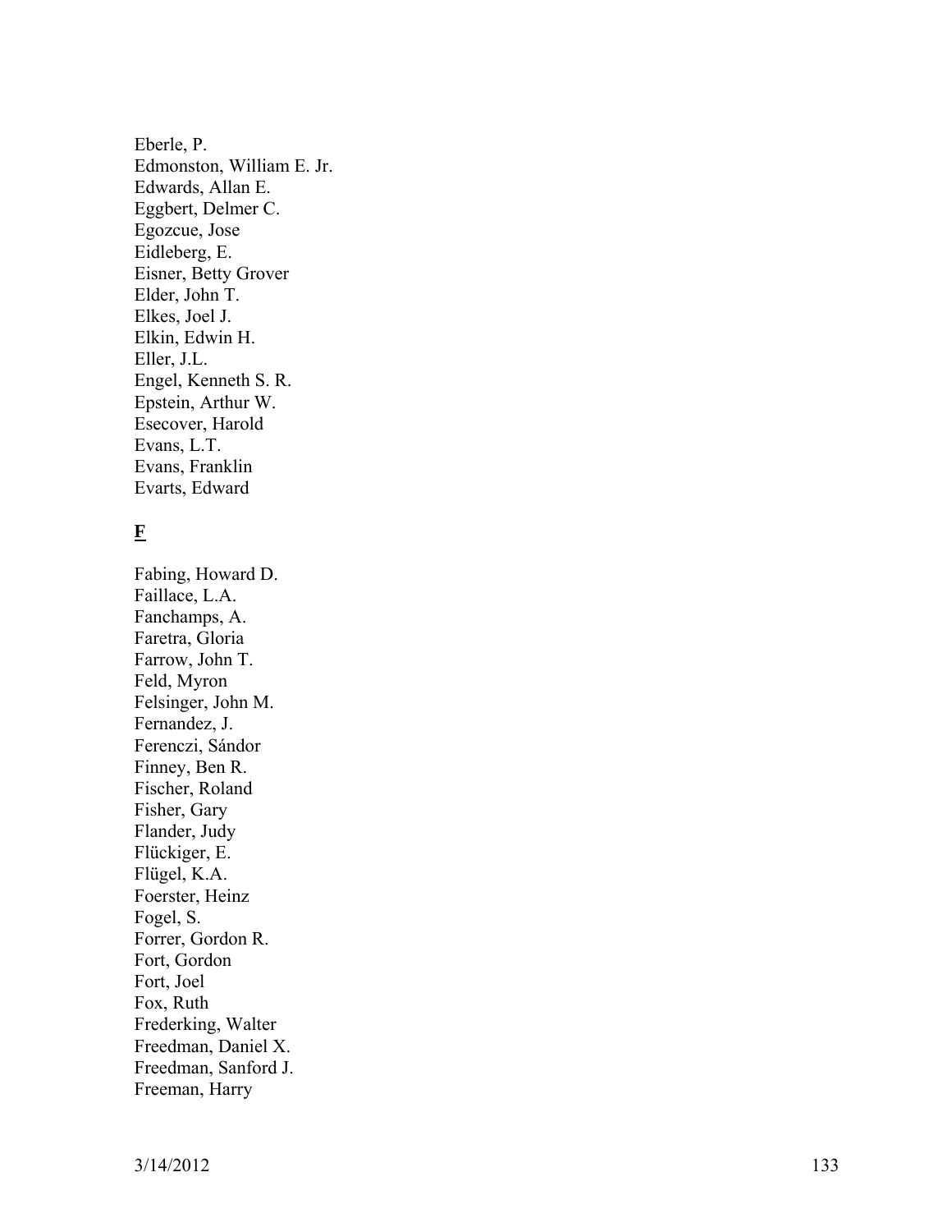Eberle, P.
Edmonston, William E. Jr.
Edwards, Allan E.
Eggbert, Delmer C.
Egozcue, Jose
Eidleberg, E.
Eisner, Betty Grover
Elder, John T.
Elkes, Joel J.
Elkin, Edwin H.
Eller, J.L.
Engel, Kenneth S. R.
Epstein, Arthur W.
Esecover, Harold
Evans, L.T.
Evans, Franklin
Evarts, Edward

**F**

Fabing, Howard D.
Faillace, L.A.
Fanchamps, A.
Faretra, Gloria
Farrow, John T.
Feld, Myron
Felsinger, John M.
Fernandez, J.
Ferenczi, Sándor
Finney, Ben R.
Fischer, Roland
Fisher, Gary
Flander, Judy
Flückiger, E.
Flügel, K.A.
Foerster, Heinz
Fogel, S.
Forrer, Gordon R.
Fort, Gordon
Fort, Joel
Fox, Ruth
Frederking, Walter
Freedman, Daniel X.
Freedman, Sanford J.
Freeman, Harry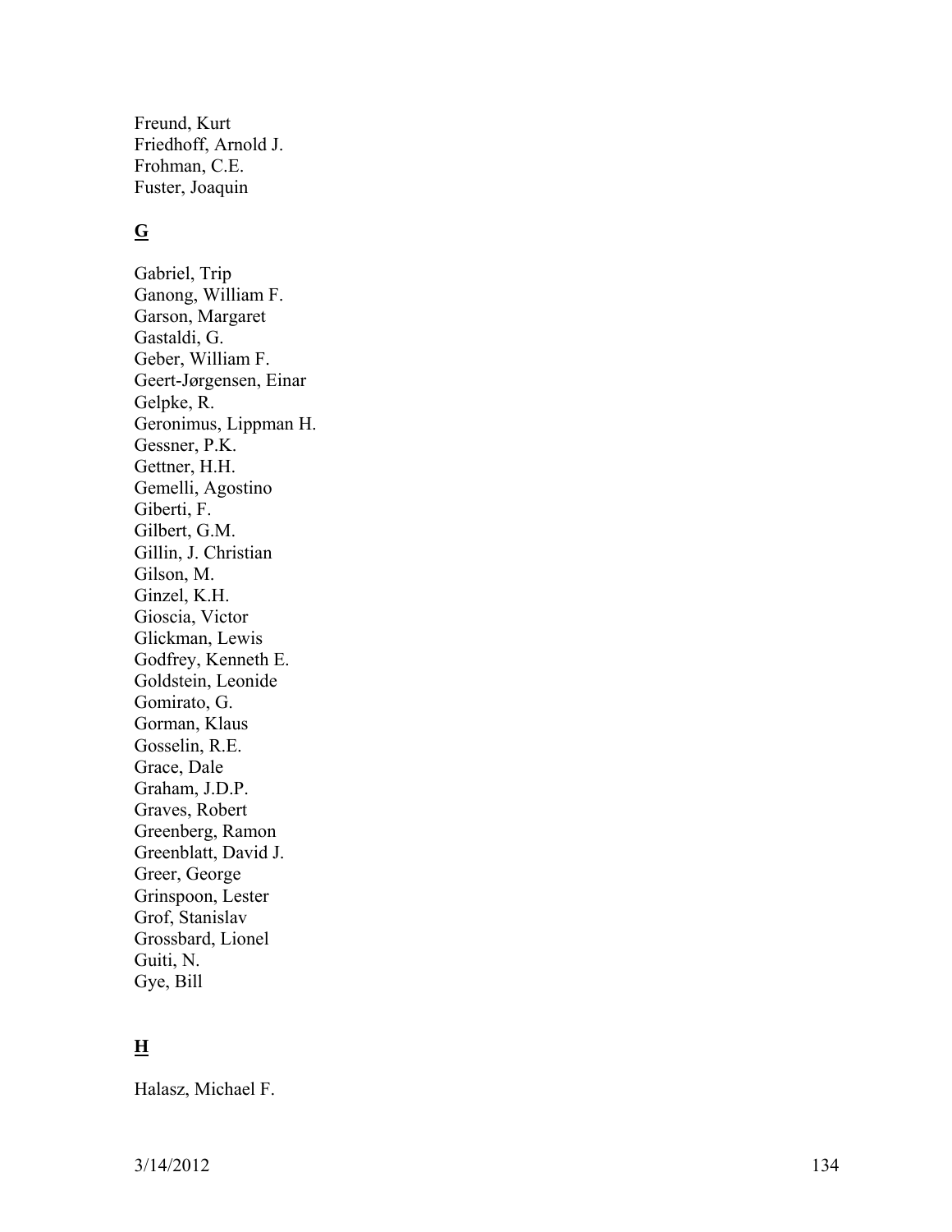Freund, Kurt
Friedhoff, Arnold J.
Frohman, C.E.
Fuster, Joaquin

## G

Gabriel, Trip
Ganong, William F.
Garson, Margaret
Gastaldi, G.
Geber, William F.
Geert-Jørgensen, Einar
Gelpke, R.
Geronimus, Lippman H.
Gessner, P.K.
Gettner, H.H.
Gemelli, Agostino
Giberti, F.
Gilbert, G.M.
Gillin, J. Christian
Gilson, M.
Ginzel, K.H.
Gioscia, Victor
Glickman, Lewis
Godfrey, Kenneth E.
Goldstein, Leonide
Gomirato, G.
Gorman, Klaus
Gosselin, R.E.
Grace, Dale
Graham, J.D.P.
Graves, Robert
Greenberg, Ramon
Greenblatt, David J.
Greer, George
Grinspoon, Lester
Grof, Stanislav
Grossbard, Lionel
Guiti, N.
Gye, Bill

## H

Halasz, Michael F.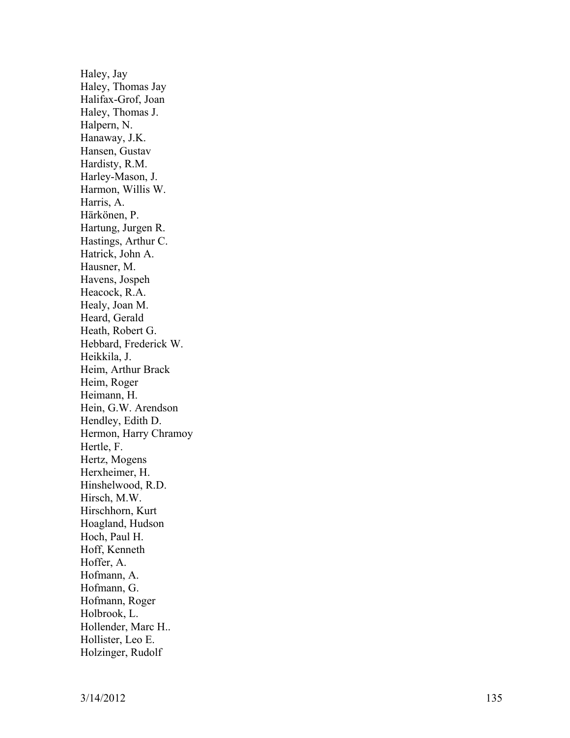Haley, Jay
Haley, Thomas Jay
Halifax-Grof, Joan
Haley, Thomas J.
Halpern, N.
Hanaway, J.K.
Hansen, Gustav
Hardisty, R.M.
Harley-Mason, J.
Harmon, Willis W.
Harris, A.
Härkönen, P.
Hartung, Jurgen R.
Hastings, Arthur C.
Hatrick, John A.
Hausner, M.
Havens, Jospeh
Heacock, R.A.
Healy, Joan M.
Heard, Gerald
Heath, Robert G.
Hebbard, Frederick W.
Heikkila, J.
Heim, Arthur Brack
Heim, Roger
Heimann, H.
Hein, G.W. Arendson
Hendley, Edith D.
Hermon, Harry Chramoy
Hertle, F.
Hertz, Mogens
Herxheimer, H.
Hinshelwood, R.D.
Hirsch, M.W.
Hirschhorn, Kurt
Hoagland, Hudson
Hoch, Paul H.
Hoff, Kenneth
Hoffer, A.
Hofmann, A.
Hofmann, G.
Hofmann, Roger
Holbrook, L.
Hollender, Marc H..
Hollister, Leo E.
Holzinger, Rudolf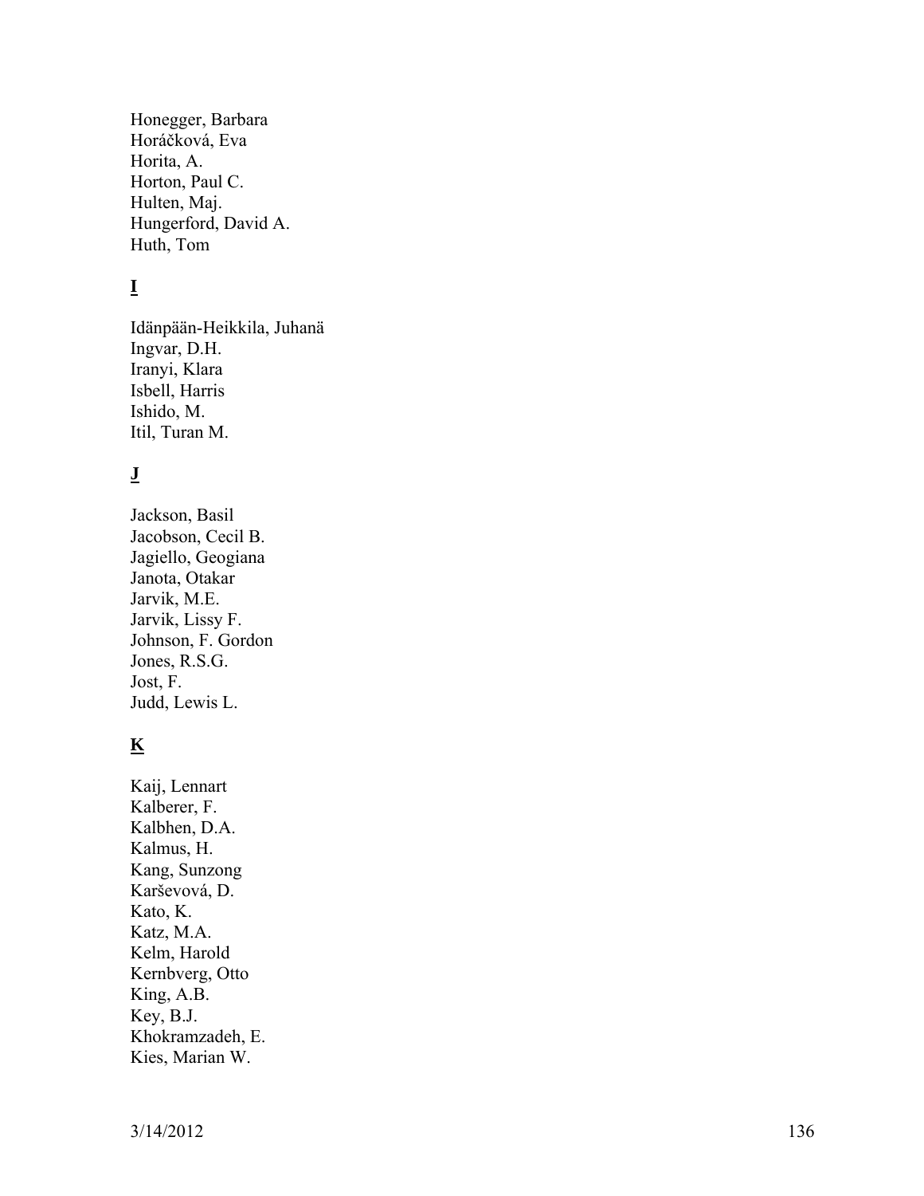Honegger, Barbara
Horáčková, Eva
Horita, A.
Horton, Paul C.
Hulten, Maj.
Hungerford, David A.
Huth, Tom

## I

Idänpään-Heikkila, Juhanä
Ingvar, D.H.
Iranyi, Klara
Isbell, Harris
Ishido, M.
Itil, Turan M.

## J

Jackson, Basil
Jacobson, Cecil B.
Jagiello, Geogiana
Janota, Otakar
Jarvik, M.E.
Jarvik, Lissy F.
Johnson, F. Gordon
Jones, R.S.G.
Jost, F.
Judd, Lewis L.

## K

Kaij, Lennart
Kalberer, F.
Kalbhen, D.A.
Kalmus, H.
Kang, Sunzong
Karševová, D.
Kato, K.
Katz, M.A.
Kelm, Harold
Kernbverg, Otto
King, A.B.
Key, B.J.
Khokramzadeh, E.
Kies, Marian W.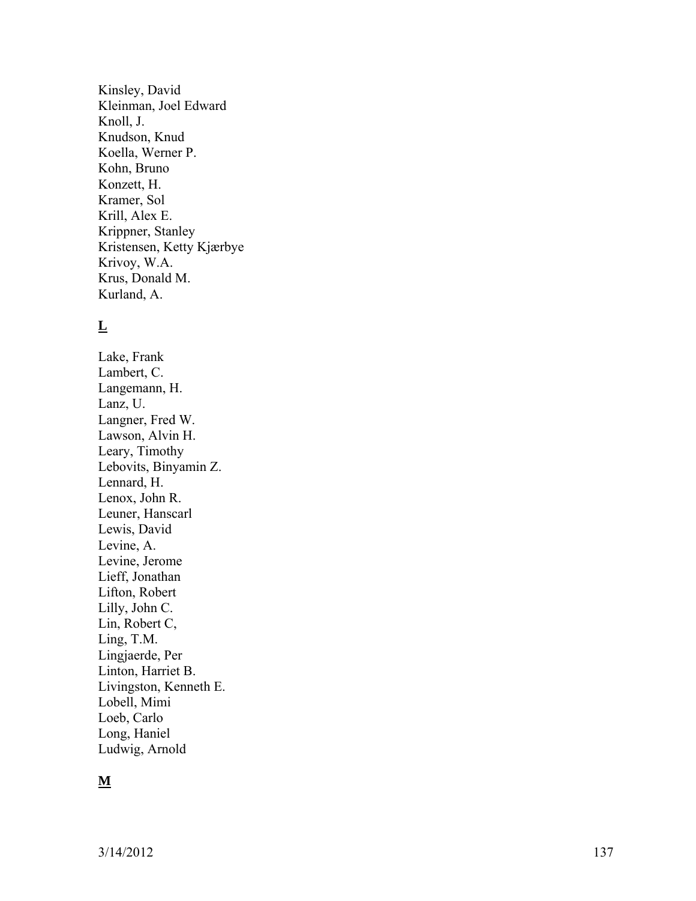Kinsley, David
Kleinman, Joel Edward
Knoll, J.
Knudson, Knud
Koella, Werner P.
Kohn, Bruno
Konzett, H.
Kramer, Sol
Krill, Alex E.
Krippner, Stanley
Kristensen, Ketty Kjærbye
Krivoy, W.A.
Krus, Donald M.
Kurland, A.

**L**

Lake, Frank
Lambert, C.
Langemann, H.
Lanz, U.
Langner, Fred W.
Lawson, Alvin H.
Leary, Timothy
Lebovits, Binyamin Z.
Lennard, H.
Lenox, John R.
Leuner, Hanscarl
Lewis, David
Levine, A.
Levine, Jerome
Lieff, Jonathan
Lifton, Robert
Lilly, John C.
Lin, Robert C,
Ling, T.M.
Lingjaerde, Per
Linton, Harriet B.
Livingston, Kenneth E.
Lobell, Mimi
Loeb, Carlo
Long, Haniel
Ludwig, Arnold

**M**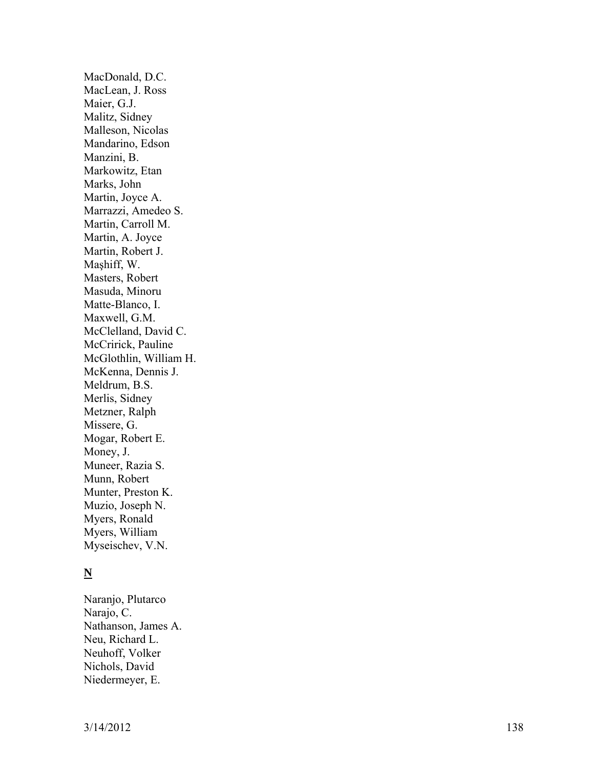MacDonald, D.C.
MacLean, J. Ross
Maier, G.J.
Malitz, Sidney
Malleson, Nicolas
Mandarino, Edson
Manzini, B.
Markowitz, Etan
Marks, John
Martin, Joyce A.
Marrazzi, Amedeo S.
Martin, Carroll M.
Martin, A. Joyce
Martin, Robert J.
Maşhiff, W.
Masters, Robert
Masuda, Minoru
Matte-Blanco, I.
Maxwell, G.M.
McClelland, David C.
McCririck, Pauline
McGlothlin, William H.
McKenna, Dennis J.
Meldrum, B.S.
Merlis, Sidney
Metzner, Ralph
Missere, G.
Mogar, Robert E.
Money, J.
Muneer, Razia S.
Munn, Robert
Munter, Preston K.
Muzio, Joseph N.
Myers, Ronald
Myers, William
Myseischev, V.N.

**N**

Naranjo, Plutarco
Narajo, C.
Nathanson, James A.
Neu, Richard L.
Neuhoff, Volker
Nichols, David
Niedermeyer, E.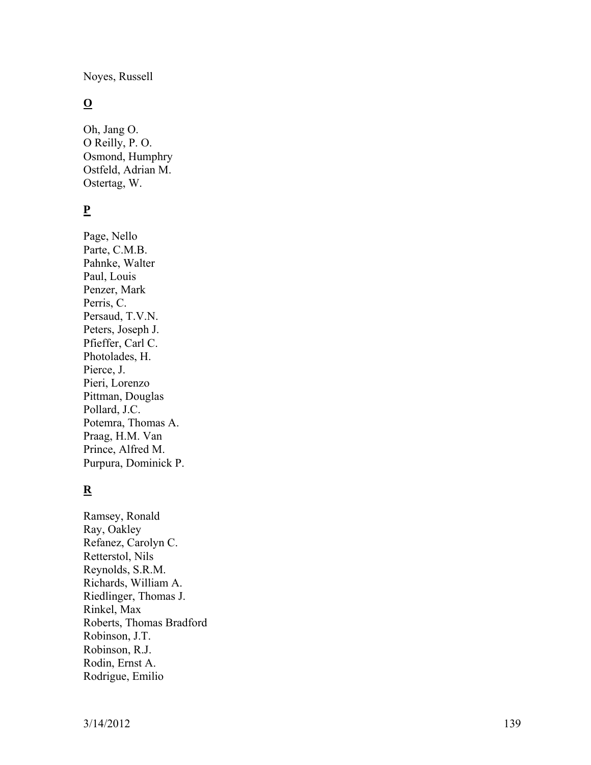Noyes, Russell

## O

Oh, Jang O.
O Reilly, P. O.
Osmond, Humphry
Ostfeld, Adrian M.
Ostertag, W.

## P

Page, Nello
Parte, C.M.B.
Pahnke, Walter
Paul, Louis
Penzer, Mark
Perris, C.
Persaud, T.V.N.
Peters, Joseph J.
Pfieffer, Carl C.
Photolades, H.
Pierce, J.
Pieri, Lorenzo
Pittman, Douglas
Pollard, J.C.
Potemra, Thomas A.
Praag, H.M. Van
Prince, Alfred M.
Purpura, Dominick P.

## R

Ramsey, Ronald
Ray, Oakley
Refanez, Carolyn C.
Retterstol, Nils
Reynolds, S.R.M.
Richards, William A.
Riedlinger, Thomas J.
Rinkel, Max
Roberts, Thomas Bradford
Robinson, J.T.
Robinson, R.J.
Rodin, Ernst A.
Rodrigue, Emilio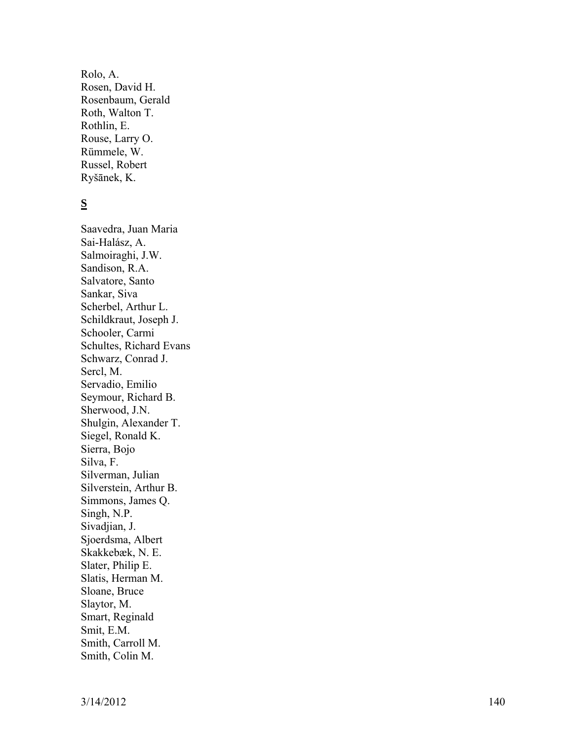Rolo, A.
Rosen, David H.
Rosenbaum, Gerald
Roth, Walton T.
Rothlin, E.
Rouse, Larry O.
Rümmele, W.
Russel, Robert
Ryšānek, K.

## S

Saavedra, Juan Maria
Sai-Halász, A.
Salmoiraghi, J.W.
Sandison, R.A.
Salvatore, Santo
Sankar, Siva
Scherbel, Arthur L.
Schildkraut, Joseph J.
Schooler, Carmi
Schultes, Richard Evans
Schwarz, Conrad J.
Sercl, M.
Servadio, Emilio
Seymour, Richard B.
Sherwood, J.N.
Shulgin, Alexander T.
Siegel, Ronald K.
Sierra, Bojo
Silva, F.
Silverman, Julian
Silverstein, Arthur B.
Simmons, James Q.
Singh, N.P.
Sivadjian, J.
Sjoerdsma, Albert
Skakkebæk, N. E.
Slater, Philip E.
Slatis, Herman M.
Sloane, Bruce
Slaytor, M.
Smart, Reginald
Smit, E.M.
Smith, Carroll M.
Smith, Colin M.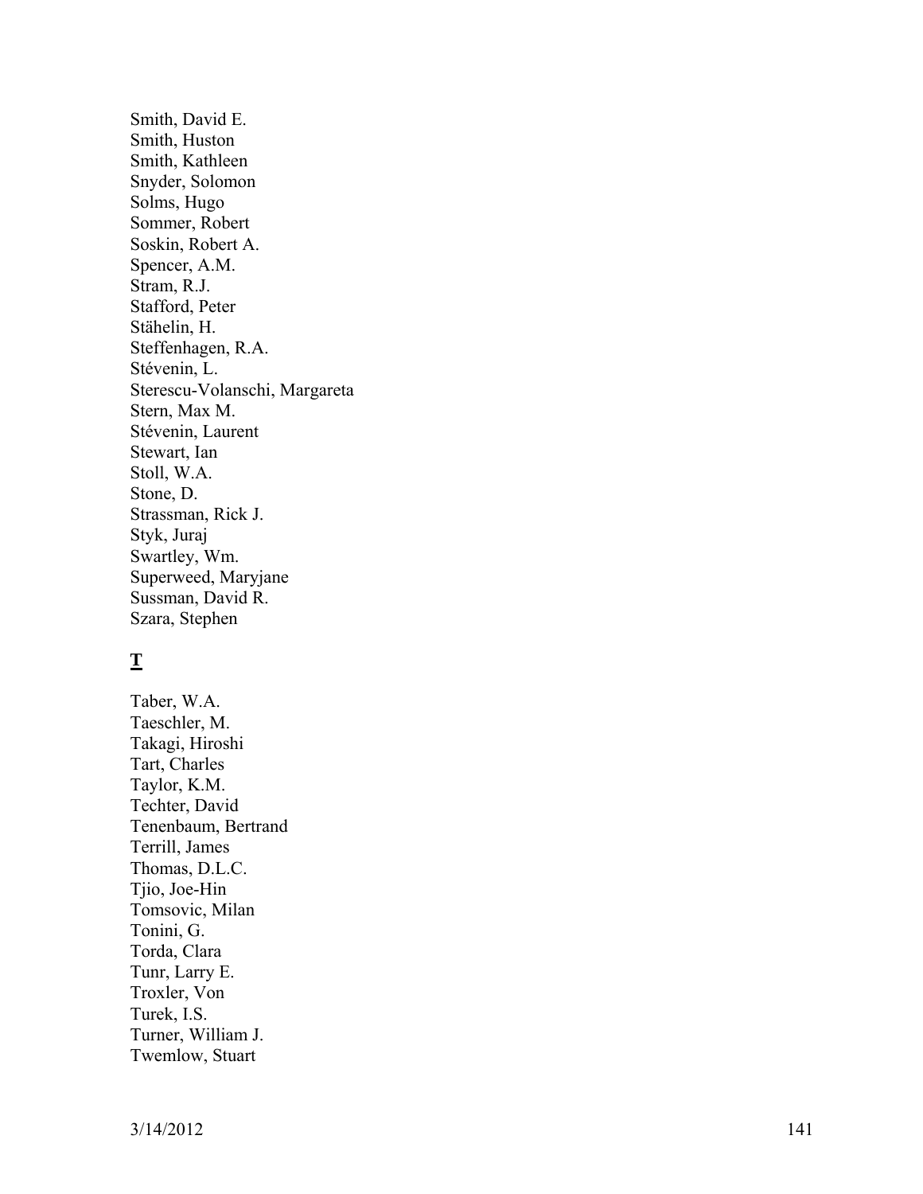Smith, David E.
Smith, Huston
Smith, Kathleen
Snyder, Solomon
Solms, Hugo
Sommer, Robert
Soskin, Robert A.
Spencer, A.M.
Stram, R.J.
Stafford, Peter
Stähelin, H.
Steffenhagen, R.A.
Stévenin, L.
Sterescu-Volanschi, Margareta
Stern, Max M.
Stévenin, Laurent
Stewart, Ian
Stoll, W.A.
Stone, D.
Strassman, Rick J.
Styk, Juraj
Swartley, Wm.
Superweed, Maryjane
Sussman, David R.
Szara, Stephen

**T**

Taber, W.A.
Taeschler, M.
Takagi, Hiroshi
Tart, Charles
Taylor, K.M.
Techter, David
Tenenbaum, Bertrand
Terrill, James
Thomas, D.L.C.
Tjio, Joe-Hin
Tomsovic, Milan
Tonini, G.
Torda, Clara
Tunr, Larry E.
Troxler, Von
Turek, I.S.
Turner, William J.
Twemlow, Stuart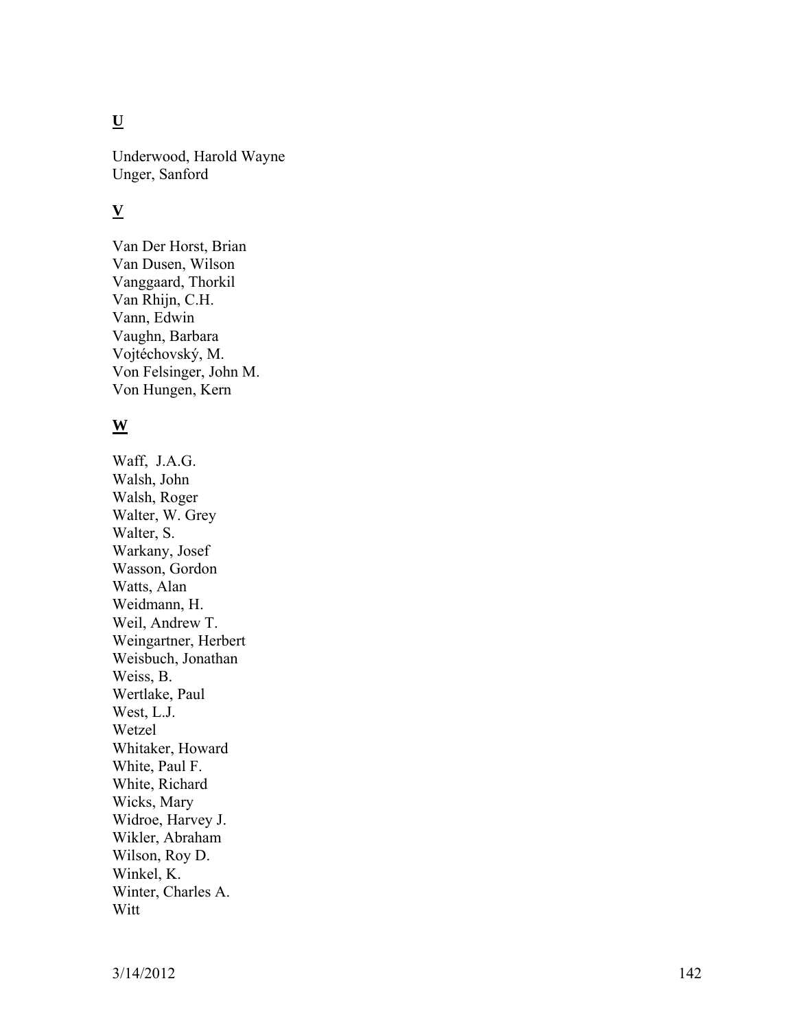**U**

Underwood, Harold Wayne
Unger, Sanford

**V**

Van Der Horst, Brian
Van Dusen, Wilson
Vanggaard, Thorkil
Van Rhijn, C.H.
Vann, Edwin
Vaughn, Barbara
Vojtéchovský, M.
Von Felsinger, John M.
Von Hungen, Kern

**W**

Waff, J.A.G.
Walsh, John
Walsh, Roger
Walter, W. Grey
Walter, S.
Warkany, Josef
Wasson, Gordon
Watts, Alan
Weidmann, H.
Weil, Andrew T.
Weingartner, Herbert
Weisbuch, Jonathan
Weiss, B.
Wertlake, Paul
West, L.J.
Wetzel
Whitaker, Howard
White, Paul F.
White, Richard
Wicks, Mary
Widroe, Harvey J.
Wikler, Abraham
Wilson, Roy D.
Winkel, K.
Winter, Charles A.
Witt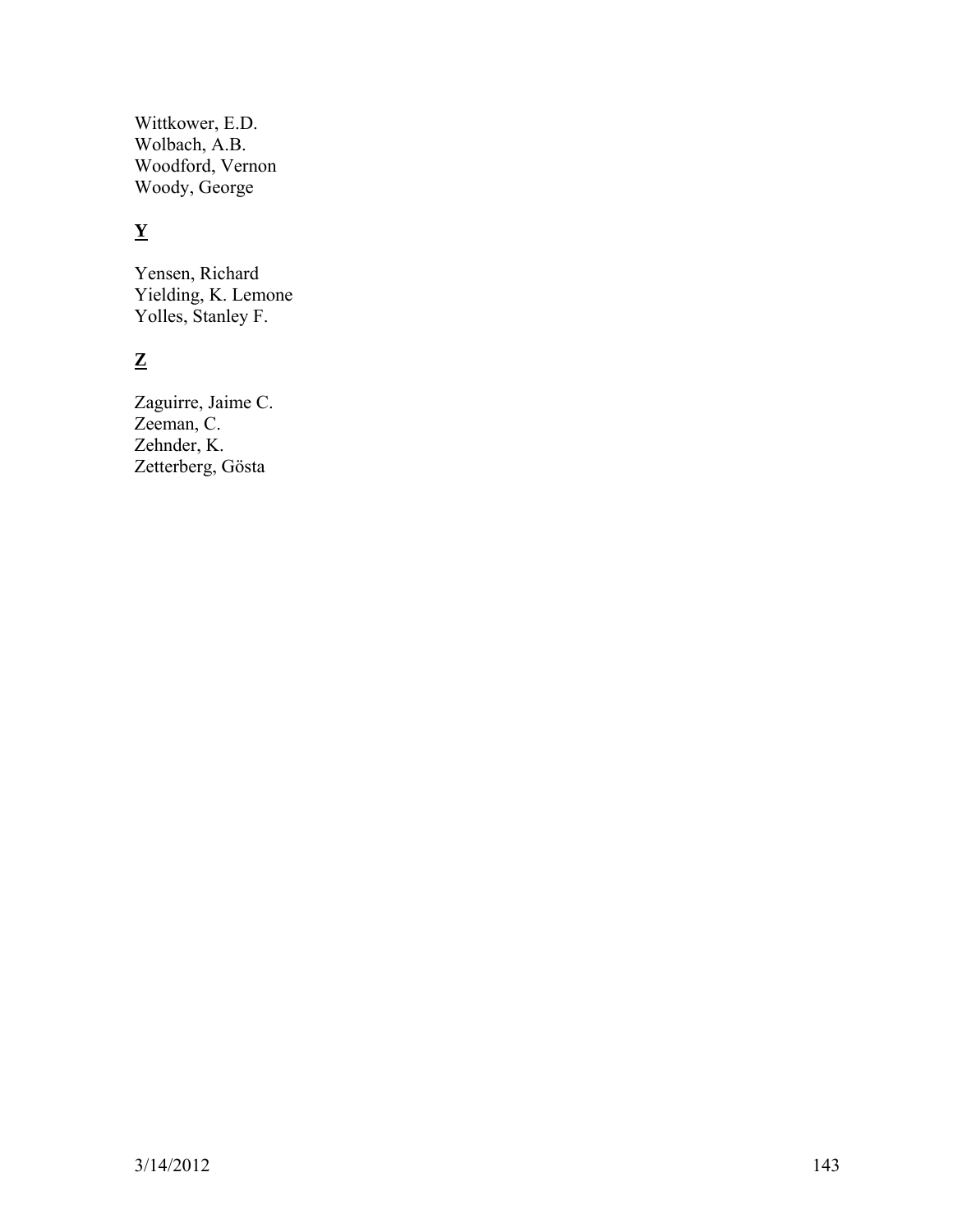Wittkower, E.D.
Wolbach, A.B.
Woodford, Vernon
Woody, George

**Y**

Yensen, Richard
Yielding, K. Lemone
Yolles, Stanley F.

**Z**

Zaguirre, Jaime C.
Zeeman, C.
Zehnder, K.
Zetterberg, Gösta